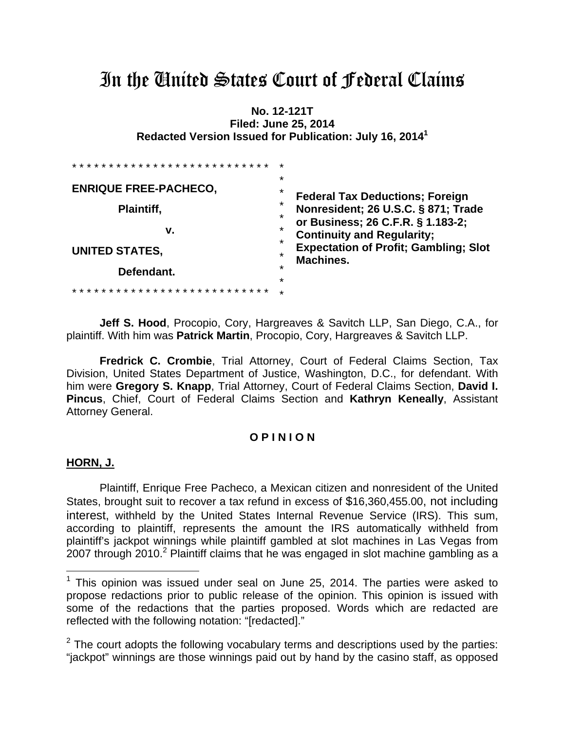# In the United States Court of Federal Claims

**No. 12-121T**
**Filed: June 25, 2014**
**Redacted Version Issued for Publication: July 16, 2014[1]**

| | |
|---|---|
| **ENRIQUE FREE-PACHECO,**<br><br>**Plaintiff,**<br><br>**v.**<br><br>**UNITED STATES,**<br><br>**Defendant.** | **Federal Tax Deductions; Foreign Nonresident; 26 U.S.C. § 871; Trade or Business; 26 C.F.R. § 1.183-2; Continuity and Regularity; Expectation of Profit; Gambling; Slot Machines.** |

**Jeff S. Hood**, Procopio, Cory, Hargreaves & Savitch LLP, San Diego, C.A., for plaintiff. With him was **Patrick Martin**, Procopio, Cory, Hargreaves & Savitch LLP.

**Fredrick C. Crombie**, Trial Attorney, Court of Federal Claims Section, Tax Division, United States Department of Justice, Washington, D.C., for defendant. With him were **Gregory S. Knapp**, Trial Attorney, Court of Federal Claims Section, **David I. Pincus**, Chief, Court of Federal Claims Section and **Kathryn Keneally**, Assistant Attorney General.

## O P I N I O N

**HORN, J.**

Plaintiff, Enrique Free Pacheco, a Mexican citizen and nonresident of the United States, brought suit to recover a tax refund in excess of $16,360,455.00, not including interest, withheld by the United States Internal Revenue Service (IRS). This sum, according to plaintiff, represents the amount the IRS automatically withheld from plaintiff's jackpot winnings while plaintiff gambled at slot machines in Las Vegas from 2007 through 2010.[2] Plaintiff claims that he was engaged in slot machine gambling as a

---

[1] This opinion was issued under seal on June 25, 2014. The parties were asked to propose redactions prior to public release of the opinion. This opinion is issued with some of the redactions that the parties proposed. Words which are redacted are reflected with the following notation: "[redacted]."

[2] The court adopts the following vocabulary terms and descriptions used by the parties: "jackpot" winnings are those winnings paid out by hand by the casino staff, as opposed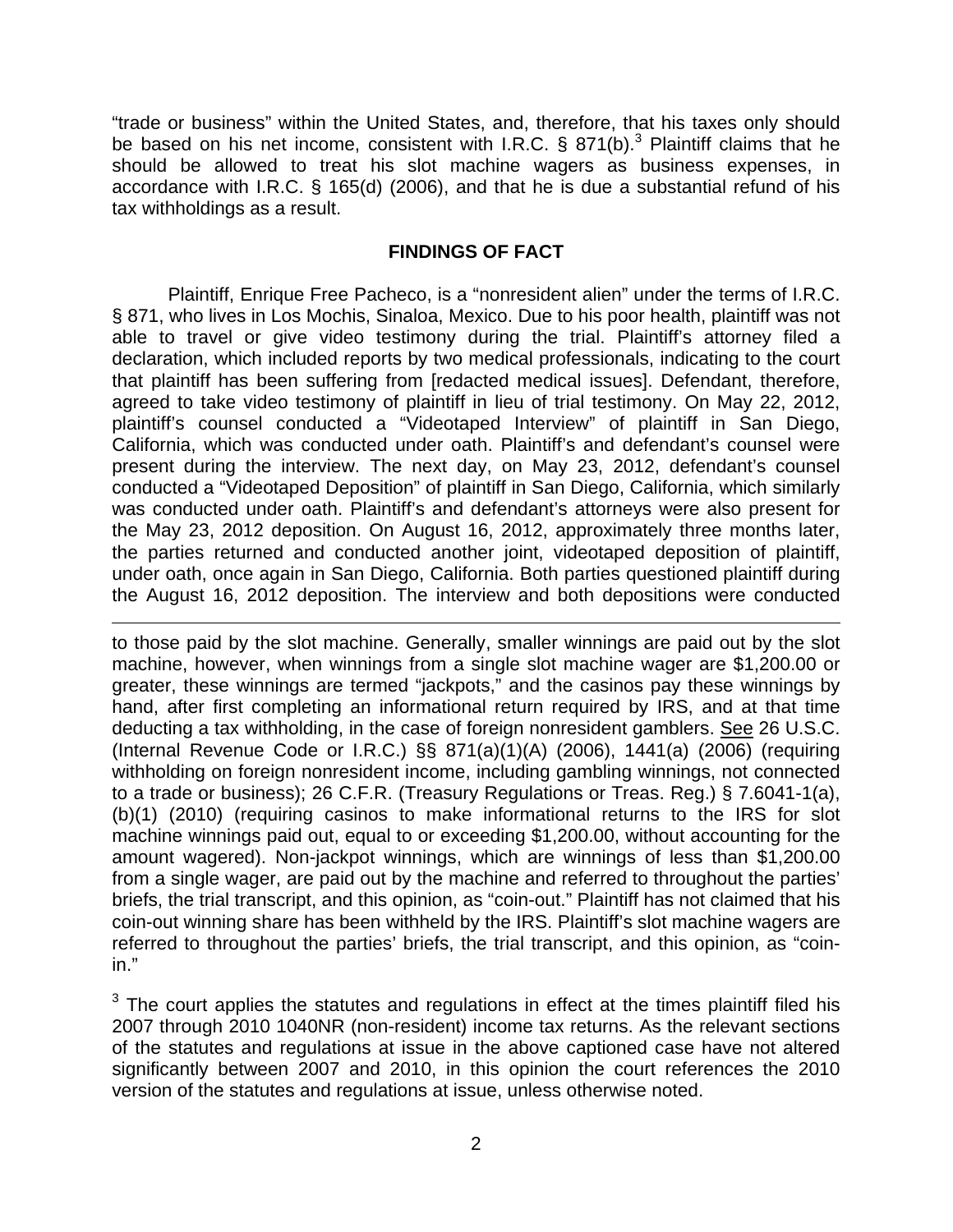"trade or business" within the United States, and, therefore, that his taxes only should be based on his net income, consistent with I.R.C. § 871(b).[3] Plaintiff claims that he should be allowed to treat his slot machine wagers as business expenses, in accordance with I.R.C. § 165(d) (2006), and that he is due a substantial refund of his tax withholdings as a result.

## FINDINGS OF FACT

Plaintiff, Enrique Free Pacheco, is a "nonresident alien" under the terms of I.R.C. § 871, who lives in Los Mochis, Sinaloa, Mexico. Due to his poor health, plaintiff was not able to travel or give video testimony during the trial. Plaintiff's attorney filed a declaration, which included reports by two medical professionals, indicating to the court that plaintiff has been suffering from [redacted medical issues]. Defendant, therefore, agreed to take video testimony of plaintiff in lieu of trial testimony. On May 22, 2012, plaintiff's counsel conducted a "Videotaped Interview" of plaintiff in San Diego, California, which was conducted under oath. Plaintiff's and defendant's counsel were present during the interview. The next day, on May 23, 2012, defendant's counsel conducted a "Videotaped Deposition" of plaintiff in San Diego, California, which similarly was conducted under oath. Plaintiff's and defendant's attorneys were also present for the May 23, 2012 deposition. On August 16, 2012, approximately three months later, the parties returned and conducted another joint, videotaped deposition of plaintiff, under oath, once again in San Diego, California. Both parties questioned plaintiff during the August 16, 2012 deposition. The interview and both depositions were conducted

---

to those paid by the slot machine. Generally, smaller winnings are paid out by the slot machine, however, when winnings from a single slot machine wager are $1,200.00 or greater, these winnings are termed "jackpots," and the casinos pay these winnings by hand, after first completing an informational return required by IRS, and at that time deducting a tax withholding, in the case of foreign nonresident gamblers. See 26 U.S.C. (Internal Revenue Code or I.R.C.) §§ 871(a)(1)(A) (2006), 1441(a) (2006) (requiring withholding on foreign nonresident income, including gambling winnings, not connected to a trade or business); 26 C.F.R. (Treasury Regulations or Treas. Reg.) § 7.6041-1(a), (b)(1) (2010) (requiring casinos to make informational returns to the IRS for slot machine winnings paid out, equal to or exceeding $1,200.00, without accounting for the amount wagered). Non-jackpot winnings, which are winnings of less than $1,200.00 from a single wager, are paid out by the machine and referred to throughout the parties' briefs, the trial transcript, and this opinion, as "coin-out." Plaintiff has not claimed that his coin-out winning share has been withheld by the IRS. Plaintiff's slot machine wagers are referred to throughout the parties' briefs, the trial transcript, and this opinion, as "coin-in."

[3] The court applies the statutes and regulations in effect at the times plaintiff filed his 2007 through 2010 1040NR (non-resident) income tax returns. As the relevant sections of the statutes and regulations at issue in the above captioned case have not altered significantly between 2007 and 2010, in this opinion the court references the 2010 version of the statutes and regulations at issue, unless otherwise noted.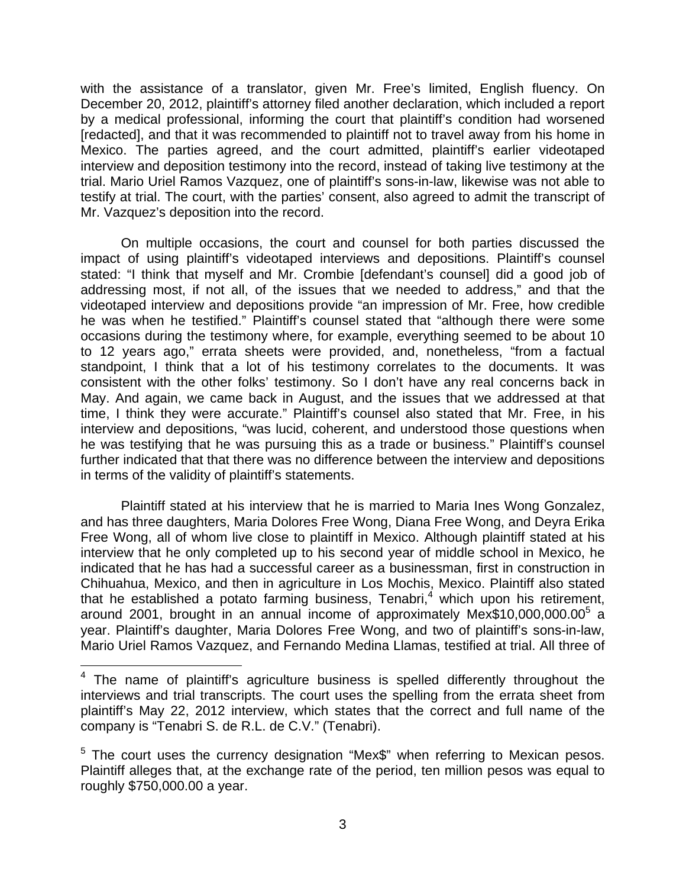with the assistance of a translator, given Mr. Free's limited, English fluency. On December 20, 2012, plaintiff's attorney filed another declaration, which included a report by a medical professional, informing the court that plaintiff's condition had worsened [redacted], and that it was recommended to plaintiff not to travel away from his home in Mexico. The parties agreed, and the court admitted, plaintiff's earlier videotaped interview and deposition testimony into the record, instead of taking live testimony at the trial. Mario Uriel Ramos Vazquez, one of plaintiff's sons-in-law, likewise was not able to testify at trial. The court, with the parties' consent, also agreed to admit the transcript of Mr. Vazquez's deposition into the record.

On multiple occasions, the court and counsel for both parties discussed the impact of using plaintiff's videotaped interviews and depositions. Plaintiff's counsel stated: "I think that myself and Mr. Crombie [defendant's counsel] did a good job of addressing most, if not all, of the issues that we needed to address," and that the videotaped interview and depositions provide "an impression of Mr. Free, how credible he was when he testified." Plaintiff's counsel stated that "although there were some occasions during the testimony where, for example, everything seemed to be about 10 to 12 years ago," errata sheets were provided, and, nonetheless, "from a factual standpoint, I think that a lot of his testimony correlates to the documents. It was consistent with the other folks' testimony. So I don't have any real concerns back in May. And again, we came back in August, and the issues that we addressed at that time, I think they were accurate." Plaintiff's counsel also stated that Mr. Free, in his interview and depositions, "was lucid, coherent, and understood those questions when he was testifying that he was pursuing this as a trade or business." Plaintiff's counsel further indicated that that there was no difference between the interview and depositions in terms of the validity of plaintiff's statements.

Plaintiff stated at his interview that he is married to Maria Ines Wong Gonzalez, and has three daughters, Maria Dolores Free Wong, Diana Free Wong, and Deyra Erika Free Wong, all of whom live close to plaintiff in Mexico. Although plaintiff stated at his interview that he only completed up to his second year of middle school in Mexico, he indicated that he has had a successful career as a businessman, first in construction in Chihuahua, Mexico, and then in agriculture in Los Mochis, Mexico. Plaintiff also stated that he established a potato farming business, Tenabri,[4] which upon his retirement, around 2001, brought in an annual income of approximately Mex$10,000,000.00[5] a year. Plaintiff's daughter, Maria Dolores Free Wong, and two of plaintiff's sons-in-law, Mario Uriel Ramos Vazquez, and Fernando Medina Llamas, testified at trial. All three of

---

[4] The name of plaintiff's agriculture business is spelled differently throughout the interviews and trial transcripts. The court uses the spelling from the errata sheet from plaintiff's May 22, 2012 interview, which states that the correct and full name of the company is "Tenabri S. de R.L. de C.V." (Tenabri).

[5] The court uses the currency designation "Mex$" when referring to Mexican pesos. Plaintiff alleges that, at the exchange rate of the period, ten million pesos was equal to roughly $750,000.00 a year.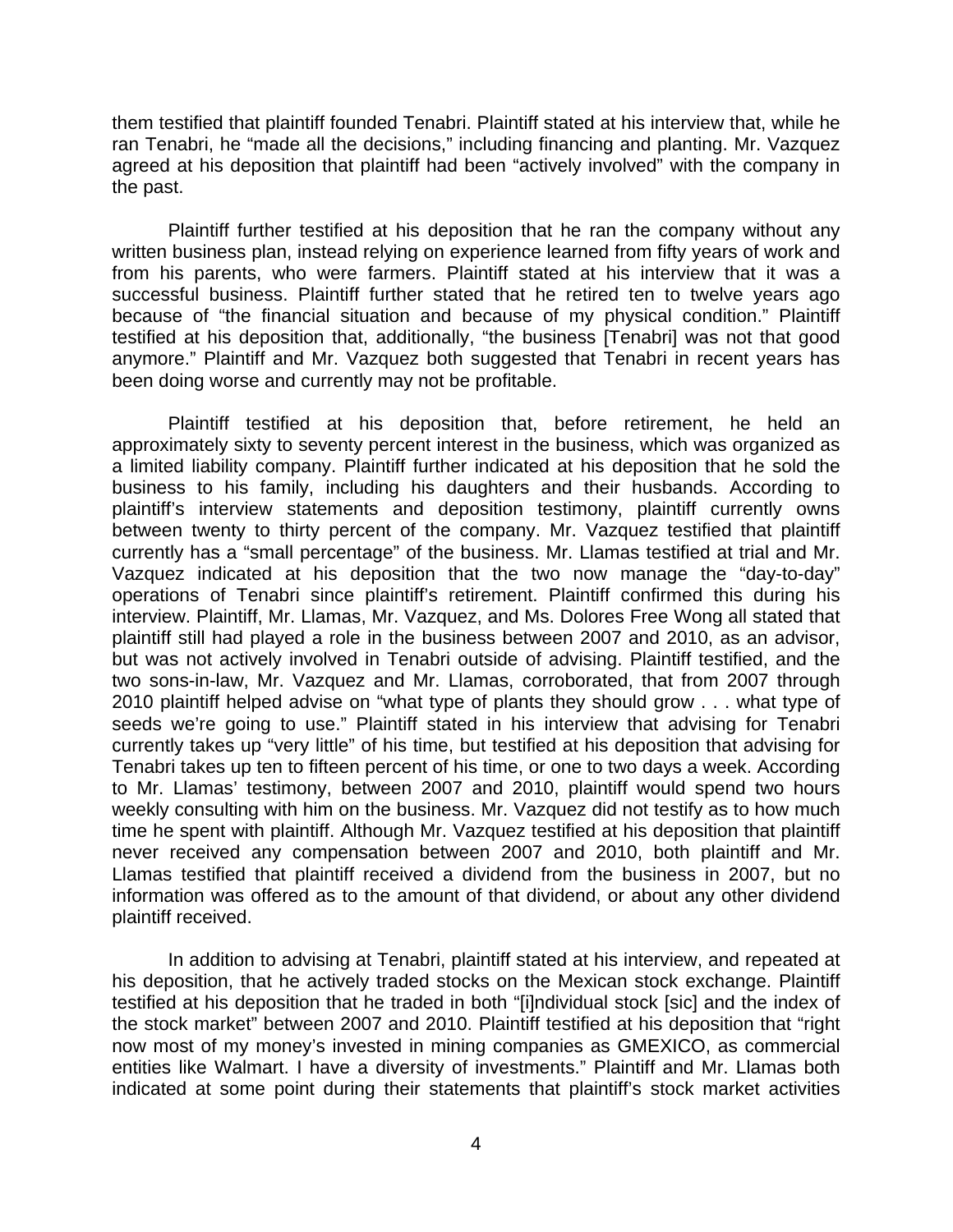them testified that plaintiff founded Tenabri. Plaintiff stated at his interview that, while he ran Tenabri, he "made all the decisions," including financing and planting. Mr. Vazquez agreed at his deposition that plaintiff had been "actively involved" with the company in the past.

Plaintiff further testified at his deposition that he ran the company without any written business plan, instead relying on experience learned from fifty years of work and from his parents, who were farmers. Plaintiff stated at his interview that it was a successful business. Plaintiff further stated that he retired ten to twelve years ago because of "the financial situation and because of my physical condition." Plaintiff testified at his deposition that, additionally, "the business [Tenabri] was not that good anymore." Plaintiff and Mr. Vazquez both suggested that Tenabri in recent years has been doing worse and currently may not be profitable.

Plaintiff testified at his deposition that, before retirement, he held an approximately sixty to seventy percent interest in the business, which was organized as a limited liability company. Plaintiff further indicated at his deposition that he sold the business to his family, including his daughters and their husbands. According to plaintiff's interview statements and deposition testimony, plaintiff currently owns between twenty to thirty percent of the company. Mr. Vazquez testified that plaintiff currently has a "small percentage" of the business. Mr. Llamas testified at trial and Mr. Vazquez indicated at his deposition that the two now manage the "day-to-day" operations of Tenabri since plaintiff's retirement. Plaintiff confirmed this during his interview. Plaintiff, Mr. Llamas, Mr. Vazquez, and Ms. Dolores Free Wong all stated that plaintiff still had played a role in the business between 2007 and 2010, as an advisor, but was not actively involved in Tenabri outside of advising. Plaintiff testified, and the two sons-in-law, Mr. Vazquez and Mr. Llamas, corroborated, that from 2007 through 2010 plaintiff helped advise on "what type of plants they should grow . . . what type of seeds we're going to use." Plaintiff stated in his interview that advising for Tenabri currently takes up "very little" of his time, but testified at his deposition that advising for Tenabri takes up ten to fifteen percent of his time, or one to two days a week. According to Mr. Llamas' testimony, between 2007 and 2010, plaintiff would spend two hours weekly consulting with him on the business. Mr. Vazquez did not testify as to how much time he spent with plaintiff. Although Mr. Vazquez testified at his deposition that plaintiff never received any compensation between 2007 and 2010, both plaintiff and Mr. Llamas testified that plaintiff received a dividend from the business in 2007, but no information was offered as to the amount of that dividend, or about any other dividend plaintiff received.

In addition to advising at Tenabri, plaintiff stated at his interview, and repeated at his deposition, that he actively traded stocks on the Mexican stock exchange. Plaintiff testified at his deposition that he traded in both "[i]ndividual stock [sic] and the index of the stock market" between 2007 and 2010. Plaintiff testified at his deposition that "right now most of my money's invested in mining companies as GMEXICO, as commercial entities like Walmart. I have a diversity of investments." Plaintiff and Mr. Llamas both indicated at some point during their statements that plaintiff's stock market activities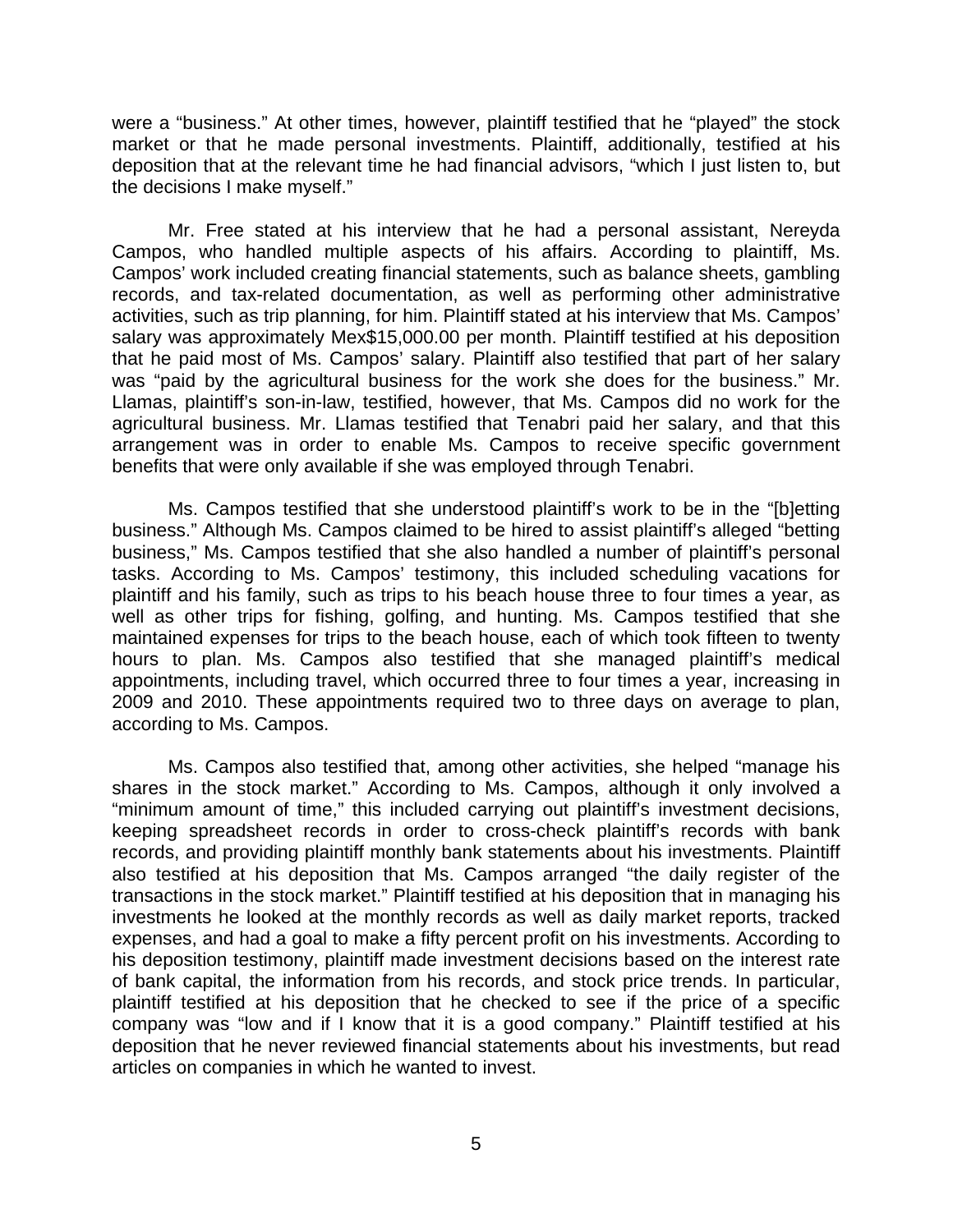were a "business." At other times, however, plaintiff testified that he "played" the stock market or that he made personal investments. Plaintiff, additionally, testified at his deposition that at the relevant time he had financial advisors, "which I just listen to, but the decisions I make myself."

Mr. Free stated at his interview that he had a personal assistant, Nereyda Campos, who handled multiple aspects of his affairs. According to plaintiff, Ms. Campos' work included creating financial statements, such as balance sheets, gambling records, and tax-related documentation, as well as performing other administrative activities, such as trip planning, for him. Plaintiff stated at his interview that Ms. Campos' salary was approximately Mex$15,000.00 per month. Plaintiff testified at his deposition that he paid most of Ms. Campos' salary. Plaintiff also testified that part of her salary was "paid by the agricultural business for the work she does for the business." Mr. Llamas, plaintiff's son-in-law, testified, however, that Ms. Campos did no work for the agricultural business. Mr. Llamas testified that Tenabri paid her salary, and that this arrangement was in order to enable Ms. Campos to receive specific government benefits that were only available if she was employed through Tenabri.

Ms. Campos testified that she understood plaintiff's work to be in the "[b]etting business." Although Ms. Campos claimed to be hired to assist plaintiff's alleged "betting business," Ms. Campos testified that she also handled a number of plaintiff's personal tasks. According to Ms. Campos' testimony, this included scheduling vacations for plaintiff and his family, such as trips to his beach house three to four times a year, as well as other trips for fishing, golfing, and hunting. Ms. Campos testified that she maintained expenses for trips to the beach house, each of which took fifteen to twenty hours to plan. Ms. Campos also testified that she managed plaintiff's medical appointments, including travel, which occurred three to four times a year, increasing in 2009 and 2010. These appointments required two to three days on average to plan, according to Ms. Campos.

Ms. Campos also testified that, among other activities, she helped "manage his shares in the stock market." According to Ms. Campos, although it only involved a "minimum amount of time," this included carrying out plaintiff's investment decisions, keeping spreadsheet records in order to cross-check plaintiff's records with bank records, and providing plaintiff monthly bank statements about his investments. Plaintiff also testified at his deposition that Ms. Campos arranged "the daily register of the transactions in the stock market." Plaintiff testified at his deposition that in managing his investments he looked at the monthly records as well as daily market reports, tracked expenses, and had a goal to make a fifty percent profit on his investments. According to his deposition testimony, plaintiff made investment decisions based on the interest rate of bank capital, the information from his records, and stock price trends. In particular, plaintiff testified at his deposition that he checked to see if the price of a specific company was "low and if I know that it is a good company." Plaintiff testified at his deposition that he never reviewed financial statements about his investments, but read articles on companies in which he wanted to invest.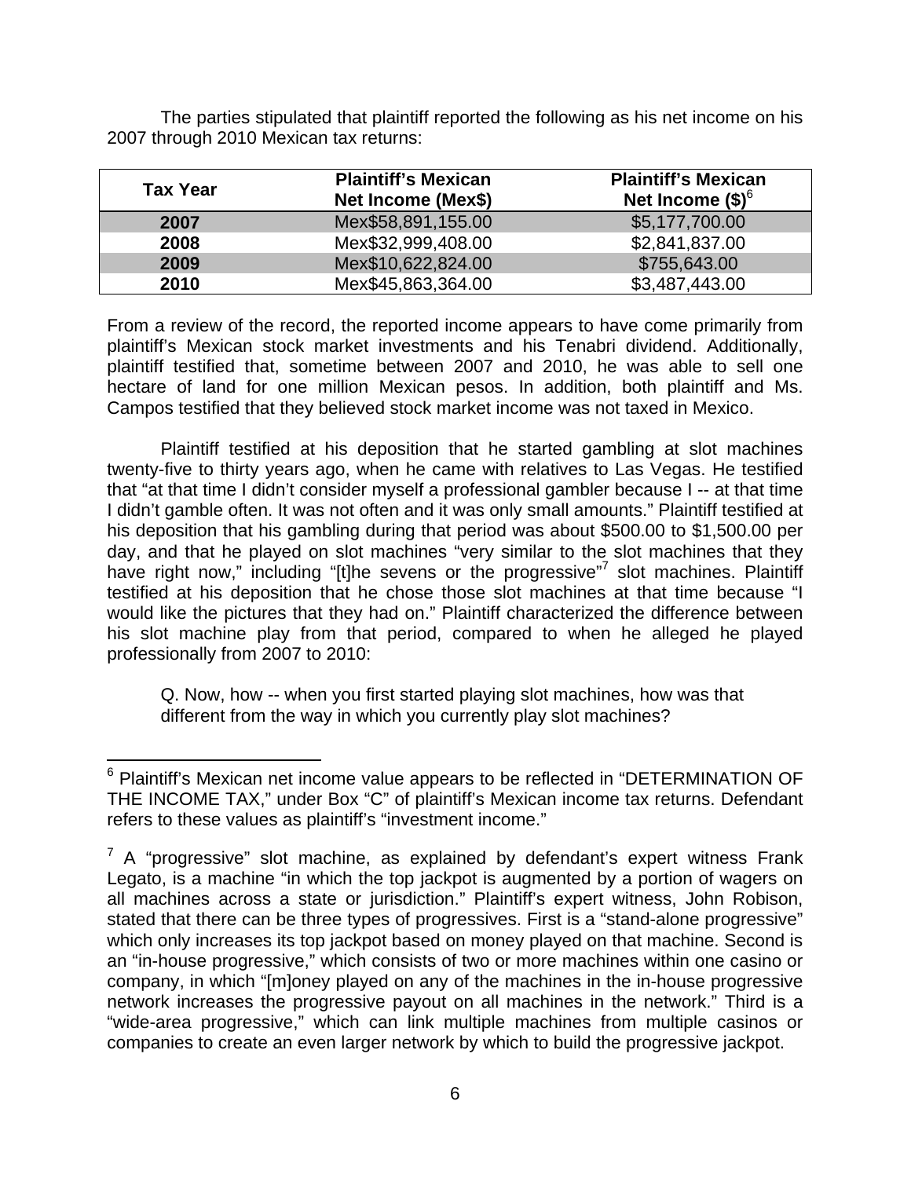The parties stipulated that plaintiff reported the following as his net income on his 2007 through 2010 Mexican tax returns:

| Tax Year | Plaintiff's Mexican Net Income (Mex$) | Plaintiff's Mexican Net Income ($)[6] |
| --- | --- | --- |
| **2007** | Mex$58,891,155.00 | $5,177,700.00 |
| **2008** | Mex$32,999,408.00 | $2,841,837.00 |
| **2009** | Mex$10,622,824.00 | $755,643.00 |
| **2010** | Mex$45,863,364.00 | $3,487,443.00 |

From a review of the record, the reported income appears to have come primarily from plaintiff's Mexican stock market investments and his Tenabri dividend. Additionally, plaintiff testified that, sometime between 2007 and 2010, he was able to sell one hectare of land for one million Mexican pesos. In addition, both plaintiff and Ms. Campos testified that they believed stock market income was not taxed in Mexico.

Plaintiff testified at his deposition that he started gambling at slot machines twenty-five to thirty years ago, when he came with relatives to Las Vegas. He testified that "at that time I didn't consider myself a professional gambler because I -- at that time I didn't gamble often. It was not often and it was only small amounts." Plaintiff testified at his deposition that his gambling during that period was about $500.00 to $1,500.00 per day, and that he played on slot machines "very similar to the slot machines that they have right now," including "[t]he sevens or the progressive"[7] slot machines. Plaintiff testified at his deposition that he chose those slot machines at that time because "I would like the pictures that they had on." Plaintiff characterized the difference between his slot machine play from that period, compared to when he alleged he played professionally from 2007 to 2010:

> Q. Now, how -- when you first started playing slot machines, how was that different from the way in which you currently play slot machines?

---

[6] Plaintiff's Mexican net income value appears to be reflected in "DETERMINATION OF THE INCOME TAX," under Box "C" of plaintiff's Mexican income tax returns. Defendant refers to these values as plaintiff's "investment income."

[7] A "progressive" slot machine, as explained by defendant's expert witness Frank Legato, is a machine "in which the top jackpot is augmented by a portion of wagers on all machines across a state or jurisdiction." Plaintiff's expert witness, John Robison, stated that there can be three types of progressives. First is a "stand-alone progressive" which only increases its top jackpot based on money played on that machine. Second is an "in-house progressive," which consists of two or more machines within one casino or company, in which "[m]oney played on any of the machines in the in-house progressive network increases the progressive payout on all machines in the network." Third is a "wide-area progressive," which can link multiple machines from multiple casinos or companies to create an even larger network by which to build the progressive jackpot.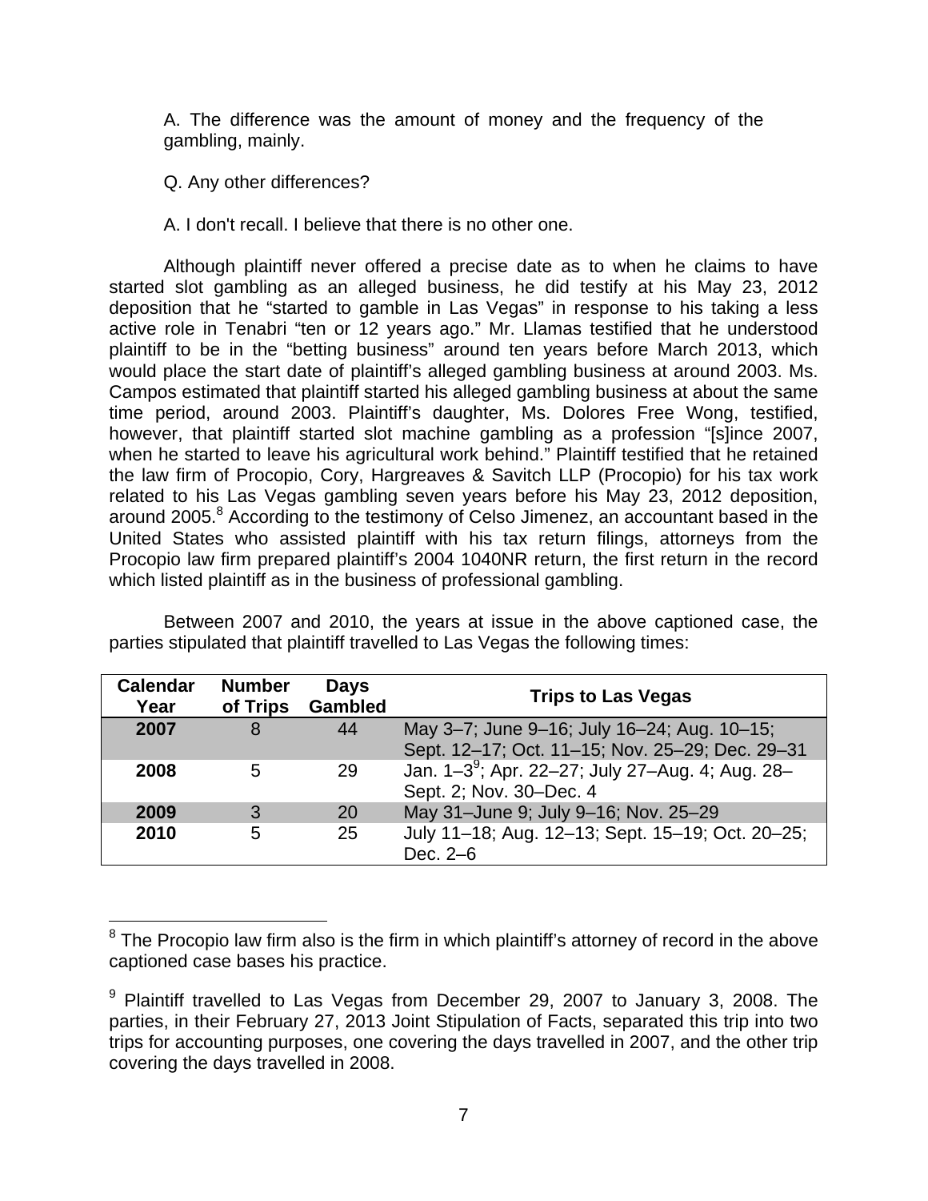A. The difference was the amount of money and the frequency of the gambling, mainly.

Q. Any other differences?

A. I don't recall. I believe that there is no other one.

Although plaintiff never offered a precise date as to when he claims to have started slot gambling as an alleged business, he did testify at his May 23, 2012 deposition that he "started to gamble in Las Vegas" in response to his taking a less active role in Tenabri "ten or 12 years ago." Mr. Llamas testified that he understood plaintiff to be in the "betting business" around ten years before March 2013, which would place the start date of plaintiff's alleged gambling business at around 2003. Ms. Campos estimated that plaintiff started his alleged gambling business at about the same time period, around 2003. Plaintiff's daughter, Ms. Dolores Free Wong, testified, however, that plaintiff started slot machine gambling as a profession "[s]ince 2007, when he started to leave his agricultural work behind." Plaintiff testified that he retained the law firm of Procopio, Cory, Hargreaves & Savitch LLP (Procopio) for his tax work related to his Las Vegas gambling seven years before his May 23, 2012 deposition, around 2005.[8] According to the testimony of Celso Jimenez, an accountant based in the United States who assisted plaintiff with his tax return filings, attorneys from the Procopio law firm prepared plaintiff's 2004 1040NR return, the first return in the record which listed plaintiff as in the business of professional gambling.

Between 2007 and 2010, the years at issue in the above captioned case, the parties stipulated that plaintiff travelled to Las Vegas the following times:

| Calendar Year | Number of Trips | Days Gambled | Trips to Las Vegas |
|---|---|---|---|
| **2007** | 8 | 44 | May 3–7; June 9–16; July 16–24; Aug. 10–15; Sept. 12–17; Oct. 11–15; Nov. 25–29; Dec. 29–31 |
| **2008** | 5 | 29 | Jan. 1–3[9]; Apr. 22–27; July 27–Aug. 4; Aug. 28–Sept. 2; Nov. 30–Dec. 4 |
| **2009** | 3 | 20 | May 31–June 9; July 9–16; Nov. 25–29 |
| **2010** | 5 | 25 | July 11–18; Aug. 12–13; Sept. 15–19; Oct. 20–25; Dec. 2–6 |

[8] The Procopio law firm also is the firm in which plaintiff's attorney of record in the above captioned case bases his practice.

[9] Plaintiff travelled to Las Vegas from December 29, 2007 to January 3, 2008. The parties, in their February 27, 2013 Joint Stipulation of Facts, separated this trip into two trips for accounting purposes, one covering the days travelled in 2007, and the other trip covering the days travelled in 2008.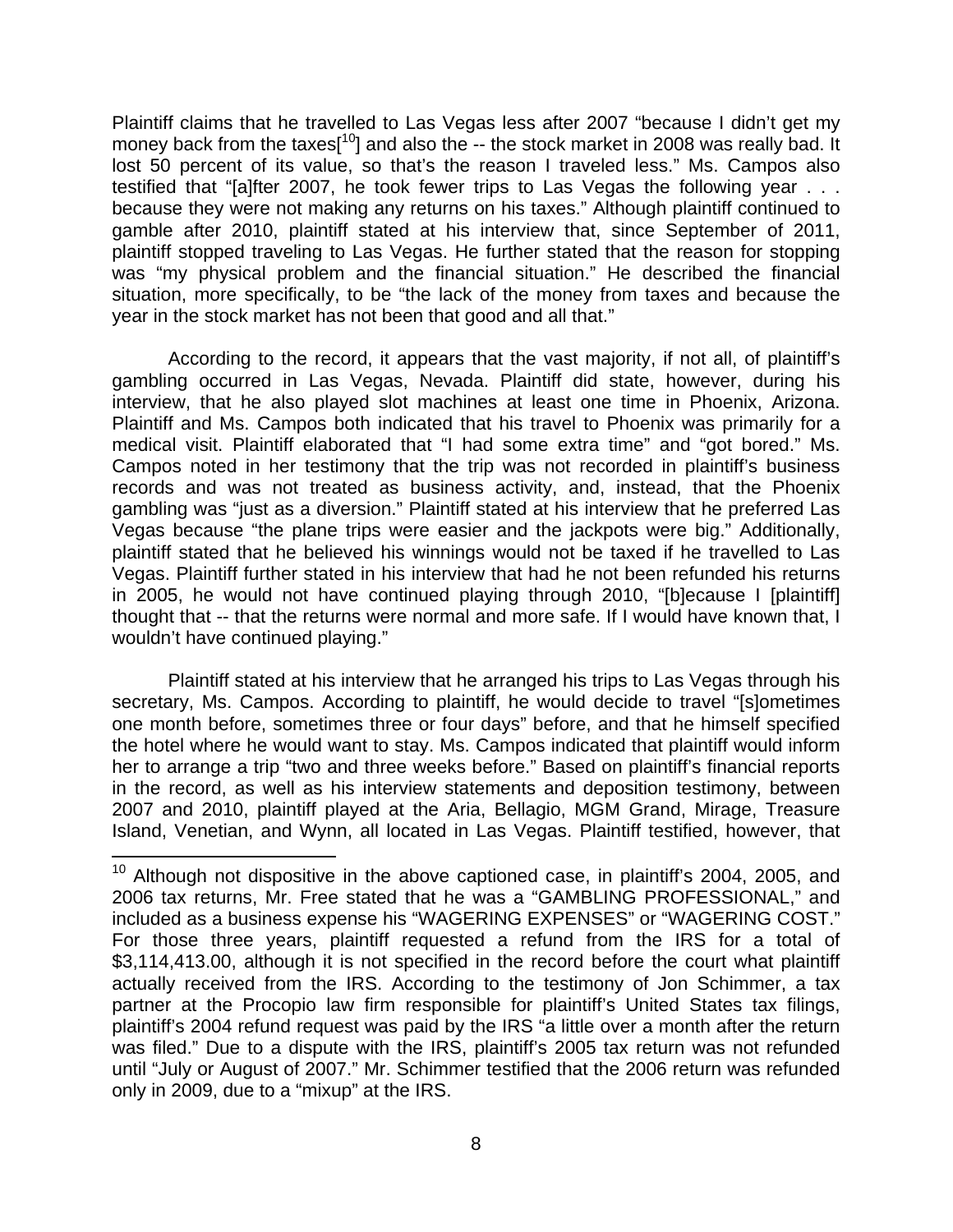Plaintiff claims that he travelled to Las Vegas less after 2007 "because I didn't get my money back from the taxes[10] and also the -- the stock market in 2008 was really bad. It lost 50 percent of its value, so that's the reason I traveled less." Ms. Campos also testified that "[a]fter 2007, he took fewer trips to Las Vegas the following year . . . because they were not making any returns on his taxes." Although plaintiff continued to gamble after 2010, plaintiff stated at his interview that, since September of 2011, plaintiff stopped traveling to Las Vegas. He further stated that the reason for stopping was "my physical problem and the financial situation." He described the financial situation, more specifically, to be "the lack of the money from taxes and because the year in the stock market has not been that good and all that."

According to the record, it appears that the vast majority, if not all, of plaintiff's gambling occurred in Las Vegas, Nevada. Plaintiff did state, however, during his interview, that he also played slot machines at least one time in Phoenix, Arizona. Plaintiff and Ms. Campos both indicated that his travel to Phoenix was primarily for a medical visit. Plaintiff elaborated that "I had some extra time" and "got bored." Ms. Campos noted in her testimony that the trip was not recorded in plaintiff's business records and was not treated as business activity, and, instead, that the Phoenix gambling was "just as a diversion." Plaintiff stated at his interview that he preferred Las Vegas because "the plane trips were easier and the jackpots were big." Additionally, plaintiff stated that he believed his winnings would not be taxed if he travelled to Las Vegas. Plaintiff further stated in his interview that had he not been refunded his returns in 2005, he would not have continued playing through 2010, "[b]ecause I [plaintiff] thought that -- that the returns were normal and more safe. If I would have known that, I wouldn't have continued playing."

Plaintiff stated at his interview that he arranged his trips to Las Vegas through his secretary, Ms. Campos. According to plaintiff, he would decide to travel "[s]ometimes one month before, sometimes three or four days" before, and that he himself specified the hotel where he would want to stay. Ms. Campos indicated that plaintiff would inform her to arrange a trip "two and three weeks before." Based on plaintiff's financial reports in the record, as well as his interview statements and deposition testimony, between 2007 and 2010, plaintiff played at the Aria, Bellagio, MGM Grand, Mirage, Treasure Island, Venetian, and Wynn, all located in Las Vegas. Plaintiff testified, however, that

---

[10] Although not dispositive in the above captioned case, in plaintiff's 2004, 2005, and 2006 tax returns, Mr. Free stated that he was a "GAMBLING PROFESSIONAL," and included as a business expense his "WAGERING EXPENSES" or "WAGERING COST." For those three years, plaintiff requested a refund from the IRS for a total of $3,114,413.00, although it is not specified in the record before the court what plaintiff actually received from the IRS. According to the testimony of Jon Schimmer, a tax partner at the Procopio law firm responsible for plaintiff's United States tax filings, plaintiff's 2004 refund request was paid by the IRS "a little over a month after the return was filed." Due to a dispute with the IRS, plaintiff's 2005 tax return was not refunded until "July or August of 2007." Mr. Schimmer testified that the 2006 return was refunded only in 2009, due to a "mixup" at the IRS.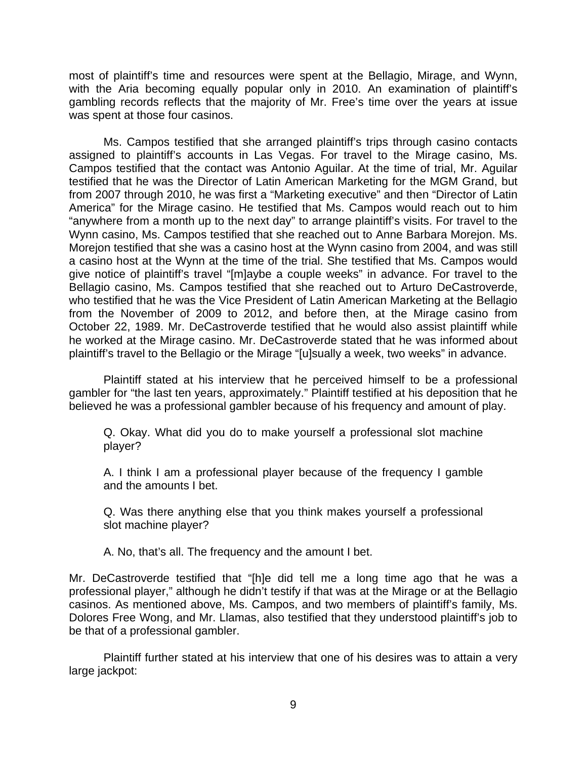most of plaintiff's time and resources were spent at the Bellagio, Mirage, and Wynn, with the Aria becoming equally popular only in 2010. An examination of plaintiff's gambling records reflects that the majority of Mr. Free's time over the years at issue was spent at those four casinos.

Ms. Campos testified that she arranged plaintiff's trips through casino contacts assigned to plaintiff's accounts in Las Vegas. For travel to the Mirage casino, Ms. Campos testified that the contact was Antonio Aguilar. At the time of trial, Mr. Aguilar testified that he was the Director of Latin American Marketing for the MGM Grand, but from 2007 through 2010, he was first a "Marketing executive" and then "Director of Latin America" for the Mirage casino. He testified that Ms. Campos would reach out to him "anywhere from a month up to the next day" to arrange plaintiff's visits. For travel to the Wynn casino, Ms. Campos testified that she reached out to Anne Barbara Morejon. Ms. Morejon testified that she was a casino host at the Wynn casino from 2004, and was still a casino host at the Wynn at the time of the trial. She testified that Ms. Campos would give notice of plaintiff's travel "[m]aybe a couple weeks" in advance. For travel to the Bellagio casino, Ms. Campos testified that she reached out to Arturo DeCastroverde, who testified that he was the Vice President of Latin American Marketing at the Bellagio from the November of 2009 to 2012, and before then, at the Mirage casino from October 22, 1989. Mr. DeCastroverde testified that he would also assist plaintiff while he worked at the Mirage casino. Mr. DeCastroverde stated that he was informed about plaintiff's travel to the Bellagio or the Mirage "[u]sually a week, two weeks" in advance.

Plaintiff stated at his interview that he perceived himself to be a professional gambler for "the last ten years, approximately." Plaintiff testified at his deposition that he believed he was a professional gambler because of his frequency and amount of play.

> Q. Okay. What did you do to make yourself a professional slot machine player?
>
> A. I think I am a professional player because of the frequency I gamble and the amounts I bet.
>
> Q. Was there anything else that you think makes yourself a professional slot machine player?
>
> A. No, that's all. The frequency and the amount I bet.

Mr. DeCastroverde testified that "[h]e did tell me a long time ago that he was a professional player," although he didn't testify if that was at the Mirage or at the Bellagio casinos. As mentioned above, Ms. Campos, and two members of plaintiff's family, Ms. Dolores Free Wong, and Mr. Llamas, also testified that they understood plaintiff's job to be that of a professional gambler.

Plaintiff further stated at his interview that one of his desires was to attain a very large jackpot: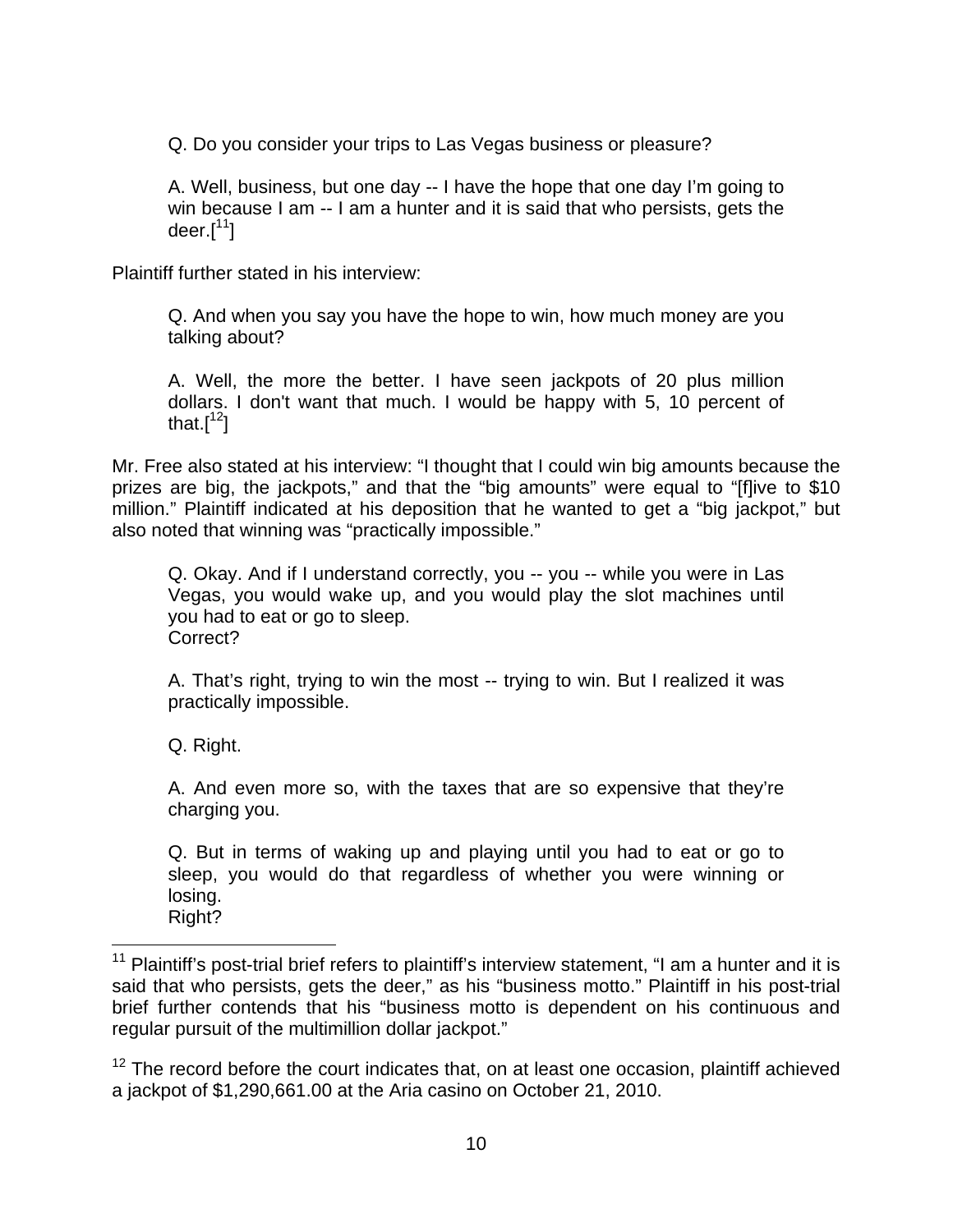Q. Do you consider your trips to Las Vegas business or pleasure?

A. Well, business, but one day -- I have the hope that one day I'm going to win because I am -- I am a hunter and it is said that who persists, gets the deer.[11]

Plaintiff further stated in his interview:

Q. And when you say you have the hope to win, how much money are you talking about?

A. Well, the more the better. I have seen jackpots of 20 plus million dollars. I don't want that much. I would be happy with 5, 10 percent of that.[12]

Mr. Free also stated at his interview: "I thought that I could win big amounts because the prizes are big, the jackpots," and that the "big amounts" were equal to "[f]ive to $10 million." Plaintiff indicated at his deposition that he wanted to get a "big jackpot," but also noted that winning was "practically impossible."

Q. Okay. And if I understand correctly, you -- you -- while you were in Las Vegas, you would wake up, and you would play the slot machines until you had to eat or go to sleep.
Correct?

A. That's right, trying to win the most -- trying to win. But I realized it was practically impossible.

Q. Right.

A. And even more so, with the taxes that are so expensive that they're charging you.

Q. But in terms of waking up and playing until you had to eat or go to sleep, you would do that regardless of whether you were winning or losing.
Right?

---

[11] Plaintiff's post-trial brief refers to plaintiff's interview statement, "I am a hunter and it is said that who persists, gets the deer," as his "business motto." Plaintiff in his post-trial brief further contends that his "business motto is dependent on his continuous and regular pursuit of the multimillion dollar jackpot."

[12] The record before the court indicates that, on at least one occasion, plaintiff achieved a jackpot of $1,290,661.00 at the Aria casino on October 21, 2010.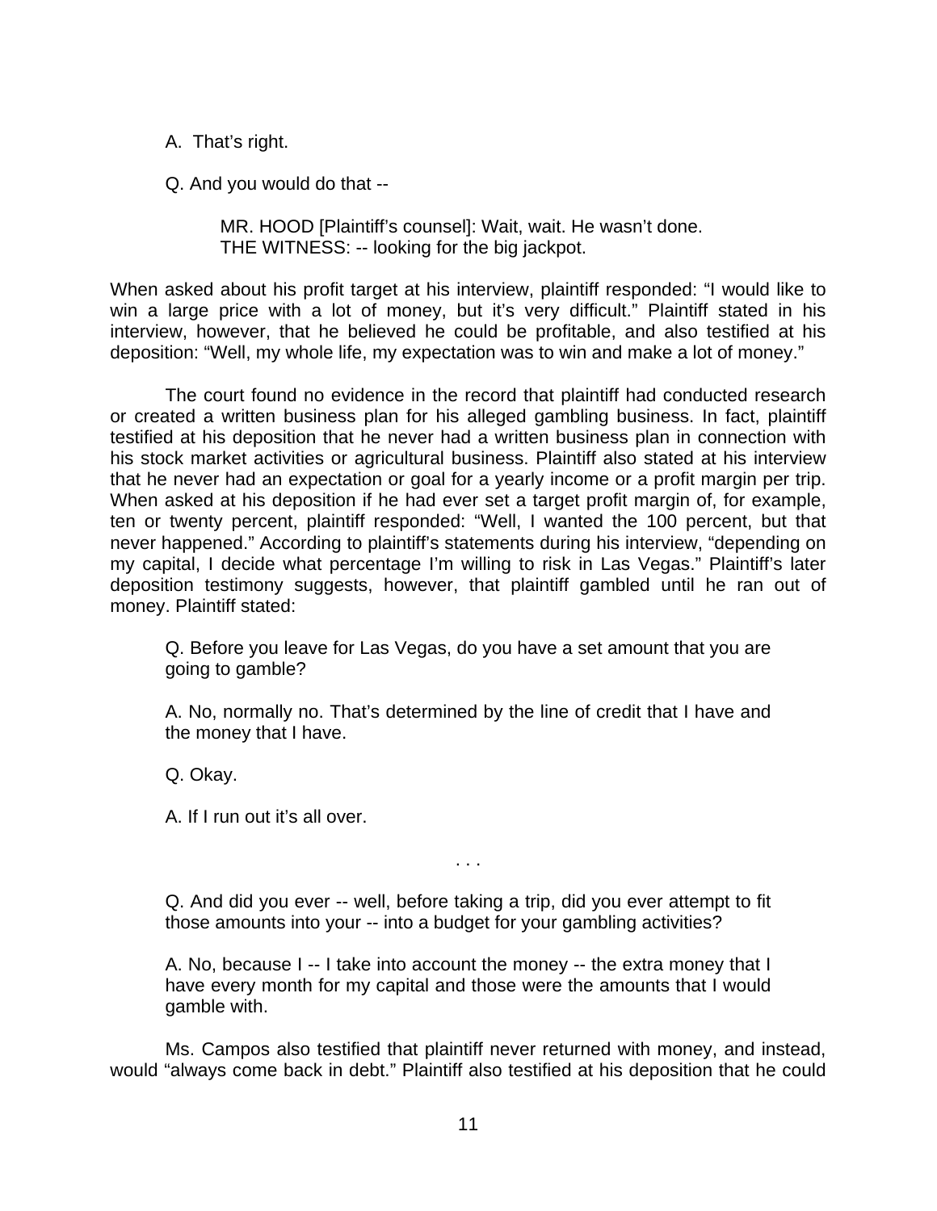A. That's right.

Q. And you would do that --

> MR. HOOD [Plaintiff's counsel]: Wait, wait. He wasn't done.
> THE WITNESS: -- looking for the big jackpot.

When asked about his profit target at his interview, plaintiff responded: "I would like to win a large price with a lot of money, but it's very difficult." Plaintiff stated in his interview, however, that he believed he could be profitable, and also testified at his deposition: "Well, my whole life, my expectation was to win and make a lot of money."

The court found no evidence in the record that plaintiff had conducted research or created a written business plan for his alleged gambling business. In fact, plaintiff testified at his deposition that he never had a written business plan in connection with his stock market activities or agricultural business. Plaintiff also stated at his interview that he never had an expectation or goal for a yearly income or a profit margin per trip. When asked at his deposition if he had ever set a target profit margin of, for example, ten or twenty percent, plaintiff responded: "Well, I wanted the 100 percent, but that never happened." According to plaintiff's statements during his interview, "depending on my capital, I decide what percentage I'm willing to risk in Las Vegas." Plaintiff's later deposition testimony suggests, however, that plaintiff gambled until he ran out of money. Plaintiff stated:

Q. Before you leave for Las Vegas, do you have a set amount that you are going to gamble?

A. No, normally no. That's determined by the line of credit that I have and the money that I have.

Q. Okay.

A. If I run out it's all over.

. . .

Q. And did you ever -- well, before taking a trip, did you ever attempt to fit those amounts into your -- into a budget for your gambling activities?

A. No, because I -- I take into account the money -- the extra money that I have every month for my capital and those were the amounts that I would gamble with.

Ms. Campos also testified that plaintiff never returned with money, and instead, would "always come back in debt." Plaintiff also testified at his deposition that he could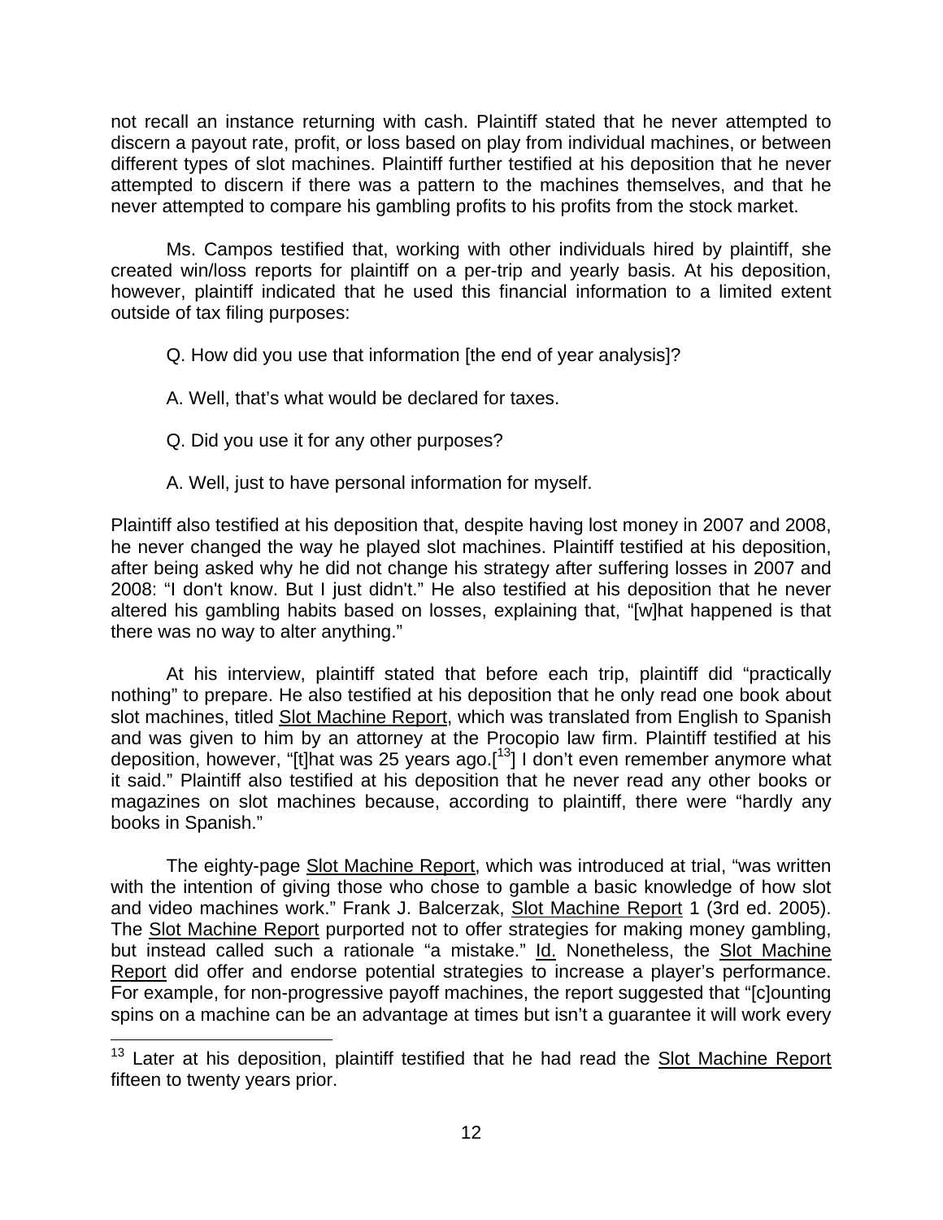not recall an instance returning with cash. Plaintiff stated that he never attempted to discern a payout rate, profit, or loss based on play from individual machines, or between different types of slot machines. Plaintiff further testified at his deposition that he never attempted to discern if there was a pattern to the machines themselves, and that he never attempted to compare his gambling profits to his profits from the stock market.

Ms. Campos testified that, working with other individuals hired by plaintiff, she created win/loss reports for plaintiff on a per-trip and yearly basis. At his deposition, however, plaintiff indicated that he used this financial information to a limited extent outside of tax filing purposes:

> Q. How did you use that information [the end of year analysis]?
>
> A. Well, that's what would be declared for taxes.
>
> Q. Did you use it for any other purposes?
>
> A. Well, just to have personal information for myself.

Plaintiff also testified at his deposition that, despite having lost money in 2007 and 2008, he never changed the way he played slot machines. Plaintiff testified at his deposition, after being asked why he did not change his strategy after suffering losses in 2007 and 2008: "I don't know. But I just didn't." He also testified at his deposition that he never altered his gambling habits based on losses, explaining that, "[w]hat happened is that there was no way to alter anything."

At his interview, plaintiff stated that before each trip, plaintiff did "practically nothing" to prepare. He also testified at his deposition that he only read one book about slot machines, titled Slot Machine Report, which was translated from English to Spanish and was given to him by an attorney at the Procopio law firm. Plaintiff testified at his deposition, however, "[t]hat was 25 years ago.[13] I don't even remember anymore what it said." Plaintiff also testified at his deposition that he never read any other books or magazines on slot machines because, according to plaintiff, there were "hardly any books in Spanish."

The eighty-page Slot Machine Report, which was introduced at trial, "was written with the intention of giving those who chose to gamble a basic knowledge of how slot and video machines work." Frank J. Balcerzak, Slot Machine Report 1 (3rd ed. 2005). The Slot Machine Report purported not to offer strategies for making money gambling, but instead called such a rationale "a mistake." Id. Nonetheless, the Slot Machine Report did offer and endorse potential strategies to increase a player's performance. For example, for non-progressive payoff machines, the report suggested that "[c]ounting spins on a machine can be an advantage at times but isn't a guarantee it will work every

---

[13] Later at his deposition, plaintiff testified that he had read the Slot Machine Report fifteen to twenty years prior.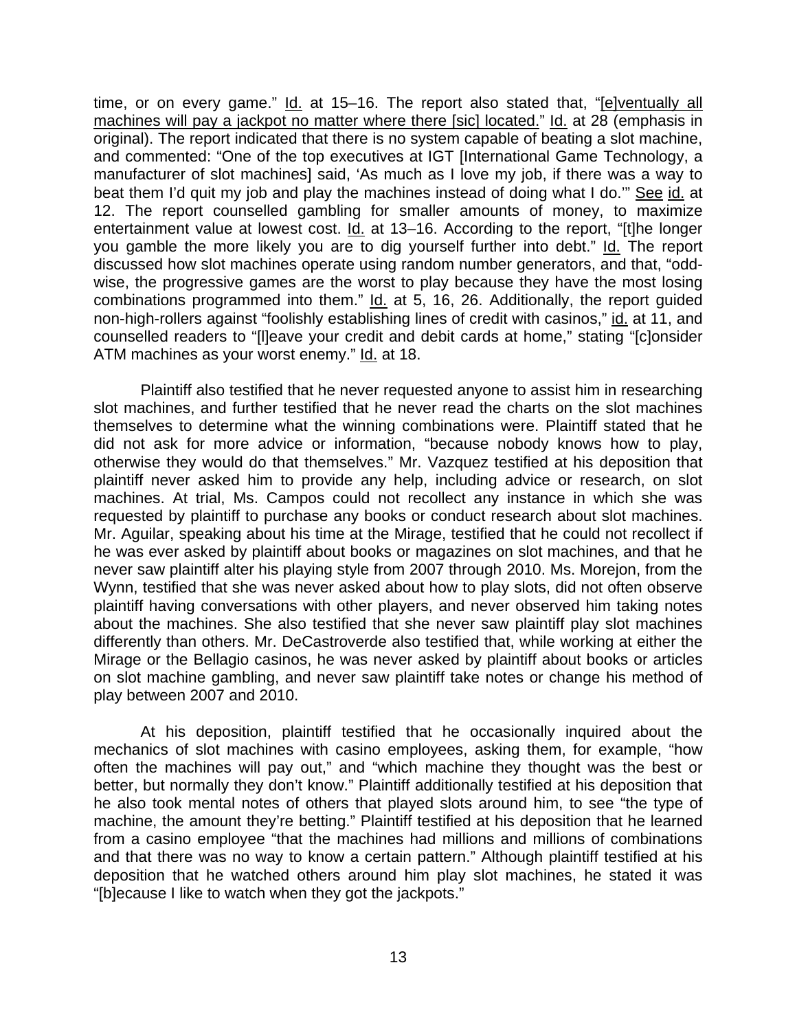time, or on every game." Id. at 15–16. The report also stated that, "[e]ventually all machines will pay a jackpot no matter where there [sic] located." Id. at 28 (emphasis in original). The report indicated that there is no system capable of beating a slot machine, and commented: "One of the top executives at IGT [International Game Technology, a manufacturer of slot machines] said, 'As much as I love my job, if there was a way to beat them I'd quit my job and play the machines instead of doing what I do.'" See id. at 12. The report counselled gambling for smaller amounts of money, to maximize entertainment value at lowest cost. Id. at 13–16. According to the report, "[t]he longer you gamble the more likely you are to dig yourself further into debt." Id. The report discussed how slot machines operate using random number generators, and that, "odd-wise, the progressive games are the worst to play because they have the most losing combinations programmed into them." Id. at 5, 16, 26. Additionally, the report guided non-high-rollers against "foolishly establishing lines of credit with casinos," id. at 11, and counselled readers to "[l]eave your credit and debit cards at home," stating "[c]onsider ATM machines as your worst enemy." Id. at 18.

Plaintiff also testified that he never requested anyone to assist him in researching slot machines, and further testified that he never read the charts on the slot machines themselves to determine what the winning combinations were. Plaintiff stated that he did not ask for more advice or information, "because nobody knows how to play, otherwise they would do that themselves." Mr. Vazquez testified at his deposition that plaintiff never asked him to provide any help, including advice or research, on slot machines. At trial, Ms. Campos could not recollect any instance in which she was requested by plaintiff to purchase any books or conduct research about slot machines. Mr. Aguilar, speaking about his time at the Mirage, testified that he could not recollect if he was ever asked by plaintiff about books or magazines on slot machines, and that he never saw plaintiff alter his playing style from 2007 through 2010. Ms. Morejon, from the Wynn, testified that she was never asked about how to play slots, did not often observe plaintiff having conversations with other players, and never observed him taking notes about the machines. She also testified that she never saw plaintiff play slot machines differently than others. Mr. DeCastroverde also testified that, while working at either the Mirage or the Bellagio casinos, he was never asked by plaintiff about books or articles on slot machine gambling, and never saw plaintiff take notes or change his method of play between 2007 and 2010.

At his deposition, plaintiff testified that he occasionally inquired about the mechanics of slot machines with casino employees, asking them, for example, "how often the machines will pay out," and "which machine they thought was the best or better, but normally they don't know." Plaintiff additionally testified at his deposition that he also took mental notes of others that played slots around him, to see "the type of machine, the amount they're betting." Plaintiff testified at his deposition that he learned from a casino employee "that the machines had millions and millions of combinations and that there was no way to know a certain pattern." Although plaintiff testified at his deposition that he watched others around him play slot machines, he stated it was "[b]ecause I like to watch when they got the jackpots."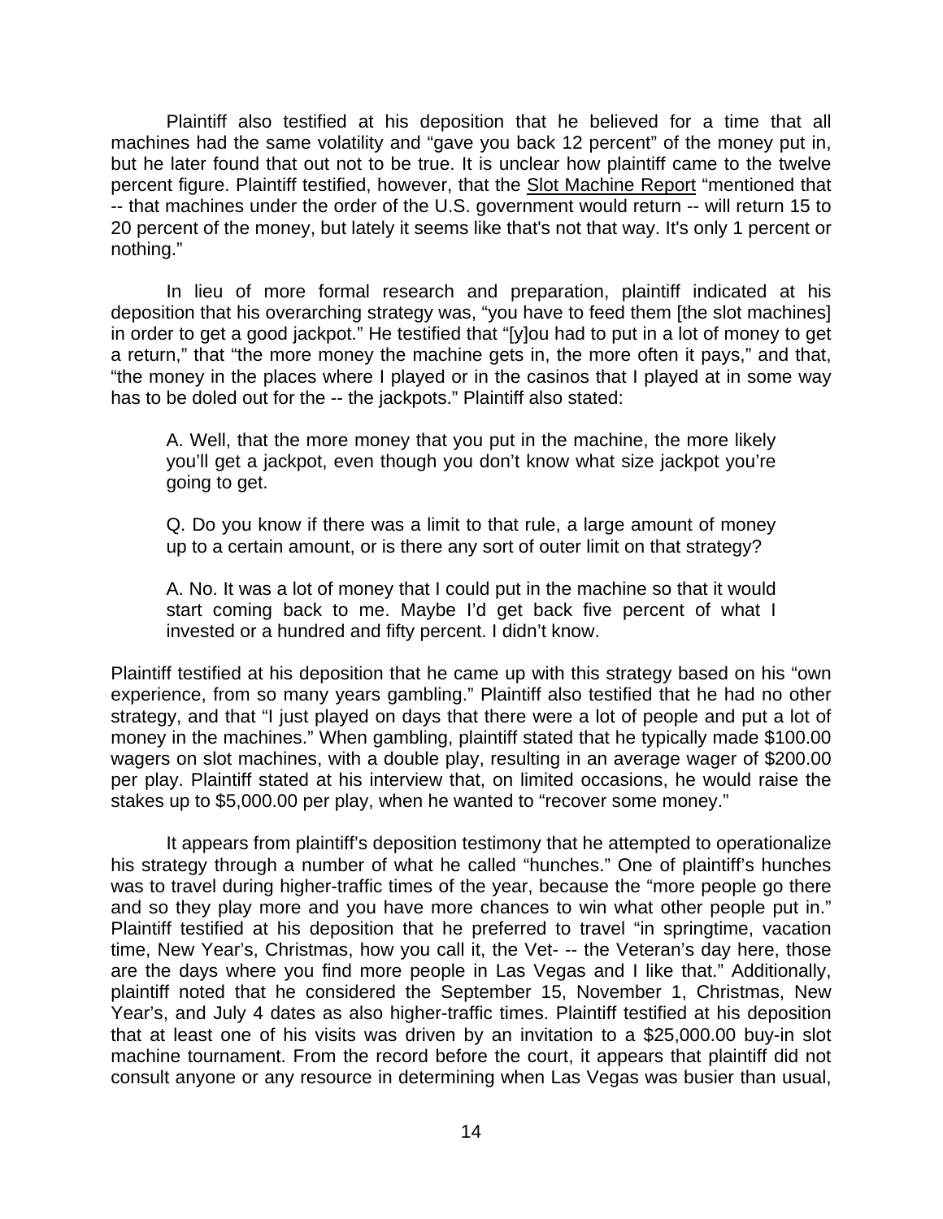Plaintiff also testified at his deposition that he believed for a time that all machines had the same volatility and "gave you back 12 percent" of the money put in, but he later found that out not to be true. It is unclear how plaintiff came to the twelve percent figure. Plaintiff testified, however, that the Slot Machine Report "mentioned that -- that machines under the order of the U.S. government would return -- will return 15 to 20 percent of the money, but lately it seems like that's not that way. It's only 1 percent or nothing."

In lieu of more formal research and preparation, plaintiff indicated at his deposition that his overarching strategy was, "you have to feed them [the slot machines] in order to get a good jackpot." He testified that "[y]ou had to put in a lot of money to get a return," that "the more money the machine gets in, the more often it pays," and that, "the money in the places where I played or in the casinos that I played at in some way has to be doled out for the -- the jackpots." Plaintiff also stated:

> A. Well, that the more money that you put in the machine, the more likely you'll get a jackpot, even though you don't know what size jackpot you're going to get.
>
> Q. Do you know if there was a limit to that rule, a large amount of money up to a certain amount, or is there any sort of outer limit on that strategy?
>
> A. No. It was a lot of money that I could put in the machine so that it would start coming back to me. Maybe I'd get back five percent of what I invested or a hundred and fifty percent. I didn't know.

Plaintiff testified at his deposition that he came up with this strategy based on his "own experience, from so many years gambling." Plaintiff also testified that he had no other strategy, and that "I just played on days that there were a lot of people and put a lot of money in the machines." When gambling, plaintiff stated that he typically made $100.00 wagers on slot machines, with a double play, resulting in an average wager of $200.00 per play. Plaintiff stated at his interview that, on limited occasions, he would raise the stakes up to $5,000.00 per play, when he wanted to "recover some money."

It appears from plaintiff's deposition testimony that he attempted to operationalize his strategy through a number of what he called "hunches." One of plaintiff's hunches was to travel during higher-traffic times of the year, because the "more people go there and so they play more and you have more chances to win what other people put in." Plaintiff testified at his deposition that he preferred to travel "in springtime, vacation time, New Year's, Christmas, how you call it, the Vet- -- the Veteran's day here, those are the days where you find more people in Las Vegas and I like that." Additionally, plaintiff noted that he considered the September 15, November 1, Christmas, New Year's, and July 4 dates as also higher-traffic times. Plaintiff testified at his deposition that at least one of his visits was driven by an invitation to a $25,000.00 buy-in slot machine tournament. From the record before the court, it appears that plaintiff did not consult anyone or any resource in determining when Las Vegas was busier than usual,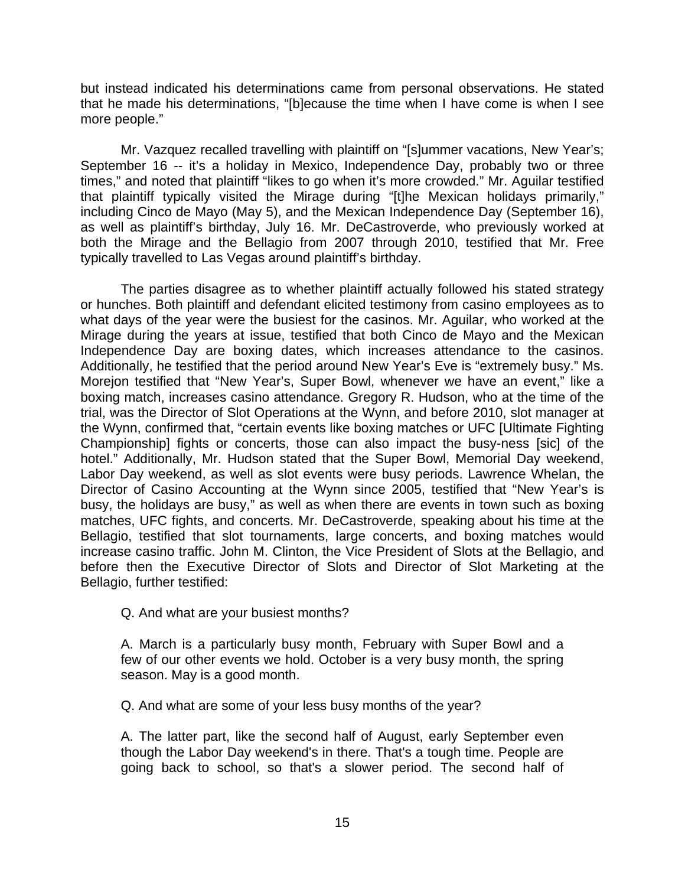but instead indicated his determinations came from personal observations. He stated that he made his determinations, "[b]ecause the time when I have come is when I see more people."

Mr. Vazquez recalled travelling with plaintiff on "[s]ummer vacations, New Year's; September 16 -- it's a holiday in Mexico, Independence Day, probably two or three times," and noted that plaintiff "likes to go when it's more crowded." Mr. Aguilar testified that plaintiff typically visited the Mirage during "[t]he Mexican holidays primarily," including Cinco de Mayo (May 5), and the Mexican Independence Day (September 16), as well as plaintiff's birthday, July 16. Mr. DeCastroverde, who previously worked at both the Mirage and the Bellagio from 2007 through 2010, testified that Mr. Free typically travelled to Las Vegas around plaintiff's birthday.

The parties disagree as to whether plaintiff actually followed his stated strategy or hunches. Both plaintiff and defendant elicited testimony from casino employees as to what days of the year were the busiest for the casinos. Mr. Aguilar, who worked at the Mirage during the years at issue, testified that both Cinco de Mayo and the Mexican Independence Day are boxing dates, which increases attendance to the casinos. Additionally, he testified that the period around New Year's Eve is "extremely busy." Ms. Morejon testified that "New Year's, Super Bowl, whenever we have an event," like a boxing match, increases casino attendance. Gregory R. Hudson, who at the time of the trial, was the Director of Slot Operations at the Wynn, and before 2010, slot manager at the Wynn, confirmed that, "certain events like boxing matches or UFC [Ultimate Fighting Championship] fights or concerts, those can also impact the busy-ness [sic] of the hotel." Additionally, Mr. Hudson stated that the Super Bowl, Memorial Day weekend, Labor Day weekend, as well as slot events were busy periods. Lawrence Whelan, the Director of Casino Accounting at the Wynn since 2005, testified that "New Year's is busy, the holidays are busy," as well as when there are events in town such as boxing matches, UFC fights, and concerts. Mr. DeCastroverde, speaking about his time at the Bellagio, testified that slot tournaments, large concerts, and boxing matches would increase casino traffic. John M. Clinton, the Vice President of Slots at the Bellagio, and before then the Executive Director of Slots and Director of Slot Marketing at the Bellagio, further testified:

> Q. And what are your busiest months?
>
> A. March is a particularly busy month, February with Super Bowl and a few of our other events we hold. October is a very busy month, the spring season. May is a good month.
>
> Q. And what are some of your less busy months of the year?
>
> A. The latter part, like the second half of August, early September even though the Labor Day weekend's in there. That's a tough time. People are going back to school, so that's a slower period. The second half of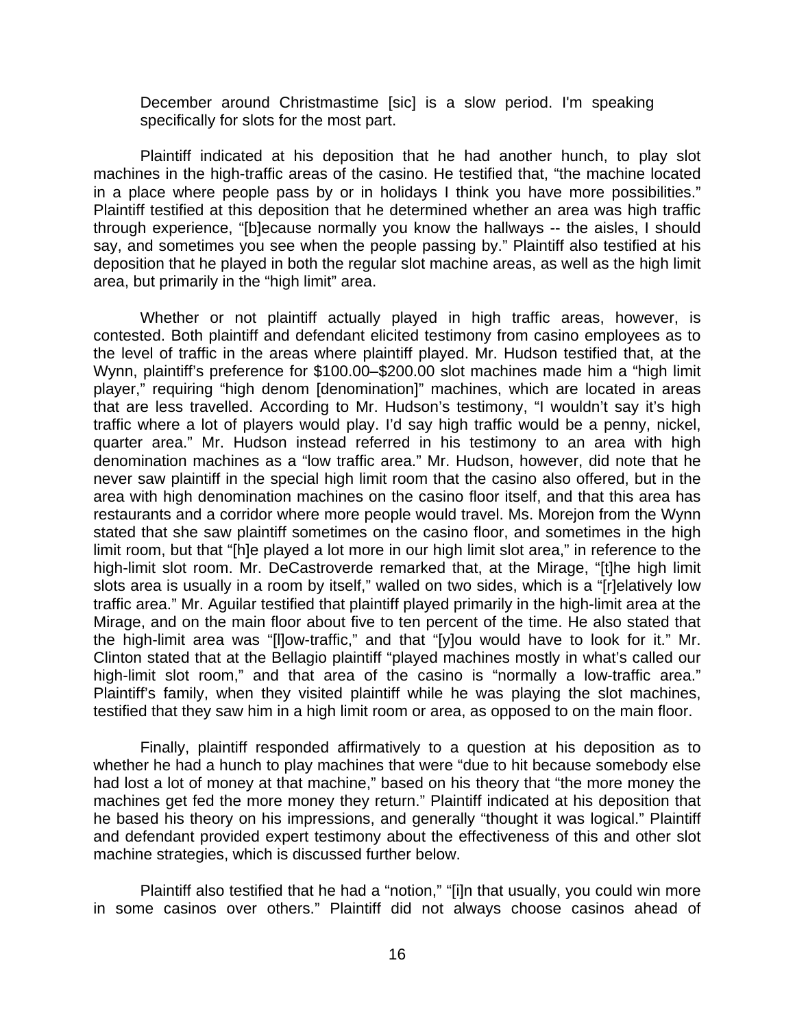December around Christmastime [sic] is a slow period. I'm speaking specifically for slots for the most part.

Plaintiff indicated at his deposition that he had another hunch, to play slot machines in the high-traffic areas of the casino. He testified that, "the machine located in a place where people pass by or in holidays I think you have more possibilities." Plaintiff testified at this deposition that he determined whether an area was high traffic through experience, "[b]ecause normally you know the hallways -- the aisles, I should say, and sometimes you see when the people passing by." Plaintiff also testified at his deposition that he played in both the regular slot machine areas, as well as the high limit area, but primarily in the "high limit" area.

Whether or not plaintiff actually played in high traffic areas, however, is contested. Both plaintiff and defendant elicited testimony from casino employees as to the level of traffic in the areas where plaintiff played. Mr. Hudson testified that, at the Wynn, plaintiff's preference for \$100.00–\$200.00 slot machines made him a "high limit player," requiring "high denom [denomination]" machines, which are located in areas that are less travelled. According to Mr. Hudson's testimony, "I wouldn't say it's high traffic where a lot of players would play. I'd say high traffic would be a penny, nickel, quarter area." Mr. Hudson instead referred in his testimony to an area with high denomination machines as a "low traffic area." Mr. Hudson, however, did note that he never saw plaintiff in the special high limit room that the casino also offered, but in the area with high denomination machines on the casino floor itself, and that this area has restaurants and a corridor where more people would travel. Ms. Morejon from the Wynn stated that she saw plaintiff sometimes on the casino floor, and sometimes in the high limit room, but that "[h]e played a lot more in our high limit slot area," in reference to the high-limit slot room. Mr. DeCastroverde remarked that, at the Mirage, "[t]he high limit slots area is usually in a room by itself," walled on two sides, which is a "[r]elatively low traffic area." Mr. Aguilar testified that plaintiff played primarily in the high-limit area at the Mirage, and on the main floor about five to ten percent of the time. He also stated that the high-limit area was "[l]ow-traffic," and that "[y]ou would have to look for it." Mr. Clinton stated that at the Bellagio plaintiff "played machines mostly in what's called our high-limit slot room," and that area of the casino is "normally a low-traffic area." Plaintiff's family, when they visited plaintiff while he was playing the slot machines, testified that they saw him in a high limit room or area, as opposed to on the main floor.

Finally, plaintiff responded affirmatively to a question at his deposition as to whether he had a hunch to play machines that were "due to hit because somebody else had lost a lot of money at that machine," based on his theory that "the more money the machines get fed the more money they return." Plaintiff indicated at his deposition that he based his theory on his impressions, and generally "thought it was logical." Plaintiff and defendant provided expert testimony about the effectiveness of this and other slot machine strategies, which is discussed further below.

Plaintiff also testified that he had a "notion," "[i]n that usually, you could win more in some casinos over others." Plaintiff did not always choose casinos ahead of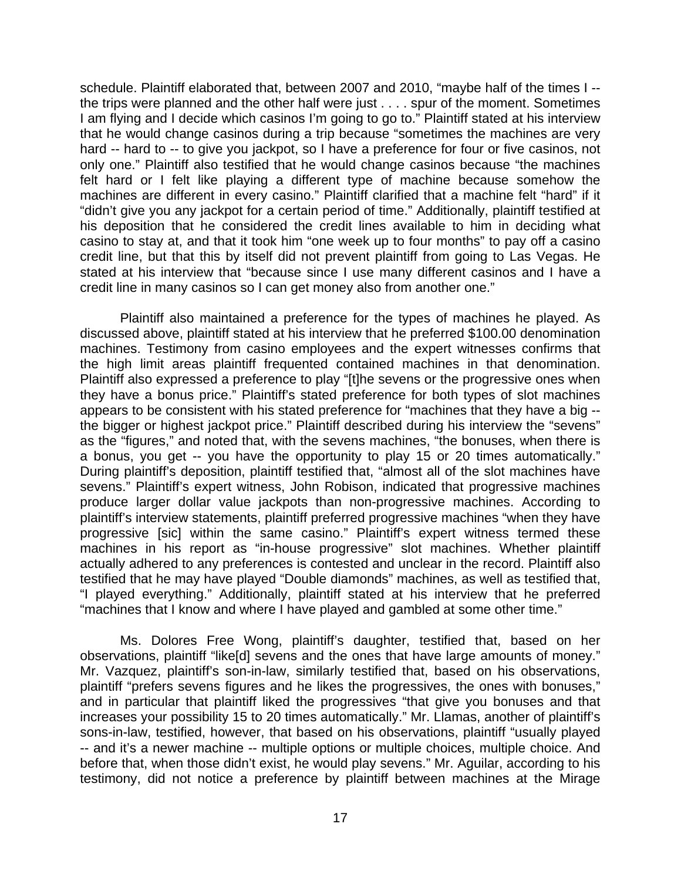schedule. Plaintiff elaborated that, between 2007 and 2010, "maybe half of the times I -- the trips were planned and the other half were just . . . . spur of the moment. Sometimes I am flying and I decide which casinos I'm going to go to." Plaintiff stated at his interview that he would change casinos during a trip because "sometimes the machines are very hard -- hard to -- to give you jackpot, so I have a preference for four or five casinos, not only one." Plaintiff also testified that he would change casinos because "the machines felt hard or I felt like playing a different type of machine because somehow the machines are different in every casino." Plaintiff clarified that a machine felt "hard" if it "didn't give you any jackpot for a certain period of time." Additionally, plaintiff testified at his deposition that he considered the credit lines available to him in deciding what casino to stay at, and that it took him "one week up to four months" to pay off a casino credit line, but that this by itself did not prevent plaintiff from going to Las Vegas. He stated at his interview that "because since I use many different casinos and I have a credit line in many casinos so I can get money also from another one."

Plaintiff also maintained a preference for the types of machines he played. As discussed above, plaintiff stated at his interview that he preferred $100.00 denomination machines. Testimony from casino employees and the expert witnesses confirms that the high limit areas plaintiff frequented contained machines in that denomination. Plaintiff also expressed a preference to play "[t]he sevens or the progressive ones when they have a bonus price." Plaintiff's stated preference for both types of slot machines appears to be consistent with his stated preference for "machines that they have a big -- the bigger or highest jackpot price." Plaintiff described during his interview the "sevens" as the "figures," and noted that, with the sevens machines, "the bonuses, when there is a bonus, you get -- you have the opportunity to play 15 or 20 times automatically." During plaintiff's deposition, plaintiff testified that, "almost all of the slot machines have sevens." Plaintiff's expert witness, John Robison, indicated that progressive machines produce larger dollar value jackpots than non-progressive machines. According to plaintiff's interview statements, plaintiff preferred progressive machines "when they have progressive [sic] within the same casino." Plaintiff's expert witness termed these machines in his report as "in-house progressive" slot machines. Whether plaintiff actually adhered to any preferences is contested and unclear in the record. Plaintiff also testified that he may have played "Double diamonds" machines, as well as testified that, "I played everything." Additionally, plaintiff stated at his interview that he preferred "machines that I know and where I have played and gambled at some other time."

Ms. Dolores Free Wong, plaintiff's daughter, testified that, based on her observations, plaintiff "like[d] sevens and the ones that have large amounts of money." Mr. Vazquez, plaintiff's son-in-law, similarly testified that, based on his observations, plaintiff "prefers sevens figures and he likes the progressives, the ones with bonuses," and in particular that plaintiff liked the progressives "that give you bonuses and that increases your possibility 15 to 20 times automatically." Mr. Llamas, another of plaintiff's sons-in-law, testified, however, that based on his observations, plaintiff "usually played -- and it's a newer machine -- multiple options or multiple choices, multiple choice. And before that, when those didn't exist, he would play sevens." Mr. Aguilar, according to his testimony, did not notice a preference by plaintiff between machines at the Mirage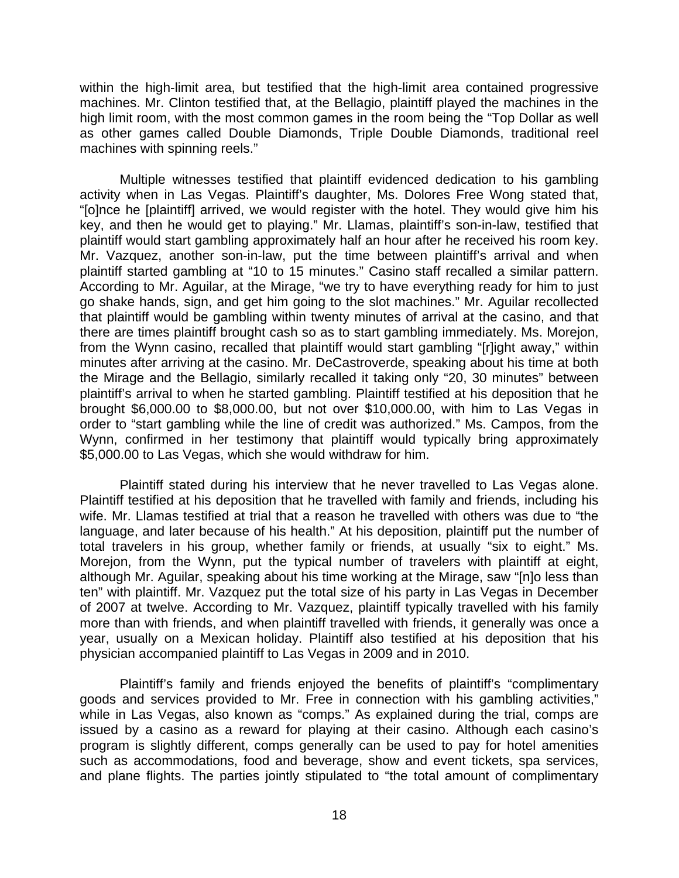within the high-limit area, but testified that the high-limit area contained progressive machines. Mr. Clinton testified that, at the Bellagio, plaintiff played the machines in the high limit room, with the most common games in the room being the "Top Dollar as well as other games called Double Diamonds, Triple Double Diamonds, traditional reel machines with spinning reels."

Multiple witnesses testified that plaintiff evidenced dedication to his gambling activity when in Las Vegas. Plaintiff's daughter, Ms. Dolores Free Wong stated that, "[o]nce he [plaintiff] arrived, we would register with the hotel. They would give him his key, and then he would get to playing." Mr. Llamas, plaintiff's son-in-law, testified that plaintiff would start gambling approximately half an hour after he received his room key. Mr. Vazquez, another son-in-law, put the time between plaintiff's arrival and when plaintiff started gambling at "10 to 15 minutes." Casino staff recalled a similar pattern. According to Mr. Aguilar, at the Mirage, "we try to have everything ready for him to just go shake hands, sign, and get him going to the slot machines." Mr. Aguilar recollected that plaintiff would be gambling within twenty minutes of arrival at the casino, and that there are times plaintiff brought cash so as to start gambling immediately. Ms. Morejon, from the Wynn casino, recalled that plaintiff would start gambling "[r]ight away," within minutes after arriving at the casino. Mr. DeCastroverde, speaking about his time at both the Mirage and the Bellagio, similarly recalled it taking only "20, 30 minutes" between plaintiff's arrival to when he started gambling. Plaintiff testified at his deposition that he brought \$6,000.00 to \$8,000.00, but not over \$10,000.00, with him to Las Vegas in order to "start gambling while the line of credit was authorized." Ms. Campos, from the Wynn, confirmed in her testimony that plaintiff would typically bring approximately \$5,000.00 to Las Vegas, which she would withdraw for him.

Plaintiff stated during his interview that he never travelled to Las Vegas alone. Plaintiff testified at his deposition that he travelled with family and friends, including his wife. Mr. Llamas testified at trial that a reason he travelled with others was due to "the language, and later because of his health." At his deposition, plaintiff put the number of total travelers in his group, whether family or friends, at usually "six to eight." Ms. Morejon, from the Wynn, put the typical number of travelers with plaintiff at eight, although Mr. Aguilar, speaking about his time working at the Mirage, saw "[n]o less than ten" with plaintiff. Mr. Vazquez put the total size of his party in Las Vegas in December of 2007 at twelve. According to Mr. Vazquez, plaintiff typically travelled with his family more than with friends, and when plaintiff travelled with friends, it generally was once a year, usually on a Mexican holiday. Plaintiff also testified at his deposition that his physician accompanied plaintiff to Las Vegas in 2009 and in 2010.

Plaintiff's family and friends enjoyed the benefits of plaintiff's "complimentary goods and services provided to Mr. Free in connection with his gambling activities," while in Las Vegas, also known as "comps." As explained during the trial, comps are issued by a casino as a reward for playing at their casino. Although each casino's program is slightly different, comps generally can be used to pay for hotel amenities such as accommodations, food and beverage, show and event tickets, spa services, and plane flights. The parties jointly stipulated to "the total amount of complimentary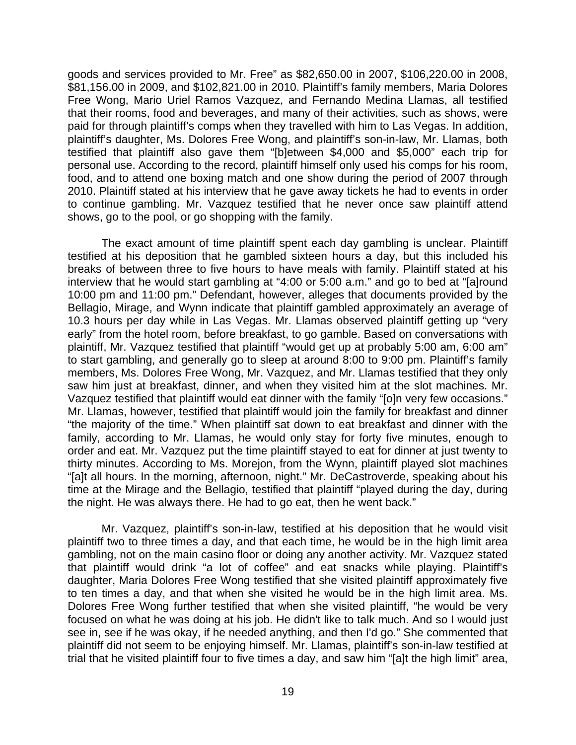goods and services provided to Mr. Free" as $82,650.00 in 2007, $106,220.00 in 2008, $81,156.00 in 2009, and $102,821.00 in 2010. Plaintiff's family members, Maria Dolores Free Wong, Mario Uriel Ramos Vazquez, and Fernando Medina Llamas, all testified that their rooms, food and beverages, and many of their activities, such as shows, were paid for through plaintiff's comps when they travelled with him to Las Vegas. In addition, plaintiff's daughter, Ms. Dolores Free Wong, and plaintiff's son-in-law, Mr. Llamas, both testified that plaintiff also gave them "[b]etween $4,000 and $5,000" each trip for personal use. According to the record, plaintiff himself only used his comps for his room, food, and to attend one boxing match and one show during the period of 2007 through 2010. Plaintiff stated at his interview that he gave away tickets he had to events in order to continue gambling. Mr. Vazquez testified that he never once saw plaintiff attend shows, go to the pool, or go shopping with the family.

The exact amount of time plaintiff spent each day gambling is unclear. Plaintiff testified at his deposition that he gambled sixteen hours a day, but this included his breaks of between three to five hours to have meals with family. Plaintiff stated at his interview that he would start gambling at "4:00 or 5:00 a.m." and go to bed at "[a]round 10:00 pm and 11:00 pm." Defendant, however, alleges that documents provided by the Bellagio, Mirage, and Wynn indicate that plaintiff gambled approximately an average of 10.3 hours per day while in Las Vegas. Mr. Llamas observed plaintiff getting up "very early" from the hotel room, before breakfast, to go gamble. Based on conversations with plaintiff, Mr. Vazquez testified that plaintiff "would get up at probably 5:00 am, 6:00 am" to start gambling, and generally go to sleep at around 8:00 to 9:00 pm. Plaintiff's family members, Ms. Dolores Free Wong, Mr. Vazquez, and Mr. Llamas testified that they only saw him just at breakfast, dinner, and when they visited him at the slot machines. Mr. Vazquez testified that plaintiff would eat dinner with the family "[o]n very few occasions." Mr. Llamas, however, testified that plaintiff would join the family for breakfast and dinner "the majority of the time." When plaintiff sat down to eat breakfast and dinner with the family, according to Mr. Llamas, he would only stay for forty five minutes, enough to order and eat. Mr. Vazquez put the time plaintiff stayed to eat for dinner at just twenty to thirty minutes. According to Ms. Morejon, from the Wynn, plaintiff played slot machines "[a]t all hours. In the morning, afternoon, night." Mr. DeCastroverde, speaking about his time at the Mirage and the Bellagio, testified that plaintiff "played during the day, during the night. He was always there. He had to go eat, then he went back."

Mr. Vazquez, plaintiff's son-in-law, testified at his deposition that he would visit plaintiff two to three times a day, and that each time, he would be in the high limit area gambling, not on the main casino floor or doing any another activity. Mr. Vazquez stated that plaintiff would drink "a lot of coffee" and eat snacks while playing. Plaintiff's daughter, Maria Dolores Free Wong testified that she visited plaintiff approximately five to ten times a day, and that when she visited he would be in the high limit area. Ms. Dolores Free Wong further testified that when she visited plaintiff, "he would be very focused on what he was doing at his job. He didn't like to talk much. And so I would just see in, see if he was okay, if he needed anything, and then I'd go." She commented that plaintiff did not seem to be enjoying himself. Mr. Llamas, plaintiff's son-in-law testified at trial that he visited plaintiff four to five times a day, and saw him "[a]t the high limit" area,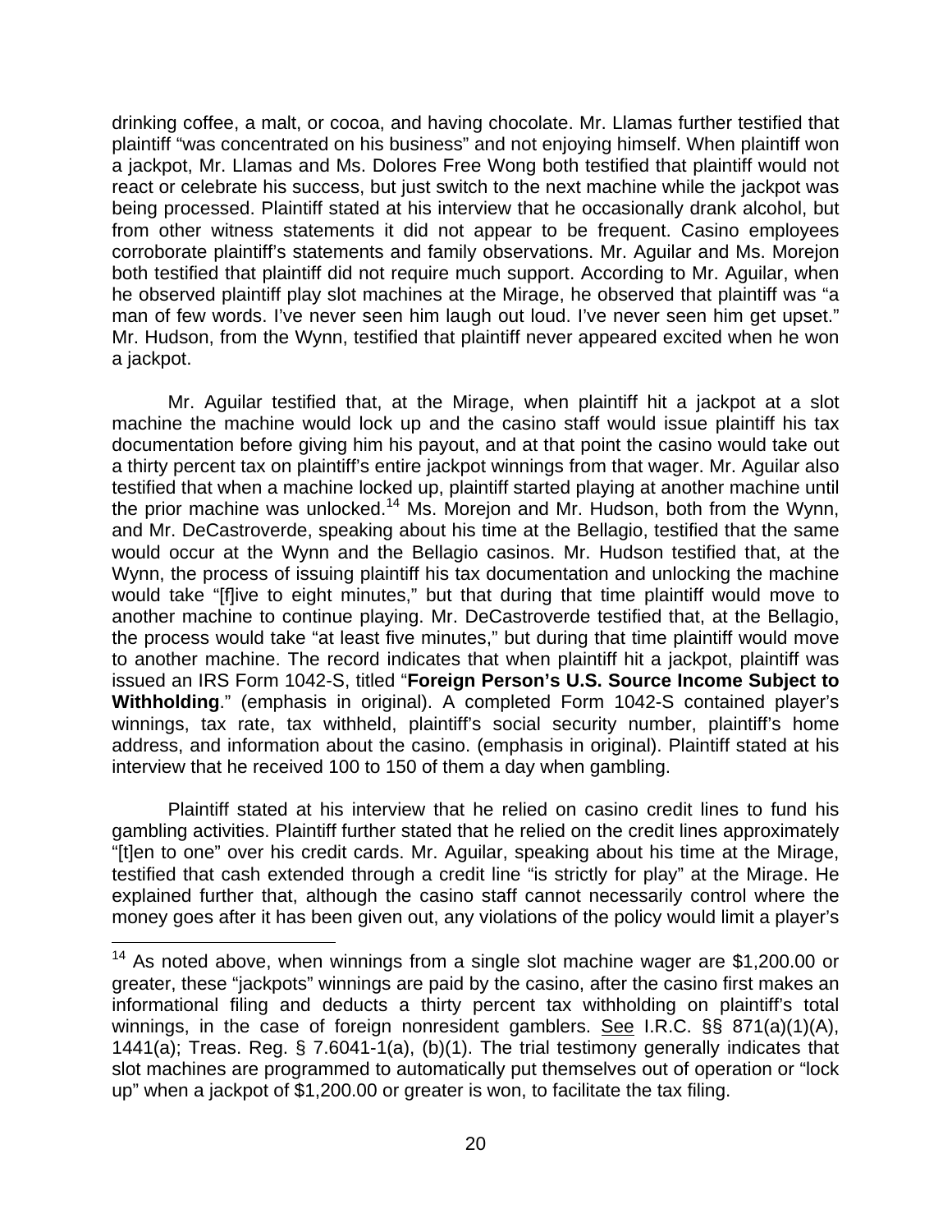drinking coffee, a malt, or cocoa, and having chocolate. Mr. Llamas further testified that plaintiff "was concentrated on his business" and not enjoying himself. When plaintiff won a jackpot, Mr. Llamas and Ms. Dolores Free Wong both testified that plaintiff would not react or celebrate his success, but just switch to the next machine while the jackpot was being processed. Plaintiff stated at his interview that he occasionally drank alcohol, but from other witness statements it did not appear to be frequent. Casino employees corroborate plaintiff's statements and family observations. Mr. Aguilar and Ms. Morejon both testified that plaintiff did not require much support. According to Mr. Aguilar, when he observed plaintiff play slot machines at the Mirage, he observed that plaintiff was "a man of few words. I've never seen him laugh out loud. I've never seen him get upset." Mr. Hudson, from the Wynn, testified that plaintiff never appeared excited when he won a jackpot.

Mr. Aguilar testified that, at the Mirage, when plaintiff hit a jackpot at a slot machine the machine would lock up and the casino staff would issue plaintiff his tax documentation before giving him his payout, and at that point the casino would take out a thirty percent tax on plaintiff's entire jackpot winnings from that wager. Mr. Aguilar also testified that when a machine locked up, plaintiff started playing at another machine until the prior machine was unlocked.[14] Ms. Morejon and Mr. Hudson, both from the Wynn, and Mr. DeCastroverde, speaking about his time at the Bellagio, testified that the same would occur at the Wynn and the Bellagio casinos. Mr. Hudson testified that, at the Wynn, the process of issuing plaintiff his tax documentation and unlocking the machine would take "[f]ive to eight minutes," but that during that time plaintiff would move to another machine to continue playing. Mr. DeCastroverde testified that, at the Bellagio, the process would take "at least five minutes," but during that time plaintiff would move to another machine. The record indicates that when plaintiff hit a jackpot, plaintiff was issued an IRS Form 1042-S, titled "**Foreign Person's U.S. Source Income Subject to Withholding**." (emphasis in original). A completed Form 1042-S contained player's winnings, tax rate, tax withheld, plaintiff's social security number, plaintiff's home address, and information about the casino. (emphasis in original). Plaintiff stated at his interview that he received 100 to 150 of them a day when gambling.

Plaintiff stated at his interview that he relied on casino credit lines to fund his gambling activities. Plaintiff further stated that he relied on the credit lines approximately "[t]en to one" over his credit cards. Mr. Aguilar, speaking about his time at the Mirage, testified that cash extended through a credit line "is strictly for play" at the Mirage. He explained further that, although the casino staff cannot necessarily control where the money goes after it has been given out, any violations of the policy would limit a player's

---

[14] As noted above, when winnings from a single slot machine wager are $1,200.00 or greater, these "jackpots" winnings are paid by the casino, after the casino first makes an informational filing and deducts a thirty percent tax withholding on plaintiff's total winnings, in the case of foreign nonresident gamblers. See I.R.C. §§ 871(a)(1)(A), 1441(a); Treas. Reg. § 7.6041-1(a), (b)(1). The trial testimony generally indicates that slot machines are programmed to automatically put themselves out of operation or "lock up" when a jackpot of $1,200.00 or greater is won, to facilitate the tax filing.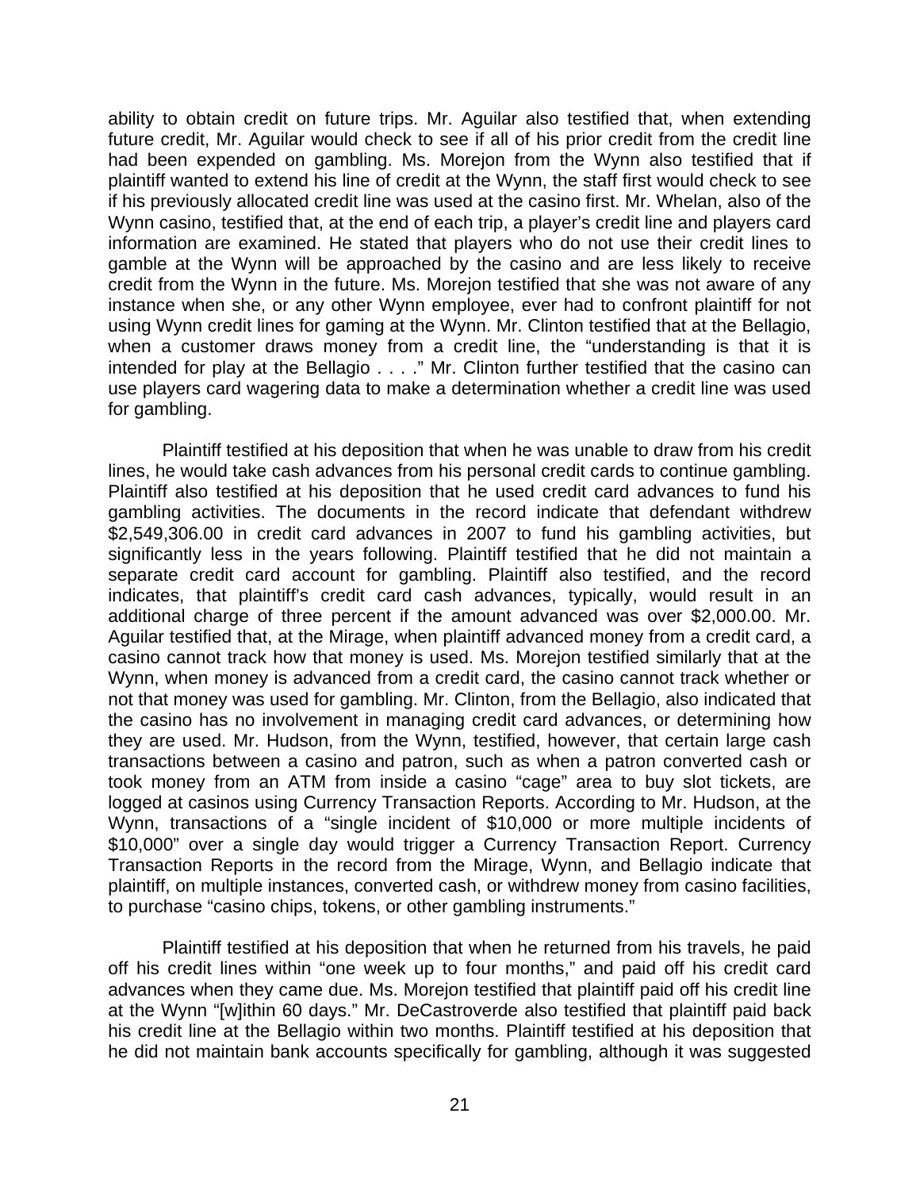ability to obtain credit on future trips. Mr. Aguilar also testified that, when extending future credit, Mr. Aguilar would check to see if all of his prior credit from the credit line had been expended on gambling. Ms. Morejon from the Wynn also testified that if plaintiff wanted to extend his line of credit at the Wynn, the staff first would check to see if his previously allocated credit line was used at the casino first. Mr. Whelan, also of the Wynn casino, testified that, at the end of each trip, a player's credit line and players card information are examined. He stated that players who do not use their credit lines to gamble at the Wynn will be approached by the casino and are less likely to receive credit from the Wynn in the future. Ms. Morejon testified that she was not aware of any instance when she, or any other Wynn employee, ever had to confront plaintiff for not using Wynn credit lines for gaming at the Wynn. Mr. Clinton testified that at the Bellagio, when a customer draws money from a credit line, the "understanding is that it is intended for play at the Bellagio . . . ." Mr. Clinton further testified that the casino can use players card wagering data to make a determination whether a credit line was used for gambling.

Plaintiff testified at his deposition that when he was unable to draw from his credit lines, he would take cash advances from his personal credit cards to continue gambling. Plaintiff also testified at his deposition that he used credit card advances to fund his gambling activities. The documents in the record indicate that defendant withdrew $2,549,306.00 in credit card advances in 2007 to fund his gambling activities, but significantly less in the years following. Plaintiff testified that he did not maintain a separate credit card account for gambling. Plaintiff also testified, and the record indicates, that plaintiff's credit card cash advances, typically, would result in an additional charge of three percent if the amount advanced was over $2,000.00. Mr. Aguilar testified that, at the Mirage, when plaintiff advanced money from a credit card, a casino cannot track how that money is used. Ms. Morejon testified similarly that at the Wynn, when money is advanced from a credit card, the casino cannot track whether or not that money was used for gambling. Mr. Clinton, from the Bellagio, also indicated that the casino has no involvement in managing credit card advances, or determining how they are used. Mr. Hudson, from the Wynn, testified, however, that certain large cash transactions between a casino and patron, such as when a patron converted cash or took money from an ATM from inside a casino "cage" area to buy slot tickets, are logged at casinos using Currency Transaction Reports. According to Mr. Hudson, at the Wynn, transactions of a "single incident of $10,000 or more multiple incidents of $10,000" over a single day would trigger a Currency Transaction Report. Currency Transaction Reports in the record from the Mirage, Wynn, and Bellagio indicate that plaintiff, on multiple instances, converted cash, or withdrew money from casino facilities, to purchase "casino chips, tokens, or other gambling instruments."

Plaintiff testified at his deposition that when he returned from his travels, he paid off his credit lines within "one week up to four months," and paid off his credit card advances when they came due. Ms. Morejon testified that plaintiff paid off his credit line at the Wynn "[w]ithin 60 days." Mr. DeCastroverde also testified that plaintiff paid back his credit line at the Bellagio within two months. Plaintiff testified at his deposition that he did not maintain bank accounts specifically for gambling, although it was suggested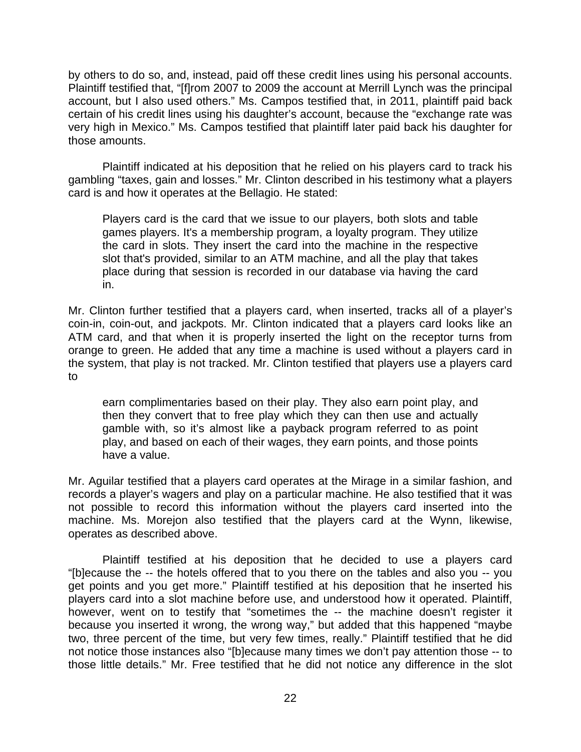by others to do so, and, instead, paid off these credit lines using his personal accounts. Plaintiff testified that, "[f]rom 2007 to 2009 the account at Merrill Lynch was the principal account, but I also used others." Ms. Campos testified that, in 2011, plaintiff paid back certain of his credit lines using his daughter's account, because the "exchange rate was very high in Mexico." Ms. Campos testified that plaintiff later paid back his daughter for those amounts.

Plaintiff indicated at his deposition that he relied on his players card to track his gambling "taxes, gain and losses." Mr. Clinton described in his testimony what a players card is and how it operates at the Bellagio. He stated:

> Players card is the card that we issue to our players, both slots and table games players. It's a membership program, a loyalty program. They utilize the card in slots. They insert the card into the machine in the respective slot that's provided, similar to an ATM machine, and all the play that takes place during that session is recorded in our database via having the card in.

Mr. Clinton further testified that a players card, when inserted, tracks all of a player's coin-in, coin-out, and jackpots. Mr. Clinton indicated that a players card looks like an ATM card, and that when it is properly inserted the light on the receptor turns from orange to green. He added that any time a machine is used without a players card in the system, that play is not tracked. Mr. Clinton testified that players use a players card to

> earn complimentaries based on their play. They also earn point play, and then they convert that to free play which they can then use and actually gamble with, so it's almost like a payback program referred to as point play, and based on each of their wages, they earn points, and those points have a value.

Mr. Aguilar testified that a players card operates at the Mirage in a similar fashion, and records a player's wagers and play on a particular machine. He also testified that it was not possible to record this information without the players card inserted into the machine. Ms. Morejon also testified that the players card at the Wynn, likewise, operates as described above.

Plaintiff testified at his deposition that he decided to use a players card "[b]ecause the -- the hotels offered that to you there on the tables and also you -- you get points and you get more." Plaintiff testified at his deposition that he inserted his players card into a slot machine before use, and understood how it operated. Plaintiff, however, went on to testify that "sometimes the -- the machine doesn't register it because you inserted it wrong, the wrong way," but added that this happened "maybe two, three percent of the time, but very few times, really." Plaintiff testified that he did not notice those instances also "[b]ecause many times we don't pay attention those -- to those little details." Mr. Free testified that he did not notice any difference in the slot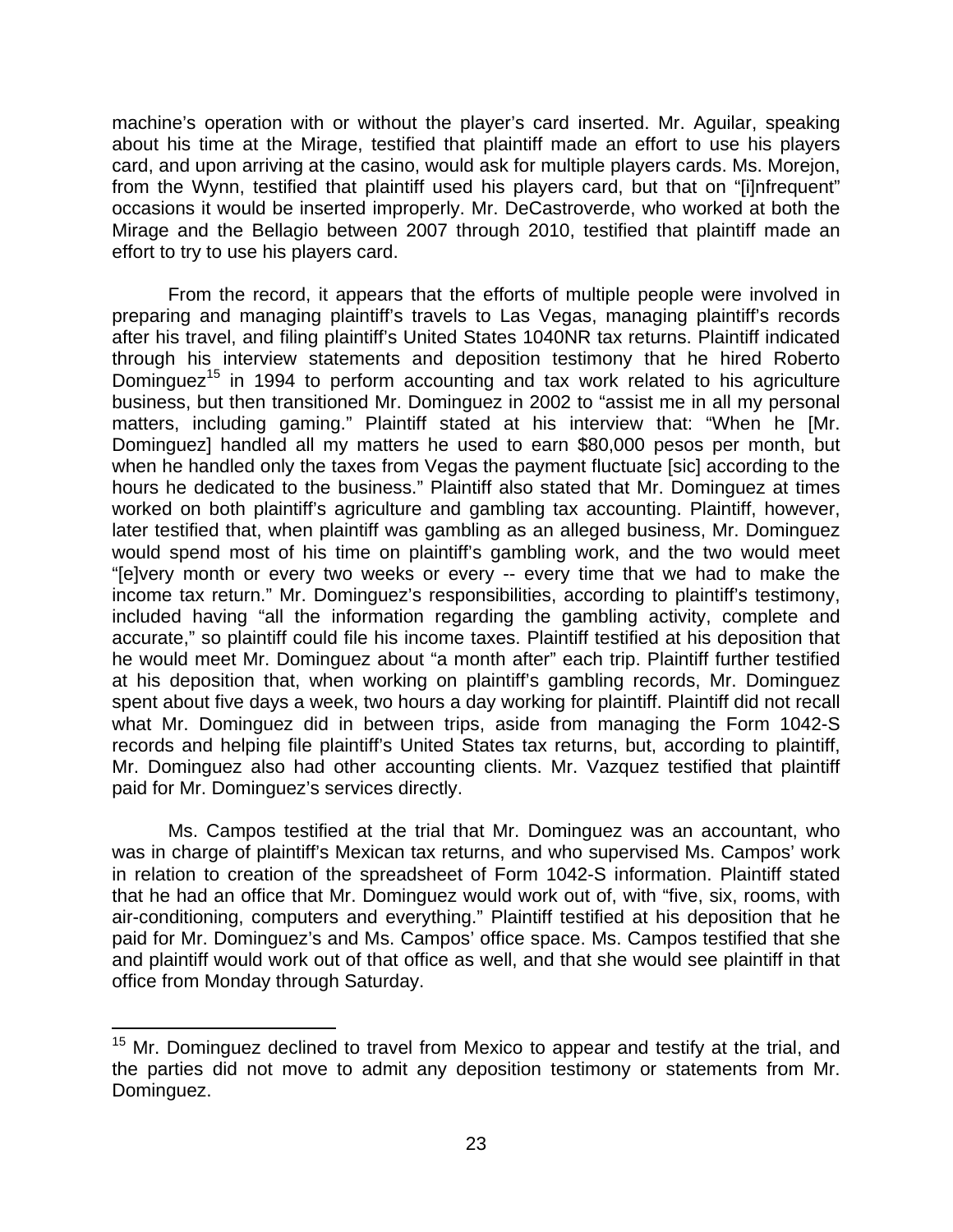machine's operation with or without the player's card inserted. Mr. Aguilar, speaking about his time at the Mirage, testified that plaintiff made an effort to use his players card, and upon arriving at the casino, would ask for multiple players cards. Ms. Morejon, from the Wynn, testified that plaintiff used his players card, but that on "[i]nfrequent" occasions it would be inserted improperly. Mr. DeCastroverde, who worked at both the Mirage and the Bellagio between 2007 through 2010, testified that plaintiff made an effort to try to use his players card.

From the record, it appears that the efforts of multiple people were involved in preparing and managing plaintiff's travels to Las Vegas, managing plaintiff's records after his travel, and filing plaintiff's United States 1040NR tax returns. Plaintiff indicated through his interview statements and deposition testimony that he hired Roberto Dominguez[15] in 1994 to perform accounting and tax work related to his agriculture business, but then transitioned Mr. Dominguez in 2002 to "assist me in all my personal matters, including gaming." Plaintiff stated at his interview that: "When he [Mr. Dominguez] handled all my matters he used to earn $80,000 pesos per month, but when he handled only the taxes from Vegas the payment fluctuate [sic] according to the hours he dedicated to the business." Plaintiff also stated that Mr. Dominguez at times worked on both plaintiff's agriculture and gambling tax accounting. Plaintiff, however, later testified that, when plaintiff was gambling as an alleged business, Mr. Dominguez would spend most of his time on plaintiff's gambling work, and the two would meet "[e]very month or every two weeks or every -- every time that we had to make the income tax return." Mr. Dominguez's responsibilities, according to plaintiff's testimony, included having "all the information regarding the gambling activity, complete and accurate," so plaintiff could file his income taxes. Plaintiff testified at his deposition that he would meet Mr. Dominguez about "a month after" each trip. Plaintiff further testified at his deposition that, when working on plaintiff's gambling records, Mr. Dominguez spent about five days a week, two hours a day working for plaintiff. Plaintiff did not recall what Mr. Dominguez did in between trips, aside from managing the Form 1042-S records and helping file plaintiff's United States tax returns, but, according to plaintiff, Mr. Dominguez also had other accounting clients. Mr. Vazquez testified that plaintiff paid for Mr. Dominguez's services directly.

Ms. Campos testified at the trial that Mr. Dominguez was an accountant, who was in charge of plaintiff's Mexican tax returns, and who supervised Ms. Campos' work in relation to creation of the spreadsheet of Form 1042-S information. Plaintiff stated that he had an office that Mr. Dominguez would work out of, with "five, six, rooms, with air-conditioning, computers and everything." Plaintiff testified at his deposition that he paid for Mr. Dominguez's and Ms. Campos' office space. Ms. Campos testified that she and plaintiff would work out of that office as well, and that she would see plaintiff in that office from Monday through Saturday.

---

[15] Mr. Dominguez declined to travel from Mexico to appear and testify at the trial, and the parties did not move to admit any deposition testimony or statements from Mr. Dominguez.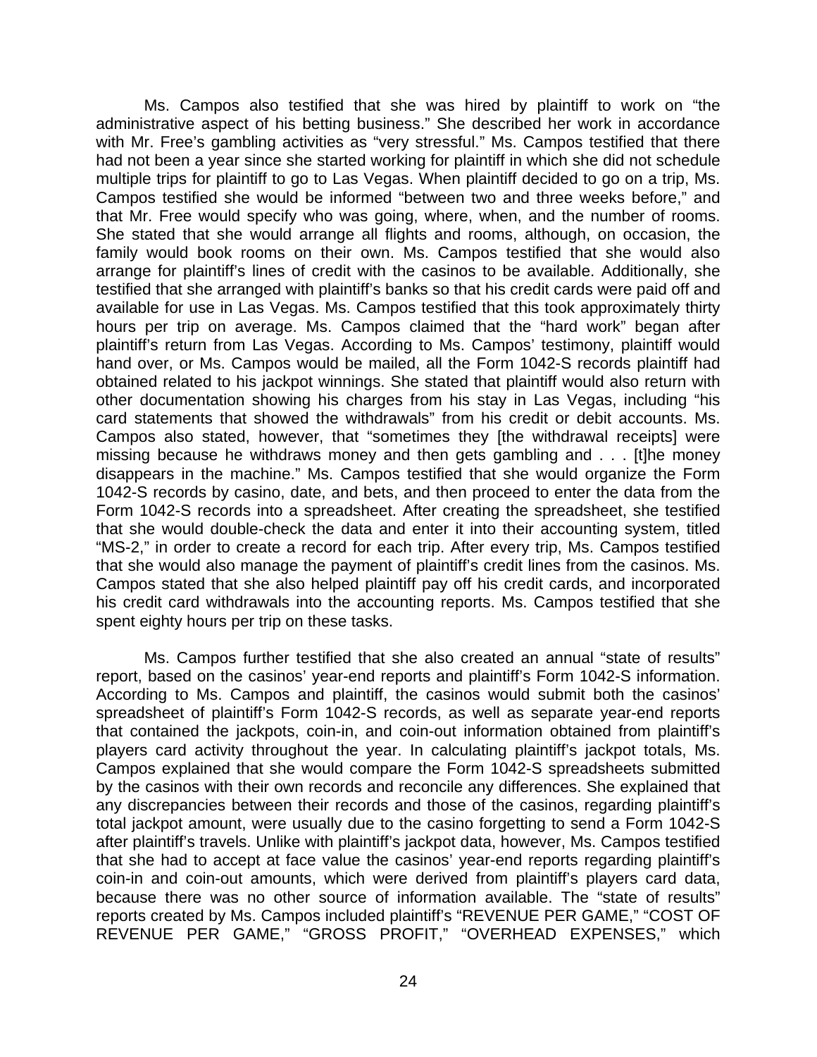Ms. Campos also testified that she was hired by plaintiff to work on "the administrative aspect of his betting business." She described her work in accordance with Mr. Free's gambling activities as "very stressful." Ms. Campos testified that there had not been a year since she started working for plaintiff in which she did not schedule multiple trips for plaintiff to go to Las Vegas. When plaintiff decided to go on a trip, Ms. Campos testified she would be informed "between two and three weeks before," and that Mr. Free would specify who was going, where, when, and the number of rooms. She stated that she would arrange all flights and rooms, although, on occasion, the family would book rooms on their own. Ms. Campos testified that she would also arrange for plaintiff's lines of credit with the casinos to be available. Additionally, she testified that she arranged with plaintiff's banks so that his credit cards were paid off and available for use in Las Vegas. Ms. Campos testified that this took approximately thirty hours per trip on average. Ms. Campos claimed that the "hard work" began after plaintiff's return from Las Vegas. According to Ms. Campos' testimony, plaintiff would hand over, or Ms. Campos would be mailed, all the Form 1042-S records plaintiff had obtained related to his jackpot winnings. She stated that plaintiff would also return with other documentation showing his charges from his stay in Las Vegas, including "his card statements that showed the withdrawals" from his credit or debit accounts. Ms. Campos also stated, however, that "sometimes they [the withdrawal receipts] were missing because he withdraws money and then gets gambling and . . . [t]he money disappears in the machine." Ms. Campos testified that she would organize the Form 1042-S records by casino, date, and bets, and then proceed to enter the data from the Form 1042-S records into a spreadsheet. After creating the spreadsheet, she testified that she would double-check the data and enter it into their accounting system, titled "MS-2," in order to create a record for each trip. After every trip, Ms. Campos testified that she would also manage the payment of plaintiff's credit lines from the casinos. Ms. Campos stated that she also helped plaintiff pay off his credit cards, and incorporated his credit card withdrawals into the accounting reports. Ms. Campos testified that she spent eighty hours per trip on these tasks.

Ms. Campos further testified that she also created an annual "state of results" report, based on the casinos' year-end reports and plaintiff's Form 1042-S information. According to Ms. Campos and plaintiff, the casinos would submit both the casinos' spreadsheet of plaintiff's Form 1042-S records, as well as separate year-end reports that contained the jackpots, coin-in, and coin-out information obtained from plaintiff's players card activity throughout the year. In calculating plaintiff's jackpot totals, Ms. Campos explained that she would compare the Form 1042-S spreadsheets submitted by the casinos with their own records and reconcile any differences. She explained that any discrepancies between their records and those of the casinos, regarding plaintiff's total jackpot amount, were usually due to the casino forgetting to send a Form 1042-S after plaintiff's travels. Unlike with plaintiff's jackpot data, however, Ms. Campos testified that she had to accept at face value the casinos' year-end reports regarding plaintiff's coin-in and coin-out amounts, which were derived from plaintiff's players card data, because there was no other source of information available. The "state of results" reports created by Ms. Campos included plaintiff's "REVENUE PER GAME," "COST OF REVENUE PER GAME," "GROSS PROFIT," "OVERHEAD EXPENSES," which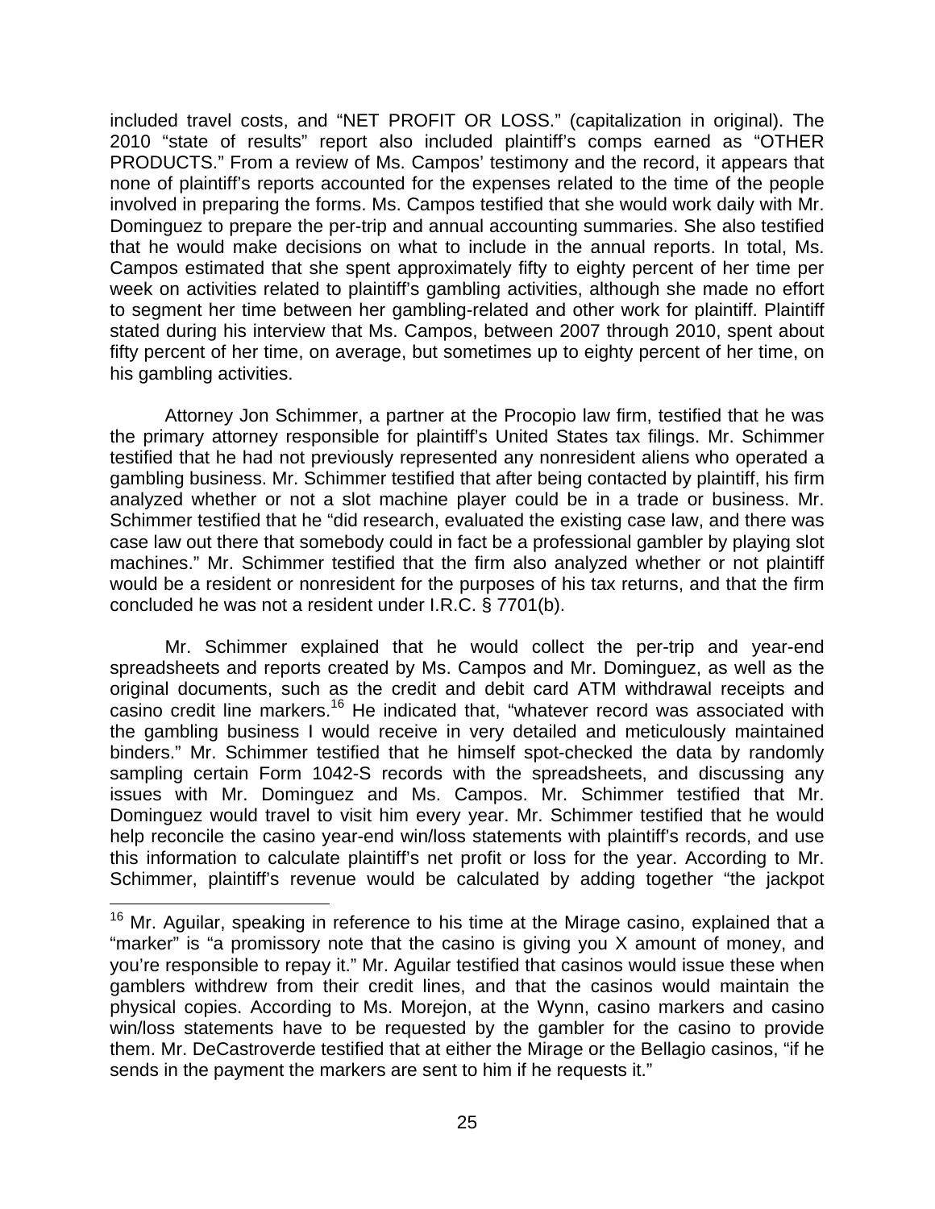included travel costs, and "NET PROFIT OR LOSS." (capitalization in original). The 2010 "state of results" report also included plaintiff's comps earned as "OTHER PRODUCTS." From a review of Ms. Campos' testimony and the record, it appears that none of plaintiff's reports accounted for the expenses related to the time of the people involved in preparing the forms. Ms. Campos testified that she would work daily with Mr. Dominguez to prepare the per-trip and annual accounting summaries. She also testified that he would make decisions on what to include in the annual reports. In total, Ms. Campos estimated that she spent approximately fifty to eighty percent of her time per week on activities related to plaintiff's gambling activities, although she made no effort to segment her time between her gambling-related and other work for plaintiff. Plaintiff stated during his interview that Ms. Campos, between 2007 through 2010, spent about fifty percent of her time, on average, but sometimes up to eighty percent of her time, on his gambling activities.

Attorney Jon Schimmer, a partner at the Procopio law firm, testified that he was the primary attorney responsible for plaintiff's United States tax filings. Mr. Schimmer testified that he had not previously represented any nonresident aliens who operated a gambling business. Mr. Schimmer testified that after being contacted by plaintiff, his firm analyzed whether or not a slot machine player could be in a trade or business. Mr. Schimmer testified that he "did research, evaluated the existing case law, and there was case law out there that somebody could in fact be a professional gambler by playing slot machines." Mr. Schimmer testified that the firm also analyzed whether or not plaintiff would be a resident or nonresident for the purposes of his tax returns, and that the firm concluded he was not a resident under I.R.C. § 7701(b).

Mr. Schimmer explained that he would collect the per-trip and year-end spreadsheets and reports created by Ms. Campos and Mr. Dominguez, as well as the original documents, such as the credit and debit card ATM withdrawal receipts and casino credit line markers.[16] He indicated that, "whatever record was associated with the gambling business I would receive in very detailed and meticulously maintained binders." Mr. Schimmer testified that he himself spot-checked the data by randomly sampling certain Form 1042-S records with the spreadsheets, and discussing any issues with Mr. Dominguez and Ms. Campos. Mr. Schimmer testified that Mr. Dominguez would travel to visit him every year. Mr. Schimmer testified that he would help reconcile the casino year-end win/loss statements with plaintiff's records, and use this information to calculate plaintiff's net profit or loss for the year. According to Mr. Schimmer, plaintiff's revenue would be calculated by adding together "the jackpot

[16] Mr. Aguilar, speaking in reference to his time at the Mirage casino, explained that a "marker" is "a promissory note that the casino is giving you X amount of money, and you're responsible to repay it." Mr. Aguilar testified that casinos would issue these when gamblers withdrew from their credit lines, and that the casinos would maintain the physical copies. According to Ms. Morejon, at the Wynn, casino markers and casino win/loss statements have to be requested by the gambler for the casino to provide them. Mr. DeCastroverde testified that at either the Mirage or the Bellagio casinos, "if he sends in the payment the markers are sent to him if he requests it."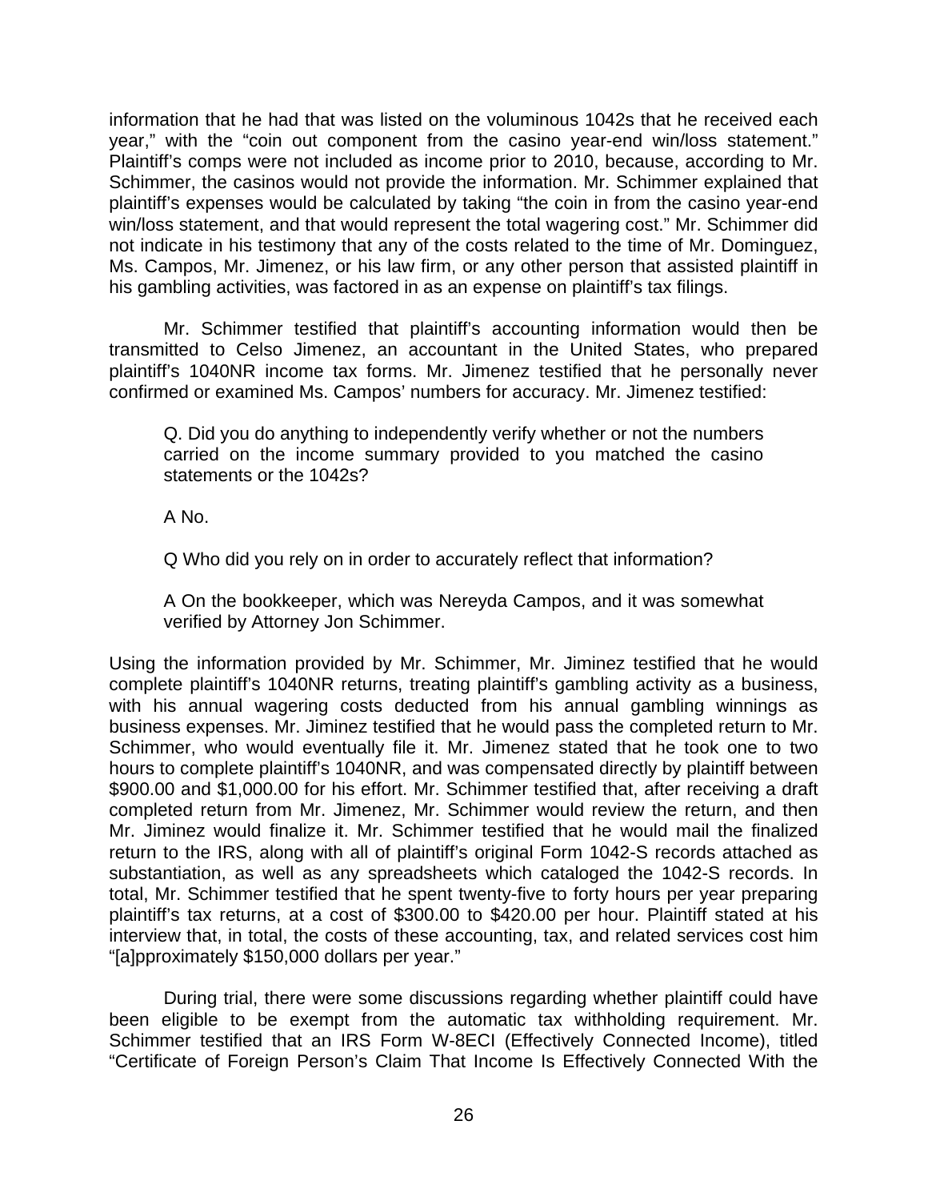information that he had that was listed on the voluminous 1042s that he received each year," with the "coin out component from the casino year-end win/loss statement." Plaintiff's comps were not included as income prior to 2010, because, according to Mr. Schimmer, the casinos would not provide the information. Mr. Schimmer explained that plaintiff's expenses would be calculated by taking "the coin in from the casino year-end win/loss statement, and that would represent the total wagering cost." Mr. Schimmer did not indicate in his testimony that any of the costs related to the time of Mr. Dominguez, Ms. Campos, Mr. Jimenez, or his law firm, or any other person that assisted plaintiff in his gambling activities, was factored in as an expense on plaintiff's tax filings.

Mr. Schimmer testified that plaintiff's accounting information would then be transmitted to Celso Jimenez, an accountant in the United States, who prepared plaintiff's 1040NR income tax forms. Mr. Jimenez testified that he personally never confirmed or examined Ms. Campos' numbers for accuracy. Mr. Jimenez testified:

> Q. Did you do anything to independently verify whether or not the numbers carried on the income summary provided to you matched the casino statements or the 1042s?
>
> A No.
>
> Q Who did you rely on in order to accurately reflect that information?
>
> A On the bookkeeper, which was Nereyda Campos, and it was somewhat verified by Attorney Jon Schimmer.

Using the information provided by Mr. Schimmer, Mr. Jiminez testified that he would complete plaintiff's 1040NR returns, treating plaintiff's gambling activity as a business, with his annual wagering costs deducted from his annual gambling winnings as business expenses. Mr. Jiminez testified that he would pass the completed return to Mr. Schimmer, who would eventually file it. Mr. Jimenez stated that he took one to two hours to complete plaintiff's 1040NR, and was compensated directly by plaintiff between \$900.00 and \$1,000.00 for his effort. Mr. Schimmer testified that, after receiving a draft completed return from Mr. Jimenez, Mr. Schimmer would review the return, and then Mr. Jiminez would finalize it. Mr. Schimmer testified that he would mail the finalized return to the IRS, along with all of plaintiff's original Form 1042-S records attached as substantiation, as well as any spreadsheets which cataloged the 1042-S records. In total, Mr. Schimmer testified that he spent twenty-five to forty hours per year preparing plaintiff's tax returns, at a cost of \$300.00 to \$420.00 per hour. Plaintiff stated at his interview that, in total, the costs of these accounting, tax, and related services cost him "[a]pproximately \$150,000 dollars per year."

During trial, there were some discussions regarding whether plaintiff could have been eligible to be exempt from the automatic tax withholding requirement. Mr. Schimmer testified that an IRS Form W-8ECI (Effectively Connected Income), titled "Certificate of Foreign Person's Claim That Income Is Effectively Connected With the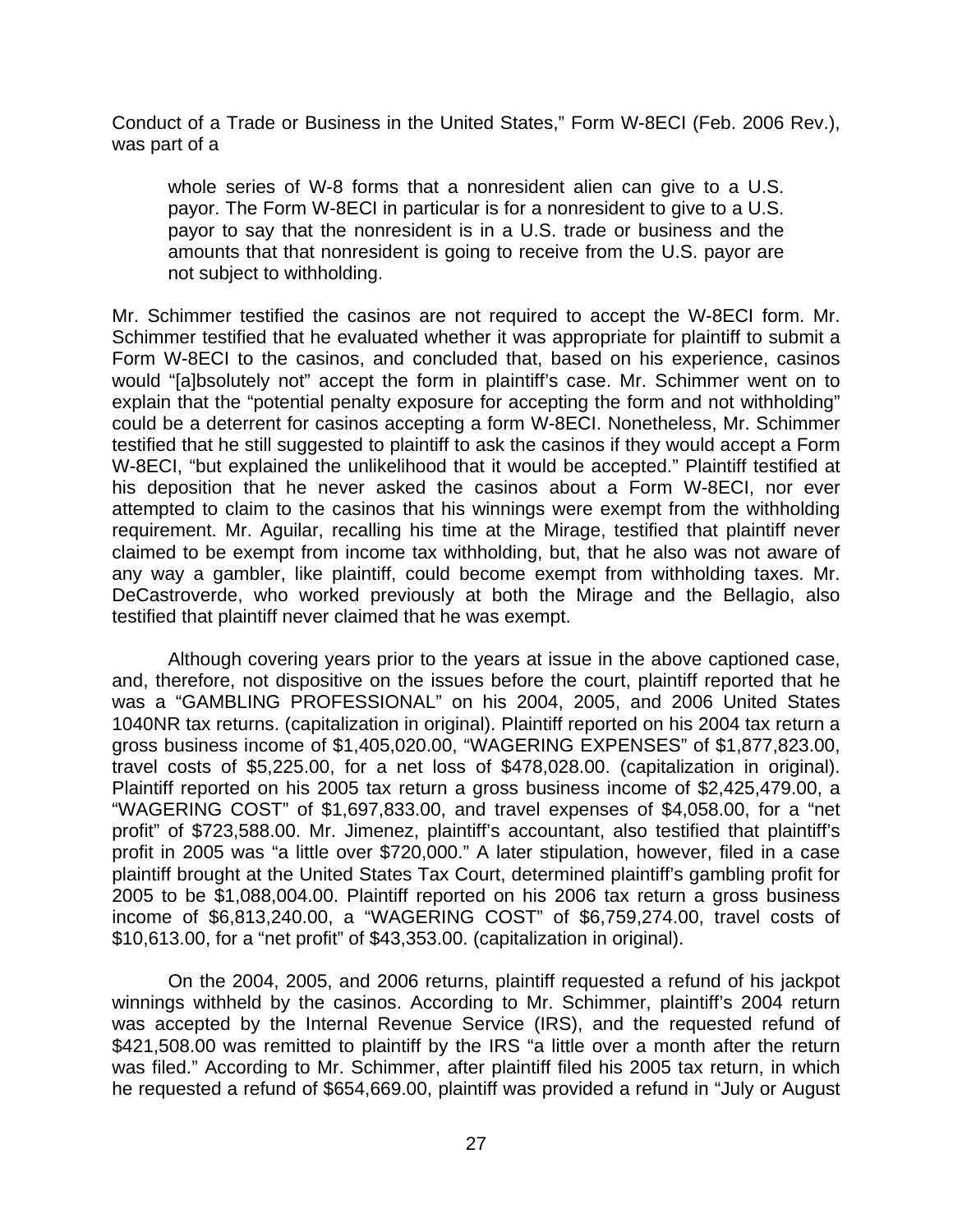Conduct of a Trade or Business in the United States," Form W-8ECI (Feb. 2006 Rev.), was part of a

> whole series of W-8 forms that a nonresident alien can give to a U.S. payor. The Form W-8ECI in particular is for a nonresident to give to a U.S. payor to say that the nonresident is in a U.S. trade or business and the amounts that that nonresident is going to receive from the U.S. payor are not subject to withholding.

Mr. Schimmer testified the casinos are not required to accept the W-8ECI form. Mr. Schimmer testified that he evaluated whether it was appropriate for plaintiff to submit a Form W-8ECI to the casinos, and concluded that, based on his experience, casinos would "[a]bsolutely not" accept the form in plaintiff's case. Mr. Schimmer went on to explain that the "potential penalty exposure for accepting the form and not withholding" could be a deterrent for casinos accepting a form W-8ECI. Nonetheless, Mr. Schimmer testified that he still suggested to plaintiff to ask the casinos if they would accept a Form W-8ECI, "but explained the unlikelihood that it would be accepted." Plaintiff testified at his deposition that he never asked the casinos about a Form W-8ECI, nor ever attempted to claim to the casinos that his winnings were exempt from the withholding requirement. Mr. Aguilar, recalling his time at the Mirage, testified that plaintiff never claimed to be exempt from income tax withholding, but, that he also was not aware of any way a gambler, like plaintiff, could become exempt from withholding taxes. Mr. DeCastroverde, who worked previously at both the Mirage and the Bellagio, also testified that plaintiff never claimed that he was exempt.

Although covering years prior to the years at issue in the above captioned case, and, therefore, not dispositive on the issues before the court, plaintiff reported that he was a "GAMBLING PROFESSIONAL" on his 2004, 2005, and 2006 United States 1040NR tax returns. (capitalization in original). Plaintiff reported on his 2004 tax return a gross business income of $1,405,020.00, "WAGERING EXPENSES" of $1,877,823.00, travel costs of $5,225.00, for a net loss of $478,028.00. (capitalization in original). Plaintiff reported on his 2005 tax return a gross business income of $2,425,479.00, a "WAGERING COST" of $1,697,833.00, and travel expenses of $4,058.00, for a "net profit" of $723,588.00. Mr. Jimenez, plaintiff's accountant, also testified that plaintiff's profit in 2005 was "a little over $720,000." A later stipulation, however, filed in a case plaintiff brought at the United States Tax Court, determined plaintiff's gambling profit for 2005 to be $1,088,004.00. Plaintiff reported on his 2006 tax return a gross business income of $6,813,240.00, a "WAGERING COST" of $6,759,274.00, travel costs of $10,613.00, for a "net profit" of $43,353.00. (capitalization in original).

On the 2004, 2005, and 2006 returns, plaintiff requested a refund of his jackpot winnings withheld by the casinos. According to Mr. Schimmer, plaintiff's 2004 return was accepted by the Internal Revenue Service (IRS), and the requested refund of $421,508.00 was remitted to plaintiff by the IRS "a little over a month after the return was filed." According to Mr. Schimmer, after plaintiff filed his 2005 tax return, in which he requested a refund of $654,669.00, plaintiff was provided a refund in "July or August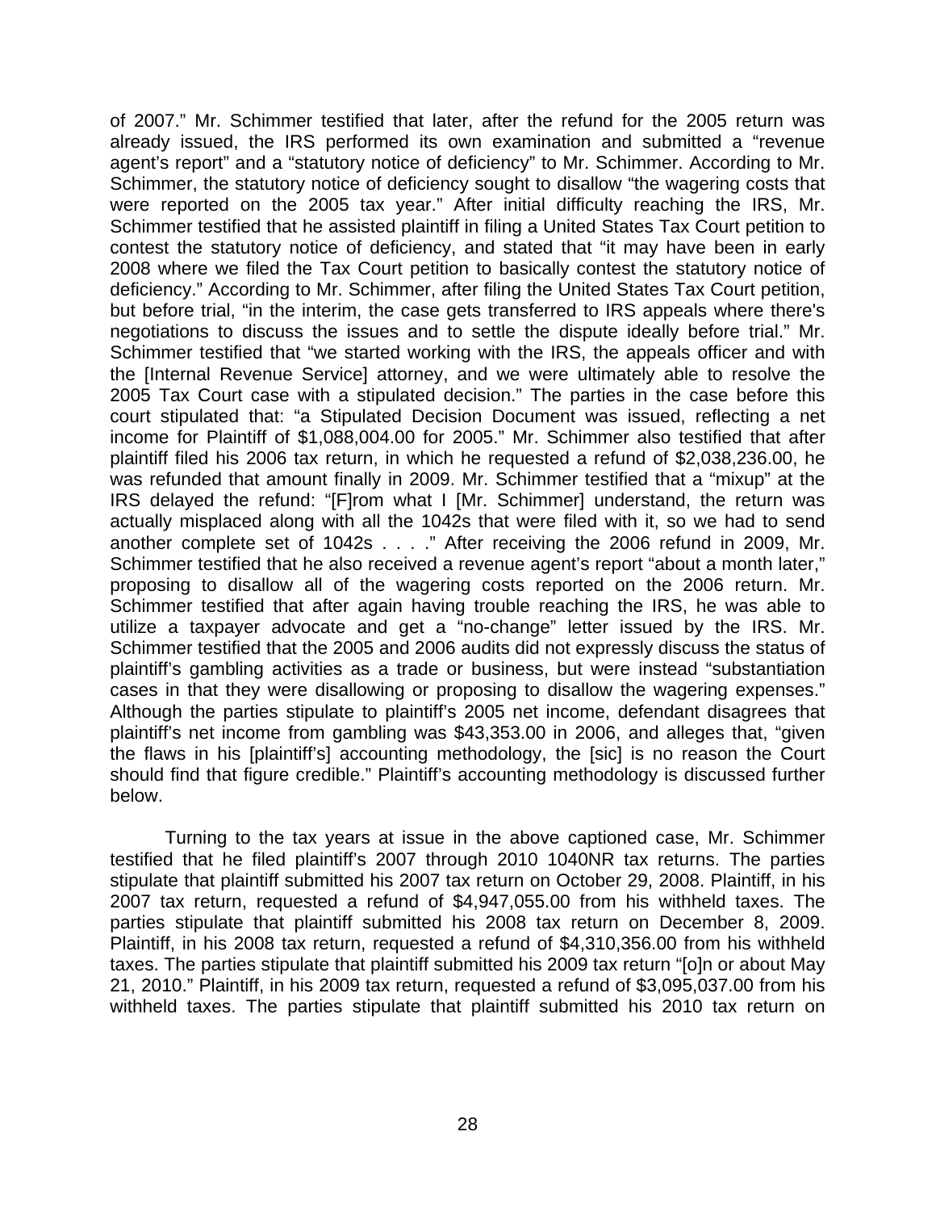of 2007." Mr. Schimmer testified that later, after the refund for the 2005 return was already issued, the IRS performed its own examination and submitted a "revenue agent's report" and a "statutory notice of deficiency" to Mr. Schimmer. According to Mr. Schimmer, the statutory notice of deficiency sought to disallow "the wagering costs that were reported on the 2005 tax year." After initial difficulty reaching the IRS, Mr. Schimmer testified that he assisted plaintiff in filing a United States Tax Court petition to contest the statutory notice of deficiency, and stated that "it may have been in early 2008 where we filed the Tax Court petition to basically contest the statutory notice of deficiency." According to Mr. Schimmer, after filing the United States Tax Court petition, but before trial, "in the interim, the case gets transferred to IRS appeals where there's negotiations to discuss the issues and to settle the dispute ideally before trial." Mr. Schimmer testified that "we started working with the IRS, the appeals officer and with the [Internal Revenue Service] attorney, and we were ultimately able to resolve the 2005 Tax Court case with a stipulated decision." The parties in the case before this court stipulated that: "a Stipulated Decision Document was issued, reflecting a net income for Plaintiff of $1,088,004.00 for 2005." Mr. Schimmer also testified that after plaintiff filed his 2006 tax return, in which he requested a refund of $2,038,236.00, he was refunded that amount finally in 2009. Mr. Schimmer testified that a "mixup" at the IRS delayed the refund: "[F]rom what I [Mr. Schimmer] understand, the return was actually misplaced along with all the 1042s that were filed with it, so we had to send another complete set of 1042s . . . ." After receiving the 2006 refund in 2009, Mr. Schimmer testified that he also received a revenue agent's report "about a month later," proposing to disallow all of the wagering costs reported on the 2006 return. Mr. Schimmer testified that after again having trouble reaching the IRS, he was able to utilize a taxpayer advocate and get a "no-change" letter issued by the IRS. Mr. Schimmer testified that the 2005 and 2006 audits did not expressly discuss the status of plaintiff's gambling activities as a trade or business, but were instead "substantiation cases in that they were disallowing or proposing to disallow the wagering expenses." Although the parties stipulate to plaintiff's 2005 net income, defendant disagrees that plaintiff's net income from gambling was $43,353.00 in 2006, and alleges that, "given the flaws in his [plaintiff's] accounting methodology, the [sic] is no reason the Court should find that figure credible." Plaintiff's accounting methodology is discussed further below.

Turning to the tax years at issue in the above captioned case, Mr. Schimmer testified that he filed plaintiff's 2007 through 2010 1040NR tax returns. The parties stipulate that plaintiff submitted his 2007 tax return on October 29, 2008. Plaintiff, in his 2007 tax return, requested a refund of $4,947,055.00 from his withheld taxes. The parties stipulate that plaintiff submitted his 2008 tax return on December 8, 2009. Plaintiff, in his 2008 tax return, requested a refund of $4,310,356.00 from his withheld taxes. The parties stipulate that plaintiff submitted his 2009 tax return "[o]n or about May 21, 2010." Plaintiff, in his 2009 tax return, requested a refund of $3,095,037.00 from his withheld taxes. The parties stipulate that plaintiff submitted his 2010 tax return on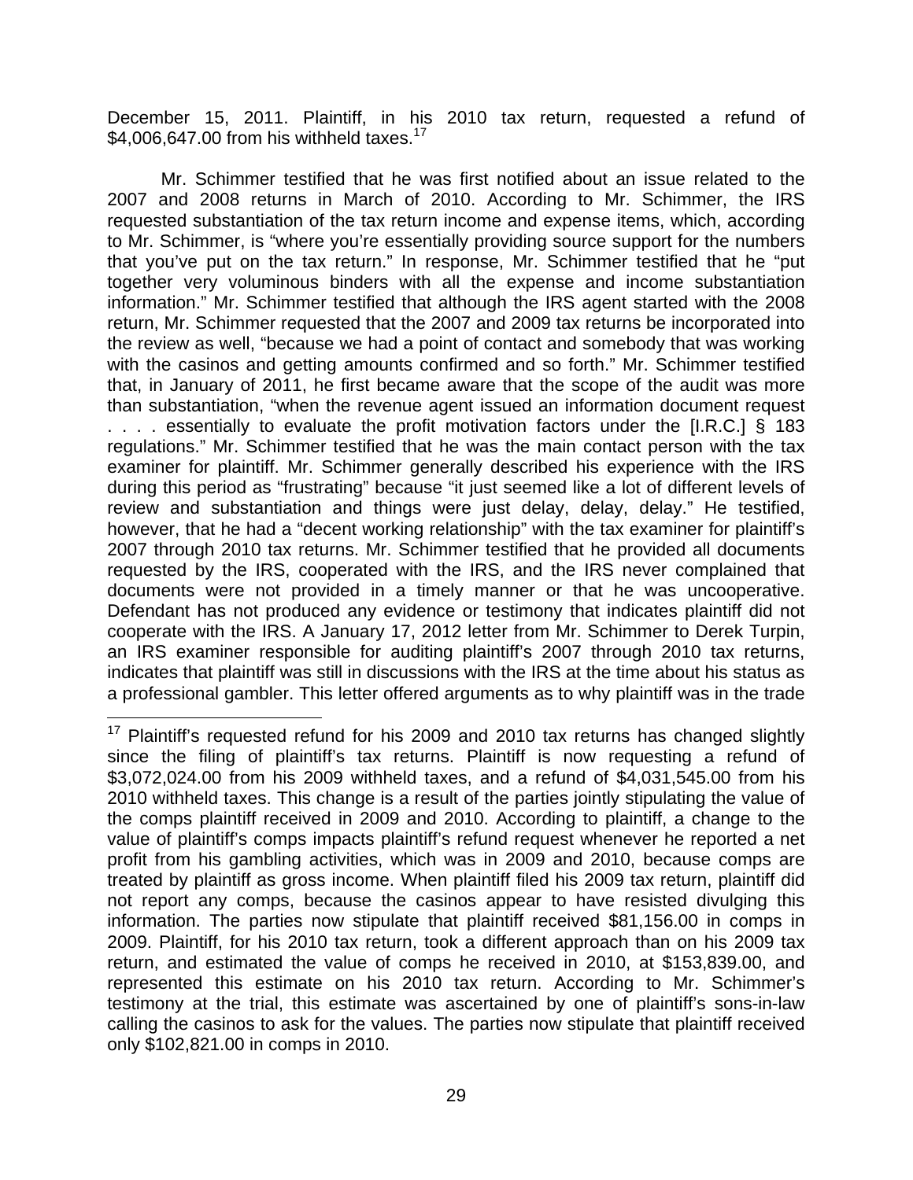December 15, 2011. Plaintiff, in his 2010 tax return, requested a refund of $4,006,647.00 from his withheld taxes.[17]

Mr. Schimmer testified that he was first notified about an issue related to the 2007 and 2008 returns in March of 2010. According to Mr. Schimmer, the IRS requested substantiation of the tax return income and expense items, which, according to Mr. Schimmer, is "where you're essentially providing source support for the numbers that you've put on the tax return." In response, Mr. Schimmer testified that he "put together very voluminous binders with all the expense and income substantiation information." Mr. Schimmer testified that although the IRS agent started with the 2008 return, Mr. Schimmer requested that the 2007 and 2009 tax returns be incorporated into the review as well, "because we had a point of contact and somebody that was working with the casinos and getting amounts confirmed and so forth." Mr. Schimmer testified that, in January of 2011, he first became aware that the scope of the audit was more than substantiation, "when the revenue agent issued an information document request . . . . essentially to evaluate the profit motivation factors under the [I.R.C.] § 183 regulations." Mr. Schimmer testified that he was the main contact person with the tax examiner for plaintiff. Mr. Schimmer generally described his experience with the IRS during this period as "frustrating" because "it just seemed like a lot of different levels of review and substantiation and things were just delay, delay, delay." He testified, however, that he had a "decent working relationship" with the tax examiner for plaintiff's 2007 through 2010 tax returns. Mr. Schimmer testified that he provided all documents requested by the IRS, cooperated with the IRS, and the IRS never complained that documents were not provided in a timely manner or that he was uncooperative. Defendant has not produced any evidence or testimony that indicates plaintiff did not cooperate with the IRS. A January 17, 2012 letter from Mr. Schimmer to Derek Turpin, an IRS examiner responsible for auditing plaintiff's 2007 through 2010 tax returns, indicates that plaintiff was still in discussions with the IRS at the time about his status as a professional gambler. This letter offered arguments as to why plaintiff was in the trade

---

[17] Plaintiff's requested refund for his 2009 and 2010 tax returns has changed slightly since the filing of plaintiff's tax returns. Plaintiff is now requesting a refund of $3,072,024.00 from his 2009 withheld taxes, and a refund of $4,031,545.00 from his 2010 withheld taxes. This change is a result of the parties jointly stipulating the value of the comps plaintiff received in 2009 and 2010. According to plaintiff, a change to the value of plaintiff's comps impacts plaintiff's refund request whenever he reported a net profit from his gambling activities, which was in 2009 and 2010, because comps are treated by plaintiff as gross income. When plaintiff filed his 2009 tax return, plaintiff did not report any comps, because the casinos appear to have resisted divulging this information. The parties now stipulate that plaintiff received $81,156.00 in comps in 2009. Plaintiff, for his 2010 tax return, took a different approach than on his 2009 tax return, and estimated the value of comps he received in 2010, at $153,839.00, and represented this estimate on his 2010 tax return. According to Mr. Schimmer's testimony at the trial, this estimate was ascertained by one of plaintiff's sons-in-law calling the casinos to ask for the values. The parties now stipulate that plaintiff received only $102,821.00 in comps in 2010.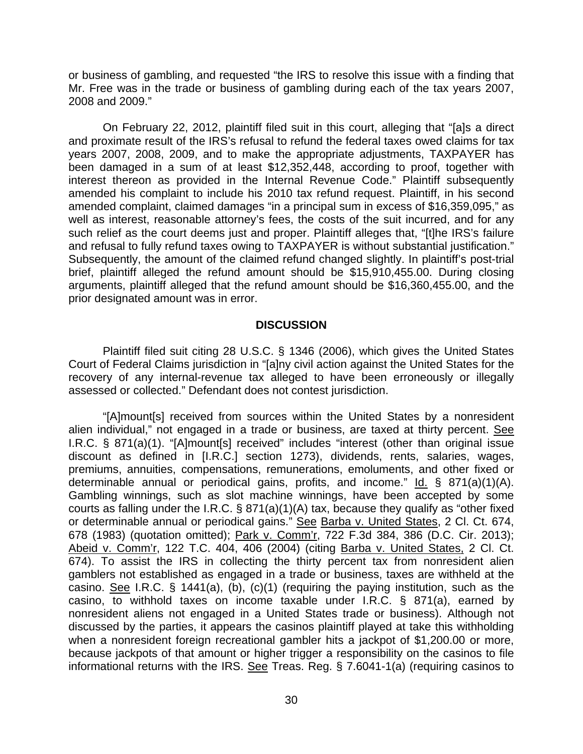or business of gambling, and requested "the IRS to resolve this issue with a finding that Mr. Free was in the trade or business of gambling during each of the tax years 2007, 2008 and 2009."

On February 22, 2012, plaintiff filed suit in this court, alleging that "[a]s a direct and proximate result of the IRS's refusal to refund the federal taxes owed claims for tax years 2007, 2008, 2009, and to make the appropriate adjustments, TAXPAYER has been damaged in a sum of at least $12,352,448, according to proof, together with interest thereon as provided in the Internal Revenue Code." Plaintiff subsequently amended his complaint to include his 2010 tax refund request. Plaintiff, in his second amended complaint, claimed damages "in a principal sum in excess of $16,359,095," as well as interest, reasonable attorney's fees, the costs of the suit incurred, and for any such relief as the court deems just and proper. Plaintiff alleges that, "[t]he IRS's failure and refusal to fully refund taxes owing to TAXPAYER is without substantial justification." Subsequently, the amount of the claimed refund changed slightly. In plaintiff's post-trial brief, plaintiff alleged the refund amount should be $15,910,455.00. During closing arguments, plaintiff alleged that the refund amount should be $16,360,455.00, and the prior designated amount was in error.

## DISCUSSION

Plaintiff filed suit citing 28 U.S.C. § 1346 (2006), which gives the United States Court of Federal Claims jurisdiction in "[a]ny civil action against the United States for the recovery of any internal-revenue tax alleged to have been erroneously or illegally assessed or collected." Defendant does not contest jurisdiction.

"[A]mount[s] received from sources within the United States by a nonresident alien individual," not engaged in a trade or business, are taxed at thirty percent. See I.R.C. § 871(a)(1). "[A]mount[s] received" includes "interest (other than original issue discount as defined in [I.R.C.] section 1273), dividends, rents, salaries, wages, premiums, annuities, compensations, remunerations, emoluments, and other fixed or determinable annual or periodical gains, profits, and income." Id. § 871(a)(1)(A). Gambling winnings, such as slot machine winnings, have been accepted by some courts as falling under the I.R.C. § 871(a)(1)(A) tax, because they qualify as "other fixed or determinable annual or periodical gains." See Barba v. United States, 2 Cl. Ct. 674, 678 (1983) (quotation omitted); Park v. Comm'r, 722 F.3d 384, 386 (D.C. Cir. 2013); Abeid v. Comm'r, 122 T.C. 404, 406 (2004) (citing Barba v. United States, 2 Cl. Ct. 674). To assist the IRS in collecting the thirty percent tax from nonresident alien gamblers not established as engaged in a trade or business, taxes are withheld at the casino. See I.R.C. § 1441(a), (b), (c)(1) (requiring the paying institution, such as the casino, to withhold taxes on income taxable under I.R.C. § 871(a), earned by nonresident aliens not engaged in a United States trade or business). Although not discussed by the parties, it appears the casinos plaintiff played at take this withholding when a nonresident foreign recreational gambler hits a jackpot of $1,200.00 or more, because jackpots of that amount or higher trigger a responsibility on the casinos to file informational returns with the IRS. See Treas. Reg. § 7.6041-1(a) (requiring casinos to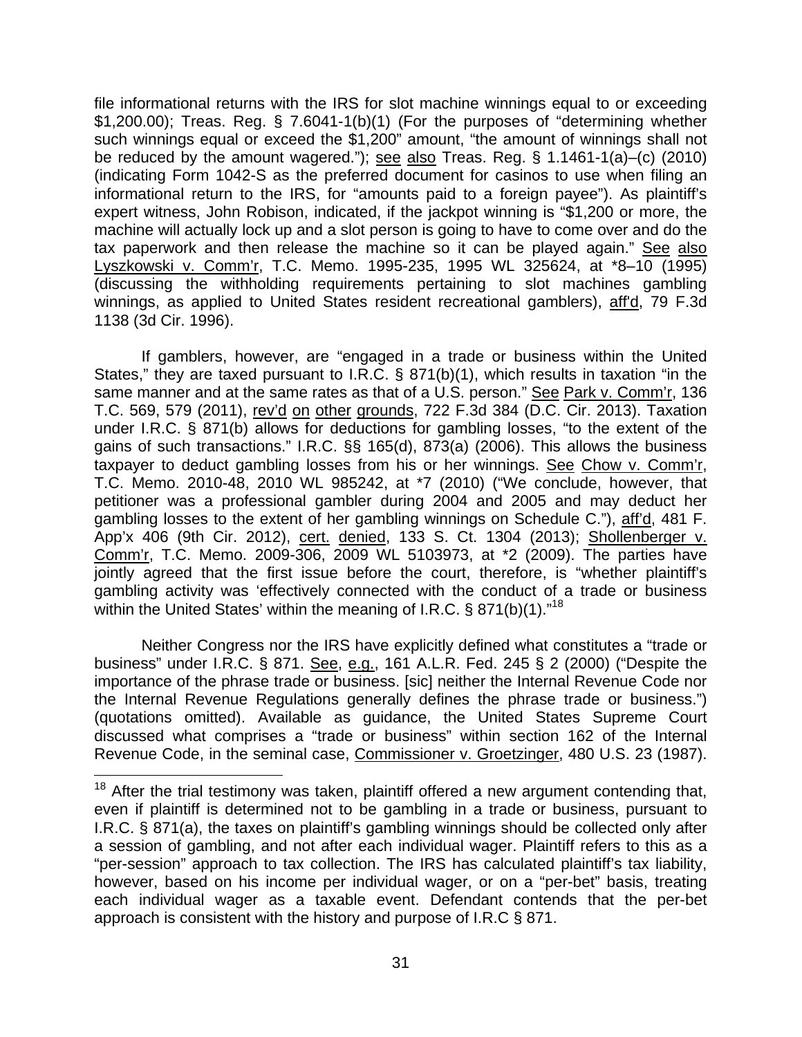file informational returns with the IRS for slot machine winnings equal to or exceeding $1,200.00); Treas. Reg. § 7.6041-1(b)(1) (For the purposes of "determining whether such winnings equal or exceed the $1,200" amount, "the amount of winnings shall not be reduced by the amount wagered."); see also Treas. Reg. § 1.1461-1(a)–(c) (2010) (indicating Form 1042-S as the preferred document for casinos to use when filing an informational return to the IRS, for "amounts paid to a foreign payee"). As plaintiff's expert witness, John Robison, indicated, if the jackpot winning is "$1,200 or more, the machine will actually lock up and a slot person is going to have to come over and do the tax paperwork and then release the machine so it can be played again." See also Lyszkowski v. Comm'r, T.C. Memo. 1995-235, 1995 WL 325624, at *8–10 (1995) (discussing the withholding requirements pertaining to slot machines gambling winnings, as applied to United States resident recreational gamblers), aff'd, 79 F.3d 1138 (3d Cir. 1996).

If gamblers, however, are "engaged in a trade or business within the United States," they are taxed pursuant to I.R.C. § 871(b)(1), which results in taxation "in the same manner and at the same rates as that of a U.S. person." See Park v. Comm'r, 136 T.C. 569, 579 (2011), rev'd on other grounds, 722 F.3d 384 (D.C. Cir. 2013). Taxation under I.R.C. § 871(b) allows for deductions for gambling losses, "to the extent of the gains of such transactions." I.R.C. §§ 165(d), 873(a) (2006). This allows the business taxpayer to deduct gambling losses from his or her winnings. See Chow v. Comm'r, T.C. Memo. 2010-48, 2010 WL 985242, at *7 (2010) ("We conclude, however, that petitioner was a professional gambler during 2004 and 2005 and may deduct her gambling losses to the extent of her gambling winnings on Schedule C."), aff'd, 481 F. App'x 406 (9th Cir. 2012), cert. denied, 133 S. Ct. 1304 (2013); Shollenberger v. Comm'r, T.C. Memo. 2009-306, 2009 WL 5103973, at *2 (2009). The parties have jointly agreed that the first issue before the court, therefore, is "whether plaintiff's gambling activity was 'effectively connected with the conduct of a trade or business within the United States' within the meaning of I.R.C. § 871(b)(1)."[18]

Neither Congress nor the IRS have explicitly defined what constitutes a "trade or business" under I.R.C. § 871. See, e.g., 161 A.L.R. Fed. 245 § 2 (2000) ("Despite the importance of the phrase trade or business. [sic] neither the Internal Revenue Code nor the Internal Revenue Regulations generally defines the phrase trade or business.") (quotations omitted). Available as guidance, the United States Supreme Court discussed what comprises a "trade or business" within section 162 of the Internal Revenue Code, in the seminal case, Commissioner v. Groetzinger, 480 U.S. 23 (1987).

---

[18] After the trial testimony was taken, plaintiff offered a new argument contending that, even if plaintiff is determined not to be gambling in a trade or business, pursuant to I.R.C. § 871(a), the taxes on plaintiff's gambling winnings should be collected only after a session of gambling, and not after each individual wager. Plaintiff refers to this as a "per-session" approach to tax collection. The IRS has calculated plaintiff's tax liability, however, based on his income per individual wager, or on a "per-bet" basis, treating each individual wager as a taxable event. Defendant contends that the per-bet approach is consistent with the history and purpose of I.R.C § 871.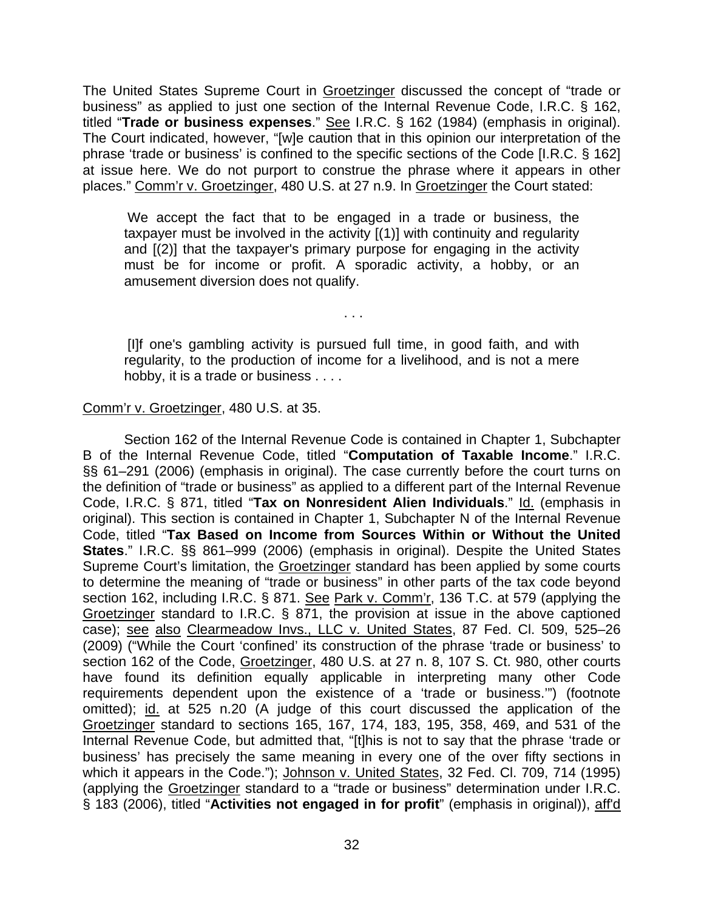The United States Supreme Court in Groetzinger discussed the concept of "trade or business" as applied to just one section of the Internal Revenue Code, I.R.C. § 162, titled "**Trade or business expenses**." See I.R.C. § 162 (1984) (emphasis in original). The Court indicated, however, "[w]e caution that in this opinion our interpretation of the phrase 'trade or business' is confined to the specific sections of the Code [I.R.C. § 162] at issue here. We do not purport to construe the phrase where it appears in other places." Comm'r v. Groetzinger, 480 U.S. at 27 n.9. In Groetzinger the Court stated:

> We accept the fact that to be engaged in a trade or business, the taxpayer must be involved in the activity [(1)] with continuity and regularity and [(2)] that the taxpayer's primary purpose for engaging in the activity must be for income or profit. A sporadic activity, a hobby, or an amusement diversion does not qualify.
>
> . . .
>
> [I]f one's gambling activity is pursued full time, in good faith, and with regularity, to the production of income for a livelihood, and is not a mere hobby, it is a trade or business . . . .

Comm'r v. Groetzinger, 480 U.S. at 35.

Section 162 of the Internal Revenue Code is contained in Chapter 1, Subchapter B of the Internal Revenue Code, titled "**Computation of Taxable Income**." I.R.C. §§ 61–291 (2006) (emphasis in original). The case currently before the court turns on the definition of "trade or business" as applied to a different part of the Internal Revenue Code, I.R.C. § 871, titled "**Tax on Nonresident Alien Individuals**." Id. (emphasis in original). This section is contained in Chapter 1, Subchapter N of the Internal Revenue Code, titled "**Tax Based on Income from Sources Within or Without the United States**." I.R.C. §§ 861–999 (2006) (emphasis in original). Despite the United States Supreme Court's limitation, the Groetzinger standard has been applied by some courts to determine the meaning of "trade or business" in other parts of the tax code beyond section 162, including I.R.C. § 871. See Park v. Comm'r, 136 T.C. at 579 (applying the Groetzinger standard to I.R.C. § 871, the provision at issue in the above captioned case); see also Clearmeadow Invs., LLC v. United States, 87 Fed. Cl. 509, 525–26 (2009) ("While the Court 'confined' its construction of the phrase 'trade or business' to section 162 of the Code, Groetzinger, 480 U.S. at 27 n. 8, 107 S. Ct. 980, other courts have found its definition equally applicable in interpreting many other Code requirements dependent upon the existence of a 'trade or business.'") (footnote omitted); id. at 525 n.20 (A judge of this court discussed the application of the Groetzinger standard to sections 165, 167, 174, 183, 195, 358, 469, and 531 of the Internal Revenue Code, but admitted that, "[t]his is not to say that the phrase 'trade or business' has precisely the same meaning in every one of the over fifty sections in which it appears in the Code."); Johnson v. United States, 32 Fed. Cl. 709, 714 (1995) (applying the Groetzinger standard to a "trade or business" determination under I.R.C. § 183 (2006), titled "**Activities not engaged in for profit**" (emphasis in original)), aff'd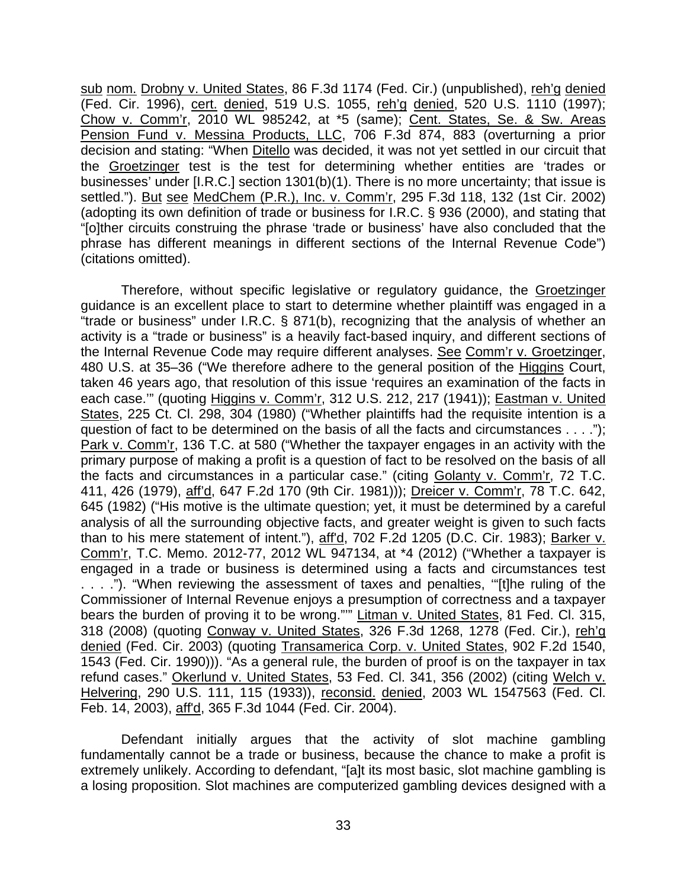sub nom. Drobny v. United States, 86 F.3d 1174 (Fed. Cir.) (unpublished), reh'g denied (Fed. Cir. 1996), cert. denied, 519 U.S. 1055, reh'g denied, 520 U.S. 1110 (1997); Chow v. Comm'r, 2010 WL 985242, at *5 (same); Cent. States, Se. & Sw. Areas Pension Fund v. Messina Products, LLC, 706 F.3d 874, 883 (overturning a prior decision and stating: "When Ditello was decided, it was not yet settled in our circuit that the Groetzinger test is the test for determining whether entities are 'trades or businesses' under [I.R.C.] section 1301(b)(1). There is no more uncertainty; that issue is settled."). But see MedChem (P.R.), Inc. v. Comm'r, 295 F.3d 118, 132 (1st Cir. 2002) (adopting its own definition of trade or business for I.R.C. § 936 (2000), and stating that "[o]ther circuits construing the phrase 'trade or business' have also concluded that the phrase has different meanings in different sections of the Internal Revenue Code") (citations omitted).

Therefore, without specific legislative or regulatory guidance, the Groetzinger guidance is an excellent place to start to determine whether plaintiff was engaged in a "trade or business" under I.R.C. § 871(b), recognizing that the analysis of whether an activity is a "trade or business" is a heavily fact-based inquiry, and different sections of the Internal Revenue Code may require different analyses. See Comm'r v. Groetzinger, 480 U.S. at 35–36 ("We therefore adhere to the general position of the Higgins Court, taken 46 years ago, that resolution of this issue 'requires an examination of the facts in each case.'" (quoting Higgins v. Comm'r, 312 U.S. 212, 217 (1941)); Eastman v. United States, 225 Ct. Cl. 298, 304 (1980) ("Whether plaintiffs had the requisite intention is a question of fact to be determined on the basis of all the facts and circumstances . . . ."); Park v. Comm'r, 136 T.C. at 580 ("Whether the taxpayer engages in an activity with the primary purpose of making a profit is a question of fact to be resolved on the basis of all the facts and circumstances in a particular case." (citing Golanty v. Comm'r, 72 T.C. 411, 426 (1979), aff'd, 647 F.2d 170 (9th Cir. 1981))); Dreicer v. Comm'r, 78 T.C. 642, 645 (1982) ("His motive is the ultimate question; yet, it must be determined by a careful analysis of all the surrounding objective facts, and greater weight is given to such facts than to his mere statement of intent."), aff'd, 702 F.2d 1205 (D.C. Cir. 1983); Barker v. Comm'r, T.C. Memo. 2012-77, 2012 WL 947134, at *4 (2012) ("Whether a taxpayer is engaged in a trade or business is determined using a facts and circumstances test . . . ."). "When reviewing the assessment of taxes and penalties, '"[t]he ruling of the Commissioner of Internal Revenue enjoys a presumption of correctness and a taxpayer bears the burden of proving it to be wrong."'" Litman v. United States, 81 Fed. Cl. 315, 318 (2008) (quoting Conway v. United States, 326 F.3d 1268, 1278 (Fed. Cir.), reh'g denied (Fed. Cir. 2003) (quoting Transamerica Corp. v. United States, 902 F.2d 1540, 1543 (Fed. Cir. 1990))). "As a general rule, the burden of proof is on the taxpayer in tax refund cases." Okerlund v. United States, 53 Fed. Cl. 341, 356 (2002) (citing Welch v. Helvering, 290 U.S. 111, 115 (1933)), reconsid. denied, 2003 WL 1547563 (Fed. Cl. Feb. 14, 2003), aff'd, 365 F.3d 1044 (Fed. Cir. 2004).

Defendant initially argues that the activity of slot machine gambling fundamentally cannot be a trade or business, because the chance to make a profit is extremely unlikely. According to defendant, "[a]t its most basic, slot machine gambling is a losing proposition. Slot machines are computerized gambling devices designed with a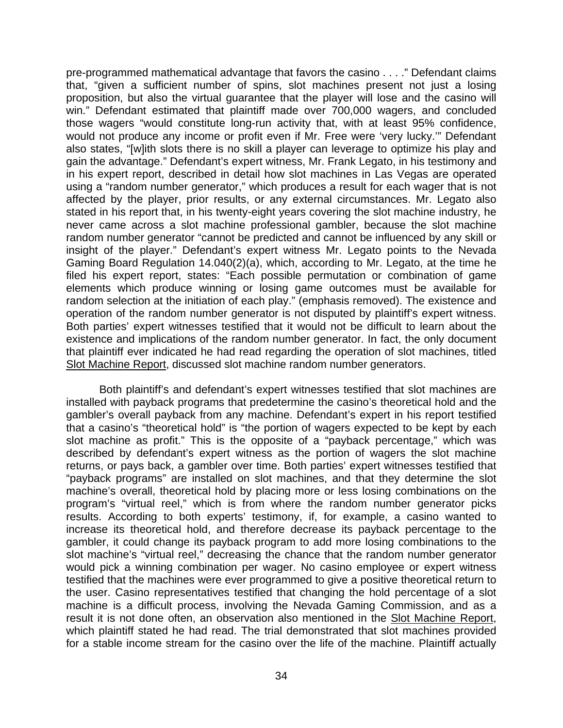pre-programmed mathematical advantage that favors the casino . . . ." Defendant claims that, "given a sufficient number of spins, slot machines present not just a losing proposition, but also the virtual guarantee that the player will lose and the casino will win." Defendant estimated that plaintiff made over 700,000 wagers, and concluded those wagers "would constitute long-run activity that, with at least 95% confidence, would not produce any income or profit even if Mr. Free were 'very lucky.'" Defendant also states, "[w]ith slots there is no skill a player can leverage to optimize his play and gain the advantage." Defendant's expert witness, Mr. Frank Legato, in his testimony and in his expert report, described in detail how slot machines in Las Vegas are operated using a "random number generator," which produces a result for each wager that is not affected by the player, prior results, or any external circumstances. Mr. Legato also stated in his report that, in his twenty-eight years covering the slot machine industry, he never came across a slot machine professional gambler, because the slot machine random number generator "cannot be predicted and cannot be influenced by any skill or insight of the player." Defendant's expert witness Mr. Legato points to the Nevada Gaming Board Regulation 14.040(2)(a), which, according to Mr. Legato, at the time he filed his expert report, states: "Each possible permutation or combination of game elements which produce winning or losing game outcomes must be available for random selection at the initiation of each play." (emphasis removed). The existence and operation of the random number generator is not disputed by plaintiff's expert witness. Both parties' expert witnesses testified that it would not be difficult to learn about the existence and implications of the random number generator. In fact, the only document that plaintiff ever indicated he had read regarding the operation of slot machines, titled Slot Machine Report, discussed slot machine random number generators.

Both plaintiff's and defendant's expert witnesses testified that slot machines are installed with payback programs that predetermine the casino's theoretical hold and the gambler's overall payback from any machine. Defendant's expert in his report testified that a casino's "theoretical hold" is "the portion of wagers expected to be kept by each slot machine as profit." This is the opposite of a "payback percentage," which was described by defendant's expert witness as the portion of wagers the slot machine returns, or pays back, a gambler over time. Both parties' expert witnesses testified that "payback programs" are installed on slot machines, and that they determine the slot machine's overall, theoretical hold by placing more or less losing combinations on the program's "virtual reel," which is from where the random number generator picks results. According to both experts' testimony, if, for example, a casino wanted to increase its theoretical hold, and therefore decrease its payback percentage to the gambler, it could change its payback program to add more losing combinations to the slot machine's "virtual reel," decreasing the chance that the random number generator would pick a winning combination per wager. No casino employee or expert witness testified that the machines were ever programmed to give a positive theoretical return to the user. Casino representatives testified that changing the hold percentage of a slot machine is a difficult process, involving the Nevada Gaming Commission, and as a result it is not done often, an observation also mentioned in the Slot Machine Report, which plaintiff stated he had read. The trial demonstrated that slot machines provided for a stable income stream for the casino over the life of the machine. Plaintiff actually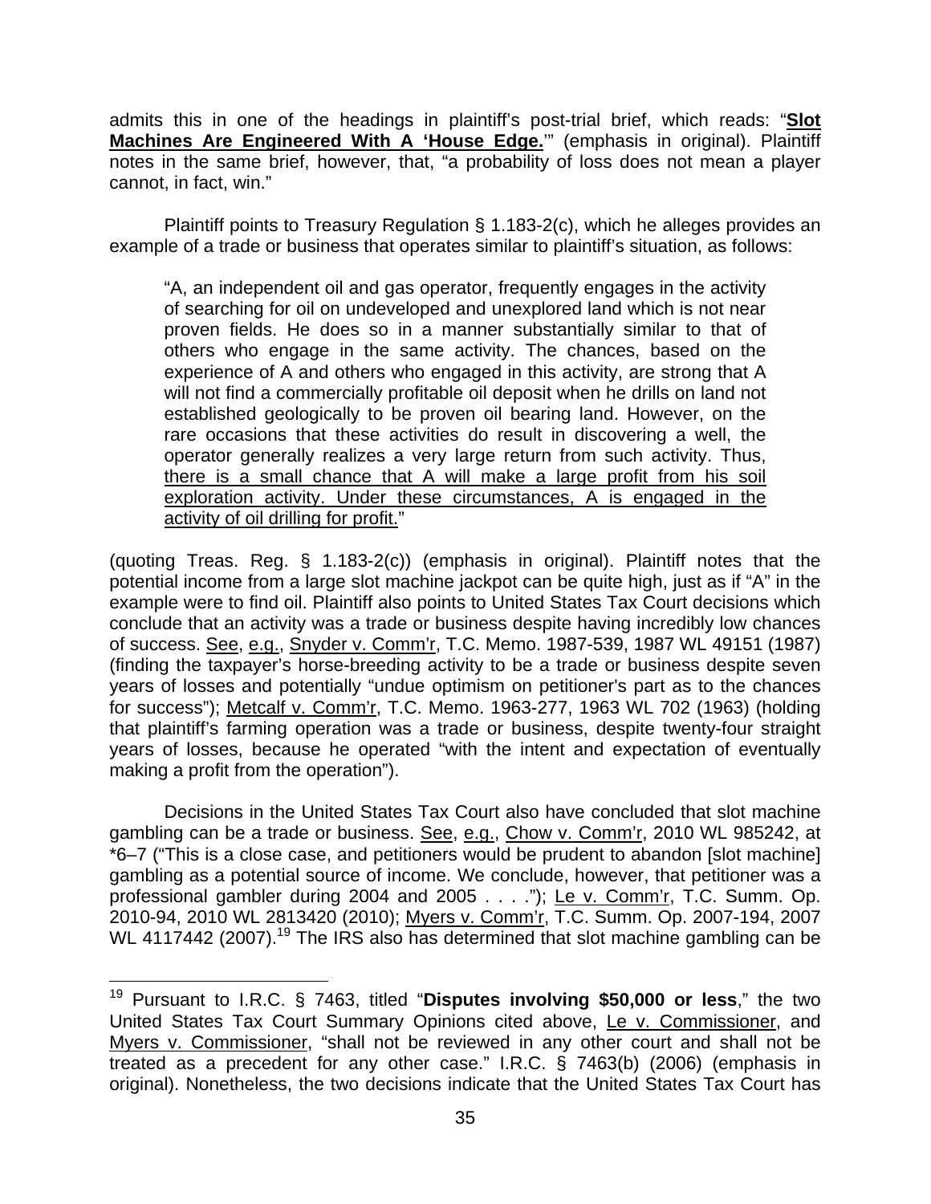admits this in one of the headings in plaintiff's post-trial brief, which reads: "**<u>Slot Machines Are Engineered With A 'House Edge.</u>**'" (emphasis in original). Plaintiff notes in the same brief, however, that, "a probability of loss does not mean a player cannot, in fact, win."

Plaintiff points to Treasury Regulation § 1.183-2(c), which he alleges provides an example of a trade or business that operates similar to plaintiff's situation, as follows:

> "A, an independent oil and gas operator, frequently engages in the activity of searching for oil on undeveloped and unexplored land which is not near proven fields. He does so in a manner substantially similar to that of others who engage in the same activity. The chances, based on the experience of A and others who engaged in this activity, are strong that A will not find a commercially profitable oil deposit when he drills on land not established geologically to be proven oil bearing land. However, on the rare occasions that these activities do result in discovering a well, the operator generally realizes a very large return from such activity. Thus, <u>there is a small chance that A will make a large profit from his soil exploration activity. Under these circumstances, A is engaged in the activity of oil drilling for profit.</u>"

(quoting Treas. Reg. § 1.183-2(c)) (emphasis in original). Plaintiff notes that the potential income from a large slot machine jackpot can be quite high, just as if "A" in the example were to find oil. Plaintiff also points to United States Tax Court decisions which conclude that an activity was a trade or business despite having incredibly low chances of success. <u>See</u>, <u>e.g.</u>, <u>Snyder v. Comm'r</u>, T.C. Memo. 1987-539, 1987 WL 49151 (1987) (finding the taxpayer's horse-breeding activity to be a trade or business despite seven years of losses and potentially "undue optimism on petitioner's part as to the chances for success"); <u>Metcalf v. Comm'r</u>, T.C. Memo. 1963-277, 1963 WL 702 (1963) (holding that plaintiff's farming operation was a trade or business, despite twenty-four straight years of losses, because he operated "with the intent and expectation of eventually making a profit from the operation").

Decisions in the United States Tax Court also have concluded that slot machine gambling can be a trade or business. <u>See</u>, <u>e.g.</u>, <u>Chow v. Comm'r</u>, 2010 WL 985242, at *6–7 ("This is a close case, and petitioners would be prudent to abandon [slot machine] gambling as a potential source of income. We conclude, however, that petitioner was a professional gambler during 2004 and 2005 . . . ."); <u>Le v. Comm'r</u>, T.C. Summ. Op. 2010-94, 2010 WL 2813420 (2010); <u>Myers v. Comm'r</u>, T.C. Summ. Op. 2007-194, 2007 WL 4117442 (2007).[19] The IRS also has determined that slot machine gambling can be

---

[19] Pursuant to I.R.C. § 7463, titled "**Disputes involving $50,000 or less**," the two United States Tax Court Summary Opinions cited above, <u>Le v. Commissioner</u>, and <u>Myers v. Commissioner</u>, "shall not be reviewed in any other court and shall not be treated as a precedent for any other case." I.R.C. § 7463(b) (2006) (emphasis in original). Nonetheless, the two decisions indicate that the United States Tax Court has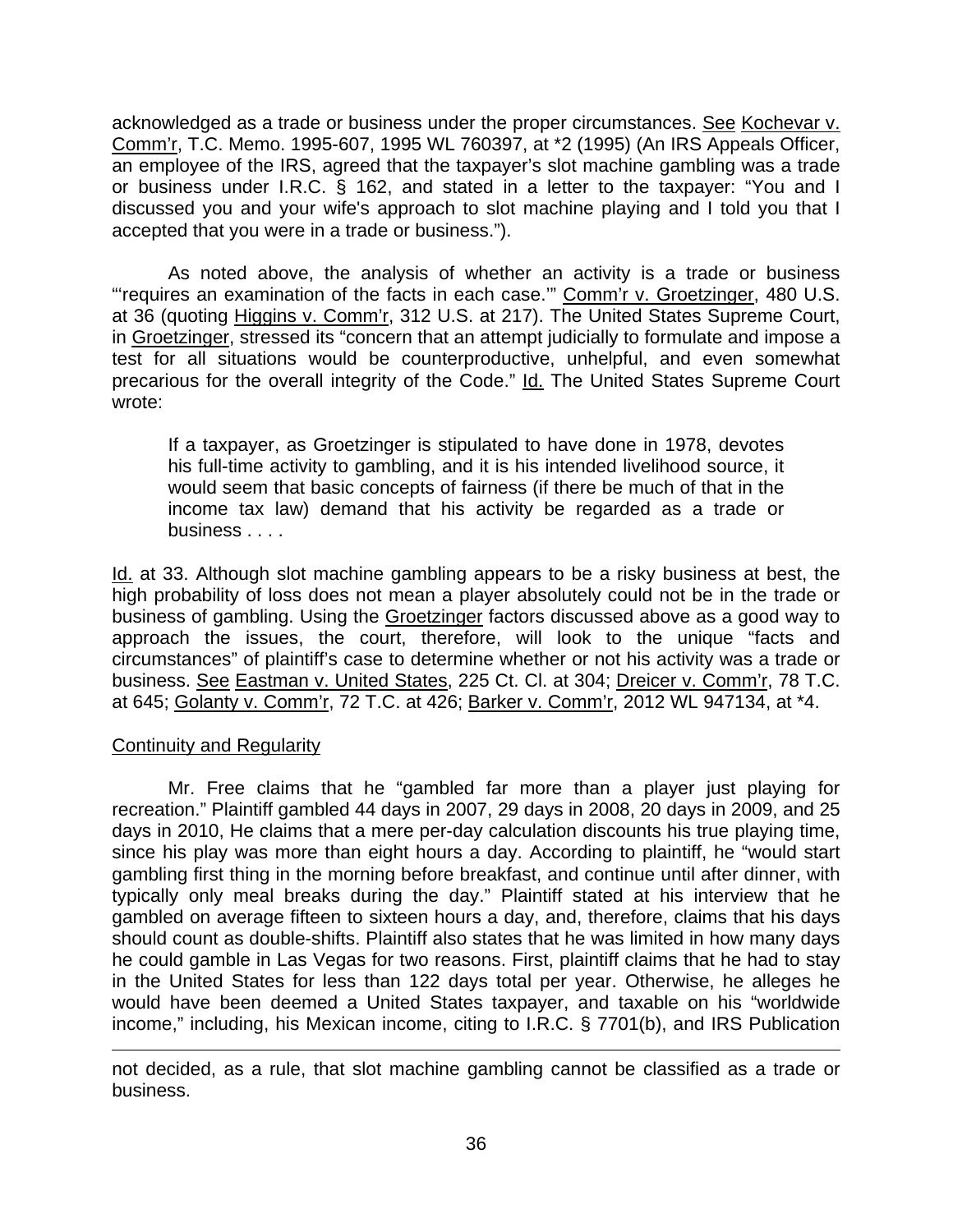acknowledged as a trade or business under the proper circumstances. See Kochevar v. Comm'r, T.C. Memo. 1995-607, 1995 WL 760397, at *2 (1995) (An IRS Appeals Officer, an employee of the IRS, agreed that the taxpayer's slot machine gambling was a trade or business under I.R.C. § 162, and stated in a letter to the taxpayer: "You and I discussed you and your wife's approach to slot machine playing and I told you that I accepted that you were in a trade or business.").

As noted above, the analysis of whether an activity is a trade or business "'requires an examination of the facts in each case.'" Comm'r v. Groetzinger, 480 U.S. at 36 (quoting Higgins v. Comm'r, 312 U.S. at 217). The United States Supreme Court, in Groetzinger, stressed its "concern that an attempt judicially to formulate and impose a test for all situations would be counterproductive, unhelpful, and even somewhat precarious for the overall integrity of the Code." Id. The United States Supreme Court wrote:

> If a taxpayer, as Groetzinger is stipulated to have done in 1978, devotes his full-time activity to gambling, and it is his intended livelihood source, it would seem that basic concepts of fairness (if there be much of that in the income tax law) demand that his activity be regarded as a trade or business . . . .

Id. at 33. Although slot machine gambling appears to be a risky business at best, the high probability of loss does not mean a player absolutely could not be in the trade or business of gambling. Using the Groetzinger factors discussed above as a good way to approach the issues, the court, therefore, will look to the unique "facts and circumstances" of plaintiff's case to determine whether or not his activity was a trade or business. See Eastman v. United States, 225 Ct. Cl. at 304; Dreicer v. Comm'r, 78 T.C. at 645; Golanty v. Comm'r, 72 T.C. at 426; Barker v. Comm'r, 2012 WL 947134, at *4.

Continuity and Regularity

Mr. Free claims that he "gambled far more than a player just playing for recreation." Plaintiff gambled 44 days in 2007, 29 days in 2008, 20 days in 2009, and 25 days in 2010, He claims that a mere per-day calculation discounts his true playing time, since his play was more than eight hours a day. According to plaintiff, he "would start gambling first thing in the morning before breakfast, and continue until after dinner, with typically only meal breaks during the day." Plaintiff stated at his interview that he gambled on average fifteen to sixteen hours a day, and, therefore, claims that his days should count as double-shifts. Plaintiff also states that he was limited in how many days he could gamble in Las Vegas for two reasons. First, plaintiff claims that he had to stay in the United States for less than 122 days total per year. Otherwise, he alleges he would have been deemed a United States taxpayer, and taxable on his "worldwide income," including, his Mexican income, citing to I.R.C. § 7701(b), and IRS Publication

---

not decided, as a rule, that slot machine gambling cannot be classified as a trade or business.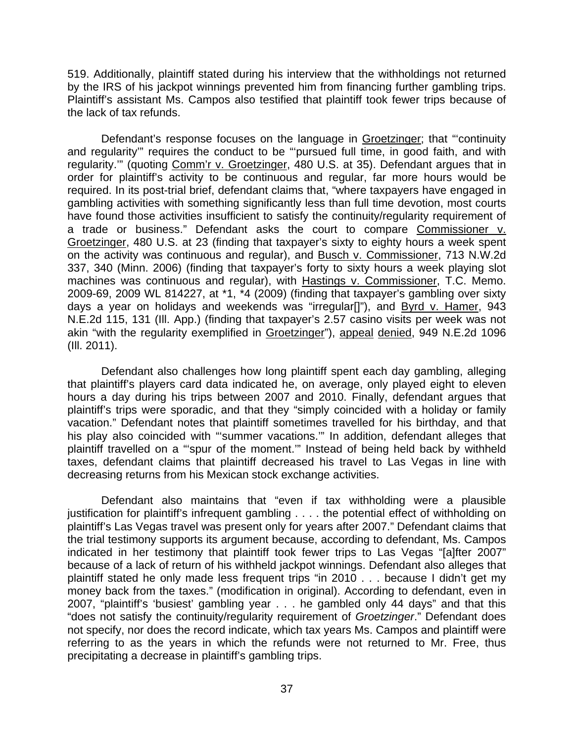519. Additionally, plaintiff stated during his interview that the withholdings not returned by the IRS of his jackpot winnings prevented him from financing further gambling trips. Plaintiff's assistant Ms. Campos also testified that plaintiff took fewer trips because of the lack of tax refunds.

Defendant's response focuses on the language in Groetzinger; that "'continuity and regularity'" requires the conduct to be "'pursued full time, in good faith, and with regularity.'" (quoting Comm'r v. Groetzinger, 480 U.S. at 35). Defendant argues that in order for plaintiff's activity to be continuous and regular, far more hours would be required. In its post-trial brief, defendant claims that, "where taxpayers have engaged in gambling activities with something significantly less than full time devotion, most courts have found those activities insufficient to satisfy the continuity/regularity requirement of a trade or business." Defendant asks the court to compare Commissioner v. Groetzinger, 480 U.S. at 23 (finding that taxpayer's sixty to eighty hours a week spent on the activity was continuous and regular), and Busch v. Commissioner, 713 N.W.2d 337, 340 (Minn. 2006) (finding that taxpayer's forty to sixty hours a week playing slot machines was continuous and regular), with Hastings v. Commissioner, T.C. Memo. 2009-69, 2009 WL 814227, at *1, *4 (2009) (finding that taxpayer's gambling over sixty days a year on holidays and weekends was "irregular[]"), and Byrd v. Hamer, 943 N.E.2d 115, 131 (Ill. App.) (finding that taxpayer's 2.57 casino visits per week was not akin "with the regularity exemplified in Groetzinger"), appeal denied, 949 N.E.2d 1096 (Ill. 2011).

Defendant also challenges how long plaintiff spent each day gambling, alleging that plaintiff's players card data indicated he, on average, only played eight to eleven hours a day during his trips between 2007 and 2010. Finally, defendant argues that plaintiff's trips were sporadic, and that they "simply coincided with a holiday or family vacation." Defendant notes that plaintiff sometimes travelled for his birthday, and that his play also coincided with "'summer vacations.'" In addition, defendant alleges that plaintiff travelled on a "'spur of the moment.'" Instead of being held back by withheld taxes, defendant claims that plaintiff decreased his travel to Las Vegas in line with decreasing returns from his Mexican stock exchange activities.

Defendant also maintains that "even if tax withholding were a plausible justification for plaintiff's infrequent gambling . . . . the potential effect of withholding on plaintiff's Las Vegas travel was present only for years after 2007." Defendant claims that the trial testimony supports its argument because, according to defendant, Ms. Campos indicated in her testimony that plaintiff took fewer trips to Las Vegas "[a]fter 2007" because of a lack of return of his withheld jackpot winnings. Defendant also alleges that plaintiff stated he only made less frequent trips "in 2010 . . . because I didn't get my money back from the taxes." (modification in original). According to defendant, even in 2007, "plaintiff's 'busiest' gambling year . . . he gambled only 44 days" and that this "does not satisfy the continuity/regularity requirement of *Groetzinger*." Defendant does not specify, nor does the record indicate, which tax years Ms. Campos and plaintiff were referring to as the years in which the refunds were not returned to Mr. Free, thus precipitating a decrease in plaintiff's gambling trips.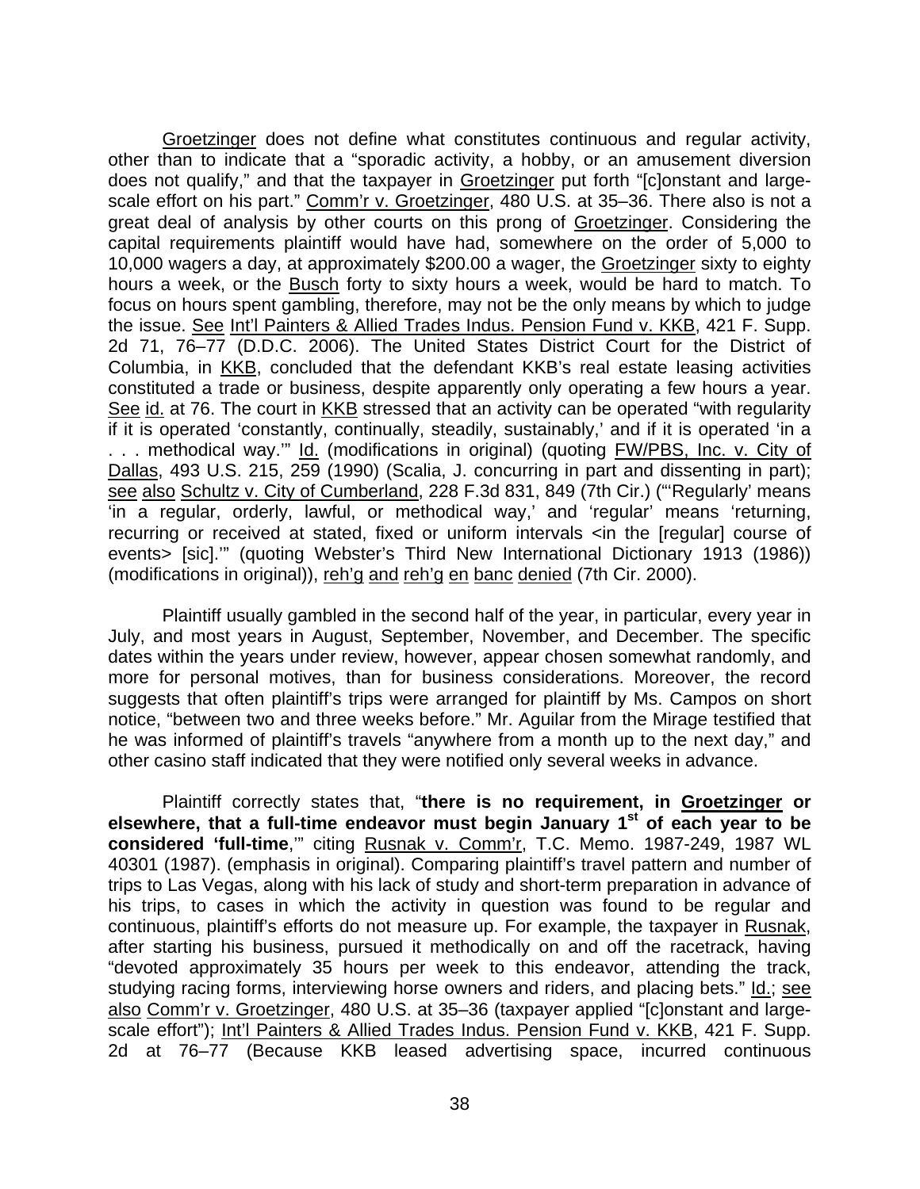Groetzinger does not define what constitutes continuous and regular activity, other than to indicate that a "sporadic activity, a hobby, or an amusement diversion does not qualify," and that the taxpayer in Groetzinger put forth "[c]onstant and large-scale effort on his part." Comm'r v. Groetzinger, 480 U.S. at 35–36. There also is not a great deal of analysis by other courts on this prong of Groetzinger. Considering the capital requirements plaintiff would have had, somewhere on the order of 5,000 to 10,000 wagers a day, at approximately $200.00 a wager, the Groetzinger sixty to eighty hours a week, or the Busch forty to sixty hours a week, would be hard to match. To focus on hours spent gambling, therefore, may not be the only means by which to judge the issue. See Int'l Painters & Allied Trades Indus. Pension Fund v. KKB, 421 F. Supp. 2d 71, 76–77 (D.D.C. 2006). The United States District Court for the District of Columbia, in KKB, concluded that the defendant KKB's real estate leasing activities constituted a trade or business, despite apparently only operating a few hours a year. See id. at 76. The court in KKB stressed that an activity can be operated "with regularity if it is operated 'constantly, continually, steadily, sustainably,' and if it is operated 'in a . . . methodical way.'" Id. (modifications in original) (quoting FW/PBS, Inc. v. City of Dallas, 493 U.S. 215, 259 (1990) (Scalia, J. concurring in part and dissenting in part); see also Schultz v. City of Cumberland, 228 F.3d 831, 849 (7th Cir.) ("'Regularly' means 'in a regular, orderly, lawful, or methodical way,' and 'regular' means 'returning, recurring or received at stated, fixed or uniform intervals <in the [regular] course of events> [sic].'" (quoting Webster's Third New International Dictionary 1913 (1986)) (modifications in original)), reh'g and reh'g en banc denied (7th Cir. 2000).

Plaintiff usually gambled in the second half of the year, in particular, every year in July, and most years in August, September, November, and December. The specific dates within the years under review, however, appear chosen somewhat randomly, and more for personal motives, than for business considerations. Moreover, the record suggests that often plaintiff's trips were arranged for plaintiff by Ms. Campos on short notice, "between two and three weeks before." Mr. Aguilar from the Mirage testified that he was informed of plaintiff's travels "anywhere from a month up to the next day," and other casino staff indicated that they were notified only several weeks in advance.

Plaintiff correctly states that, "**there is no requirement, in Groetzinger or elsewhere, that a full-time endeavor must begin January 1st of each year to be considered 'full-time**,'" citing Rusnak v. Comm'r, T.C. Memo. 1987-249, 1987 WL 40301 (1987). (emphasis in original). Comparing plaintiff's travel pattern and number of trips to Las Vegas, along with his lack of study and short-term preparation in advance of his trips, to cases in which the activity in question was found to be regular and continuous, plaintiff's efforts do not measure up. For example, the taxpayer in Rusnak, after starting his business, pursued it methodically on and off the racetrack, having "devoted approximately 35 hours per week to this endeavor, attending the track, studying racing forms, interviewing horse owners and riders, and placing bets." Id.; see also Comm'r v. Groetzinger, 480 U.S. at 35–36 (taxpayer applied "[c]onstant and large-scale effort"); Int'l Painters & Allied Trades Indus. Pension Fund v. KKB, 421 F. Supp. 2d at 76–77 (Because KKB leased advertising space, incurred continuous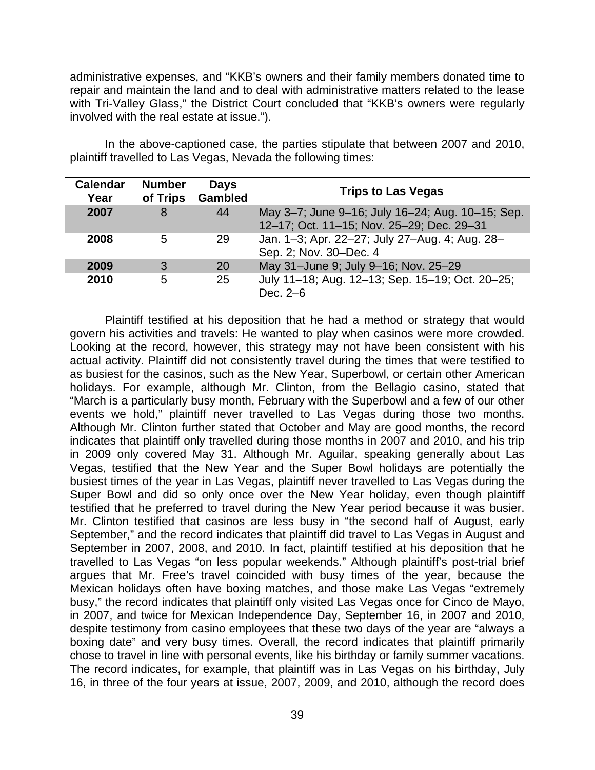administrative expenses, and "KKB's owners and their family members donated time to repair and maintain the land and to deal with administrative matters related to the lease with Tri-Valley Glass," the District Court concluded that "KKB's owners were regularly involved with the real estate at issue.").

In the above-captioned case, the parties stipulate that between 2007 and 2010, plaintiff travelled to Las Vegas, Nevada the following times:

| Calendar Year | Number of Trips | Days Gambled | Trips to Las Vegas |
|---|---|---|---|
| **2007** | 8 | 44 | May 3–7; June 9–16; July 16–24; Aug. 10–15; Sep. 12–17; Oct. 11–15; Nov. 25–29; Dec. 29–31 |
| **2008** | 5 | 29 | Jan. 1–3; Apr. 22–27; July 27–Aug. 4; Aug. 28–Sep. 2; Nov. 30–Dec. 4 |
| **2009** | 3 | 20 | May 31–June 9; July 9–16; Nov. 25–29 |
| **2010** | 5 | 25 | July 11–18; Aug. 12–13; Sep. 15–19; Oct. 20–25; Dec. 2–6 |

Plaintiff testified at his deposition that he had a method or strategy that would govern his activities and travels: He wanted to play when casinos were more crowded. Looking at the record, however, this strategy may not have been consistent with his actual activity. Plaintiff did not consistently travel during the times that were testified to as busiest for the casinos, such as the New Year, Superbowl, or certain other American holidays. For example, although Mr. Clinton, from the Bellagio casino, stated that "March is a particularly busy month, February with the Superbowl and a few of our other events we hold," plaintiff never travelled to Las Vegas during those two months. Although Mr. Clinton further stated that October and May are good months, the record indicates that plaintiff only travelled during those months in 2007 and 2010, and his trip in 2009 only covered May 31. Although Mr. Aguilar, speaking generally about Las Vegas, testified that the New Year and the Super Bowl holidays are potentially the busiest times of the year in Las Vegas, plaintiff never travelled to Las Vegas during the Super Bowl and did so only once over the New Year holiday, even though plaintiff testified that he preferred to travel during the New Year period because it was busier. Mr. Clinton testified that casinos are less busy in "the second half of August, early September," and the record indicates that plaintiff did travel to Las Vegas in August and September in 2007, 2008, and 2010. In fact, plaintiff testified at his deposition that he travelled to Las Vegas "on less popular weekends." Although plaintiff's post-trial brief argues that Mr. Free's travel coincided with busy times of the year, because the Mexican holidays often have boxing matches, and those make Las Vegas "extremely busy," the record indicates that plaintiff only visited Las Vegas once for Cinco de Mayo, in 2007, and twice for Mexican Independence Day, September 16, in 2007 and 2010, despite testimony from casino employees that these two days of the year are "always a boxing date" and very busy times. Overall, the record indicates that plaintiff primarily chose to travel in line with personal events, like his birthday or family summer vacations. The record indicates, for example, that plaintiff was in Las Vegas on his birthday, July 16, in three of the four years at issue, 2007, 2009, and 2010, although the record does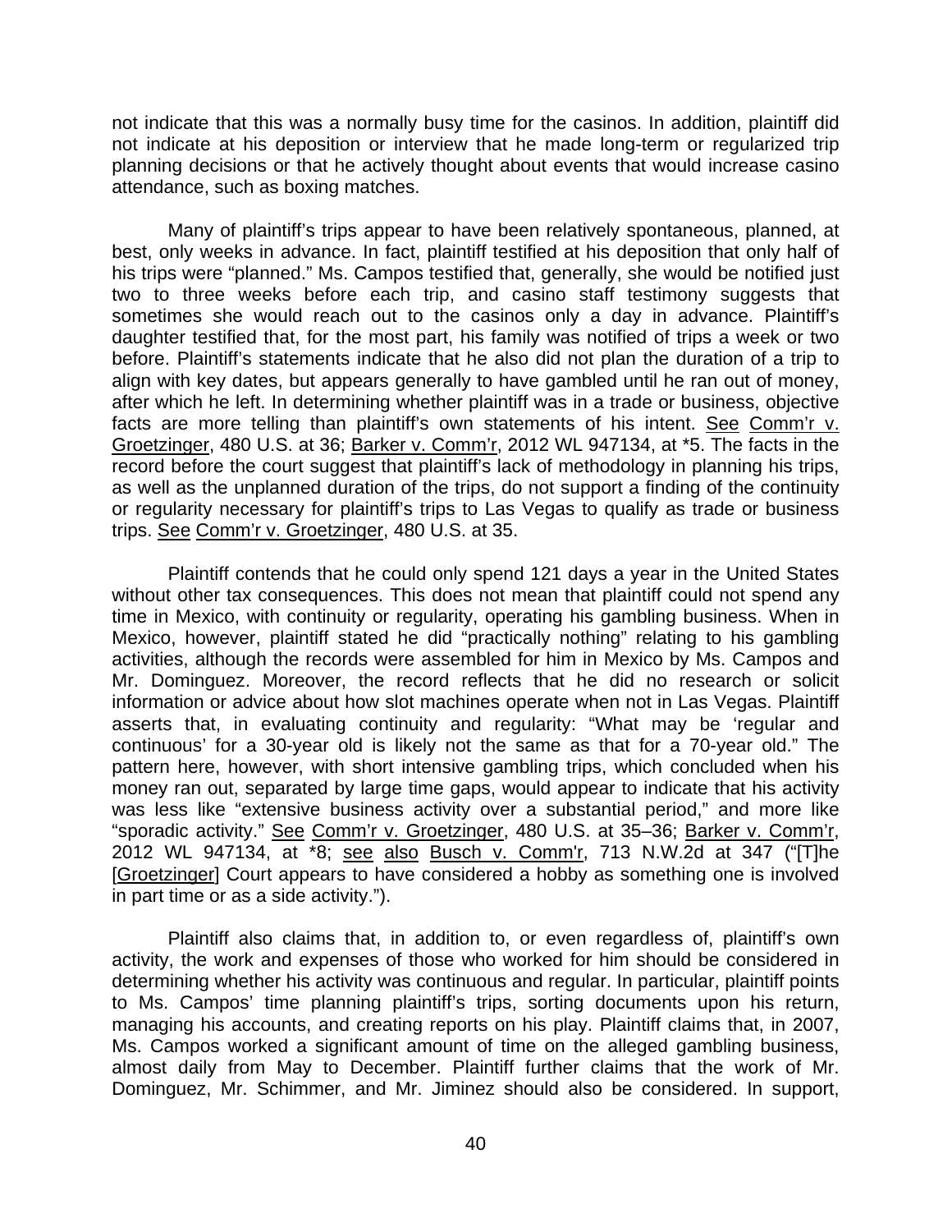not indicate that this was a normally busy time for the casinos. In addition, plaintiff did not indicate at his deposition or interview that he made long-term or regularized trip planning decisions or that he actively thought about events that would increase casino attendance, such as boxing matches.

Many of plaintiff's trips appear to have been relatively spontaneous, planned, at best, only weeks in advance. In fact, plaintiff testified at his deposition that only half of his trips were "planned." Ms. Campos testified that, generally, she would be notified just two to three weeks before each trip, and casino staff testimony suggests that sometimes she would reach out to the casinos only a day in advance. Plaintiff's daughter testified that, for the most part, his family was notified of trips a week or two before. Plaintiff's statements indicate that he also did not plan the duration of a trip to align with key dates, but appears generally to have gambled until he ran out of money, after which he left. In determining whether plaintiff was in a trade or business, objective facts are more telling than plaintiff's own statements of his intent. See Comm'r v. Groetzinger, 480 U.S. at 36; Barker v. Comm'r, 2012 WL 947134, at *5. The facts in the record before the court suggest that plaintiff's lack of methodology in planning his trips, as well as the unplanned duration of the trips, do not support a finding of the continuity or regularity necessary for plaintiff's trips to Las Vegas to qualify as trade or business trips. See Comm'r v. Groetzinger, 480 U.S. at 35.

Plaintiff contends that he could only spend 121 days a year in the United States without other tax consequences. This does not mean that plaintiff could not spend any time in Mexico, with continuity or regularity, operating his gambling business. When in Mexico, however, plaintiff stated he did "practically nothing" relating to his gambling activities, although the records were assembled for him in Mexico by Ms. Campos and Mr. Dominguez. Moreover, the record reflects that he did no research or solicit information or advice about how slot machines operate when not in Las Vegas. Plaintiff asserts that, in evaluating continuity and regularity: "What may be 'regular and continuous' for a 30-year old is likely not the same as that for a 70-year old." The pattern here, however, with short intensive gambling trips, which concluded when his money ran out, separated by large time gaps, would appear to indicate that his activity was less like "extensive business activity over a substantial period," and more like "sporadic activity." See Comm'r v. Groetzinger, 480 U.S. at 35–36; Barker v. Comm'r, 2012 WL 947134, at *8; see also Busch v. Comm'r, 713 N.W.2d at 347 ("[T]he [Groetzinger] Court appears to have considered a hobby as something one is involved in part time or as a side activity.").

Plaintiff also claims that, in addition to, or even regardless of, plaintiff's own activity, the work and expenses of those who worked for him should be considered in determining whether his activity was continuous and regular. In particular, plaintiff points to Ms. Campos' time planning plaintiff's trips, sorting documents upon his return, managing his accounts, and creating reports on his play. Plaintiff claims that, in 2007, Ms. Campos worked a significant amount of time on the alleged gambling business, almost daily from May to December. Plaintiff further claims that the work of Mr. Dominguez, Mr. Schimmer, and Mr. Jiminez should also be considered. In support,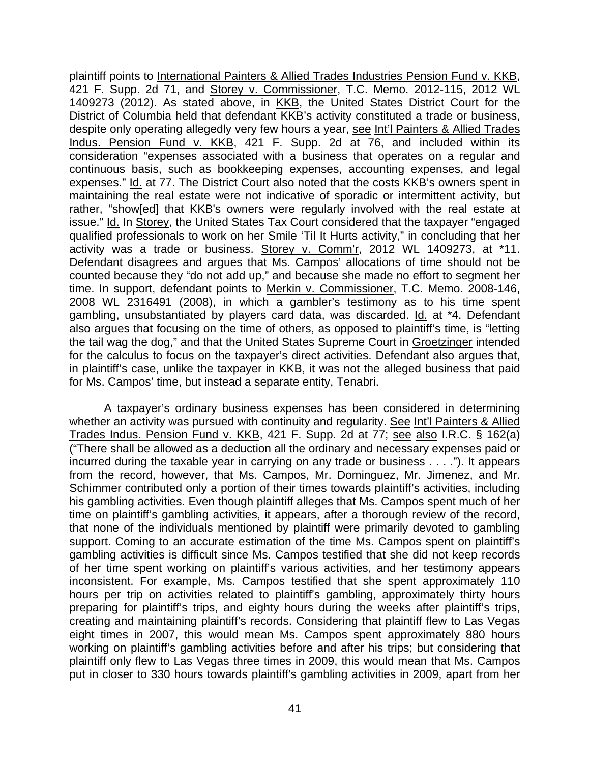plaintiff points to International Painters & Allied Trades Industries Pension Fund v. KKB, 421 F. Supp. 2d 71, and Storey v. Commissioner, T.C. Memo. 2012-115, 2012 WL 1409273 (2012). As stated above, in KKB, the United States District Court for the District of Columbia held that defendant KKB's activity constituted a trade or business, despite only operating allegedly very few hours a year, see Int'l Painters & Allied Trades Indus. Pension Fund v. KKB, 421 F. Supp. 2d at 76, and included within its consideration "expenses associated with a business that operates on a regular and continuous basis, such as bookkeeping expenses, accounting expenses, and legal expenses." Id. at 77. The District Court also noted that the costs KKB's owners spent in maintaining the real estate were not indicative of sporadic or intermittent activity, but rather, "show[ed] that KKB's owners were regularly involved with the real estate at issue." Id. In Storey, the United States Tax Court considered that the taxpayer "engaged qualified professionals to work on her Smile 'Til It Hurts activity," in concluding that her activity was a trade or business. Storey v. Comm'r, 2012 WL 1409273, at *11. Defendant disagrees and argues that Ms. Campos' allocations of time should not be counted because they "do not add up," and because she made no effort to segment her time. In support, defendant points to Merkin v. Commissioner, T.C. Memo. 2008-146, 2008 WL 2316491 (2008), in which a gambler's testimony as to his time spent gambling, unsubstantiated by players card data, was discarded. Id. at *4. Defendant also argues that focusing on the time of others, as opposed to plaintiff's time, is "letting the tail wag the dog," and that the United States Supreme Court in Groetzinger intended for the calculus to focus on the taxpayer's direct activities. Defendant also argues that, in plaintiff's case, unlike the taxpayer in KKB, it was not the alleged business that paid for Ms. Campos' time, but instead a separate entity, Tenabri.

A taxpayer's ordinary business expenses has been considered in determining whether an activity was pursued with continuity and regularity. See Int'l Painters & Allied Trades Indus. Pension Fund v. KKB, 421 F. Supp. 2d at 77; see also I.R.C. § 162(a) ("There shall be allowed as a deduction all the ordinary and necessary expenses paid or incurred during the taxable year in carrying on any trade or business . . . ."). It appears from the record, however, that Ms. Campos, Mr. Dominguez, Mr. Jimenez, and Mr. Schimmer contributed only a portion of their times towards plaintiff's activities, including his gambling activities. Even though plaintiff alleges that Ms. Campos spent much of her time on plaintiff's gambling activities, it appears, after a thorough review of the record, that none of the individuals mentioned by plaintiff were primarily devoted to gambling support. Coming to an accurate estimation of the time Ms. Campos spent on plaintiff's gambling activities is difficult since Ms. Campos testified that she did not keep records of her time spent working on plaintiff's various activities, and her testimony appears inconsistent. For example, Ms. Campos testified that she spent approximately 110 hours per trip on activities related to plaintiff's gambling, approximately thirty hours preparing for plaintiff's trips, and eighty hours during the weeks after plaintiff's trips, creating and maintaining plaintiff's records. Considering that plaintiff flew to Las Vegas eight times in 2007, this would mean Ms. Campos spent approximately 880 hours working on plaintiff's gambling activities before and after his trips; but considering that plaintiff only flew to Las Vegas three times in 2009, this would mean that Ms. Campos put in closer to 330 hours towards plaintiff's gambling activities in 2009, apart from her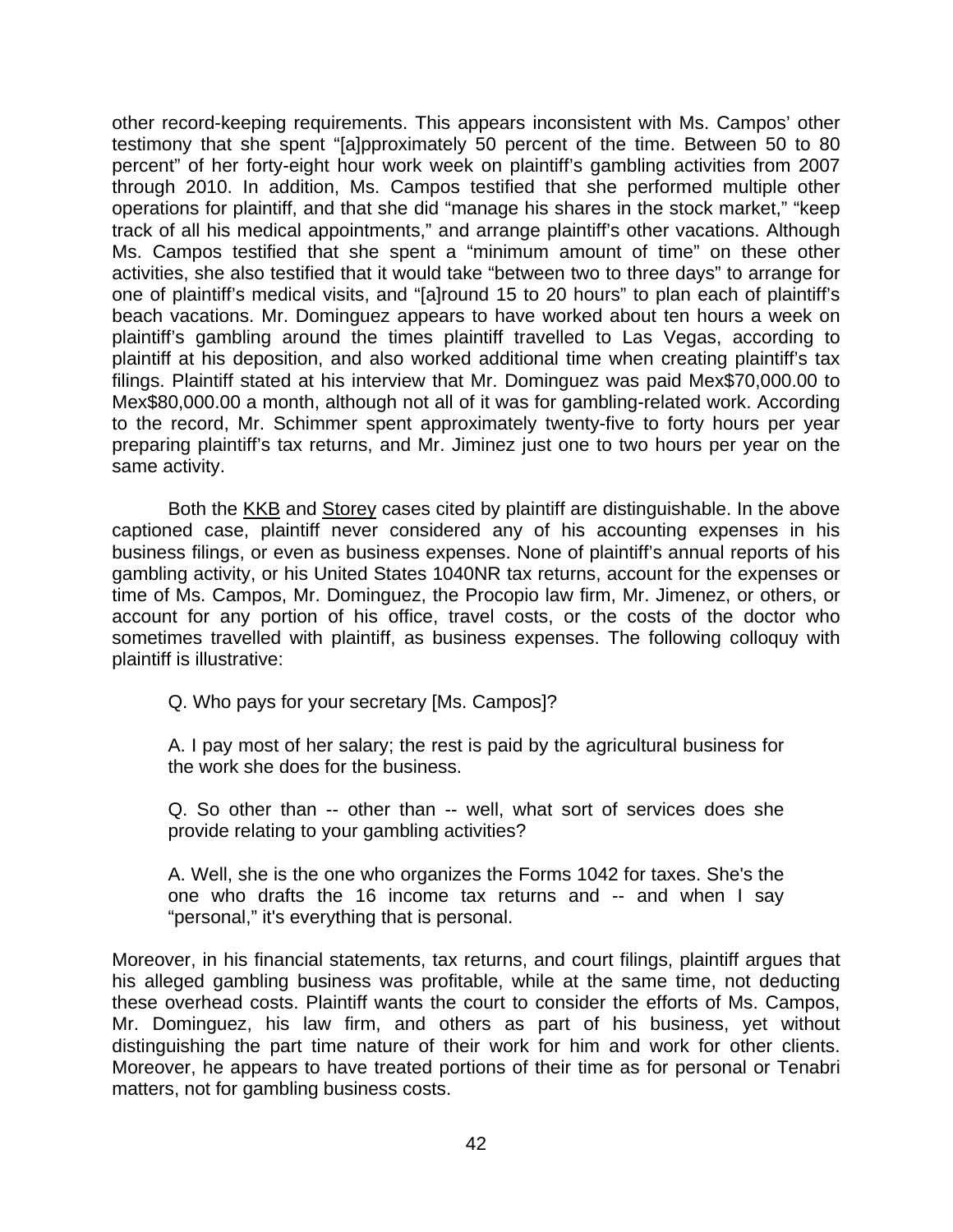other record-keeping requirements. This appears inconsistent with Ms. Campos' other testimony that she spent "[a]pproximately 50 percent of the time. Between 50 to 80 percent" of her forty-eight hour work week on plaintiff's gambling activities from 2007 through 2010. In addition, Ms. Campos testified that she performed multiple other operations for plaintiff, and that she did "manage his shares in the stock market," "keep track of all his medical appointments," and arrange plaintiff's other vacations. Although Ms. Campos testified that she spent a "minimum amount of time" on these other activities, she also testified that it would take "between two to three days" to arrange for one of plaintiff's medical visits, and "[a]round 15 to 20 hours" to plan each of plaintiff's beach vacations. Mr. Dominguez appears to have worked about ten hours a week on plaintiff's gambling around the times plaintiff travelled to Las Vegas, according to plaintiff at his deposition, and also worked additional time when creating plaintiff's tax filings. Plaintiff stated at his interview that Mr. Dominguez was paid Mex$70,000.00 to Mex$80,000.00 a month, although not all of it was for gambling-related work. According to the record, Mr. Schimmer spent approximately twenty-five to forty hours per year preparing plaintiff's tax returns, and Mr. Jiminez just one to two hours per year on the same activity.

Both the KKB and Storey cases cited by plaintiff are distinguishable. In the above captioned case, plaintiff never considered any of his accounting expenses in his business filings, or even as business expenses. None of plaintiff's annual reports of his gambling activity, or his United States 1040NR tax returns, account for the expenses or time of Ms. Campos, Mr. Dominguez, the Procopio law firm, Mr. Jimenez, or others, or account for any portion of his office, travel costs, or the costs of the doctor who sometimes travelled with plaintiff, as business expenses. The following colloquy with plaintiff is illustrative:

> Q. Who pays for your secretary [Ms. Campos]?
>
> A. I pay most of her salary; the rest is paid by the agricultural business for the work she does for the business.
>
> Q. So other than -- other than -- well, what sort of services does she provide relating to your gambling activities?
>
> A. Well, she is the one who organizes the Forms 1042 for taxes. She's the one who drafts the 16 income tax returns and -- and when I say "personal," it's everything that is personal.

Moreover, in his financial statements, tax returns, and court filings, plaintiff argues that his alleged gambling business was profitable, while at the same time, not deducting these overhead costs. Plaintiff wants the court to consider the efforts of Ms. Campos, Mr. Dominguez, his law firm, and others as part of his business, yet without distinguishing the part time nature of their work for him and work for other clients. Moreover, he appears to have treated portions of their time as for personal or Tenabri matters, not for gambling business costs.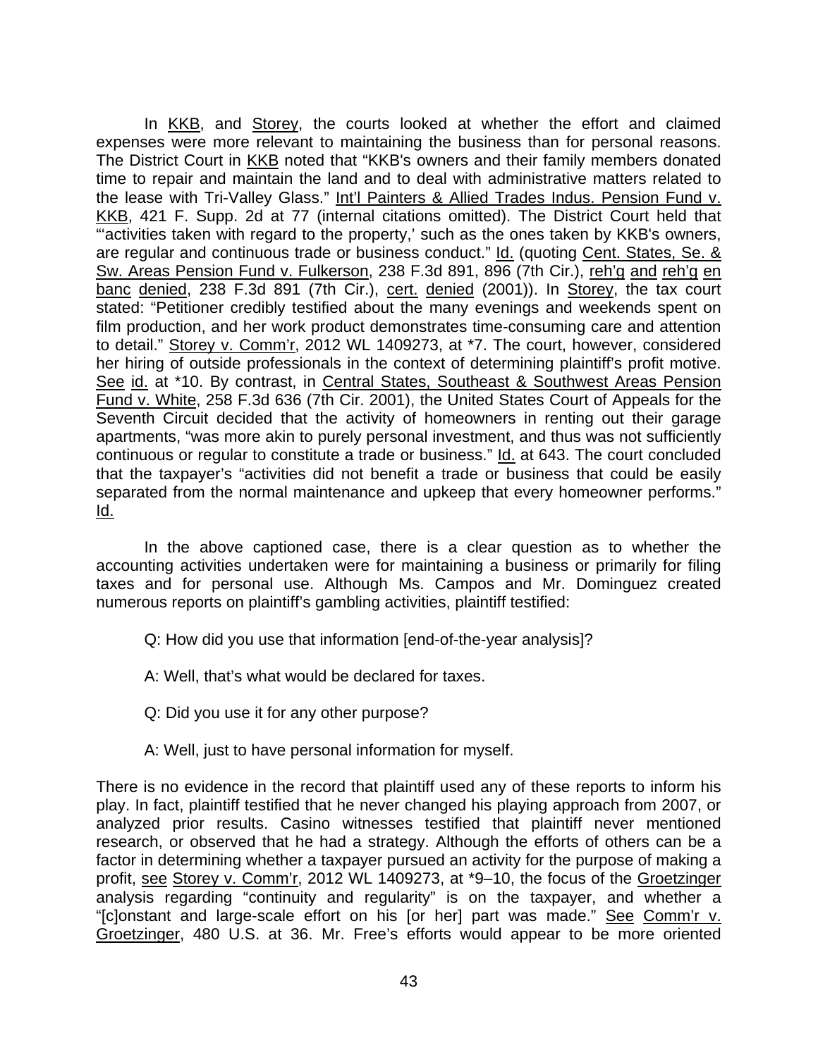In KKB, and Storey, the courts looked at whether the effort and claimed expenses were more relevant to maintaining the business than for personal reasons. The District Court in KKB noted that "KKB's owners and their family members donated time to repair and maintain the land and to deal with administrative matters related to the lease with Tri-Valley Glass." Int'l Painters & Allied Trades Indus. Pension Fund v. KKB, 421 F. Supp. 2d at 77 (internal citations omitted). The District Court held that "'activities taken with regard to the property,' such as the ones taken by KKB's owners, are regular and continuous trade or business conduct." Id. (quoting Cent. States, Se. & Sw. Areas Pension Fund v. Fulkerson, 238 F.3d 891, 896 (7th Cir.), reh'g and reh'g en banc denied, 238 F.3d 891 (7th Cir.), cert. denied (2001)). In Storey, the tax court stated: "Petitioner credibly testified about the many evenings and weekends spent on film production, and her work product demonstrates time-consuming care and attention to detail." Storey v. Comm'r, 2012 WL 1409273, at *7. The court, however, considered her hiring of outside professionals in the context of determining plaintiff's profit motive. See id. at *10. By contrast, in Central States, Southeast & Southwest Areas Pension Fund v. White, 258 F.3d 636 (7th Cir. 2001), the United States Court of Appeals for the Seventh Circuit decided that the activity of homeowners in renting out their garage apartments, "was more akin to purely personal investment, and thus was not sufficiently continuous or regular to constitute a trade or business." Id. at 643. The court concluded that the taxpayer's "activities did not benefit a trade or business that could be easily separated from the normal maintenance and upkeep that every homeowner performs." Id.

In the above captioned case, there is a clear question as to whether the accounting activities undertaken were for maintaining a business or primarily for filing taxes and for personal use. Although Ms. Campos and Mr. Dominguez created numerous reports on plaintiff's gambling activities, plaintiff testified:

> Q: How did you use that information [end-of-the-year analysis]?
>
> A: Well, that's what would be declared for taxes.
>
> Q: Did you use it for any other purpose?
>
> A: Well, just to have personal information for myself.

There is no evidence in the record that plaintiff used any of these reports to inform his play. In fact, plaintiff testified that he never changed his playing approach from 2007, or analyzed prior results. Casino witnesses testified that plaintiff never mentioned research, or observed that he had a strategy. Although the efforts of others can be a factor in determining whether a taxpayer pursued an activity for the purpose of making a profit, see Storey v. Comm'r, 2012 WL 1409273, at *9–10, the focus of the Groetzinger analysis regarding "continuity and regularity" is on the taxpayer, and whether a "[c]onstant and large-scale effort on his [or her] part was made." See Comm'r v. Groetzinger, 480 U.S. at 36. Mr. Free's efforts would appear to be more oriented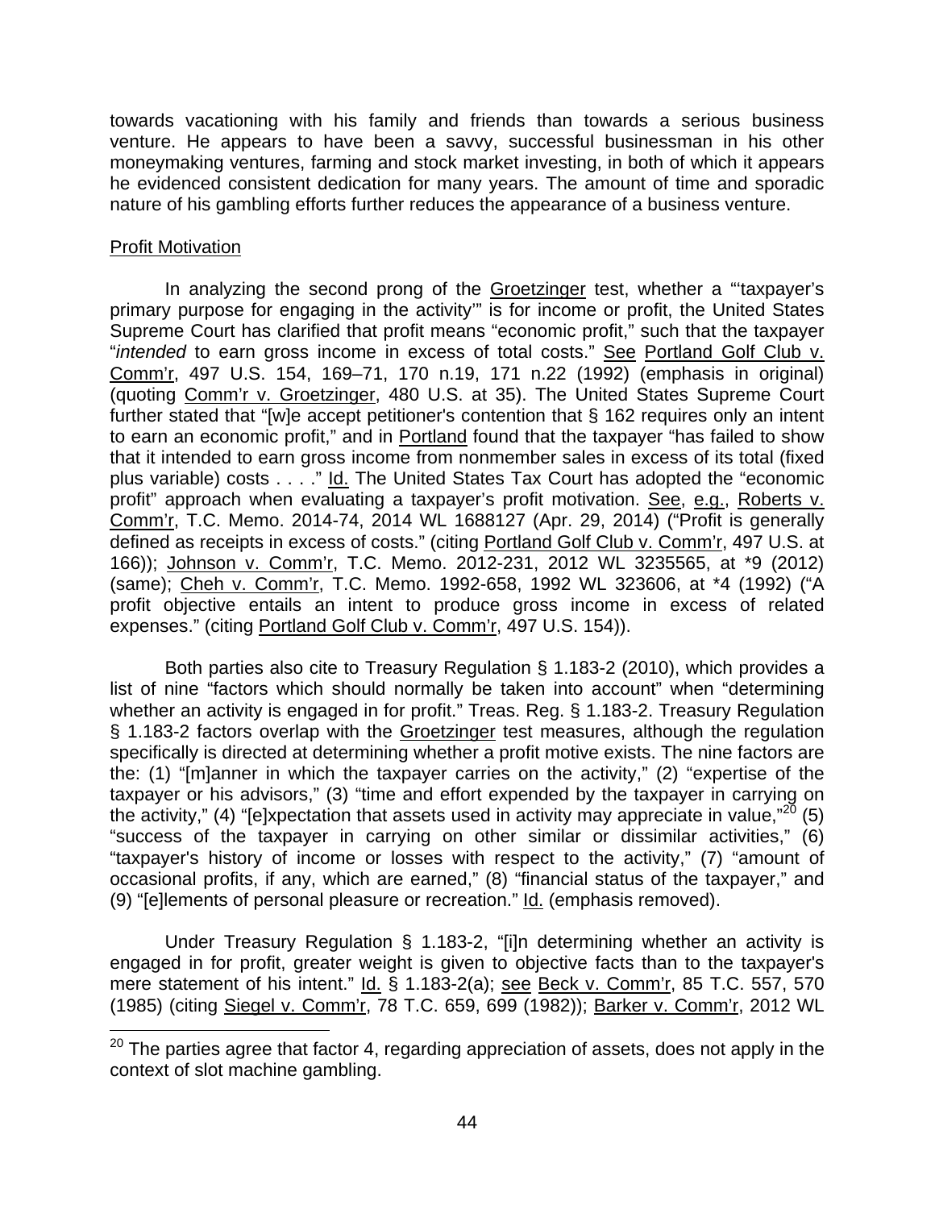towards vacationing with his family and friends than towards a serious business venture. He appears to have been a savvy, successful businessman in his other moneymaking ventures, farming and stock market investing, in both of which it appears he evidenced consistent dedication for many years. The amount of time and sporadic nature of his gambling efforts further reduces the appearance of a business venture.

Profit Motivation

In analyzing the second prong of the Groetzinger test, whether a "'taxpayer's primary purpose for engaging in the activity'" is for income or profit, the United States Supreme Court has clarified that profit means "economic profit," such that the taxpayer "*intended* to earn gross income in excess of total costs." See Portland Golf Club v. Comm'r, 497 U.S. 154, 169–71, 170 n.19, 171 n.22 (1992) (emphasis in original) (quoting Comm'r v. Groetzinger, 480 U.S. at 35). The United States Supreme Court further stated that "[w]e accept petitioner's contention that § 162 requires only an intent to earn an economic profit," and in Portland found that the taxpayer "has failed to show that it intended to earn gross income from nonmember sales in excess of its total (fixed plus variable) costs . . . ." Id. The United States Tax Court has adopted the "economic profit" approach when evaluating a taxpayer's profit motivation. See, e.g., Roberts v. Comm'r, T.C. Memo. 2014-74, 2014 WL 1688127 (Apr. 29, 2014) ("Profit is generally defined as receipts in excess of costs." (citing Portland Golf Club v. Comm'r, 497 U.S. at 166)); Johnson v. Comm'r, T.C. Memo. 2012-231, 2012 WL 3235565, at *9 (2012) (same); Cheh v. Comm'r, T.C. Memo. 1992-658, 1992 WL 323606, at *4 (1992) ("A profit objective entails an intent to produce gross income in excess of related expenses." (citing Portland Golf Club v. Comm'r, 497 U.S. 154)).

Both parties also cite to Treasury Regulation § 1.183-2 (2010), which provides a list of nine "factors which should normally be taken into account" when "determining whether an activity is engaged in for profit." Treas. Reg. § 1.183-2. Treasury Regulation § 1.183-2 factors overlap with the Groetzinger test measures, although the regulation specifically is directed at determining whether a profit motive exists. The nine factors are the: (1) "[m]anner in which the taxpayer carries on the activity," (2) "expertise of the taxpayer or his advisors," (3) "time and effort expended by the taxpayer in carrying on the activity," (4) "[e]xpectation that assets used in activity may appreciate in value,"[20] (5) "success of the taxpayer in carrying on other similar or dissimilar activities," (6) "taxpayer's history of income or losses with respect to the activity," (7) "amount of occasional profits, if any, which are earned," (8) "financial status of the taxpayer," and (9) "[e]lements of personal pleasure or recreation." Id. (emphasis removed).

Under Treasury Regulation § 1.183-2, "[i]n determining whether an activity is engaged in for profit, greater weight is given to objective facts than to the taxpayer's mere statement of his intent." Id. § 1.183-2(a); see Beck v. Comm'r, 85 T.C. 557, 570 (1985) (citing Siegel v. Comm'r, 78 T.C. 659, 699 (1982)); Barker v. Comm'r, 2012 WL

[20] The parties agree that factor 4, regarding appreciation of assets, does not apply in the context of slot machine gambling.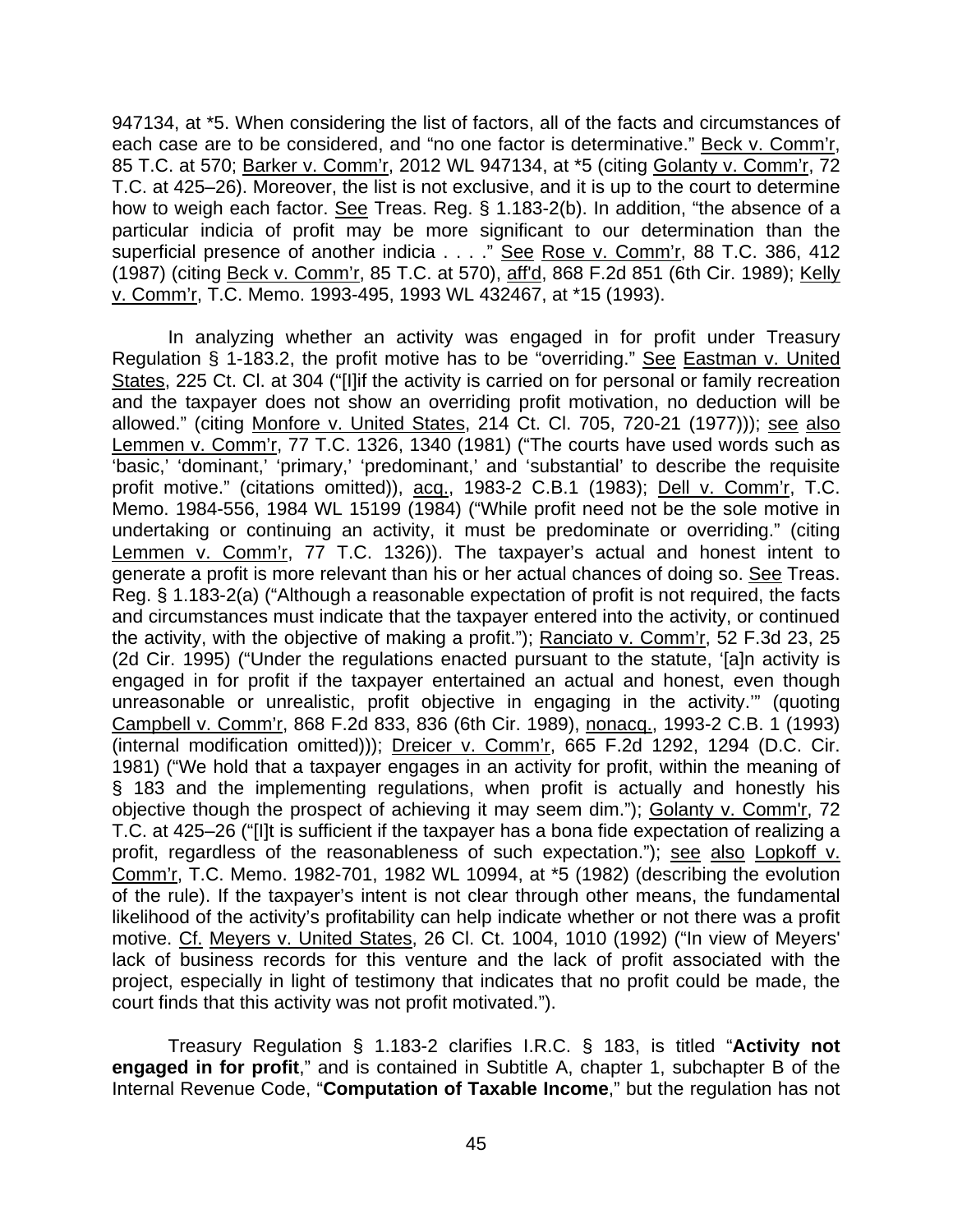947134, at *5. When considering the list of factors, all of the facts and circumstances of each case are to be considered, and "no one factor is determinative." Beck v. Comm'r, 85 T.C. at 570; Barker v. Comm'r, 2012 WL 947134, at *5 (citing Golanty v. Comm'r, 72 T.C. at 425–26). Moreover, the list is not exclusive, and it is up to the court to determine how to weigh each factor. See Treas. Reg. § 1.183-2(b). In addition, "the absence of a particular indicia of profit may be more significant to our determination than the superficial presence of another indicia . . . ." See Rose v. Comm'r, 88 T.C. 386, 412 (1987) (citing Beck v. Comm'r, 85 T.C. at 570), aff'd, 868 F.2d 851 (6th Cir. 1989); Kelly v. Comm'r, T.C. Memo. 1993-495, 1993 WL 432467, at *15 (1993).

In analyzing whether an activity was engaged in for profit under Treasury Regulation § 1-183.2, the profit motive has to be "overriding." See Eastman v. United States, 225 Ct. Cl. at 304 ("[I]if the activity is carried on for personal or family recreation and the taxpayer does not show an overriding profit motivation, no deduction will be allowed." (citing Monfore v. United States, 214 Ct. Cl. 705, 720-21 (1977))); see also Lemmen v. Comm'r, 77 T.C. 1326, 1340 (1981) ("The courts have used words such as 'basic,' 'dominant,' 'primary,' 'predominant,' and 'substantial' to describe the requisite profit motive." (citations omitted)), acq., 1983-2 C.B.1 (1983); Dell v. Comm'r, T.C. Memo. 1984-556, 1984 WL 15199 (1984) ("While profit need not be the sole motive in undertaking or continuing an activity, it must be predominate or overriding." (citing Lemmen v. Comm'r, 77 T.C. 1326)). The taxpayer's actual and honest intent to generate a profit is more relevant than his or her actual chances of doing so. See Treas. Reg. § 1.183-2(a) ("Although a reasonable expectation of profit is not required, the facts and circumstances must indicate that the taxpayer entered into the activity, or continued the activity, with the objective of making a profit."); Ranciato v. Comm'r, 52 F.3d 23, 25 (2d Cir. 1995) ("Under the regulations enacted pursuant to the statute, '[a]n activity is engaged in for profit if the taxpayer entertained an actual and honest, even though unreasonable or unrealistic, profit objective in engaging in the activity.'" (quoting Campbell v. Comm'r, 868 F.2d 833, 836 (6th Cir. 1989), nonacq., 1993-2 C.B. 1 (1993) (internal modification omitted))); Dreicer v. Comm'r, 665 F.2d 1292, 1294 (D.C. Cir. 1981) ("We hold that a taxpayer engages in an activity for profit, within the meaning of § 183 and the implementing regulations, when profit is actually and honestly his objective though the prospect of achieving it may seem dim."); Golanty v. Comm'r, 72 T.C. at 425–26 ("[I]t is sufficient if the taxpayer has a bona fide expectation of realizing a profit, regardless of the reasonableness of such expectation."); see also Lopkoff v. Comm'r, T.C. Memo. 1982-701, 1982 WL 10994, at *5 (1982) (describing the evolution of the rule). If the taxpayer's intent is not clear through other means, the fundamental likelihood of the activity's profitability can help indicate whether or not there was a profit motive. Cf. Meyers v. United States, 26 Cl. Ct. 1004, 1010 (1992) ("In view of Meyers' lack of business records for this venture and the lack of profit associated with the project, especially in light of testimony that indicates that no profit could be made, the court finds that this activity was not profit motivated.").

Treasury Regulation § 1.183-2 clarifies I.R.C. § 183, is titled "**Activity not engaged in for profit**," and is contained in Subtitle A, chapter 1, subchapter B of the Internal Revenue Code, "**Computation of Taxable Income**," but the regulation has not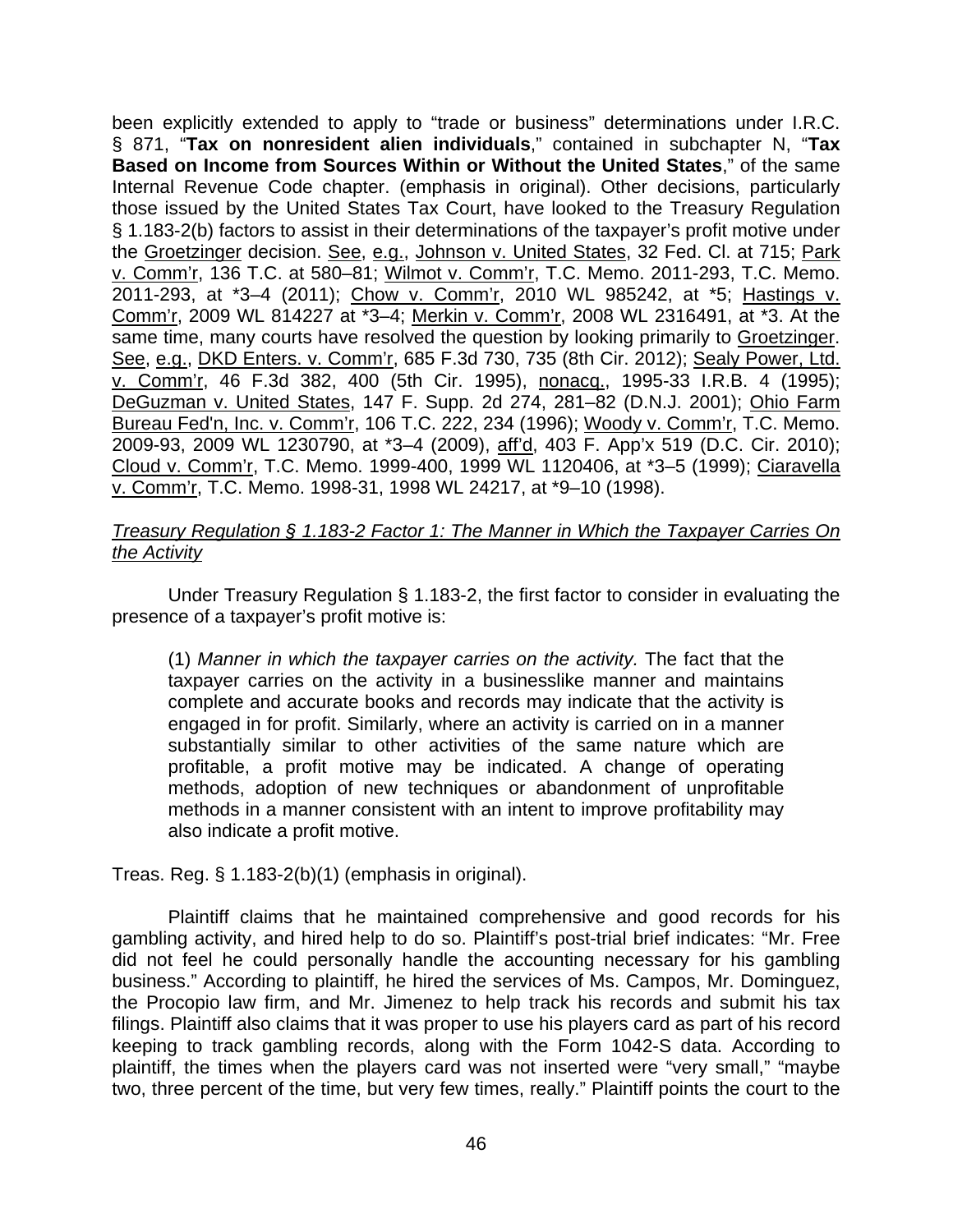been explicitly extended to apply to "trade or business" determinations under I.R.C. § 871, "**Tax on nonresident alien individuals**," contained in subchapter N, "**Tax Based on Income from Sources Within or Without the United States**," of the same Internal Revenue Code chapter. (emphasis in original). Other decisions, particularly those issued by the United States Tax Court, have looked to the Treasury Regulation § 1.183-2(b) factors to assist in their determinations of the taxpayer's profit motive under the Groetzinger decision. See, e.g., Johnson v. United States, 32 Fed. Cl. at 715; Park v. Comm'r, 136 T.C. at 580–81; Wilmot v. Comm'r, T.C. Memo. 2011-293, T.C. Memo. 2011-293, at *3–4 (2011); Chow v. Comm'r, 2010 WL 985242, at *5; Hastings v. Comm'r, 2009 WL 814227 at *3–4; Merkin v. Comm'r, 2008 WL 2316491, at *3. At the same time, many courts have resolved the question by looking primarily to Groetzinger. See, e.g., DKD Enters. v. Comm'r, 685 F.3d 730, 735 (8th Cir. 2012); Sealy Power, Ltd. v. Comm'r, 46 F.3d 382, 400 (5th Cir. 1995), nonacq., 1995-33 I.R.B. 4 (1995); DeGuzman v. United States, 147 F. Supp. 2d 274, 281–82 (D.N.J. 2001); Ohio Farm Bureau Fed'n, Inc. v. Comm'r, 106 T.C. 222, 234 (1996); Woody v. Comm'r, T.C. Memo. 2009-93, 2009 WL 1230790, at *3–4 (2009), aff'd, 403 F. App'x 519 (D.C. Cir. 2010); Cloud v. Comm'r, T.C. Memo. 1999-400, 1999 WL 1120406, at *3–5 (1999); Ciaravella v. Comm'r, T.C. Memo. 1998-31, 1998 WL 24217, at *9–10 (1998).

*Treasury Regulation § 1.183-2 Factor 1: The Manner in Which the Taxpayer Carries On the Activity*

Under Treasury Regulation § 1.183-2, the first factor to consider in evaluating the presence of a taxpayer's profit motive is:

> (1) *Manner in which the taxpayer carries on the activity.* The fact that the taxpayer carries on the activity in a businesslike manner and maintains complete and accurate books and records may indicate that the activity is engaged in for profit. Similarly, where an activity is carried on in a manner substantially similar to other activities of the same nature which are profitable, a profit motive may be indicated. A change of operating methods, adoption of new techniques or abandonment of unprofitable methods in a manner consistent with an intent to improve profitability may also indicate a profit motive.

Treas. Reg. § 1.183-2(b)(1) (emphasis in original).

Plaintiff claims that he maintained comprehensive and good records for his gambling activity, and hired help to do so. Plaintiff's post-trial brief indicates: "Mr. Free did not feel he could personally handle the accounting necessary for his gambling business." According to plaintiff, he hired the services of Ms. Campos, Mr. Dominguez, the Procopio law firm, and Mr. Jimenez to help track his records and submit his tax filings. Plaintiff also claims that it was proper to use his players card as part of his record keeping to track gambling records, along with the Form 1042-S data. According to plaintiff, the times when the players card was not inserted were "very small," "maybe two, three percent of the time, but very few times, really." Plaintiff points the court to the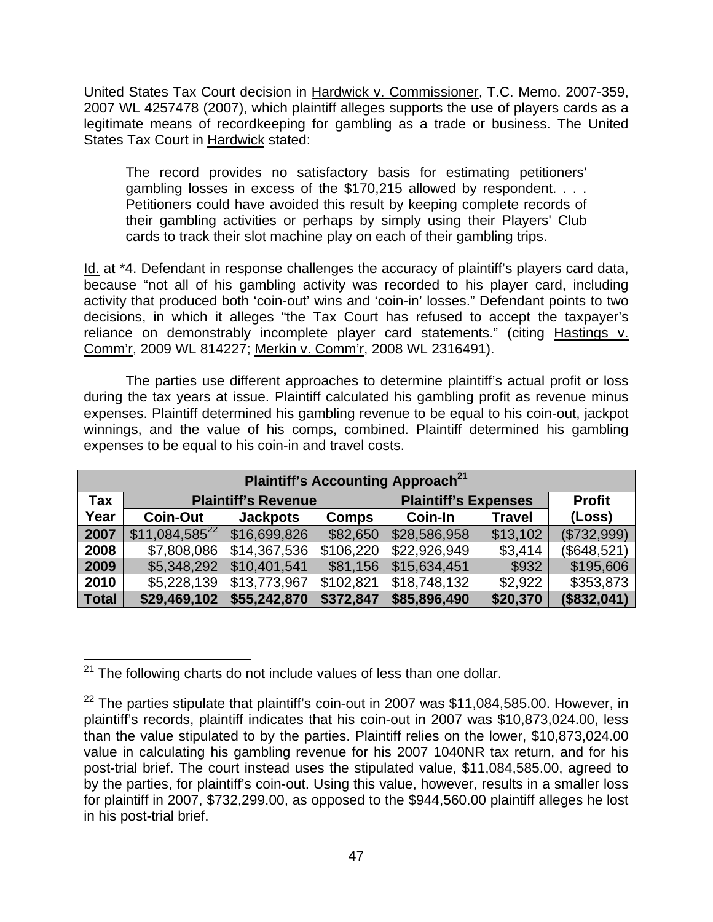United States Tax Court decision in Hardwick v. Commissioner, T.C. Memo. 2007-359, 2007 WL 4257478 (2007), which plaintiff alleges supports the use of players cards as a legitimate means of recordkeeping for gambling as a trade or business. The United States Tax Court in Hardwick stated:

> The record provides no satisfactory basis for estimating petitioners' gambling losses in excess of the $170,215 allowed by respondent. . . . Petitioners could have avoided this result by keeping complete records of their gambling activities or perhaps by simply using their Players' Club cards to track their slot machine play on each of their gambling trips.

Id. at *4. Defendant in response challenges the accuracy of plaintiff's players card data, because "not all of his gambling activity was recorded to his player card, including activity that produced both 'coin-out' wins and 'coin-in' losses." Defendant points to two decisions, in which it alleges "the Tax Court has refused to accept the taxpayer's reliance on demonstrably incomplete player card statements." (citing Hastings v. Comm'r, 2009 WL 814227; Merkin v. Comm'r, 2008 WL 2316491).

The parties use different approaches to determine plaintiff's actual profit or loss during the tax years at issue. Plaintiff calculated his gambling profit as revenue minus expenses. Plaintiff determined his gambling revenue to be equal to his coin-out, jackpot winnings, and the value of his comps, combined. Plaintiff determined his gambling expenses to be equal to his coin-in and travel costs.

| Plaintiff's Accounting Approach[21] | | | | | | |
|---|---|---|---|---|---|---|
| Tax | Plaintiff's Revenue | | | Plaintiff's Expenses | | Profit |
| Year | Coin-Out | Jackpots | Comps | Coin-In | Travel | (Loss) |
| **2007** | $11,084,585[22] | $16,699,826 | $82,650 | $28,586,958 | $13,102 | ($732,999) |
| **2008** | $7,808,086 | $14,367,536 | $106,220 | $22,926,949 | $3,414 | ($648,521) |
| **2009** | $5,348,292 | $10,401,541 | $81,156 | $15,634,451 | $932 | $195,606 |
| **2010** | $5,228,139 | $13,773,967 | $102,821 | $18,748,132 | $2,922 | $353,873 |
| **Total** | **$29,469,102** | **$55,242,870** | **$372,847** | **$85,896,490** | **$20,370** | **($832,041)** |

---

[21] The following charts do not include values of less than one dollar.

[22] The parties stipulate that plaintiff's coin-out in 2007 was $11,084,585.00. However, in plaintiff's records, plaintiff indicates that his coin-out in 2007 was $10,873,024.00, less than the value stipulated to by the parties. Plaintiff relies on the lower, $10,873,024.00 value in calculating his gambling revenue for his 2007 1040NR tax return, and for his post-trial brief. The court instead uses the stipulated value, $11,084,585.00, agreed to by the parties, for plaintiff's coin-out. Using this value, however, results in a smaller loss for plaintiff in 2007, $732,299.00, as opposed to the $944,560.00 plaintiff alleges he lost in his post-trial brief.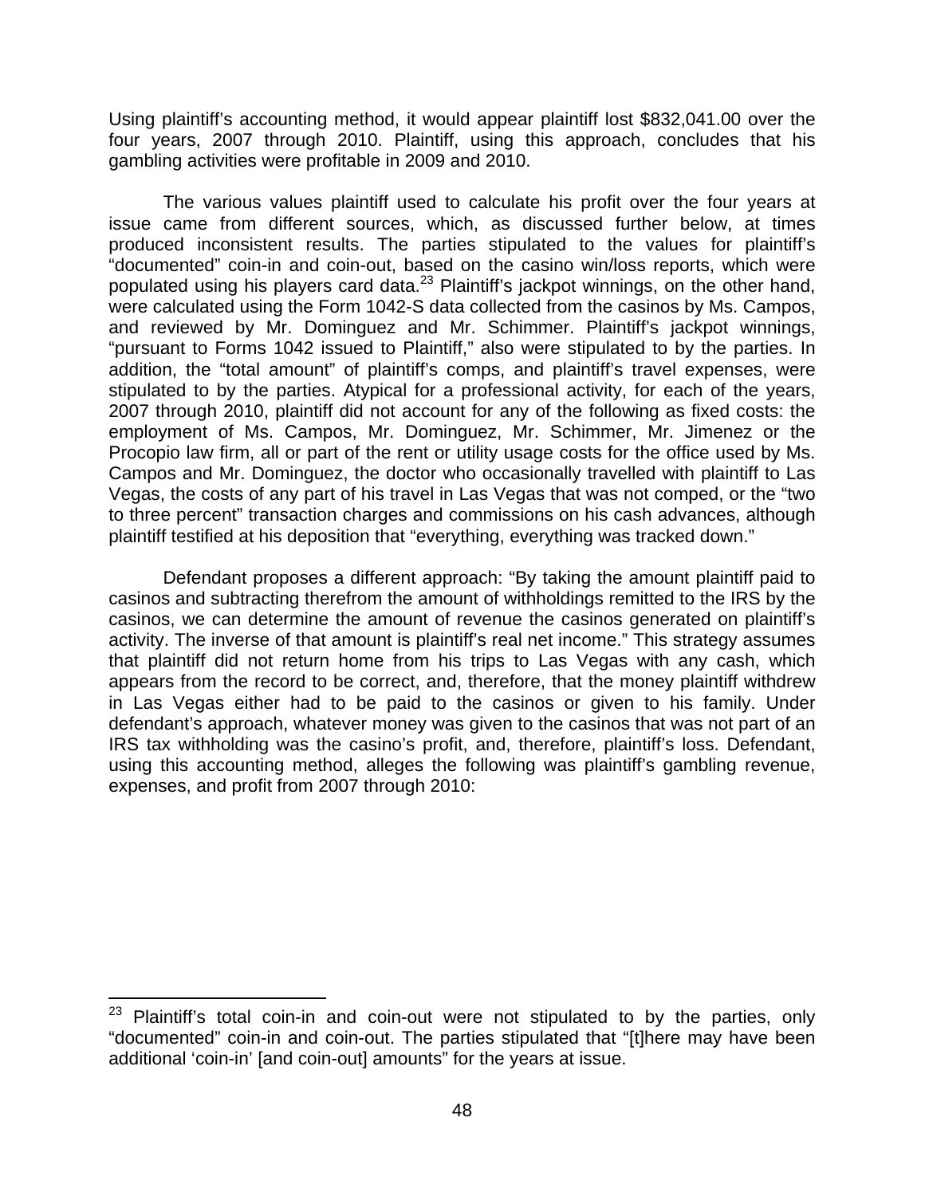Using plaintiff's accounting method, it would appear plaintiff lost $832,041.00 over the four years, 2007 through 2010. Plaintiff, using this approach, concludes that his gambling activities were profitable in 2009 and 2010.

The various values plaintiff used to calculate his profit over the four years at issue came from different sources, which, as discussed further below, at times produced inconsistent results. The parties stipulated to the values for plaintiff's "documented" coin-in and coin-out, based on the casino win/loss reports, which were populated using his players card data.[23] Plaintiff's jackpot winnings, on the other hand, were calculated using the Form 1042-S data collected from the casinos by Ms. Campos, and reviewed by Mr. Dominguez and Mr. Schimmer. Plaintiff's jackpot winnings, "pursuant to Forms 1042 issued to Plaintiff," also were stipulated to by the parties. In addition, the "total amount" of plaintiff's comps, and plaintiff's travel expenses, were stipulated to by the parties. Atypical for a professional activity, for each of the years, 2007 through 2010, plaintiff did not account for any of the following as fixed costs: the employment of Ms. Campos, Mr. Dominguez, Mr. Schimmer, Mr. Jimenez or the Procopio law firm, all or part of the rent or utility usage costs for the office used by Ms. Campos and Mr. Dominguez, the doctor who occasionally travelled with plaintiff to Las Vegas, the costs of any part of his travel in Las Vegas that was not comped, or the "two to three percent" transaction charges and commissions on his cash advances, although plaintiff testified at his deposition that "everything, everything was tracked down."

Defendant proposes a different approach: "By taking the amount plaintiff paid to casinos and subtracting therefrom the amount of withholdings remitted to the IRS by the casinos, we can determine the amount of revenue the casinos generated on plaintiff's activity. The inverse of that amount is plaintiff's real net income." This strategy assumes that plaintiff did not return home from his trips to Las Vegas with any cash, which appears from the record to be correct, and, therefore, that the money plaintiff withdrew in Las Vegas either had to be paid to the casinos or given to his family. Under defendant's approach, whatever money was given to the casinos that was not part of an IRS tax withholding was the casino's profit, and, therefore, plaintiff's loss. Defendant, using this accounting method, alleges the following was plaintiff's gambling revenue, expenses, and profit from 2007 through 2010:

[23] Plaintiff's total coin-in and coin-out were not stipulated to by the parties, only "documented" coin-in and coin-out. The parties stipulated that "[t]here may have been additional 'coin-in' [and coin-out] amounts" for the years at issue.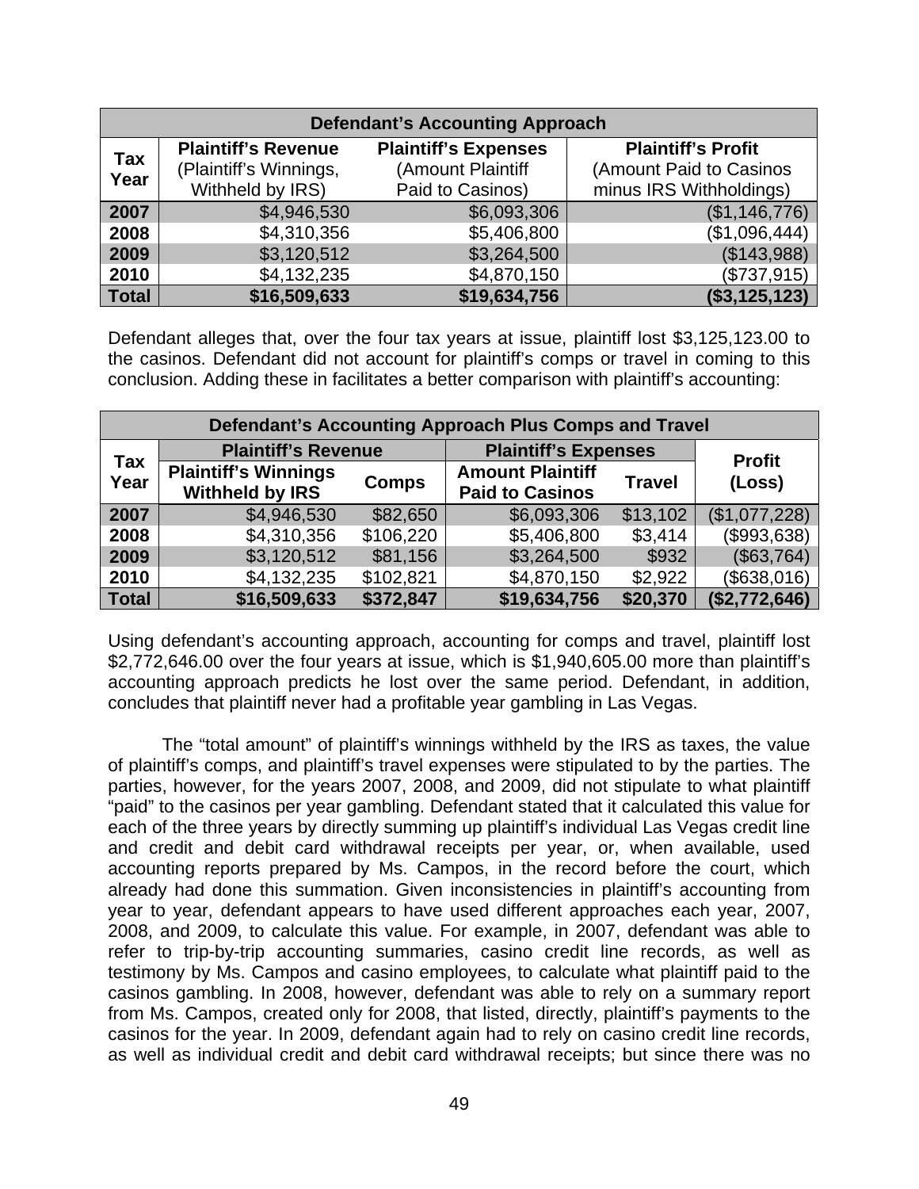| Defendant's Accounting Approach | | | |
|---|---|---|---|
| **Tax Year** | **Plaintiff's Revenue** (Plaintiff's Winnings, Withheld by IRS) | **Plaintiff's Expenses** (Amount Plaintiff Paid to Casinos) | **Plaintiff's Profit** (Amount Paid to Casinos minus IRS Withholdings) |
| **2007** | $4,946,530 | $6,093,306 | ($1,146,776) |
| **2008** | $4,310,356 | $5,406,800 | ($1,096,444) |
| **2009** | $3,120,512 | $3,264,500 | ($143,988) |
| **2010** | $4,132,235 | $4,870,150 | ($737,915) |
| **Total** | **$16,509,633** | **$19,634,756** | **($3,125,123)** |

Defendant alleges that, over the four tax years at issue, plaintiff lost $3,125,123.00 to the casinos. Defendant did not account for plaintiff's comps or travel in coming to this conclusion. Adding these in facilitates a better comparison with plaintiff's accounting:

| Defendant's Accounting Approach Plus Comps and Travel | | | | | |
|---|---|---|---|---|---|
| **Tax Year** | **Plaintiff's Revenue** | | **Plaintiff's Expenses** | | **Profit (Loss)** |
| | **Plaintiff's Winnings Withheld by IRS** | **Comps** | **Amount Plaintiff Paid to Casinos** | **Travel** | |
| **2007** | $4,946,530 | $82,650 | $6,093,306 | $13,102 | ($1,077,228) |
| **2008** | $4,310,356 | $106,220 | $5,406,800 | $3,414 | ($993,638) |
| **2009** | $3,120,512 | $81,156 | $3,264,500 | $932 | ($63,764) |
| **2010** | $4,132,235 | $102,821 | $4,870,150 | $2,922 | ($638,016) |
| **Total** | **$16,509,633** | **$372,847** | **$19,634,756** | **$20,370** | **($2,772,646)** |

Using defendant's accounting approach, accounting for comps and travel, plaintiff lost $2,772,646.00 over the four years at issue, which is $1,940,605.00 more than plaintiff's accounting approach predicts he lost over the same period. Defendant, in addition, concludes that plaintiff never had a profitable year gambling in Las Vegas.

The "total amount" of plaintiff's winnings withheld by the IRS as taxes, the value of plaintiff's comps, and plaintiff's travel expenses were stipulated to by the parties. The parties, however, for the years 2007, 2008, and 2009, did not stipulate to what plaintiff "paid" to the casinos per year gambling. Defendant stated that it calculated this value for each of the three years by directly summing up plaintiff's individual Las Vegas credit line and credit and debit card withdrawal receipts per year, or, when available, used accounting reports prepared by Ms. Campos, in the record before the court, which already had done this summation. Given inconsistencies in plaintiff's accounting from year to year, defendant appears to have used different approaches each year, 2007, 2008, and 2009, to calculate this value. For example, in 2007, defendant was able to refer to trip-by-trip accounting summaries, casino credit line records, as well as testimony by Ms. Campos and casino employees, to calculate what plaintiff paid to the casinos gambling. In 2008, however, defendant was able to rely on a summary report from Ms. Campos, created only for 2008, that listed, directly, plaintiff's payments to the casinos for the year. In 2009, defendant again had to rely on casino credit line records, as well as individual credit and debit card withdrawal receipts; but since there was no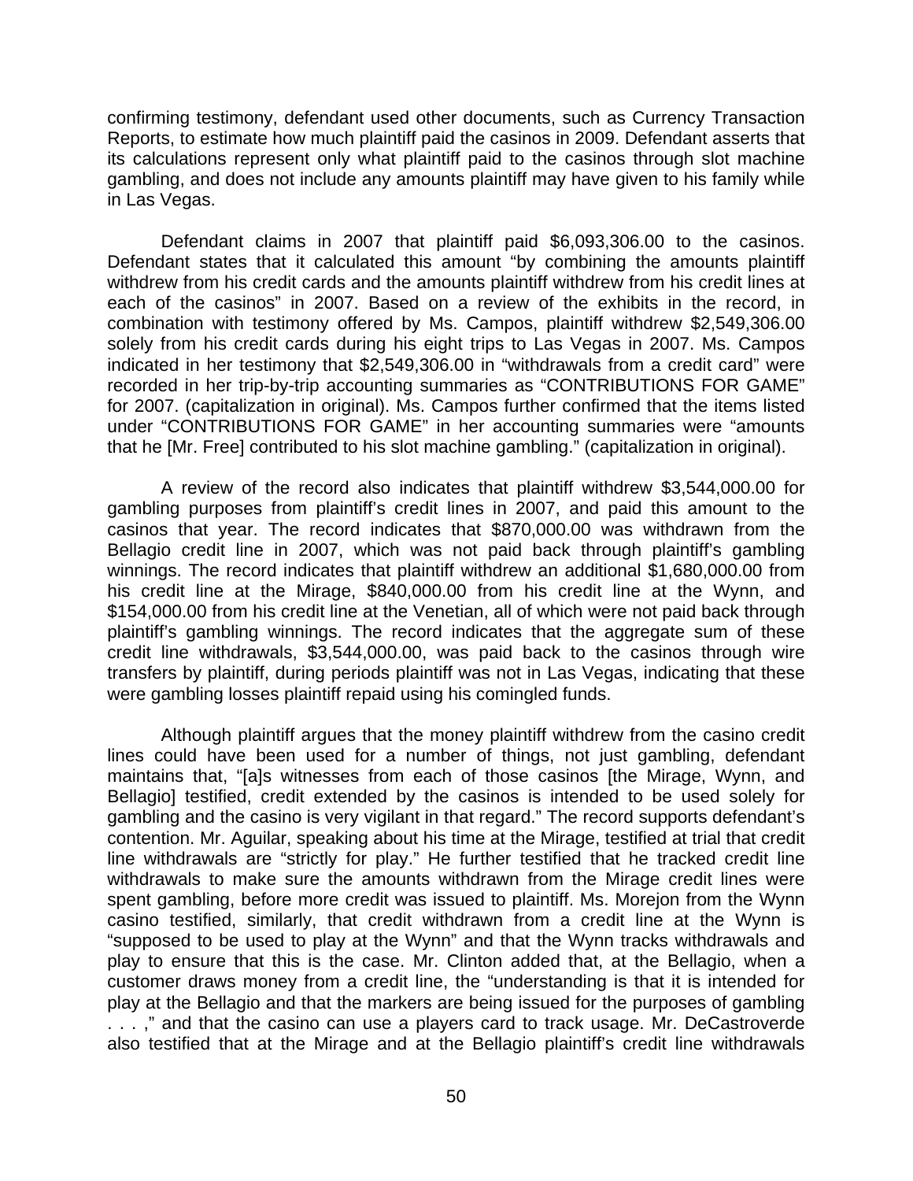confirming testimony, defendant used other documents, such as Currency Transaction Reports, to estimate how much plaintiff paid the casinos in 2009. Defendant asserts that its calculations represent only what plaintiff paid to the casinos through slot machine gambling, and does not include any amounts plaintiff may have given to his family while in Las Vegas.

Defendant claims in 2007 that plaintiff paid $6,093,306.00 to the casinos. Defendant states that it calculated this amount "by combining the amounts plaintiff withdrew from his credit cards and the amounts plaintiff withdrew from his credit lines at each of the casinos" in 2007. Based on a review of the exhibits in the record, in combination with testimony offered by Ms. Campos, plaintiff withdrew $2,549,306.00 solely from his credit cards during his eight trips to Las Vegas in 2007. Ms. Campos indicated in her testimony that $2,549,306.00 in "withdrawals from a credit card" were recorded in her trip-by-trip accounting summaries as "CONTRIBUTIONS FOR GAME" for 2007. (capitalization in original). Ms. Campos further confirmed that the items listed under "CONTRIBUTIONS FOR GAME" in her accounting summaries were "amounts that he [Mr. Free] contributed to his slot machine gambling." (capitalization in original).

A review of the record also indicates that plaintiff withdrew $3,544,000.00 for gambling purposes from plaintiff's credit lines in 2007, and paid this amount to the casinos that year. The record indicates that $870,000.00 was withdrawn from the Bellagio credit line in 2007, which was not paid back through plaintiff's gambling winnings. The record indicates that plaintiff withdrew an additional $1,680,000.00 from his credit line at the Mirage, $840,000.00 from his credit line at the Wynn, and $154,000.00 from his credit line at the Venetian, all of which were not paid back through plaintiff's gambling winnings. The record indicates that the aggregate sum of these credit line withdrawals, $3,544,000.00, was paid back to the casinos through wire transfers by plaintiff, during periods plaintiff was not in Las Vegas, indicating that these were gambling losses plaintiff repaid using his comingled funds.

Although plaintiff argues that the money plaintiff withdrew from the casino credit lines could have been used for a number of things, not just gambling, defendant maintains that, "[a]s witnesses from each of those casinos [the Mirage, Wynn, and Bellagio] testified, credit extended by the casinos is intended to be used solely for gambling and the casino is very vigilant in that regard." The record supports defendant's contention. Mr. Aguilar, speaking about his time at the Mirage, testified at trial that credit line withdrawals are "strictly for play." He further testified that he tracked credit line withdrawals to make sure the amounts withdrawn from the Mirage credit lines were spent gambling, before more credit was issued to plaintiff. Ms. Morejon from the Wynn casino testified, similarly, that credit withdrawn from a credit line at the Wynn is "supposed to be used to play at the Wynn" and that the Wynn tracks withdrawals and play to ensure that this is the case. Mr. Clinton added that, at the Bellagio, when a customer draws money from a credit line, the "understanding is that it is intended for play at the Bellagio and that the markers are being issued for the purposes of gambling . . . ," and that the casino can use a players card to track usage. Mr. DeCastroverde also testified that at the Mirage and at the Bellagio plaintiff's credit line withdrawals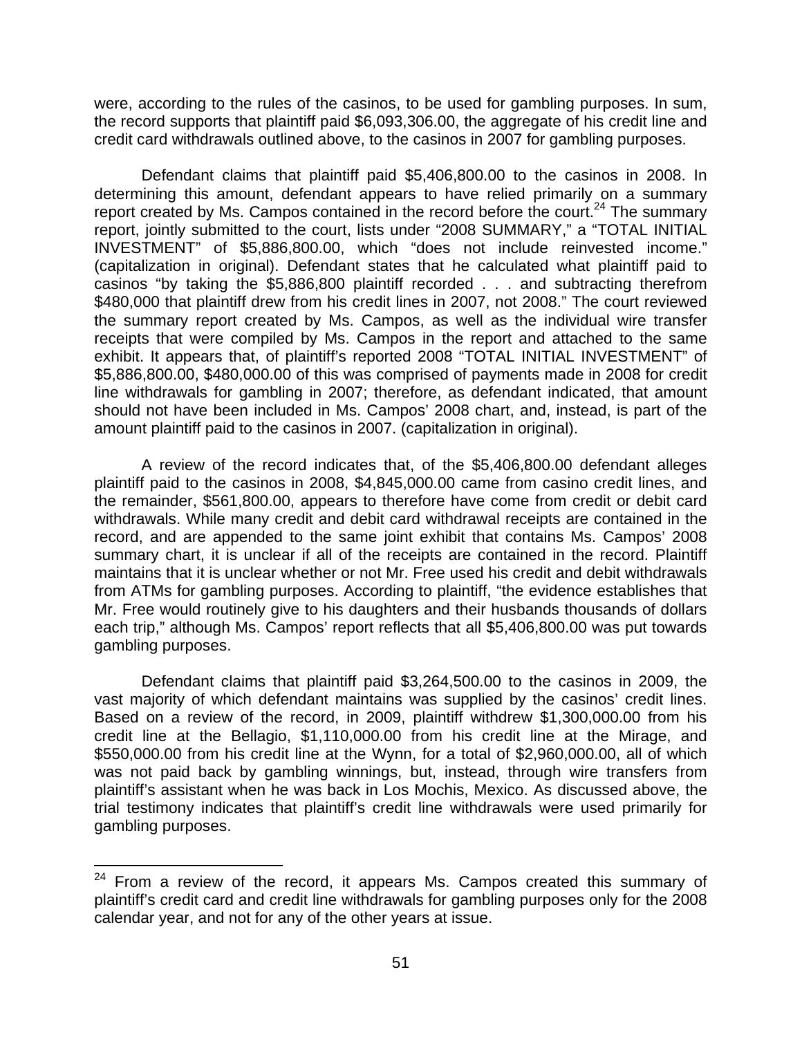were, according to the rules of the casinos, to be used for gambling purposes. In sum, the record supports that plaintiff paid $6,093,306.00, the aggregate of his credit line and credit card withdrawals outlined above, to the casinos in 2007 for gambling purposes.

Defendant claims that plaintiff paid $5,406,800.00 to the casinos in 2008. In determining this amount, defendant appears to have relied primarily on a summary report created by Ms. Campos contained in the record before the court.[24] The summary report, jointly submitted to the court, lists under "2008 SUMMARY," a "TOTAL INITIAL INVESTMENT" of $5,886,800.00, which "does not include reinvested income." (capitalization in original). Defendant states that he calculated what plaintiff paid to casinos "by taking the $5,886,800 plaintiff recorded . . . and subtracting therefrom $480,000 that plaintiff drew from his credit lines in 2007, not 2008." The court reviewed the summary report created by Ms. Campos, as well as the individual wire transfer receipts that were compiled by Ms. Campos in the report and attached to the same exhibit. It appears that, of plaintiff's reported 2008 "TOTAL INITIAL INVESTMENT" of $5,886,800.00, $480,000.00 of this was comprised of payments made in 2008 for credit line withdrawals for gambling in 2007; therefore, as defendant indicated, that amount should not have been included in Ms. Campos' 2008 chart, and, instead, is part of the amount plaintiff paid to the casinos in 2007. (capitalization in original).

A review of the record indicates that, of the $5,406,800.00 defendant alleges plaintiff paid to the casinos in 2008, $4,845,000.00 came from casino credit lines, and the remainder, $561,800.00, appears to therefore have come from credit or debit card withdrawals. While many credit and debit card withdrawal receipts are contained in the record, and are appended to the same joint exhibit that contains Ms. Campos' 2008 summary chart, it is unclear if all of the receipts are contained in the record. Plaintiff maintains that it is unclear whether or not Mr. Free used his credit and debit withdrawals from ATMs for gambling purposes. According to plaintiff, "the evidence establishes that Mr. Free would routinely give to his daughters and their husbands thousands of dollars each trip," although Ms. Campos' report reflects that all $5,406,800.00 was put towards gambling purposes.

Defendant claims that plaintiff paid $3,264,500.00 to the casinos in 2009, the vast majority of which defendant maintains was supplied by the casinos' credit lines. Based on a review of the record, in 2009, plaintiff withdrew $1,300,000.00 from his credit line at the Bellagio, $1,110,000.00 from his credit line at the Mirage, and $550,000.00 from his credit line at the Wynn, for a total of $2,960,000.00, all of which was not paid back by gambling winnings, but, instead, through wire transfers from plaintiff's assistant when he was back in Los Mochis, Mexico. As discussed above, the trial testimony indicates that plaintiff's credit line withdrawals were used primarily for gambling purposes.

---

[24] From a review of the record, it appears Ms. Campos created this summary of plaintiff's credit card and credit line withdrawals for gambling purposes only for the 2008 calendar year, and not for any of the other years at issue.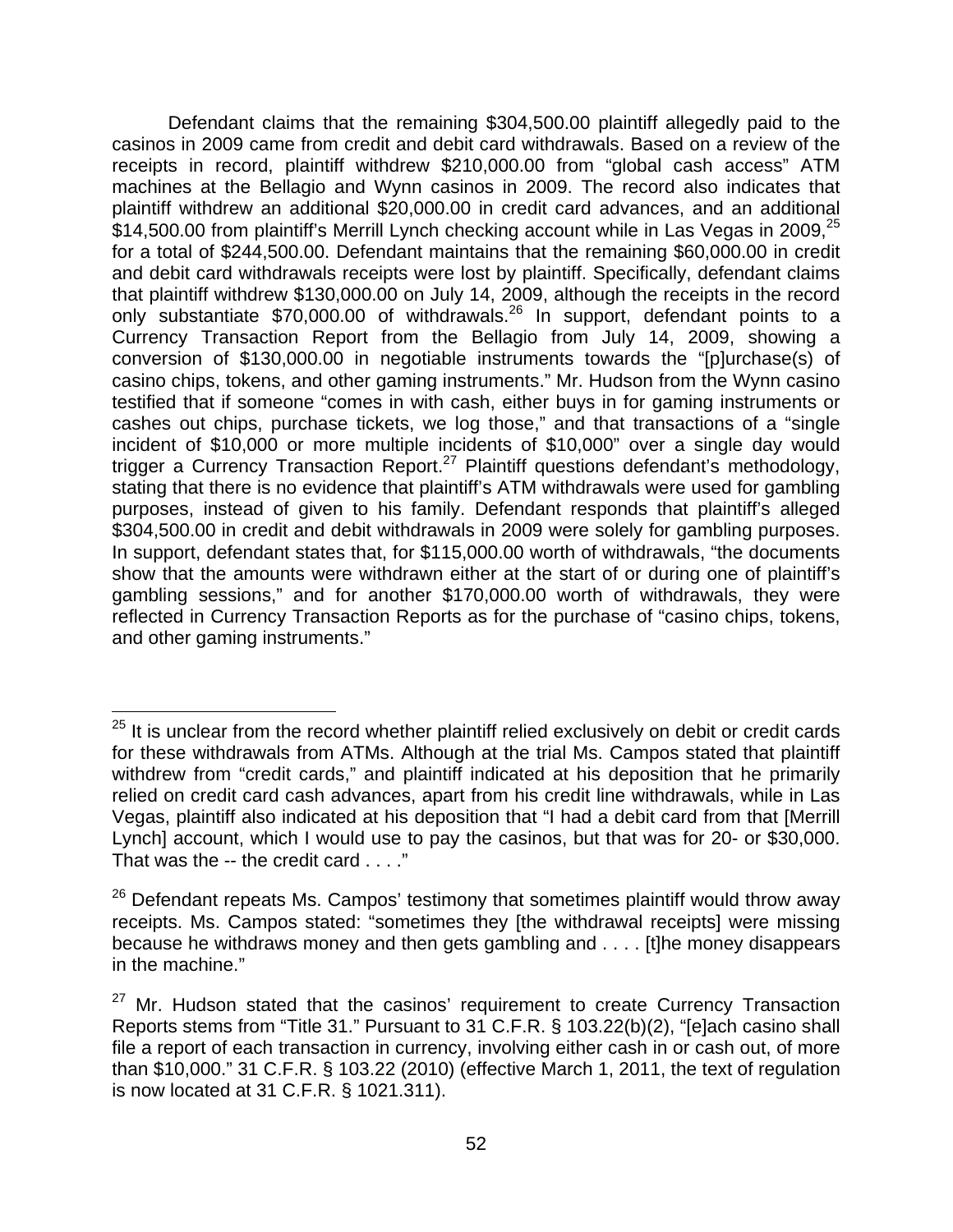Defendant claims that the remaining $304,500.00 plaintiff allegedly paid to the casinos in 2009 came from credit and debit card withdrawals. Based on a review of the receipts in record, plaintiff withdrew $210,000.00 from "global cash access" ATM machines at the Bellagio and Wynn casinos in 2009. The record also indicates that plaintiff withdrew an additional $20,000.00 in credit card advances, and an additional $14,500.00 from plaintiff's Merrill Lynch checking account while in Las Vegas in 2009,[25] for a total of $244,500.00. Defendant maintains that the remaining $60,000.00 in credit and debit card withdrawals receipts were lost by plaintiff. Specifically, defendant claims that plaintiff withdrew $130,000.00 on July 14, 2009, although the receipts in the record only substantiate $70,000.00 of withdrawals.[26] In support, defendant points to a Currency Transaction Report from the Bellagio from July 14, 2009, showing a conversion of $130,000.00 in negotiable instruments towards the "[p]urchase(s) of casino chips, tokens, and other gaming instruments." Mr. Hudson from the Wynn casino testified that if someone "comes in with cash, either buys in for gaming instruments or cashes out chips, purchase tickets, we log those," and that transactions of a "single incident of $10,000 or more multiple incidents of $10,000" over a single day would trigger a Currency Transaction Report.[27] Plaintiff questions defendant's methodology, stating that there is no evidence that plaintiff's ATM withdrawals were used for gambling purposes, instead of given to his family. Defendant responds that plaintiff's alleged $304,500.00 in credit and debit withdrawals in 2009 were solely for gambling purposes. In support, defendant states that, for $115,000.00 worth of withdrawals, "the documents show that the amounts were withdrawn either at the start of or during one of plaintiff's gambling sessions," and for another $170,000.00 worth of withdrawals, they were reflected in Currency Transaction Reports as for the purchase of "casino chips, tokens, and other gaming instruments."

---

[25] It is unclear from the record whether plaintiff relied exclusively on debit or credit cards for these withdrawals from ATMs. Although at the trial Ms. Campos stated that plaintiff withdrew from "credit cards," and plaintiff indicated at his deposition that he primarily relied on credit card cash advances, apart from his credit line withdrawals, while in Las Vegas, plaintiff also indicated at his deposition that "I had a debit card from that [Merrill Lynch] account, which I would use to pay the casinos, but that was for 20- or $30,000. That was the -- the credit card . . . ."

[26] Defendant repeats Ms. Campos' testimony that sometimes plaintiff would throw away receipts. Ms. Campos stated: "sometimes they [the withdrawal receipts] were missing because he withdraws money and then gets gambling and . . . . [t]he money disappears in the machine."

[27] Mr. Hudson stated that the casinos' requirement to create Currency Transaction Reports stems from "Title 31." Pursuant to 31 C.F.R. § 103.22(b)(2), "[e]ach casino shall file a report of each transaction in currency, involving either cash in or cash out, of more than $10,000." 31 C.F.R. § 103.22 (2010) (effective March 1, 2011, the text of regulation is now located at 31 C.F.R. § 1021.311).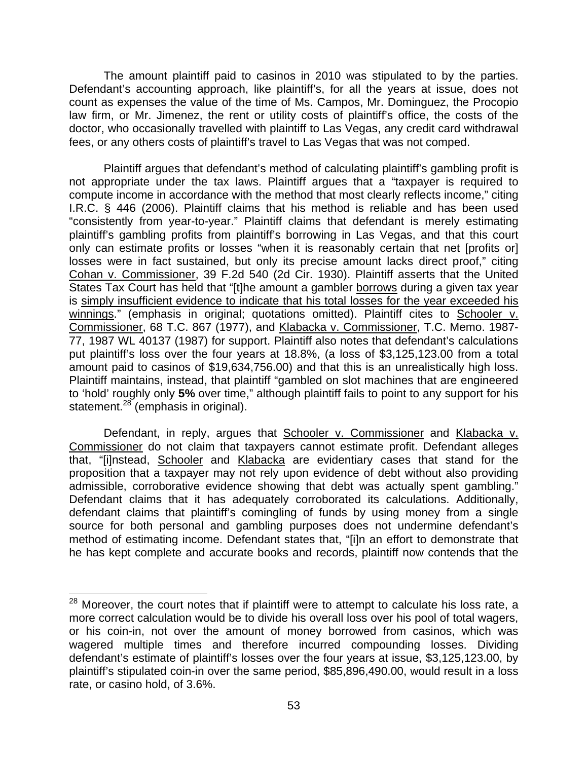The amount plaintiff paid to casinos in 2010 was stipulated to by the parties. Defendant's accounting approach, like plaintiff's, for all the years at issue, does not count as expenses the value of the time of Ms. Campos, Mr. Dominguez, the Procopio law firm, or Mr. Jimenez, the rent or utility costs of plaintiff's office, the costs of the doctor, who occasionally travelled with plaintiff to Las Vegas, any credit card withdrawal fees, or any others costs of plaintiff's travel to Las Vegas that was not comped.

Plaintiff argues that defendant's method of calculating plaintiff's gambling profit is not appropriate under the tax laws. Plaintiff argues that a "taxpayer is required to compute income in accordance with the method that most clearly reflects income," citing I.R.C. § 446 (2006). Plaintiff claims that his method is reliable and has been used "consistently from year-to-year." Plaintiff claims that defendant is merely estimating plaintiff's gambling profits from plaintiff's borrowing in Las Vegas, and that this court only can estimate profits or losses "when it is reasonably certain that net [profits or] losses were in fact sustained, but only its precise amount lacks direct proof," citing Cohan v. Commissioner, 39 F.2d 540 (2d Cir. 1930). Plaintiff asserts that the United States Tax Court has held that "[t]he amount a gambler borrows during a given tax year is simply insufficient evidence to indicate that his total losses for the year exceeded his winnings." (emphasis in original; quotations omitted). Plaintiff cites to Schooler v. Commissioner, 68 T.C. 867 (1977), and Klabacka v. Commissioner, T.C. Memo. 1987-77, 1987 WL 40137 (1987) for support. Plaintiff also notes that defendant's calculations put plaintiff's loss over the four years at 18.8%, (a loss of $3,125,123.00 from a total amount paid to casinos of $19,634,756.00) and that this is an unrealistically high loss. Plaintiff maintains, instead, that plaintiff "gambled on slot machines that are engineered to 'hold' roughly only **5%** over time," although plaintiff fails to point to any support for his statement.[28] (emphasis in original).

Defendant, in reply, argues that Schooler v. Commissioner and Klabacka v. Commissioner do not claim that taxpayers cannot estimate profit. Defendant alleges that, "[i]nstead, Schooler and Klabacka are evidentiary cases that stand for the proposition that a taxpayer may not rely upon evidence of debt without also providing admissible, corroborative evidence showing that debt was actually spent gambling." Defendant claims that it has adequately corroborated its calculations. Additionally, defendant claims that plaintiff's comingling of funds by using money from a single source for both personal and gambling purposes does not undermine defendant's method of estimating income. Defendant states that, "[i]n an effort to demonstrate that he has kept complete and accurate books and records, plaintiff now contends that the

[28] Moreover, the court notes that if plaintiff were to attempt to calculate his loss rate, a more correct calculation would be to divide his overall loss over his pool of total wagers, or his coin-in, not over the amount of money borrowed from casinos, which was wagered multiple times and therefore incurred compounding losses. Dividing defendant's estimate of plaintiff's losses over the four years at issue, $3,125,123.00, by plaintiff's stipulated coin-in over the same period, $85,896,490.00, would result in a loss rate, or casino hold, of 3.6%.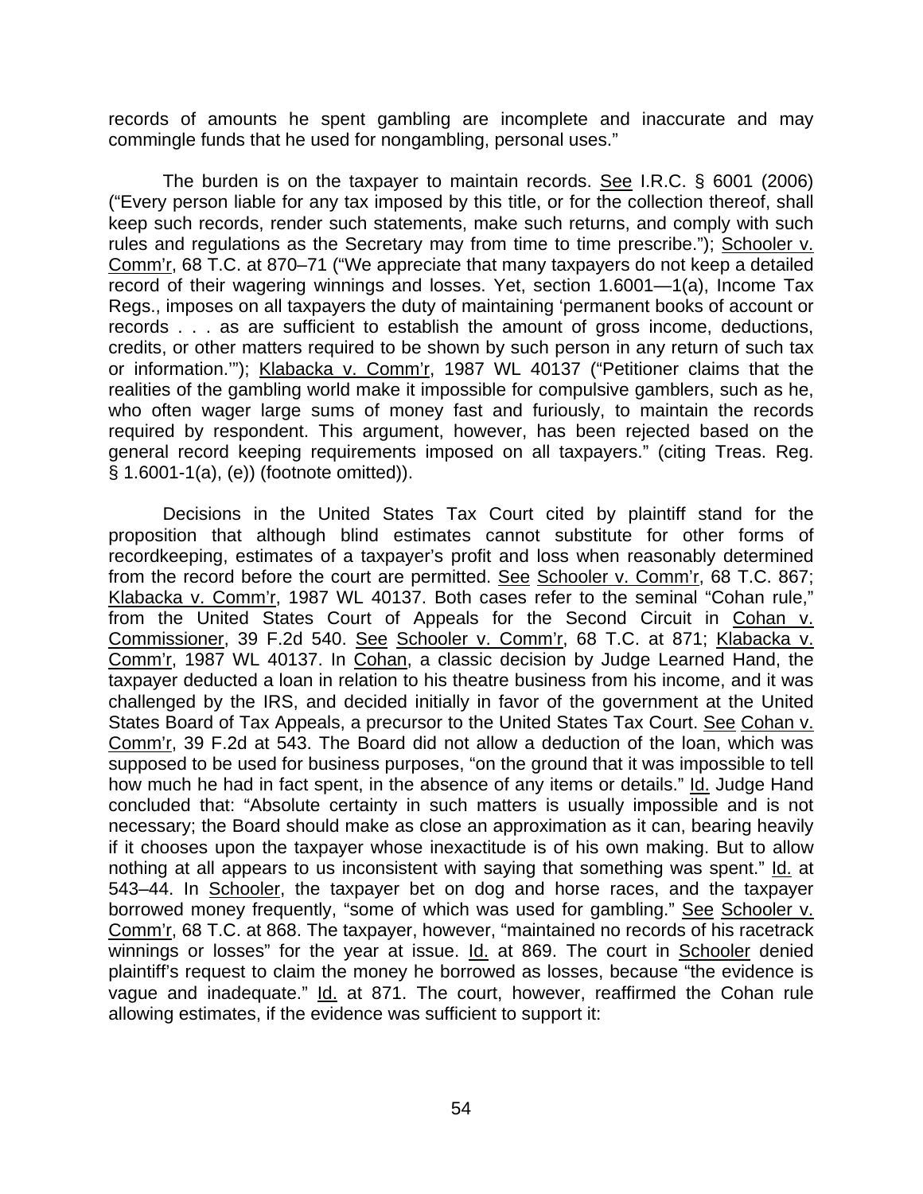records of amounts he spent gambling are incomplete and inaccurate and may commingle funds that he used for nongambling, personal uses."

The burden is on the taxpayer to maintain records. See I.R.C. § 6001 (2006) ("Every person liable for any tax imposed by this title, or for the collection thereof, shall keep such records, render such statements, make such returns, and comply with such rules and regulations as the Secretary may from time to time prescribe."); Schooler v. Comm'r, 68 T.C. at 870–71 ("We appreciate that many taxpayers do not keep a detailed record of their wagering winnings and losses. Yet, section 1.6001—1(a), Income Tax Regs., imposes on all taxpayers the duty of maintaining 'permanent books of account or records . . . as are sufficient to establish the amount of gross income, deductions, credits, or other matters required to be shown by such person in any return of such tax or information.'"); Klabacka v. Comm'r, 1987 WL 40137 ("Petitioner claims that the realities of the gambling world make it impossible for compulsive gamblers, such as he, who often wager large sums of money fast and furiously, to maintain the records required by respondent. This argument, however, has been rejected based on the general record keeping requirements imposed on all taxpayers." (citing Treas. Reg. § 1.6001-1(a), (e)) (footnote omitted)).

Decisions in the United States Tax Court cited by plaintiff stand for the proposition that although blind estimates cannot substitute for other forms of recordkeeping, estimates of a taxpayer's profit and loss when reasonably determined from the record before the court are permitted. See Schooler v. Comm'r, 68 T.C. 867; Klabacka v. Comm'r, 1987 WL 40137. Both cases refer to the seminal "Cohan rule," from the United States Court of Appeals for the Second Circuit in Cohan v. Commissioner, 39 F.2d 540. See Schooler v. Comm'r, 68 T.C. at 871; Klabacka v. Comm'r, 1987 WL 40137. In Cohan, a classic decision by Judge Learned Hand, the taxpayer deducted a loan in relation to his theatre business from his income, and it was challenged by the IRS, and decided initially in favor of the government at the United States Board of Tax Appeals, a precursor to the United States Tax Court. See Cohan v. Comm'r, 39 F.2d at 543. The Board did not allow a deduction of the loan, which was supposed to be used for business purposes, "on the ground that it was impossible to tell how much he had in fact spent, in the absence of any items or details." Id. Judge Hand concluded that: "Absolute certainty in such matters is usually impossible and is not necessary; the Board should make as close an approximation as it can, bearing heavily if it chooses upon the taxpayer whose inexactitude is of his own making. But to allow nothing at all appears to us inconsistent with saying that something was spent." Id. at 543–44. In Schooler, the taxpayer bet on dog and horse races, and the taxpayer borrowed money frequently, "some of which was used for gambling." See Schooler v. Comm'r, 68 T.C. at 868. The taxpayer, however, "maintained no records of his racetrack winnings or losses" for the year at issue. Id. at 869. The court in Schooler denied plaintiff's request to claim the money he borrowed as losses, because "the evidence is vague and inadequate." Id. at 871. The court, however, reaffirmed the Cohan rule allowing estimates, if the evidence was sufficient to support it: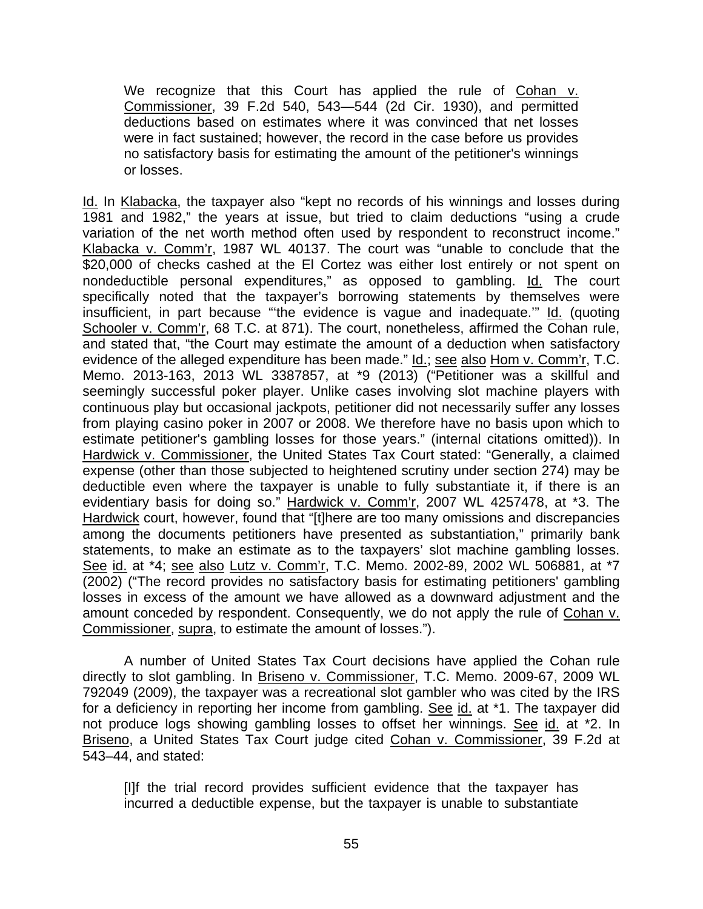> We recognize that this Court has applied the rule of Cohan v. Commissioner, 39 F.2d 540, 543—544 (2d Cir. 1930), and permitted deductions based on estimates where it was convinced that net losses were in fact sustained; however, the record in the case before us provides no satisfactory basis for estimating the amount of the petitioner's winnings or losses.

Id. In Klabacka, the taxpayer also "kept no records of his winnings and losses during 1981 and 1982," the years at issue, but tried to claim deductions "using a crude variation of the net worth method often used by respondent to reconstruct income." Klabacka v. Comm'r, 1987 WL 40137. The court was "unable to conclude that the $20,000 of checks cashed at the El Cortez was either lost entirely or not spent on nondeductible personal expenditures," as opposed to gambling. Id. The court specifically noted that the taxpayer's borrowing statements by themselves were insufficient, in part because "'the evidence is vague and inadequate.'" Id. (quoting Schooler v. Comm'r, 68 T.C. at 871). The court, nonetheless, affirmed the Cohan rule, and stated that, "the Court may estimate the amount of a deduction when satisfactory evidence of the alleged expenditure has been made." Id.; see also Hom v. Comm'r, T.C. Memo. 2013-163, 2013 WL 3387857, at *9 (2013) ("Petitioner was a skillful and seemingly successful poker player. Unlike cases involving slot machine players with continuous play but occasional jackpots, petitioner did not necessarily suffer any losses from playing casino poker in 2007 or 2008. We therefore have no basis upon which to estimate petitioner's gambling losses for those years." (internal citations omitted)). In Hardwick v. Commissioner, the United States Tax Court stated: "Generally, a claimed expense (other than those subjected to heightened scrutiny under section 274) may be deductible even where the taxpayer is unable to fully substantiate it, if there is an evidentiary basis for doing so." Hardwick v. Comm'r, 2007 WL 4257478, at *3. The Hardwick court, however, found that "[t]here are too many omissions and discrepancies among the documents petitioners have presented as substantiation," primarily bank statements, to make an estimate as to the taxpayers' slot machine gambling losses. See id. at *4; see also Lutz v. Comm'r, T.C. Memo. 2002-89, 2002 WL 506881, at *7 (2002) ("The record provides no satisfactory basis for estimating petitioners' gambling losses in excess of the amount we have allowed as a downward adjustment and the amount conceded by respondent. Consequently, we do not apply the rule of Cohan v. Commissioner, supra, to estimate the amount of losses.").

A number of United States Tax Court decisions have applied the Cohan rule directly to slot gambling. In Briseno v. Commissioner, T.C. Memo. 2009-67, 2009 WL 792049 (2009), the taxpayer was a recreational slot gambler who was cited by the IRS for a deficiency in reporting her income from gambling. See id. at *1. The taxpayer did not produce logs showing gambling losses to offset her winnings. See id. at *2. In Briseno, a United States Tax Court judge cited Cohan v. Commissioner, 39 F.2d at 543–44, and stated:

> [I]f the trial record provides sufficient evidence that the taxpayer has incurred a deductible expense, but the taxpayer is unable to substantiate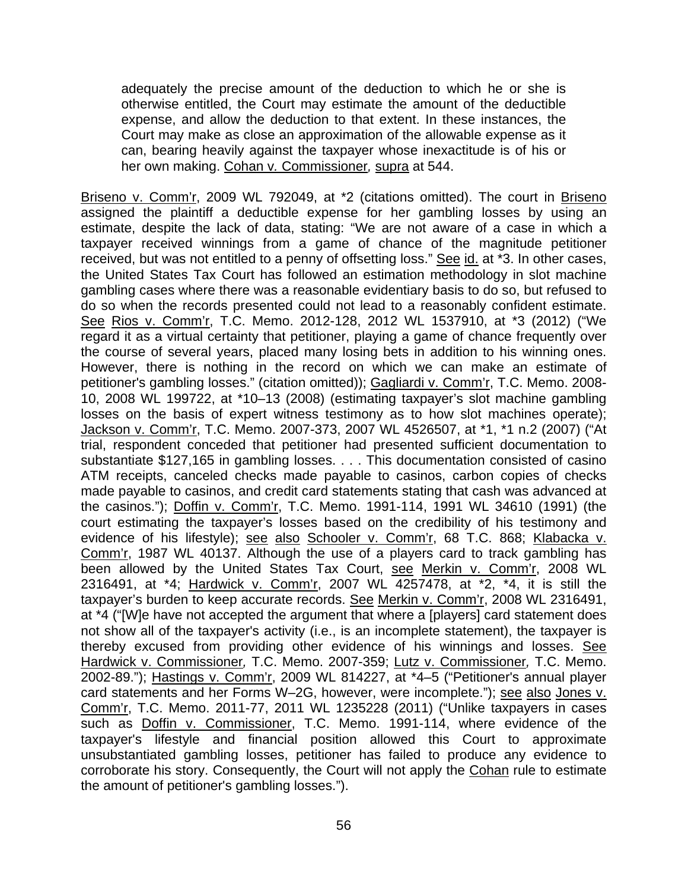> adequately the precise amount of the deduction to which he or she is otherwise entitled, the Court may estimate the amount of the deductible expense, and allow the deduction to that extent. In these instances, the Court may make as close an approximation of the allowable expense as it can, bearing heavily against the taxpayer whose inexactitude is of his or her own making. Cohan v. Commissioner, supra at 544.

Briseno v. Comm'r, 2009 WL 792049, at *2 (citations omitted). The court in Briseno assigned the plaintiff a deductible expense for her gambling losses by using an estimate, despite the lack of data, stating: "We are not aware of a case in which a taxpayer received winnings from a game of chance of the magnitude petitioner received, but was not entitled to a penny of offsetting loss." See id. at *3. In other cases, the United States Tax Court has followed an estimation methodology in slot machine gambling cases where there was a reasonable evidentiary basis to do so, but refused to do so when the records presented could not lead to a reasonably confident estimate. See Rios v. Comm'r, T.C. Memo. 2012-128, 2012 WL 1537910, at *3 (2012) ("We regard it as a virtual certainty that petitioner, playing a game of chance frequently over the course of several years, placed many losing bets in addition to his winning ones. However, there is nothing in the record on which we can make an estimate of petitioner's gambling losses." (citation omitted)); Gagliardi v. Comm'r, T.C. Memo. 2008-10, 2008 WL 199722, at *10–13 (2008) (estimating taxpayer's slot machine gambling losses on the basis of expert witness testimony as to how slot machines operate); Jackson v. Comm'r, T.C. Memo. 2007-373, 2007 WL 4526507, at *1, *1 n.2 (2007) ("At trial, respondent conceded that petitioner had presented sufficient documentation to substantiate $127,165 in gambling losses. . . . This documentation consisted of casino ATM receipts, canceled checks made payable to casinos, carbon copies of checks made payable to casinos, and credit card statements stating that cash was advanced at the casinos."); Doffin v. Comm'r, T.C. Memo. 1991-114, 1991 WL 34610 (1991) (the court estimating the taxpayer's losses based on the credibility of his testimony and evidence of his lifestyle); see also Schooler v. Comm'r, 68 T.C. 868; Klabacka v. Comm'r, 1987 WL 40137. Although the use of a players card to track gambling has been allowed by the United States Tax Court, see Merkin v. Comm'r, 2008 WL 2316491, at *4; Hardwick v. Comm'r, 2007 WL 4257478, at *2, *4, it is still the taxpayer's burden to keep accurate records. See Merkin v. Comm'r, 2008 WL 2316491, at *4 ("[W]e have not accepted the argument that where a [players] card statement does not show all of the taxpayer's activity (i.e., is an incomplete statement), the taxpayer is thereby excused from providing other evidence of his winnings and losses. See Hardwick v. Commissioner, T.C. Memo. 2007-359; Lutz v. Commissioner, T.C. Memo. 2002-89."); Hastings v. Comm'r, 2009 WL 814227, at *4–5 ("Petitioner's annual player card statements and her Forms W–2G, however, were incomplete."); see also Jones v. Comm'r, T.C. Memo. 2011-77, 2011 WL 1235228 (2011) ("Unlike taxpayers in cases such as Doffin v. Commissioner, T.C. Memo. 1991-114, where evidence of the taxpayer's lifestyle and financial position allowed this Court to approximate unsubstantiated gambling losses, petitioner has failed to produce any evidence to corroborate his story. Consequently, the Court will not apply the Cohan rule to estimate the amount of petitioner's gambling losses.").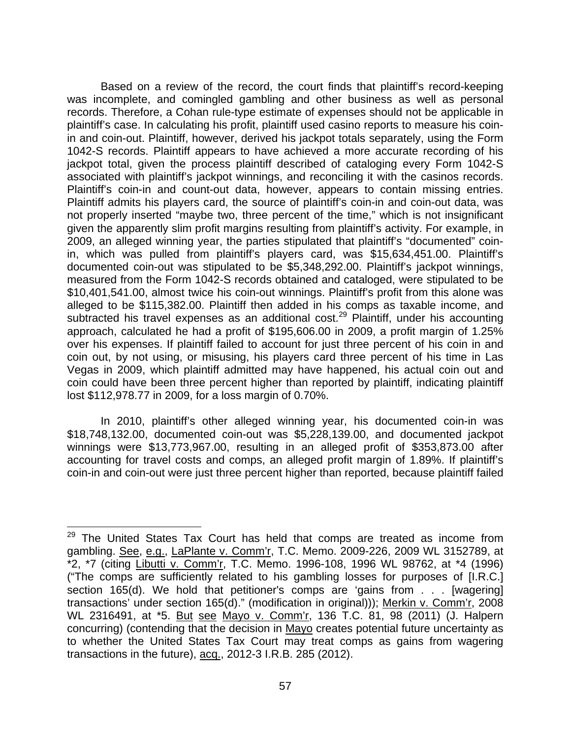Based on a review of the record, the court finds that plaintiff's record-keeping was incomplete, and comingled gambling and other business as well as personal records. Therefore, a Cohan rule-type estimate of expenses should not be applicable in plaintiff's case. In calculating his profit, plaintiff used casino reports to measure his coin-in and coin-out. Plaintiff, however, derived his jackpot totals separately, using the Form 1042-S records. Plaintiff appears to have achieved a more accurate recording of his jackpot total, given the process plaintiff described of cataloging every Form 1042-S associated with plaintiff's jackpot winnings, and reconciling it with the casinos records. Plaintiff's coin-in and count-out data, however, appears to contain missing entries. Plaintiff admits his players card, the source of plaintiff's coin-in and coin-out data, was not properly inserted "maybe two, three percent of the time," which is not insignificant given the apparently slim profit margins resulting from plaintiff's activity. For example, in 2009, an alleged winning year, the parties stipulated that plaintiff's "documented" coin-in, which was pulled from plaintiff's players card, was $15,634,451.00. Plaintiff's documented coin-out was stipulated to be $5,348,292.00. Plaintiff's jackpot winnings, measured from the Form 1042-S records obtained and cataloged, were stipulated to be $10,401,541.00, almost twice his coin-out winnings. Plaintiff's profit from this alone was alleged to be $115,382.00. Plaintiff then added in his comps as taxable income, and subtracted his travel expenses as an additional cost.[29] Plaintiff, under his accounting approach, calculated he had a profit of $195,606.00 in 2009, a profit margin of 1.25% over his expenses. If plaintiff failed to account for just three percent of his coin in and coin out, by not using, or misusing, his players card three percent of his time in Las Vegas in 2009, which plaintiff admitted may have happened, his actual coin out and coin could have been three percent higher than reported by plaintiff, indicating plaintiff lost $112,978.77 in 2009, for a loss margin of 0.70%.

In 2010, plaintiff's other alleged winning year, his documented coin-in was $18,748,132.00, documented coin-out was $5,228,139.00, and documented jackpot winnings were $13,773,967.00, resulting in an alleged profit of $353,873.00 after accounting for travel costs and comps, an alleged profit margin of 1.89%. If plaintiff's coin-in and coin-out were just three percent higher than reported, because plaintiff failed

---

[29] The United States Tax Court has held that comps are treated as income from gambling. See, e.g., LaPlante v. Comm'r, T.C. Memo. 2009-226, 2009 WL 3152789, at *2, *7 (citing Libutti v. Comm'r, T.C. Memo. 1996-108, 1996 WL 98762, at *4 (1996) ("The comps are sufficiently related to his gambling losses for purposes of [I.R.C.] section 165(d). We hold that petitioner's comps are 'gains from . . . [wagering] transactions' under section 165(d)." (modification in original))); Merkin v. Comm'r, 2008 WL 2316491, at *5. But see Mayo v. Comm'r, 136 T.C. 81, 98 (2011) (J. Halpern concurring) (contending that the decision in Mayo creates potential future uncertainty as to whether the United States Tax Court may treat comps as gains from wagering transactions in the future), acq., 2012-3 I.R.B. 285 (2012).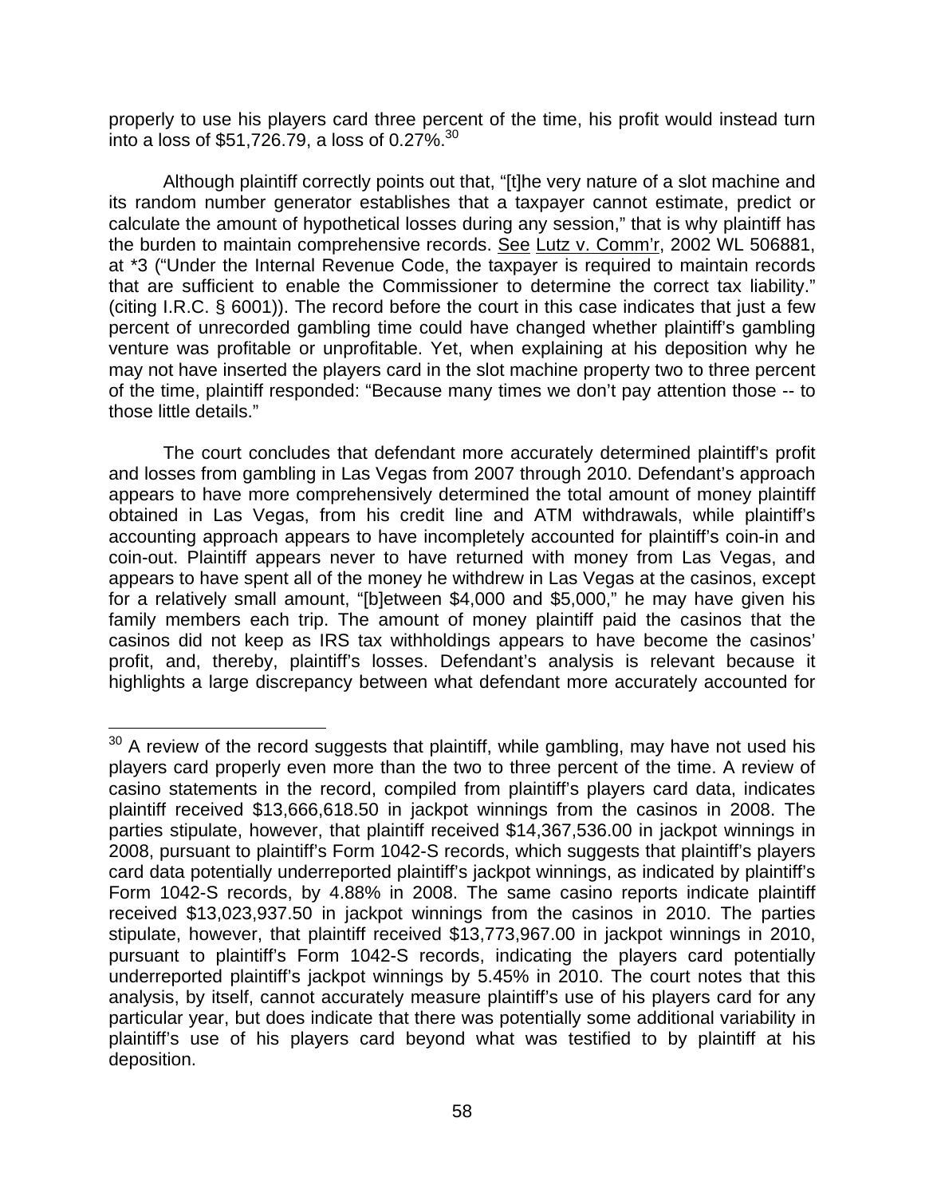properly to use his players card three percent of the time, his profit would instead turn into a loss of $51,726.79, a loss of 0.27%.[30]

Although plaintiff correctly points out that, "[t]he very nature of a slot machine and its random number generator establishes that a taxpayer cannot estimate, predict or calculate the amount of hypothetical losses during any session," that is why plaintiff has the burden to maintain comprehensive records. See Lutz v. Comm'r, 2002 WL 506881, at *3 ("Under the Internal Revenue Code, the taxpayer is required to maintain records that are sufficient to enable the Commissioner to determine the correct tax liability." (citing I.R.C. § 6001)). The record before the court in this case indicates that just a few percent of unrecorded gambling time could have changed whether plaintiff's gambling venture was profitable or unprofitable. Yet, when explaining at his deposition why he may not have inserted the players card in the slot machine property two to three percent of the time, plaintiff responded: "Because many times we don't pay attention those -- to those little details."

The court concludes that defendant more accurately determined plaintiff's profit and losses from gambling in Las Vegas from 2007 through 2010. Defendant's approach appears to have more comprehensively determined the total amount of money plaintiff obtained in Las Vegas, from his credit line and ATM withdrawals, while plaintiff's accounting approach appears to have incompletely accounted for plaintiff's coin-in and coin-out. Plaintiff appears never to have returned with money from Las Vegas, and appears to have spent all of the money he withdrew in Las Vegas at the casinos, except for a relatively small amount, "[b]etween $4,000 and $5,000," he may have given his family members each trip. The amount of money plaintiff paid the casinos that the casinos did not keep as IRS tax withholdings appears to have become the casinos' profit, and, thereby, plaintiff's losses. Defendant's analysis is relevant because it highlights a large discrepancy between what defendant more accurately accounted for

---

[30] A review of the record suggests that plaintiff, while gambling, may have not used his players card properly even more than the two to three percent of the time. A review of casino statements in the record, compiled from plaintiff's players card data, indicates plaintiff received $13,666,618.50 in jackpot winnings from the casinos in 2008. The parties stipulate, however, that plaintiff received $14,367,536.00 in jackpot winnings in 2008, pursuant to plaintiff's Form 1042-S records, which suggests that plaintiff's players card data potentially underreported plaintiff's jackpot winnings, as indicated by plaintiff's Form 1042-S records, by 4.88% in 2008. The same casino reports indicate plaintiff received $13,023,937.50 in jackpot winnings from the casinos in 2010. The parties stipulate, however, that plaintiff received $13,773,967.00 in jackpot winnings in 2010, pursuant to plaintiff's Form 1042-S records, indicating the players card potentially underreported plaintiff's jackpot winnings by 5.45% in 2010. The court notes that this analysis, by itself, cannot accurately measure plaintiff's use of his players card for any particular year, but does indicate that there was potentially some additional variability in plaintiff's use of his players card beyond what was testified to by plaintiff at his deposition.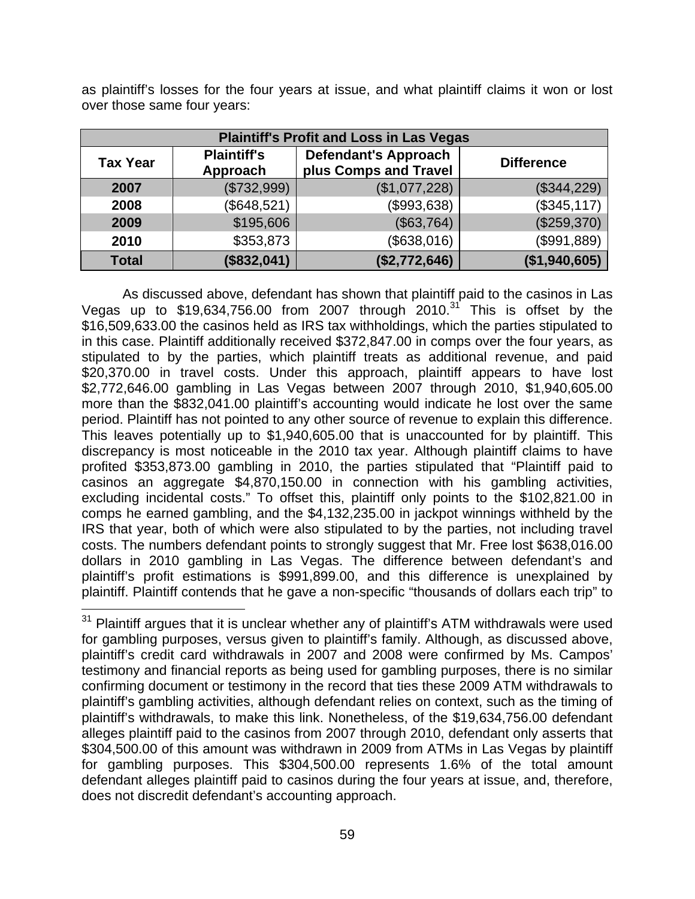as plaintiff's losses for the four years at issue, and what plaintiff claims it won or lost over those same four years:

| Plaintiff's Profit and Loss in Las Vegas | | | |
|---|---|---|---|
| **Tax Year** | **Plaintiff's Approach** | **Defendant's Approach plus Comps and Travel** | **Difference** |
| **2007** | ($732,999) | ($1,077,228) | ($344,229) |
| **2008** | ($648,521) | ($993,638) | ($345,117) |
| **2009** | $195,606 | ($63,764) | ($259,370) |
| **2010** | $353,873 | ($638,016) | ($991,889) |
| **Total** | **($832,041)** | **($2,772,646)** | **($1,940,605)** |

As discussed above, defendant has shown that plaintiff paid to the casinos in Las Vegas up to $19,634,756.00 from 2007 through 2010.[31] This is offset by the $16,509,633.00 the casinos held as IRS tax withholdings, which the parties stipulated to in this case. Plaintiff additionally received $372,847.00 in comps over the four years, as stipulated to by the parties, which plaintiff treats as additional revenue, and paid $20,370.00 in travel costs. Under this approach, plaintiff appears to have lost $2,772,646.00 gambling in Las Vegas between 2007 through 2010, $1,940,605.00 more than the $832,041.00 plaintiff's accounting would indicate he lost over the same period. Plaintiff has not pointed to any other source of revenue to explain this difference. This leaves potentially up to $1,940,605.00 that is unaccounted for by plaintiff. This discrepancy is most noticeable in the 2010 tax year. Although plaintiff claims to have profited $353,873.00 gambling in 2010, the parties stipulated that "Plaintiff paid to casinos an aggregate $4,870,150.00 in connection with his gambling activities, excluding incidental costs." To offset this, plaintiff only points to the $102,821.00 in comps he earned gambling, and the $4,132,235.00 in jackpot winnings withheld by the IRS that year, both of which were also stipulated to by the parties, not including travel costs. The numbers defendant points to strongly suggest that Mr. Free lost $638,016.00 dollars in 2010 gambling in Las Vegas. The difference between defendant's and plaintiff's profit estimations is $991,899.00, and this difference is unexplained by plaintiff. Plaintiff contends that he gave a non-specific "thousands of dollars each trip" to

[31] Plaintiff argues that it is unclear whether any of plaintiff's ATM withdrawals were used for gambling purposes, versus given to plaintiff's family. Although, as discussed above, plaintiff's credit card withdrawals in 2007 and 2008 were confirmed by Ms. Campos' testimony and financial reports as being used for gambling purposes, there is no similar confirming document or testimony in the record that ties these 2009 ATM withdrawals to plaintiff's gambling activities, although defendant relies on context, such as the timing of plaintiff's withdrawals, to make this link. Nonetheless, of the $19,634,756.00 defendant alleges plaintiff paid to the casinos from 2007 through 2010, defendant only asserts that $304,500.00 of this amount was withdrawn in 2009 from ATMs in Las Vegas by plaintiff for gambling purposes. This $304,500.00 represents 1.6% of the total amount defendant alleges plaintiff paid to casinos during the four years at issue, and, therefore, does not discredit defendant's accounting approach.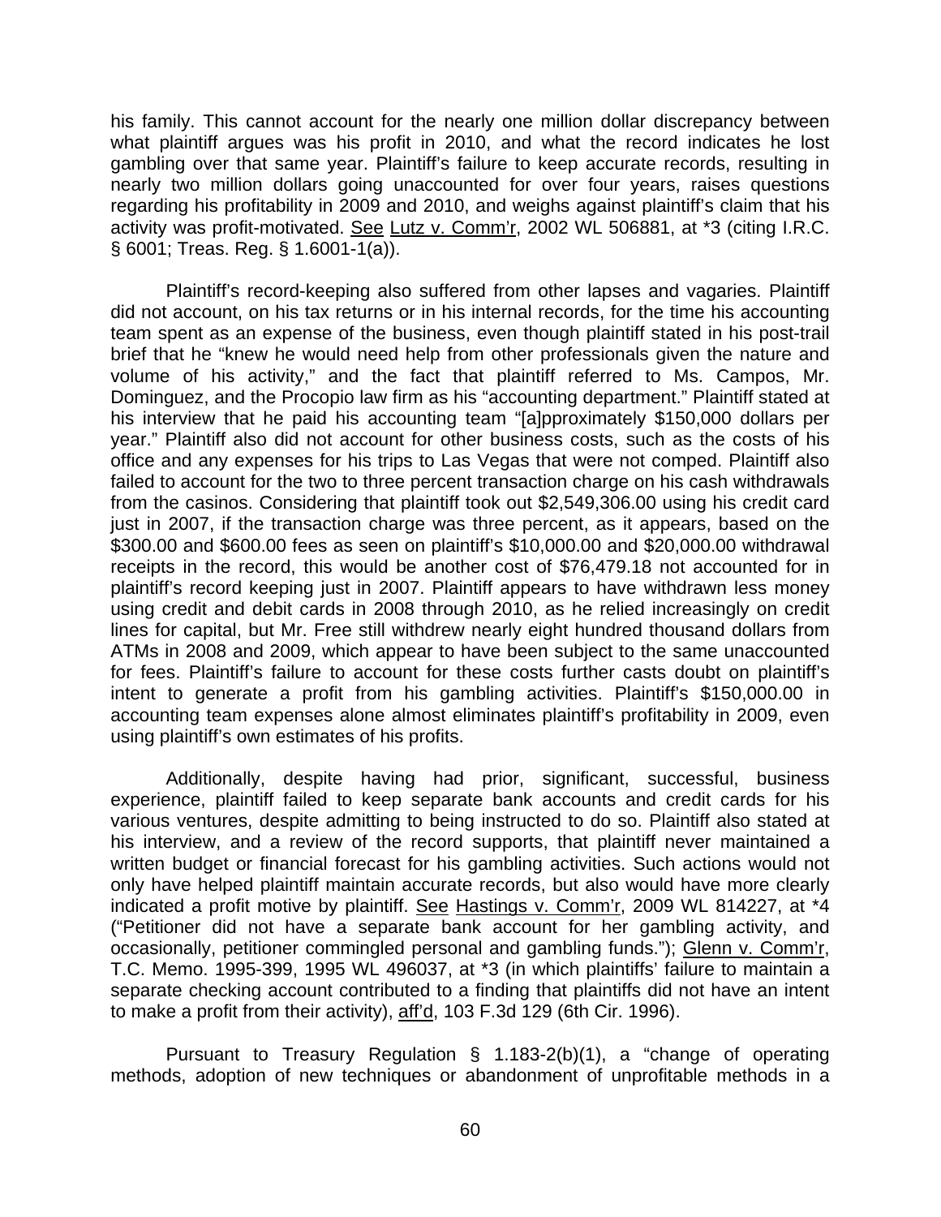his family. This cannot account for the nearly one million dollar discrepancy between what plaintiff argues was his profit in 2010, and what the record indicates he lost gambling over that same year. Plaintiff's failure to keep accurate records, resulting in nearly two million dollars going unaccounted for over four years, raises questions regarding his profitability in 2009 and 2010, and weighs against plaintiff's claim that his activity was profit-motivated. See Lutz v. Comm'r, 2002 WL 506881, at *3 (citing I.R.C. § 6001; Treas. Reg. § 1.6001-1(a)).

Plaintiff's record-keeping also suffered from other lapses and vagaries. Plaintiff did not account, on his tax returns or in his internal records, for the time his accounting team spent as an expense of the business, even though plaintiff stated in his post-trail brief that he "knew he would need help from other professionals given the nature and volume of his activity," and the fact that plaintiff referred to Ms. Campos, Mr. Dominguez, and the Procopio law firm as his "accounting department." Plaintiff stated at his interview that he paid his accounting team "[a]pproximately $150,000 dollars per year." Plaintiff also did not account for other business costs, such as the costs of his office and any expenses for his trips to Las Vegas that were not comped. Plaintiff also failed to account for the two to three percent transaction charge on his cash withdrawals from the casinos. Considering that plaintiff took out $2,549,306.00 using his credit card just in 2007, if the transaction charge was three percent, as it appears, based on the $300.00 and $600.00 fees as seen on plaintiff's $10,000.00 and $20,000.00 withdrawal receipts in the record, this would be another cost of $76,479.18 not accounted for in plaintiff's record keeping just in 2007. Plaintiff appears to have withdrawn less money using credit and debit cards in 2008 through 2010, as he relied increasingly on credit lines for capital, but Mr. Free still withdrew nearly eight hundred thousand dollars from ATMs in 2008 and 2009, which appear to have been subject to the same unaccounted for fees. Plaintiff's failure to account for these costs further casts doubt on plaintiff's intent to generate a profit from his gambling activities. Plaintiff's $150,000.00 in accounting team expenses alone almost eliminates plaintiff's profitability in 2009, even using plaintiff's own estimates of his profits.

Additionally, despite having had prior, significant, successful, business experience, plaintiff failed to keep separate bank accounts and credit cards for his various ventures, despite admitting to being instructed to do so. Plaintiff also stated at his interview, and a review of the record supports, that plaintiff never maintained a written budget or financial forecast for his gambling activities. Such actions would not only have helped plaintiff maintain accurate records, but also would have more clearly indicated a profit motive by plaintiff. See Hastings v. Comm'r, 2009 WL 814227, at *4 ("Petitioner did not have a separate bank account for her gambling activity, and occasionally, petitioner commingled personal and gambling funds."); Glenn v. Comm'r, T.C. Memo. 1995-399, 1995 WL 496037, at *3 (in which plaintiffs' failure to maintain a separate checking account contributed to a finding that plaintiffs did not have an intent to make a profit from their activity), aff'd, 103 F.3d 129 (6th Cir. 1996).

Pursuant to Treasury Regulation § 1.183-2(b)(1), a "change of operating methods, adoption of new techniques or abandonment of unprofitable methods in a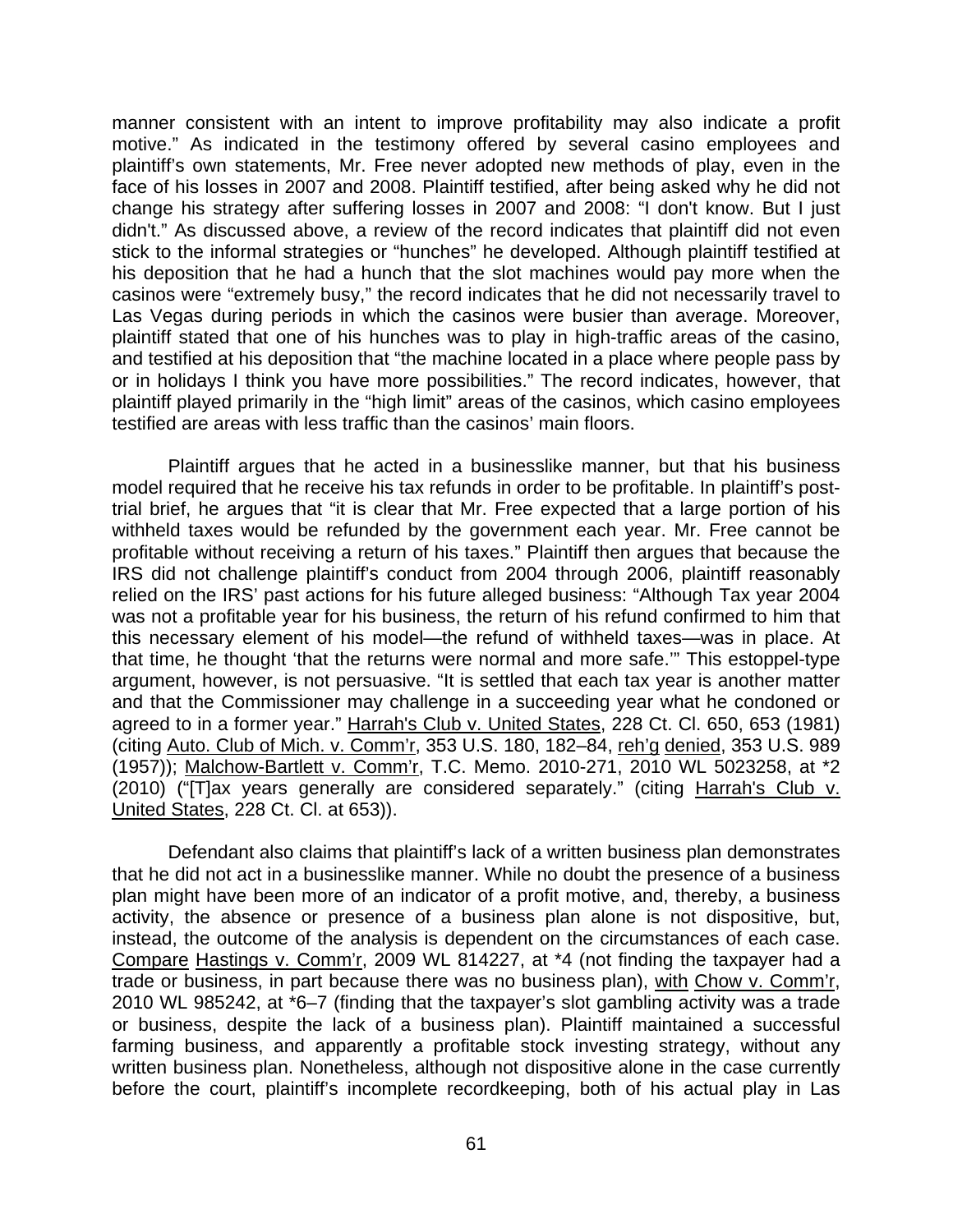manner consistent with an intent to improve profitability may also indicate a profit motive." As indicated in the testimony offered by several casino employees and plaintiff's own statements, Mr. Free never adopted new methods of play, even in the face of his losses in 2007 and 2008. Plaintiff testified, after being asked why he did not change his strategy after suffering losses in 2007 and 2008: "I don't know. But I just didn't." As discussed above, a review of the record indicates that plaintiff did not even stick to the informal strategies or "hunches" he developed. Although plaintiff testified at his deposition that he had a hunch that the slot machines would pay more when the casinos were "extremely busy," the record indicates that he did not necessarily travel to Las Vegas during periods in which the casinos were busier than average. Moreover, plaintiff stated that one of his hunches was to play in high-traffic areas of the casino, and testified at his deposition that "the machine located in a place where people pass by or in holidays I think you have more possibilities." The record indicates, however, that plaintiff played primarily in the "high limit" areas of the casinos, which casino employees testified are areas with less traffic than the casinos' main floors.

Plaintiff argues that he acted in a businesslike manner, but that his business model required that he receive his tax refunds in order to be profitable. In plaintiff's post-trial brief, he argues that "it is clear that Mr. Free expected that a large portion of his withheld taxes would be refunded by the government each year. Mr. Free cannot be profitable without receiving a return of his taxes." Plaintiff then argues that because the IRS did not challenge plaintiff's conduct from 2004 through 2006, plaintiff reasonably relied on the IRS' past actions for his future alleged business: "Although Tax year 2004 was not a profitable year for his business, the return of his refund confirmed to him that this necessary element of his model—the refund of withheld taxes—was in place. At that time, he thought 'that the returns were normal and more safe.'" This estoppel-type argument, however, is not persuasive. "It is settled that each tax year is another matter and that the Commissioner may challenge in a succeeding year what he condoned or agreed to in a former year." Harrah's Club v. United States, 228 Ct. Cl. 650, 653 (1981) (citing Auto. Club of Mich. v. Comm'r, 353 U.S. 180, 182–84, reh'g denied, 353 U.S. 989 (1957)); Malchow-Bartlett v. Comm'r, T.C. Memo. 2010-271, 2010 WL 5023258, at *2 (2010) ("[T]ax years generally are considered separately." (citing Harrah's Club v. United States, 228 Ct. Cl. at 653)).

Defendant also claims that plaintiff's lack of a written business plan demonstrates that he did not act in a businesslike manner. While no doubt the presence of a business plan might have been more of an indicator of a profit motive, and, thereby, a business activity, the absence or presence of a business plan alone is not dispositive, but, instead, the outcome of the analysis is dependent on the circumstances of each case. Compare Hastings v. Comm'r, 2009 WL 814227, at *4 (not finding the taxpayer had a trade or business, in part because there was no business plan), with Chow v. Comm'r, 2010 WL 985242, at *6–7 (finding that the taxpayer's slot gambling activity was a trade or business, despite the lack of a business plan). Plaintiff maintained a successful farming business, and apparently a profitable stock investing strategy, without any written business plan. Nonetheless, although not dispositive alone in the case currently before the court, plaintiff's incomplete recordkeeping, both of his actual play in Las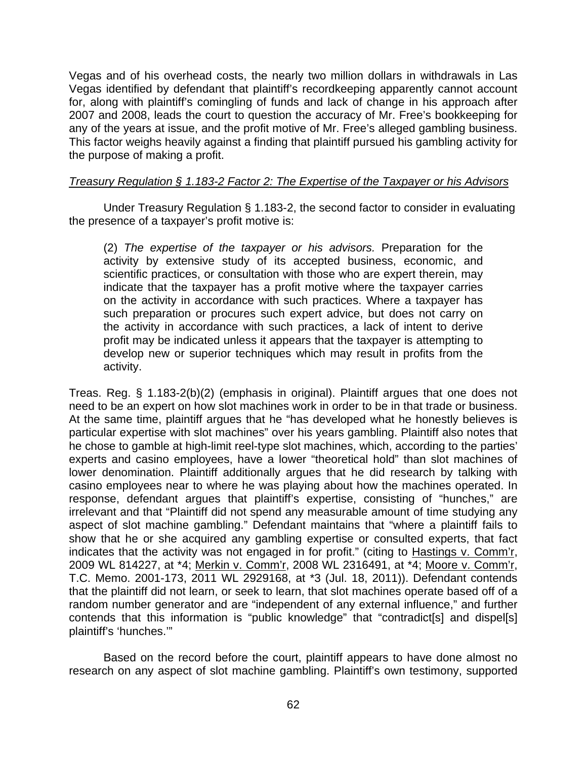Vegas and of his overhead costs, the nearly two million dollars in withdrawals in Las Vegas identified by defendant that plaintiff's recordkeeping apparently cannot account for, along with plaintiff's comingling of funds and lack of change in his approach after 2007 and 2008, leads the court to question the accuracy of Mr. Free's bookkeeping for any of the years at issue, and the profit motive of Mr. Free's alleged gambling business. This factor weighs heavily against a finding that plaintiff pursued his gambling activity for the purpose of making a profit.

*Treasury Regulation § 1.183-2 Factor 2: The Expertise of the Taxpayer or his Advisors*

Under Treasury Regulation § 1.183-2, the second factor to consider in evaluating the presence of a taxpayer's profit motive is:

> (2) *The expertise of the taxpayer or his advisors.* Preparation for the activity by extensive study of its accepted business, economic, and scientific practices, or consultation with those who are expert therein, may indicate that the taxpayer has a profit motive where the taxpayer carries on the activity in accordance with such practices. Where a taxpayer has such preparation or procures such expert advice, but does not carry on the activity in accordance with such practices, a lack of intent to derive profit may be indicated unless it appears that the taxpayer is attempting to develop new or superior techniques which may result in profits from the activity.

Treas. Reg. § 1.183-2(b)(2) (emphasis in original). Plaintiff argues that one does not need to be an expert on how slot machines work in order to be in that trade or business. At the same time, plaintiff argues that he "has developed what he honestly believes is particular expertise with slot machines" over his years gambling. Plaintiff also notes that he chose to gamble at high-limit reel-type slot machines, which, according to the parties' experts and casino employees, have a lower "theoretical hold" than slot machines of lower denomination. Plaintiff additionally argues that he did research by talking with casino employees near to where he was playing about how the machines operated. In response, defendant argues that plaintiff's expertise, consisting of "hunches," are irrelevant and that "Plaintiff did not spend any measurable amount of time studying any aspect of slot machine gambling." Defendant maintains that "where a plaintiff fails to show that he or she acquired any gambling expertise or consulted experts, that fact indicates that the activity was not engaged in for profit." (citing to Hastings v. Comm'r, 2009 WL 814227, at *4; Merkin v. Comm'r, 2008 WL 2316491, at *4; Moore v. Comm'r, T.C. Memo. 2001-173, 2011 WL 2929168, at *3 (Jul. 18, 2011)). Defendant contends that the plaintiff did not learn, or seek to learn, that slot machines operate based off of a random number generator and are "independent of any external influence," and further contends that this information is "public knowledge" that "contradict[s] and dispel[s] plaintiff's 'hunches.'"

Based on the record before the court, plaintiff appears to have done almost no research on any aspect of slot machine gambling. Plaintiff's own testimony, supported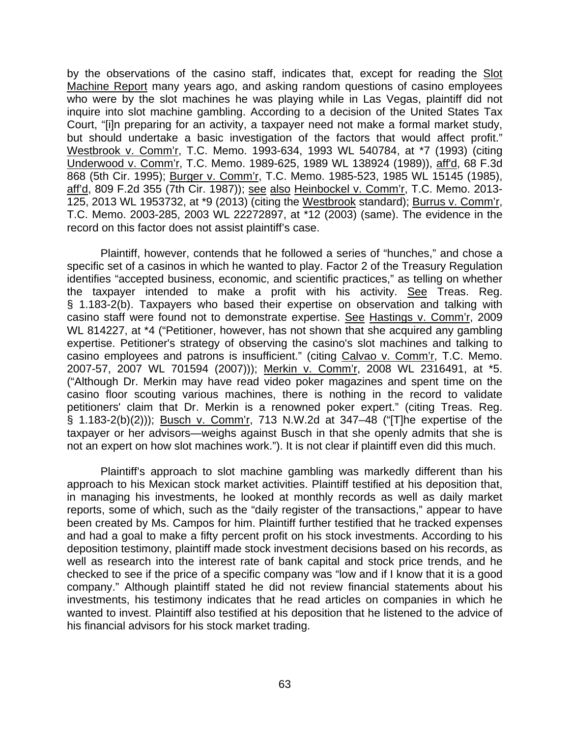by the observations of the casino staff, indicates that, except for reading the Slot Machine Report many years ago, and asking random questions of casino employees who were by the slot machines he was playing while in Las Vegas, plaintiff did not inquire into slot machine gambling. According to a decision of the United States Tax Court, "[i]n preparing for an activity, a taxpayer need not make a formal market study, but should undertake a basic investigation of the factors that would affect profit." Westbrook v. Comm'r, T.C. Memo. 1993-634, 1993 WL 540784, at *7 (1993) (citing Underwood v. Comm'r, T.C. Memo. 1989-625, 1989 WL 138924 (1989)), aff'd, 68 F.3d 868 (5th Cir. 1995); Burger v. Comm'r, T.C. Memo. 1985-523, 1985 WL 15145 (1985), aff'd, 809 F.2d 355 (7th Cir. 1987)); see also Heinbockel v. Comm'r, T.C. Memo. 2013-125, 2013 WL 1953732, at *9 (2013) (citing the Westbrook standard); Burrus v. Comm'r, T.C. Memo. 2003-285, 2003 WL 22272897, at *12 (2003) (same). The evidence in the record on this factor does not assist plaintiff's case.

Plaintiff, however, contends that he followed a series of "hunches," and chose a specific set of a casinos in which he wanted to play. Factor 2 of the Treasury Regulation identifies "accepted business, economic, and scientific practices," as telling on whether the taxpayer intended to make a profit with his activity. See Treas. Reg. § 1.183-2(b). Taxpayers who based their expertise on observation and talking with casino staff were found not to demonstrate expertise. See Hastings v. Comm'r, 2009 WL 814227, at *4 ("Petitioner, however, has not shown that she acquired any gambling expertise. Petitioner's strategy of observing the casino's slot machines and talking to casino employees and patrons is insufficient." (citing Calvao v. Comm'r, T.C. Memo. 2007-57, 2007 WL 701594 (2007))); Merkin v. Comm'r, 2008 WL 2316491, at *5. ("Although Dr. Merkin may have read video poker magazines and spent time on the casino floor scouting various machines, there is nothing in the record to validate petitioners' claim that Dr. Merkin is a renowned poker expert." (citing Treas. Reg. § 1.183-2(b)(2))); Busch v. Comm'r, 713 N.W.2d at 347–48 ("[T]he expertise of the taxpayer or her advisors—weighs against Busch in that she openly admits that she is not an expert on how slot machines work."). It is not clear if plaintiff even did this much.

Plaintiff's approach to slot machine gambling was markedly different than his approach to his Mexican stock market activities. Plaintiff testified at his deposition that, in managing his investments, he looked at monthly records as well as daily market reports, some of which, such as the "daily register of the transactions," appear to have been created by Ms. Campos for him. Plaintiff further testified that he tracked expenses and had a goal to make a fifty percent profit on his stock investments. According to his deposition testimony, plaintiff made stock investment decisions based on his records, as well as research into the interest rate of bank capital and stock price trends, and he checked to see if the price of a specific company was "low and if I know that it is a good company." Although plaintiff stated he did not review financial statements about his investments, his testimony indicates that he read articles on companies in which he wanted to invest. Plaintiff also testified at his deposition that he listened to the advice of his financial advisors for his stock market trading.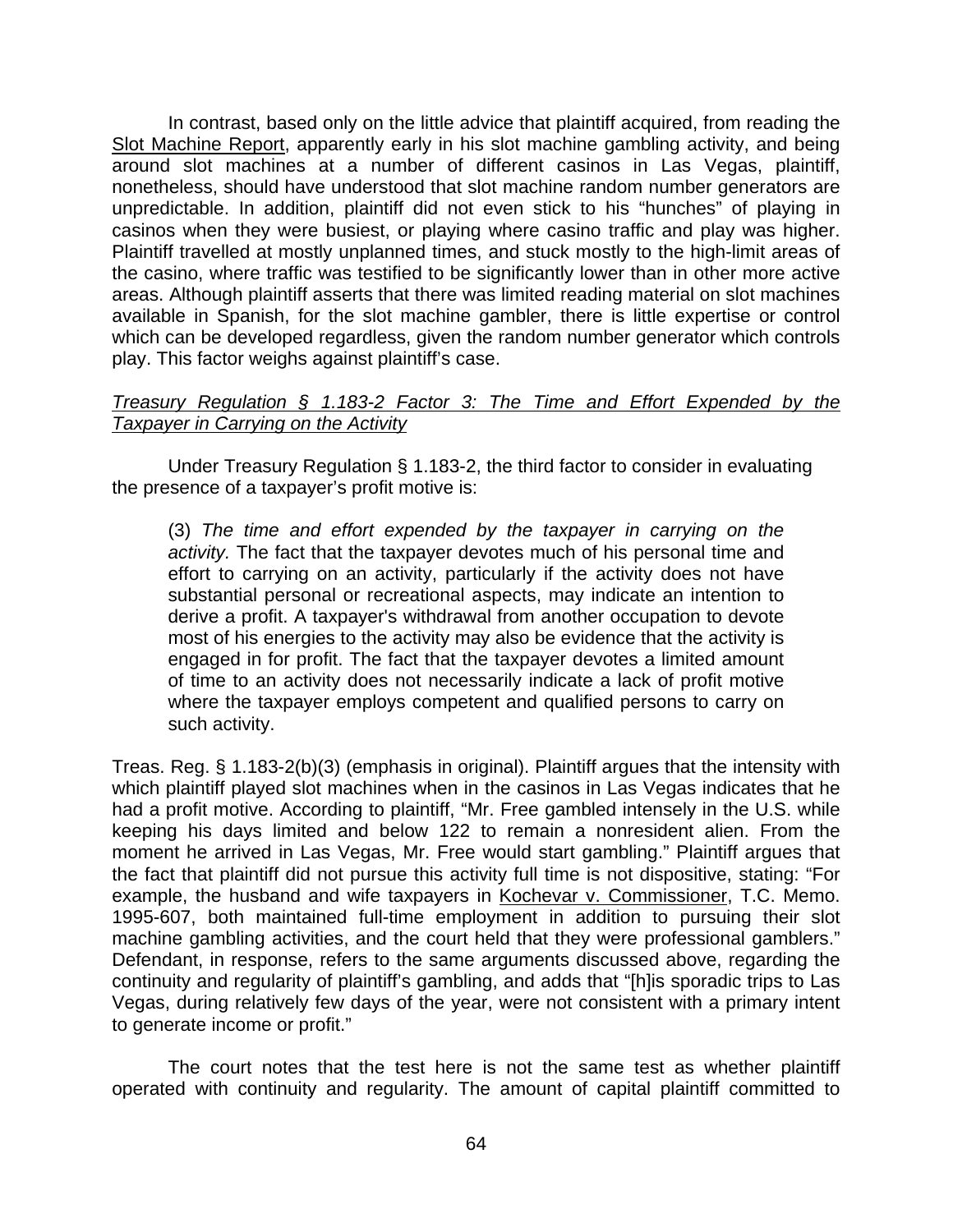In contrast, based only on the little advice that plaintiff acquired, from reading the Slot Machine Report, apparently early in his slot machine gambling activity, and being around slot machines at a number of different casinos in Las Vegas, plaintiff, nonetheless, should have understood that slot machine random number generators are unpredictable. In addition, plaintiff did not even stick to his "hunches" of playing in casinos when they were busiest, or playing where casino traffic and play was higher. Plaintiff travelled at mostly unplanned times, and stuck mostly to the high-limit areas of the casino, where traffic was testified to be significantly lower than in other more active areas. Although plaintiff asserts that there was limited reading material on slot machines available in Spanish, for the slot machine gambler, there is little expertise or control which can be developed regardless, given the random number generator which controls play. This factor weighs against plaintiff's case.

*Treasury Regulation § 1.183-2 Factor 3: The Time and Effort Expended by the Taxpayer in Carrying on the Activity*

Under Treasury Regulation § 1.183-2, the third factor to consider in evaluating the presence of a taxpayer's profit motive is:

> (3) *The time and effort expended by the taxpayer in carrying on the activity.* The fact that the taxpayer devotes much of his personal time and effort to carrying on an activity, particularly if the activity does not have substantial personal or recreational aspects, may indicate an intention to derive a profit. A taxpayer's withdrawal from another occupation to devote most of his energies to the activity may also be evidence that the activity is engaged in for profit. The fact that the taxpayer devotes a limited amount of time to an activity does not necessarily indicate a lack of profit motive where the taxpayer employs competent and qualified persons to carry on such activity.

Treas. Reg. § 1.183-2(b)(3) (emphasis in original). Plaintiff argues that the intensity with which plaintiff played slot machines when in the casinos in Las Vegas indicates that he had a profit motive. According to plaintiff, "Mr. Free gambled intensely in the U.S. while keeping his days limited and below 122 to remain a nonresident alien. From the moment he arrived in Las Vegas, Mr. Free would start gambling." Plaintiff argues that the fact that plaintiff did not pursue this activity full time is not dispositive, stating: "For example, the husband and wife taxpayers in Kochevar v. Commissioner, T.C. Memo. 1995-607, both maintained full-time employment in addition to pursuing their slot machine gambling activities, and the court held that they were professional gamblers." Defendant, in response, refers to the same arguments discussed above, regarding the continuity and regularity of plaintiff's gambling, and adds that "[h]is sporadic trips to Las Vegas, during relatively few days of the year, were not consistent with a primary intent to generate income or profit."

The court notes that the test here is not the same test as whether plaintiff operated with continuity and regularity. The amount of capital plaintiff committed to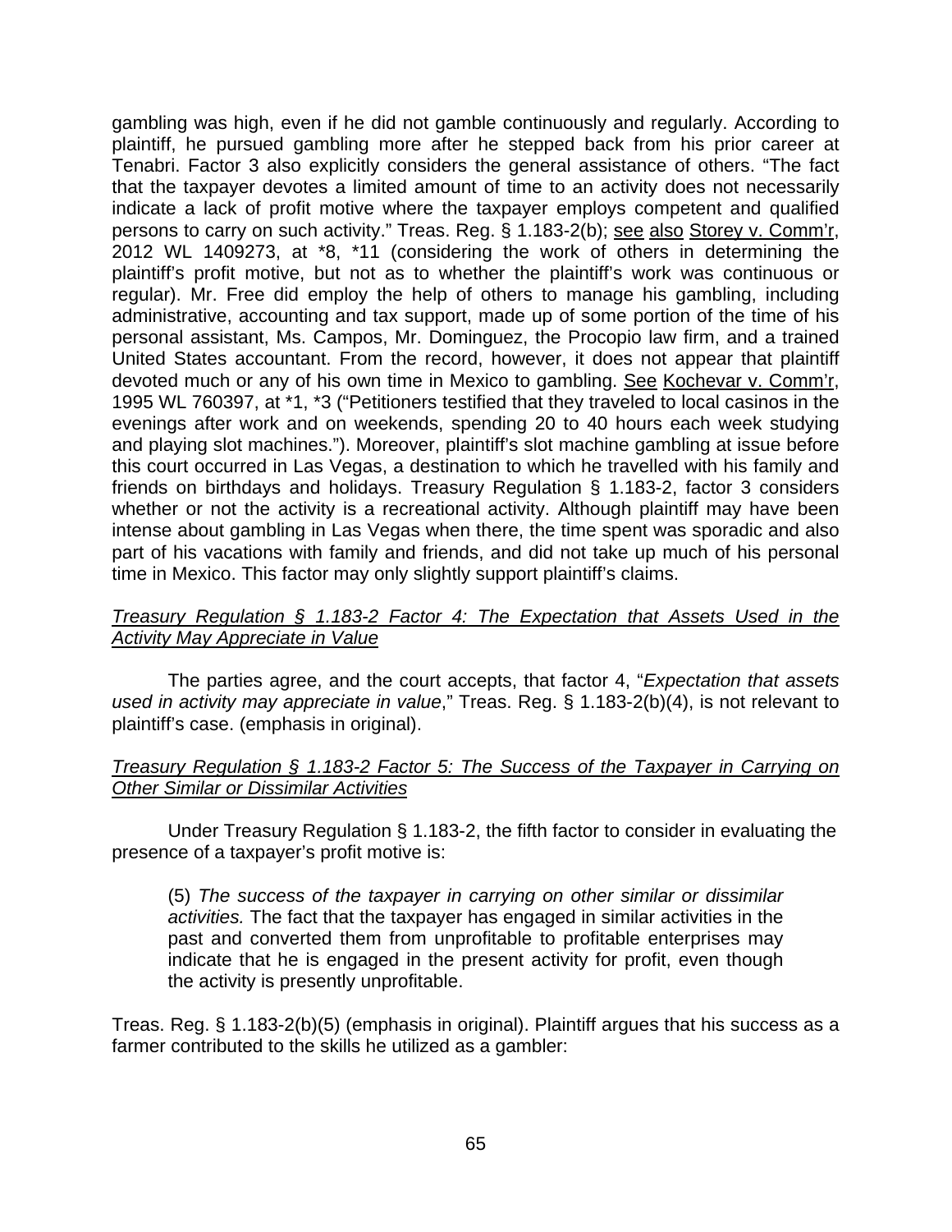gambling was high, even if he did not gamble continuously and regularly. According to plaintiff, he pursued gambling more after he stepped back from his prior career at Tenabri. Factor 3 also explicitly considers the general assistance of others. "The fact that the taxpayer devotes a limited amount of time to an activity does not necessarily indicate a lack of profit motive where the taxpayer employs competent and qualified persons to carry on such activity." Treas. Reg. § 1.183-2(b); see also Storey v. Comm'r, 2012 WL 1409273, at *8, *11 (considering the work of others in determining the plaintiff's profit motive, but not as to whether the plaintiff's work was continuous or regular). Mr. Free did employ the help of others to manage his gambling, including administrative, accounting and tax support, made up of some portion of the time of his personal assistant, Ms. Campos, Mr. Dominguez, the Procopio law firm, and a trained United States accountant. From the record, however, it does not appear that plaintiff devoted much or any of his own time in Mexico to gambling. See Kochevar v. Comm'r, 1995 WL 760397, at *1, *3 ("Petitioners testified that they traveled to local casinos in the evenings after work and on weekends, spending 20 to 40 hours each week studying and playing slot machines."). Moreover, plaintiff's slot machine gambling at issue before this court occurred in Las Vegas, a destination to which he travelled with his family and friends on birthdays and holidays. Treasury Regulation § 1.183-2, factor 3 considers whether or not the activity is a recreational activity. Although plaintiff may have been intense about gambling in Las Vegas when there, the time spent was sporadic and also part of his vacations with family and friends, and did not take up much of his personal time in Mexico. This factor may only slightly support plaintiff's claims.

*Treasury Regulation § 1.183-2 Factor 4: The Expectation that Assets Used in the Activity May Appreciate in Value*

The parties agree, and the court accepts, that factor 4, "*Expectation that assets used in activity may appreciate in value*," Treas. Reg. § 1.183-2(b)(4), is not relevant to plaintiff's case. (emphasis in original).

*Treasury Regulation § 1.183-2 Factor 5: The Success of the Taxpayer in Carrying on Other Similar or Dissimilar Activities*

Under Treasury Regulation § 1.183-2, the fifth factor to consider in evaluating the presence of a taxpayer's profit motive is:

> (5) *The success of the taxpayer in carrying on other similar or dissimilar activities.* The fact that the taxpayer has engaged in similar activities in the past and converted them from unprofitable to profitable enterprises may indicate that he is engaged in the present activity for profit, even though the activity is presently unprofitable.

Treas. Reg. § 1.183-2(b)(5) (emphasis in original). Plaintiff argues that his success as a farmer contributed to the skills he utilized as a gambler: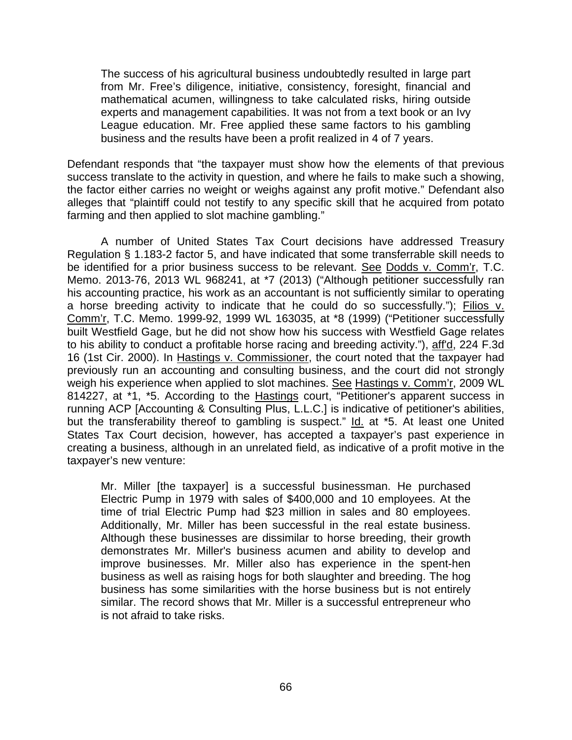> The success of his agricultural business undoubtedly resulted in large part from Mr. Free's diligence, initiative, consistency, foresight, financial and mathematical acumen, willingness to take calculated risks, hiring outside experts and management capabilities. It was not from a text book or an Ivy League education. Mr. Free applied these same factors to his gambling business and the results have been a profit realized in 4 of 7 years.

Defendant responds that "the taxpayer must show how the elements of that previous success translate to the activity in question, and where he fails to make such a showing, the factor either carries no weight or weighs against any profit motive." Defendant also alleges that "plaintiff could not testify to any specific skill that he acquired from potato farming and then applied to slot machine gambling."

A number of United States Tax Court decisions have addressed Treasury Regulation § 1.183-2 factor 5, and have indicated that some transferrable skill needs to be identified for a prior business success to be relevant. See Dodds v. Comm'r, T.C. Memo. 2013-76, 2013 WL 968241, at *7 (2013) ("Although petitioner successfully ran his accounting practice, his work as an accountant is not sufficiently similar to operating a horse breeding activity to indicate that he could do so successfully."); Filios v. Comm'r, T.C. Memo. 1999-92, 1999 WL 163035, at *8 (1999) ("Petitioner successfully built Westfield Gage, but he did not show how his success with Westfield Gage relates to his ability to conduct a profitable horse racing and breeding activity."), aff'd, 224 F.3d 16 (1st Cir. 2000). In Hastings v. Commissioner, the court noted that the taxpayer had previously run an accounting and consulting business, and the court did not strongly weigh his experience when applied to slot machines. See Hastings v. Comm'r, 2009 WL 814227, at *1, *5. According to the Hastings court, "Petitioner's apparent success in running ACP [Accounting & Consulting Plus, L.L.C.] is indicative of petitioner's abilities, but the transferability thereof to gambling is suspect." Id. at *5. At least one United States Tax Court decision, however, has accepted a taxpayer's past experience in creating a business, although in an unrelated field, as indicative of a profit motive in the taxpayer's new venture:

> Mr. Miller [the taxpayer] is a successful businessman. He purchased Electric Pump in 1979 with sales of $400,000 and 10 employees. At the time of trial Electric Pump had $23 million in sales and 80 employees. Additionally, Mr. Miller has been successful in the real estate business. Although these businesses are dissimilar to horse breeding, their growth demonstrates Mr. Miller's business acumen and ability to develop and improve businesses. Mr. Miller also has experience in the spent-hen business as well as raising hogs for both slaughter and breeding. The hog business has some similarities with the horse business but is not entirely similar. The record shows that Mr. Miller is a successful entrepreneur who is not afraid to take risks.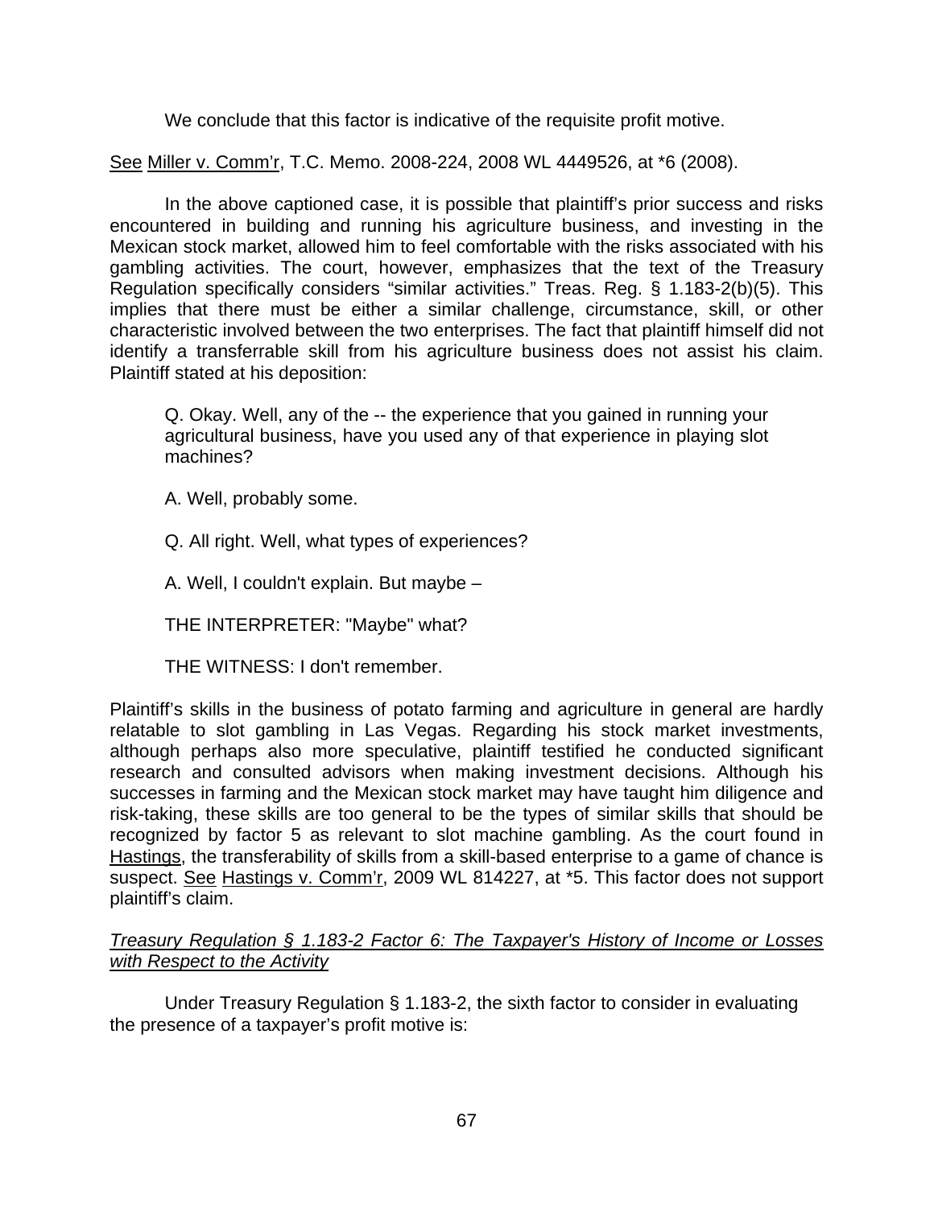We conclude that this factor is indicative of the requisite profit motive.

See Miller v. Comm'r, T.C. Memo. 2008-224, 2008 WL 4449526, at *6 (2008).

In the above captioned case, it is possible that plaintiff's prior success and risks encountered in building and running his agriculture business, and investing in the Mexican stock market, allowed him to feel comfortable with the risks associated with his gambling activities. The court, however, emphasizes that the text of the Treasury Regulation specifically considers "similar activities." Treas. Reg. § 1.183-2(b)(5). This implies that there must be either a similar challenge, circumstance, skill, or other characteristic involved between the two enterprises. The fact that plaintiff himself did not identify a transferrable skill from his agriculture business does not assist his claim. Plaintiff stated at his deposition:

> Q. Okay. Well, any of the -- the experience that you gained in running your agricultural business, have you used any of that experience in playing slot machines?
>
> A. Well, probably some.
>
> Q. All right. Well, what types of experiences?
>
> A. Well, I couldn't explain. But maybe –
>
> THE INTERPRETER: "Maybe" what?
>
> THE WITNESS: I don't remember.

Plaintiff's skills in the business of potato farming and agriculture in general are hardly relatable to slot gambling in Las Vegas. Regarding his stock market investments, although perhaps also more speculative, plaintiff testified he conducted significant research and consulted advisors when making investment decisions. Although his successes in farming and the Mexican stock market may have taught him diligence and risk-taking, these skills are too general to be the types of similar skills that should be recognized by factor 5 as relevant to slot machine gambling. As the court found in Hastings, the transferability of skills from a skill-based enterprise to a game of chance is suspect. See Hastings v. Comm'r, 2009 WL 814227, at *5. This factor does not support plaintiff's claim.

*Treasury Regulation § 1.183-2 Factor 6: The Taxpayer's History of Income or Losses with Respect to the Activity*

Under Treasury Regulation § 1.183-2, the sixth factor to consider in evaluating the presence of a taxpayer's profit motive is: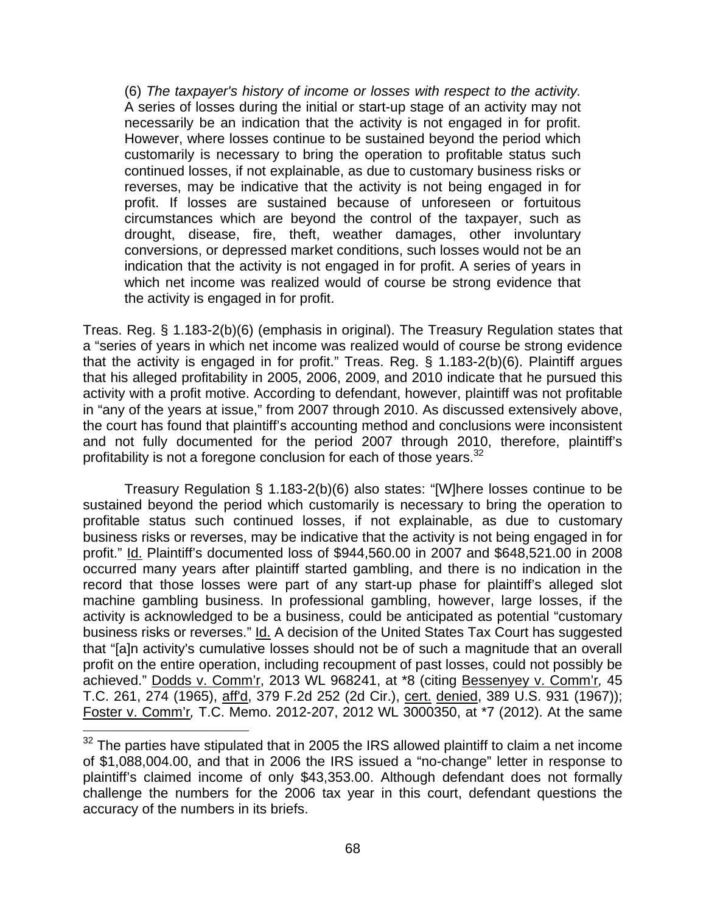(6) *The taxpayer's history of income or losses with respect to the activity*. A series of losses during the initial or start-up stage of an activity may not necessarily be an indication that the activity is not engaged in for profit. However, where losses continue to be sustained beyond the period which customarily is necessary to bring the operation to profitable status such continued losses, if not explainable, as due to customary business risks or reverses, may be indicative that the activity is not being engaged in for profit. If losses are sustained because of unforeseen or fortuitous circumstances which are beyond the control of the taxpayer, such as drought, disease, fire, theft, weather damages, other involuntary conversions, or depressed market conditions, such losses would not be an indication that the activity is not engaged in for profit. A series of years in which net income was realized would of course be strong evidence that the activity is engaged in for profit.

Treas. Reg. § 1.183-2(b)(6) (emphasis in original). The Treasury Regulation states that a "series of years in which net income was realized would of course be strong evidence that the activity is engaged in for profit." Treas. Reg. § 1.183-2(b)(6). Plaintiff argues that his alleged profitability in 2005, 2006, 2009, and 2010 indicate that he pursued this activity with a profit motive. According to defendant, however, plaintiff was not profitable in "any of the years at issue," from 2007 through 2010. As discussed extensively above, the court has found that plaintiff's accounting method and conclusions were inconsistent and not fully documented for the period 2007 through 2010, therefore, plaintiff's profitability is not a foregone conclusion for each of those years.[32]

Treasury Regulation § 1.183-2(b)(6) also states: "[W]here losses continue to be sustained beyond the period which customarily is necessary to bring the operation to profitable status such continued losses, if not explainable, as due to customary business risks or reverses, may be indicative that the activity is not being engaged in for profit." Id. Plaintiff's documented loss of $944,560.00 in 2007 and $648,521.00 in 2008 occurred many years after plaintiff started gambling, and there is no indication in the record that those losses were part of any start-up phase for plaintiff's alleged slot machine gambling business. In professional gambling, however, large losses, if the activity is acknowledged to be a business, could be anticipated as potential "customary business risks or reverses." Id. A decision of the United States Tax Court has suggested that "[a]n activity's cumulative losses should not be of such a magnitude that an overall profit on the entire operation, including recoupment of past losses, could not possibly be achieved." Dodds v. Comm'r, 2013 WL 968241, at *8 (citing Bessenyey v. Comm'r, 45 T.C. 261, 274 (1965), aff'd, 379 F.2d 252 (2d Cir.), cert. denied, 389 U.S. 931 (1967)); Foster v. Comm'r, T.C. Memo. 2012-207, 2012 WL 3000350, at *7 (2012). At the same

---

[32] The parties have stipulated that in 2005 the IRS allowed plaintiff to claim a net income of $1,088,004.00, and that in 2006 the IRS issued a "no-change" letter in response to plaintiff's claimed income of only $43,353.00. Although defendant does not formally challenge the numbers for the 2006 tax year in this court, defendant questions the accuracy of the numbers in its briefs.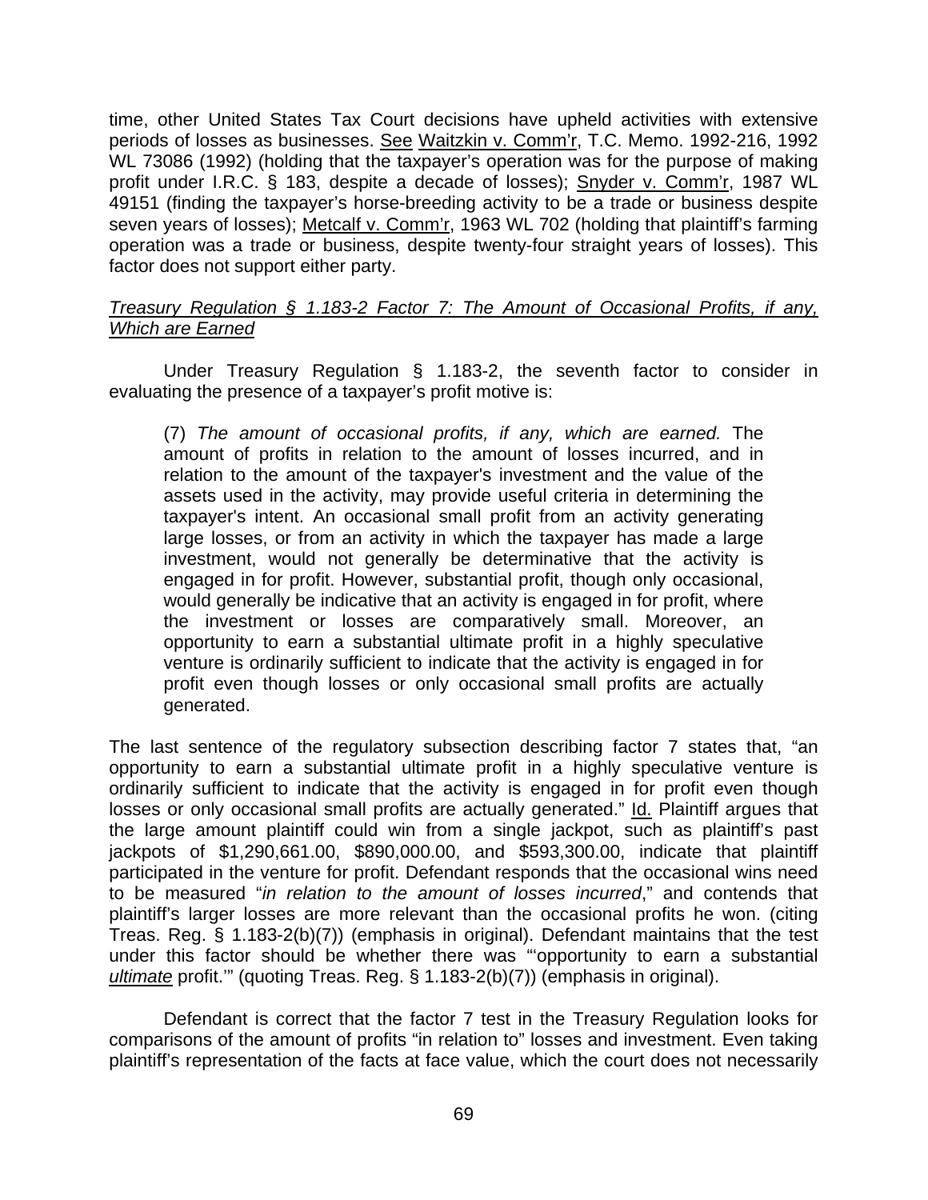time, other United States Tax Court decisions have upheld activities with extensive periods of losses as businesses. See Waitzkin v. Comm'r, T.C. Memo. 1992-216, 1992 WL 73086 (1992) (holding that the taxpayer's operation was for the purpose of making profit under I.R.C. § 183, despite a decade of losses); Snyder v. Comm'r, 1987 WL 49151 (finding the taxpayer's horse-breeding activity to be a trade or business despite seven years of losses); Metcalf v. Comm'r, 1963 WL 702 (holding that plaintiff's farming operation was a trade or business, despite twenty-four straight years of losses). This factor does not support either party.

*Treasury Regulation § 1.183-2 Factor 7: The Amount of Occasional Profits, if any, Which are Earned*

Under Treasury Regulation § 1.183-2, the seventh factor to consider in evaluating the presence of a taxpayer's profit motive is:

> (7) *The amount of occasional profits, if any, which are earned.* The amount of profits in relation to the amount of losses incurred, and in relation to the amount of the taxpayer's investment and the value of the assets used in the activity, may provide useful criteria in determining the taxpayer's intent. An occasional small profit from an activity generating large losses, or from an activity in which the taxpayer has made a large investment, would not generally be determinative that the activity is engaged in for profit. However, substantial profit, though only occasional, would generally be indicative that an activity is engaged in for profit, where the investment or losses are comparatively small. Moreover, an opportunity to earn a substantial ultimate profit in a highly speculative venture is ordinarily sufficient to indicate that the activity is engaged in for profit even though losses or only occasional small profits are actually generated.

The last sentence of the regulatory subsection describing factor 7 states that, "an opportunity to earn a substantial ultimate profit in a highly speculative venture is ordinarily sufficient to indicate that the activity is engaged in for profit even though losses or only occasional small profits are actually generated." Id. Plaintiff argues that the large amount plaintiff could win from a single jackpot, such as plaintiff's past jackpots of $1,290,661.00, $890,000.00, and $593,300.00, indicate that plaintiff participated in the venture for profit. Defendant responds that the occasional wins need to be measured "*in relation to the amount of losses incurred*," and contends that plaintiff's larger losses are more relevant than the occasional profits he won. (citing Treas. Reg. § 1.183-2(b)(7)) (emphasis in original). Defendant maintains that the test under this factor should be whether there was "'opportunity to earn a substantial ***ultimate*** profit.'" (quoting Treas. Reg. § 1.183-2(b)(7)) (emphasis in original).

Defendant is correct that the factor 7 test in the Treasury Regulation looks for comparisons of the amount of profits "in relation to" losses and investment. Even taking plaintiff's representation of the facts at face value, which the court does not necessarily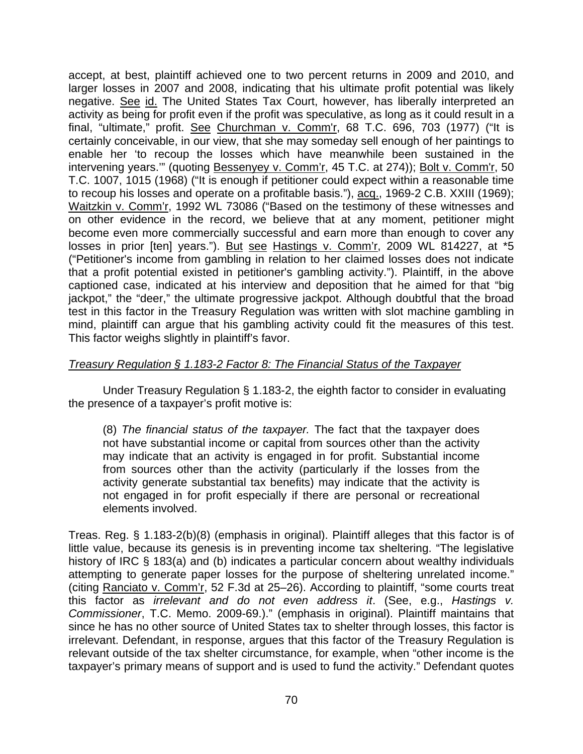accept, at best, plaintiff achieved one to two percent returns in 2009 and 2010, and larger losses in 2007 and 2008, indicating that his ultimate profit potential was likely negative. See id. The United States Tax Court, however, has liberally interpreted an activity as being for profit even if the profit was speculative, as long as it could result in a final, "ultimate," profit. See Churchman v. Comm'r, 68 T.C. 696, 703 (1977) ("It is certainly conceivable, in our view, that she may someday sell enough of her paintings to enable her 'to recoup the losses which have meanwhile been sustained in the intervening years.'" (quoting Bessenyey v. Comm'r, 45 T.C. at 274)); Bolt v. Comm'r, 50 T.C. 1007, 1015 (1968) ("It is enough if petitioner could expect within a reasonable time to recoup his losses and operate on a profitable basis."), acq., 1969-2 C.B. XXIII (1969); Waitzkin v. Comm'r, 1992 WL 73086 ("Based on the testimony of these witnesses and on other evidence in the record, we believe that at any moment, petitioner might become even more commercially successful and earn more than enough to cover any losses in prior [ten] years."). But see Hastings v. Comm'r, 2009 WL 814227, at *5 ("Petitioner's income from gambling in relation to her claimed losses does not indicate that a profit potential existed in petitioner's gambling activity."). Plaintiff, in the above captioned case, indicated at his interview and deposition that he aimed for that "big jackpot," the "deer," the ultimate progressive jackpot. Although doubtful that the broad test in this factor in the Treasury Regulation was written with slot machine gambling in mind, plaintiff can argue that his gambling activity could fit the measures of this test. This factor weighs slightly in plaintiff's favor.

*Treasury Regulation § 1.183-2 Factor 8: The Financial Status of the Taxpayer*

Under Treasury Regulation § 1.183-2, the eighth factor to consider in evaluating the presence of a taxpayer's profit motive is:

> (8) *The financial status of the taxpayer.* The fact that the taxpayer does not have substantial income or capital from sources other than the activity may indicate that an activity is engaged in for profit. Substantial income from sources other than the activity (particularly if the losses from the activity generate substantial tax benefits) may indicate that the activity is not engaged in for profit especially if there are personal or recreational elements involved.

Treas. Reg. § 1.183-2(b)(8) (emphasis in original). Plaintiff alleges that this factor is of little value, because its genesis is in preventing income tax sheltering. "The legislative history of IRC § 183(a) and (b) indicates a particular concern about wealthy individuals attempting to generate paper losses for the purpose of sheltering unrelated income." (citing Ranciato v. Comm'r, 52 F.3d at 25–26). According to plaintiff, "some courts treat this factor as *irrelevant and do not even address it*. (See, e.g., *Hastings v. Commissioner*, T.C. Memo. 2009-69.)." (emphasis in original). Plaintiff maintains that since he has no other source of United States tax to shelter through losses, this factor is irrelevant. Defendant, in response, argues that this factor of the Treasury Regulation is relevant outside of the tax shelter circumstance, for example, when "other income is the taxpayer's primary means of support and is used to fund the activity." Defendant quotes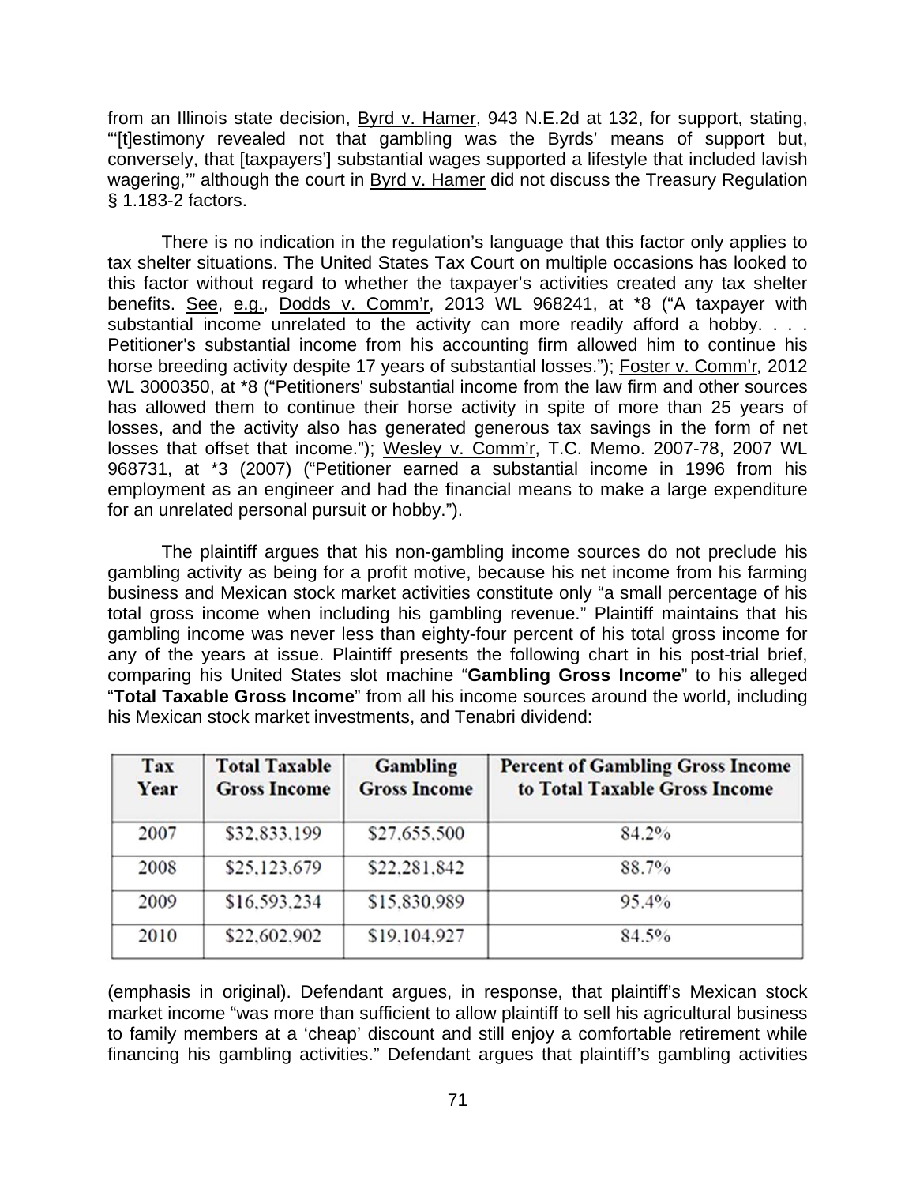from an Illinois state decision, Byrd v. Hamer, 943 N.E.2d at 132, for support, stating, "'[t]estimony revealed not that gambling was the Byrds' means of support but, conversely, that [taxpayers'] substantial wages supported a lifestyle that included lavish wagering,'" although the court in Byrd v. Hamer did not discuss the Treasury Regulation § 1.183-2 factors.

There is no indication in the regulation's language that this factor only applies to tax shelter situations. The United States Tax Court on multiple occasions has looked to this factor without regard to whether the taxpayer's activities created any tax shelter benefits. See, e.g., Dodds v. Comm'r, 2013 WL 968241, at *8 ("A taxpayer with substantial income unrelated to the activity can more readily afford a hobby. . . . Petitioner's substantial income from his accounting firm allowed him to continue his horse breeding activity despite 17 years of substantial losses."); Foster v. Comm'r, 2012 WL 3000350, at *8 ("Petitioners' substantial income from the law firm and other sources has allowed them to continue their horse activity in spite of more than 25 years of losses, and the activity also has generated generous tax savings in the form of net losses that offset that income."); Wesley v. Comm'r, T.C. Memo. 2007-78, 2007 WL 968731, at *3 (2007) ("Petitioner earned a substantial income in 1996 from his employment as an engineer and had the financial means to make a large expenditure for an unrelated personal pursuit or hobby.").

The plaintiff argues that his non-gambling income sources do not preclude his gambling activity as being for a profit motive, because his net income from his farming business and Mexican stock market activities constitute only "a small percentage of his total gross income when including his gambling revenue." Plaintiff maintains that his gambling income was never less than eighty-four percent of his total gross income for any of the years at issue. Plaintiff presents the following chart in his post-trial brief, comparing his United States slot machine "**Gambling Gross Income**" to his alleged "**Total Taxable Gross Income**" from all his income sources around the world, including his Mexican stock market investments, and Tenabri dividend:

| Tax Year | Total Taxable Gross Income | Gambling Gross Income | Percent of Gambling Gross Income to Total Taxable Gross Income |
|---|---|---|---|
| 2007 | $32,833,199 | $27,655,500 | 84.2% |
| 2008 | $25,123,679 | $22,281,842 | 88.7% |
| 2009 | $16,593,234 | $15,830,989 | 95.4% |
| 2010 | $22,602,902 | $19,104,927 | 84.5% |

(emphasis in original). Defendant argues, in response, that plaintiff's Mexican stock market income "was more than sufficient to allow plaintiff to sell his agricultural business to family members at a 'cheap' discount and still enjoy a comfortable retirement while financing his gambling activities." Defendant argues that plaintiff's gambling activities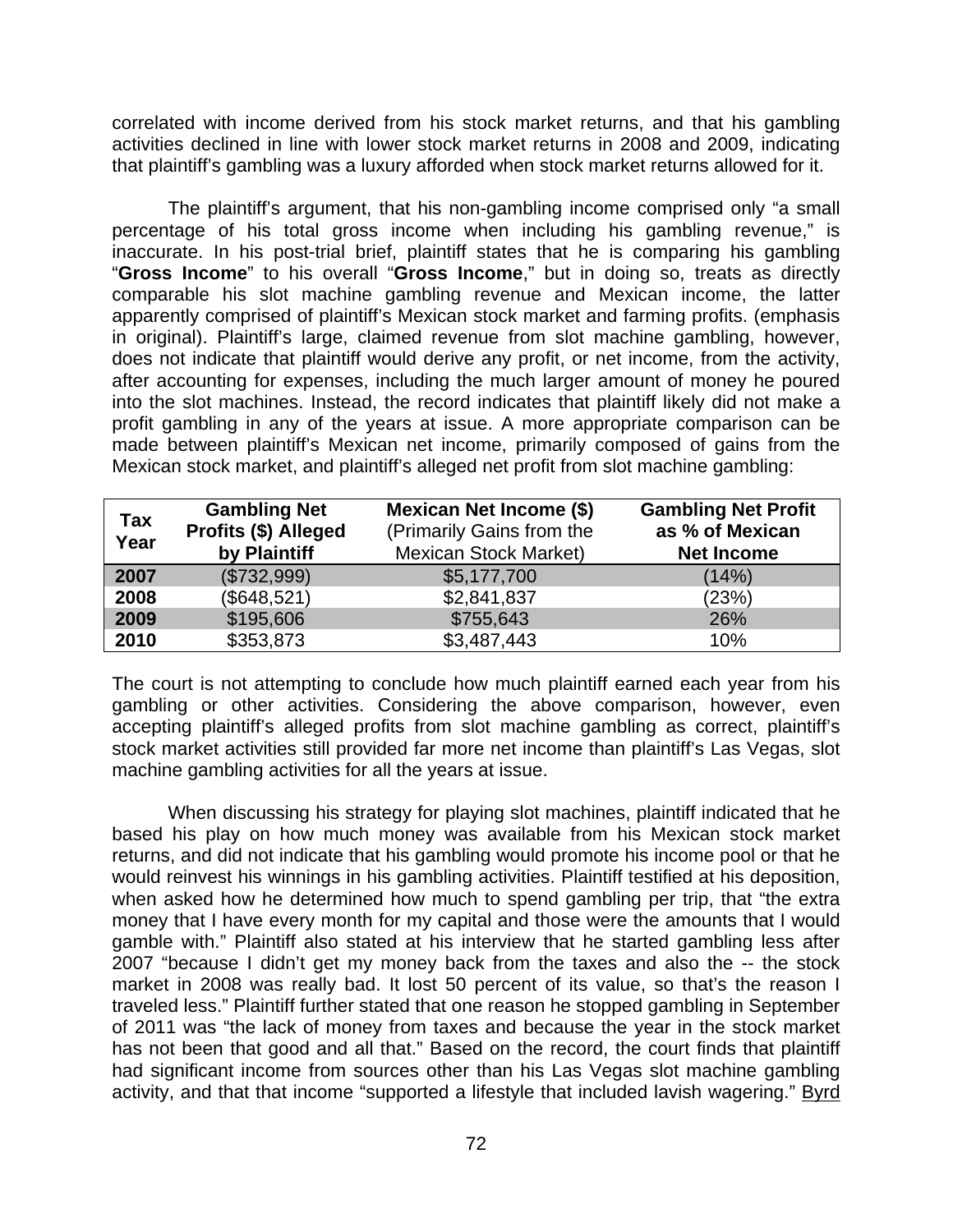correlated with income derived from his stock market returns, and that his gambling activities declined in line with lower stock market returns in 2008 and 2009, indicating that plaintiff's gambling was a luxury afforded when stock market returns allowed for it.

The plaintiff's argument, that his non-gambling income comprised only "a small percentage of his total gross income when including his gambling revenue," is inaccurate. In his post-trial brief, plaintiff states that he is comparing his gambling "**Gross Income**" to his overall "**Gross Income**," but in doing so, treats as directly comparable his slot machine gambling revenue and Mexican income, the latter apparently comprised of plaintiff's Mexican stock market and farming profits. (emphasis in original). Plaintiff's large, claimed revenue from slot machine gambling, however, does not indicate that plaintiff would derive any profit, or net income, from the activity, after accounting for expenses, including the much larger amount of money he poured into the slot machines. Instead, the record indicates that plaintiff likely did not make a profit gambling in any of the years at issue. A more appropriate comparison can be made between plaintiff's Mexican net income, primarily composed of gains from the Mexican stock market, and plaintiff's alleged net profit from slot machine gambling:

| **Tax Year** | **Gambling Net Profits ($) Alleged by Plaintiff** | **Mexican Net Income ($)** (Primarily Gains from the Mexican Stock Market) | **Gambling Net Profit as % of Mexican Net Income** |
|---|---|---|---|
| **2007** | ($732,999) | $5,177,700 | (14%) |
| **2008** | ($648,521) | $2,841,837 | (23%) |
| **2009** | $195,606 | $755,643 | 26% |
| **2010** | $353,873 | $3,487,443 | 10% |

The court is not attempting to conclude how much plaintiff earned each year from his gambling or other activities. Considering the above comparison, however, even accepting plaintiff's alleged profits from slot machine gambling as correct, plaintiff's stock market activities still provided far more net income than plaintiff's Las Vegas, slot machine gambling activities for all the years at issue.

When discussing his strategy for playing slot machines, plaintiff indicated that he based his play on how much money was available from his Mexican stock market returns, and did not indicate that his gambling would promote his income pool or that he would reinvest his winnings in his gambling activities. Plaintiff testified at his deposition, when asked how he determined how much to spend gambling per trip, that "the extra money that I have every month for my capital and those were the amounts that I would gamble with." Plaintiff also stated at his interview that he started gambling less after 2007 "because I didn't get my money back from the taxes and also the -- the stock market in 2008 was really bad. It lost 50 percent of its value, so that's the reason I traveled less." Plaintiff further stated that one reason he stopped gambling in September of 2011 was "the lack of money from taxes and because the year in the stock market has not been that good and all that." Based on the record, the court finds that plaintiff had significant income from sources other than his Las Vegas slot machine gambling activity, and that that income "supported a lifestyle that included lavish wagering." Byrd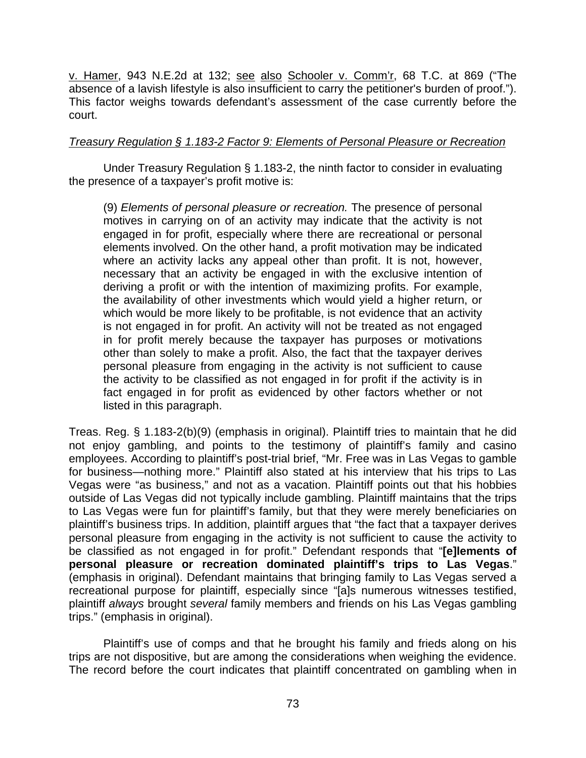v. Hamer, 943 N.E.2d at 132; see also Schooler v. Comm'r, 68 T.C. at 869 ("The absence of a lavish lifestyle is also insufficient to carry the petitioner's burden of proof."). This factor weighs towards defendant's assessment of the case currently before the court.

*Treasury Regulation § 1.183-2 Factor 9: Elements of Personal Pleasure or Recreation*

Under Treasury Regulation § 1.183-2, the ninth factor to consider in evaluating the presence of a taxpayer's profit motive is:

> (9) *Elements of personal pleasure or recreation.* The presence of personal motives in carrying on of an activity may indicate that the activity is not engaged in for profit, especially where there are recreational or personal elements involved. On the other hand, a profit motivation may be indicated where an activity lacks any appeal other than profit. It is not, however, necessary that an activity be engaged in with the exclusive intention of deriving a profit or with the intention of maximizing profits. For example, the availability of other investments which would yield a higher return, or which would be more likely to be profitable, is not evidence that an activity is not engaged in for profit. An activity will not be treated as not engaged in for profit merely because the taxpayer has purposes or motivations other than solely to make a profit. Also, the fact that the taxpayer derives personal pleasure from engaging in the activity is not sufficient to cause the activity to be classified as not engaged in for profit if the activity is in fact engaged in for profit as evidenced by other factors whether or not listed in this paragraph.

Treas. Reg. § 1.183-2(b)(9) (emphasis in original). Plaintiff tries to maintain that he did not enjoy gambling, and points to the testimony of plaintiff's family and casino employees. According to plaintiff's post-trial brief, "Mr. Free was in Las Vegas to gamble for business—nothing more." Plaintiff also stated at his interview that his trips to Las Vegas were "as business," and not as a vacation. Plaintiff points out that his hobbies outside of Las Vegas did not typically include gambling. Plaintiff maintains that the trips to Las Vegas were fun for plaintiff's family, but that they were merely beneficiaries on plaintiff's business trips. In addition, plaintiff argues that "the fact that a taxpayer derives personal pleasure from engaging in the activity is not sufficient to cause the activity to be classified as not engaged in for profit." Defendant responds that "**[e]lements of personal pleasure or recreation dominated plaintiff's trips to Las Vegas**." (emphasis in original). Defendant maintains that bringing family to Las Vegas served a recreational purpose for plaintiff, especially since "[a]s numerous witnesses testified, plaintiff *always* brought *several* family members and friends on his Las Vegas gambling trips." (emphasis in original).

Plaintiff's use of comps and that he brought his family and frieds along on his trips are not dispositive, but are among the considerations when weighing the evidence. The record before the court indicates that plaintiff concentrated on gambling when in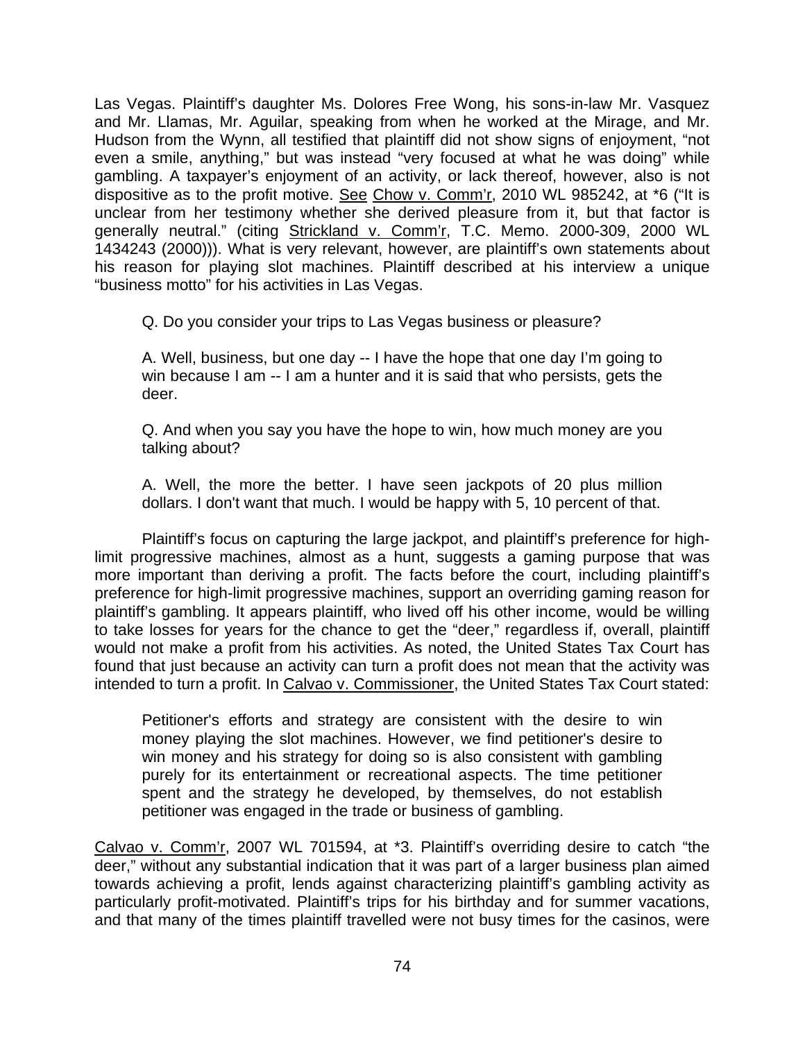Las Vegas. Plaintiff's daughter Ms. Dolores Free Wong, his sons-in-law Mr. Vasquez and Mr. Llamas, Mr. Aguilar, speaking from when he worked at the Mirage, and Mr. Hudson from the Wynn, all testified that plaintiff did not show signs of enjoyment, "not even a smile, anything," but was instead "very focused at what he was doing" while gambling. A taxpayer's enjoyment of an activity, or lack thereof, however, also is not dispositive as to the profit motive. See Chow v. Comm'r, 2010 WL 985242, at *6 ("It is unclear from her testimony whether she derived pleasure from it, but that factor is generally neutral." (citing Strickland v. Comm'r, T.C. Memo. 2000-309, 2000 WL 1434243 (2000))). What is very relevant, however, are plaintiff's own statements about his reason for playing slot machines. Plaintiff described at his interview a unique "business motto" for his activities in Las Vegas.

> Q. Do you consider your trips to Las Vegas business or pleasure?
>
> A. Well, business, but one day -- I have the hope that one day I'm going to win because I am -- I am a hunter and it is said that who persists, gets the deer.
>
> Q. And when you say you have the hope to win, how much money are you talking about?
>
> A. Well, the more the better. I have seen jackpots of 20 plus million dollars. I don't want that much. I would be happy with 5, 10 percent of that.

Plaintiff's focus on capturing the large jackpot, and plaintiff's preference for high-limit progressive machines, almost as a hunt, suggests a gaming purpose that was more important than deriving a profit. The facts before the court, including plaintiff's preference for high-limit progressive machines, support an overriding gaming reason for plaintiff's gambling. It appears plaintiff, who lived off his other income, would be willing to take losses for years for the chance to get the "deer," regardless if, overall, plaintiff would not make a profit from his activities. As noted, the United States Tax Court has found that just because an activity can turn a profit does not mean that the activity was intended to turn a profit. In Calvao v. Commissioner, the United States Tax Court stated:

> Petitioner's efforts and strategy are consistent with the desire to win money playing the slot machines. However, we find petitioner's desire to win money and his strategy for doing so is also consistent with gambling purely for its entertainment or recreational aspects. The time petitioner spent and the strategy he developed, by themselves, do not establish petitioner was engaged in the trade or business of gambling.

Calvao v. Comm'r, 2007 WL 701594, at *3. Plaintiff's overriding desire to catch "the deer," without any substantial indication that it was part of a larger business plan aimed towards achieving a profit, lends against characterizing plaintiff's gambling activity as particularly profit-motivated. Plaintiff's trips for his birthday and for summer vacations, and that many of the times plaintiff travelled were not busy times for the casinos, were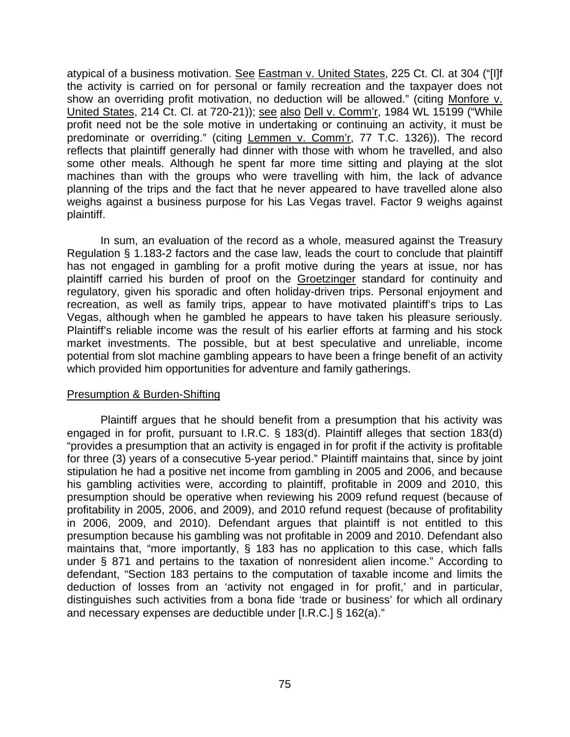atypical of a business motivation. See Eastman v. United States, 225 Ct. Cl. at 304 ("[I]f the activity is carried on for personal or family recreation and the taxpayer does not show an overriding profit motivation, no deduction will be allowed." (citing Monfore v. United States, 214 Ct. Cl. at 720-21)); see also Dell v. Comm'r, 1984 WL 15199 ("While profit need not be the sole motive in undertaking or continuing an activity, it must be predominate or overriding." (citing Lemmen v. Comm'r, 77 T.C. 1326)). The record reflects that plaintiff generally had dinner with those with whom he travelled, and also some other meals. Although he spent far more time sitting and playing at the slot machines than with the groups who were travelling with him, the lack of advance planning of the trips and the fact that he never appeared to have travelled alone also weighs against a business purpose for his Las Vegas travel. Factor 9 weighs against plaintiff.

In sum, an evaluation of the record as a whole, measured against the Treasury Regulation § 1.183-2 factors and the case law, leads the court to conclude that plaintiff has not engaged in gambling for a profit motive during the years at issue, nor has plaintiff carried his burden of proof on the Groetzinger standard for continuity and regulatory, given his sporadic and often holiday-driven trips. Personal enjoyment and recreation, as well as family trips, appear to have motivated plaintiff's trips to Las Vegas, although when he gambled he appears to have taken his pleasure seriously. Plaintiff's reliable income was the result of his earlier efforts at farming and his stock market investments. The possible, but at best speculative and unreliable, income potential from slot machine gambling appears to have been a fringe benefit of an activity which provided him opportunities for adventure and family gatherings.

Presumption & Burden-Shifting

Plaintiff argues that he should benefit from a presumption that his activity was engaged in for profit, pursuant to I.R.C. § 183(d). Plaintiff alleges that section 183(d) "provides a presumption that an activity is engaged in for profit if the activity is profitable for three (3) years of a consecutive 5-year period." Plaintiff maintains that, since by joint stipulation he had a positive net income from gambling in 2005 and 2006, and because his gambling activities were, according to plaintiff, profitable in 2009 and 2010, this presumption should be operative when reviewing his 2009 refund request (because of profitability in 2005, 2006, and 2009), and 2010 refund request (because of profitability in 2006, 2009, and 2010). Defendant argues that plaintiff is not entitled to this presumption because his gambling was not profitable in 2009 and 2010. Defendant also maintains that, "more importantly, § 183 has no application to this case, which falls under § 871 and pertains to the taxation of nonresident alien income." According to defendant, "Section 183 pertains to the computation of taxable income and limits the deduction of losses from an 'activity not engaged in for profit,' and in particular, distinguishes such activities from a bona fide 'trade or business' for which all ordinary and necessary expenses are deductible under [I.R.C.] § 162(a)."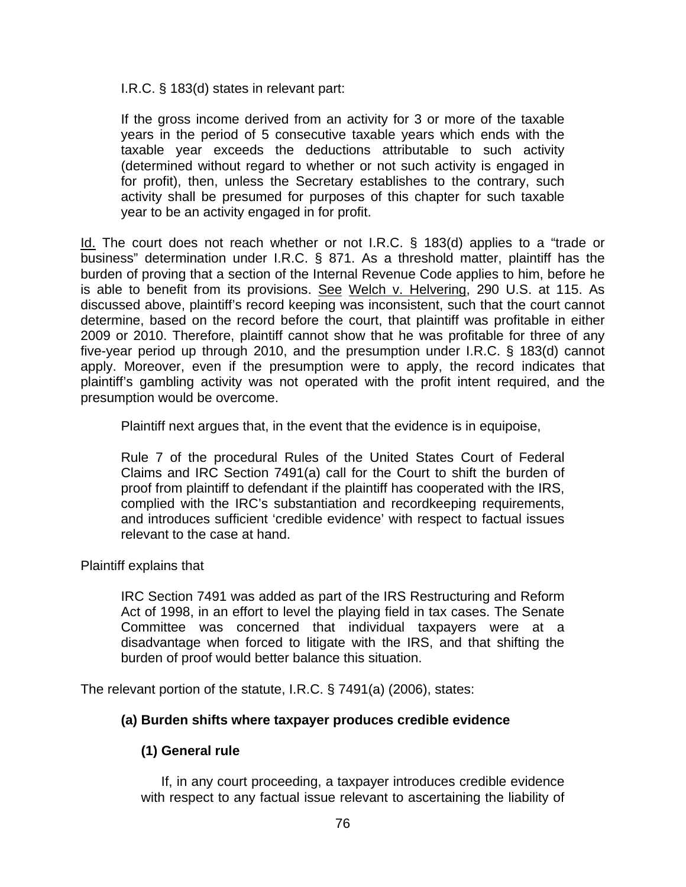I.R.C. § 183(d) states in relevant part:

> If the gross income derived from an activity for 3 or more of the taxable years in the period of 5 consecutive taxable years which ends with the taxable year exceeds the deductions attributable to such activity (determined without regard to whether or not such activity is engaged in for profit), then, unless the Secretary establishes to the contrary, such activity shall be presumed for purposes of this chapter for such taxable year to be an activity engaged in for profit.

Id. The court does not reach whether or not I.R.C. § 183(d) applies to a "trade or business" determination under I.R.C. § 871. As a threshold matter, plaintiff has the burden of proving that a section of the Internal Revenue Code applies to him, before he is able to benefit from its provisions. See Welch v. Helvering, 290 U.S. at 115. As discussed above, plaintiff's record keeping was inconsistent, such that the court cannot determine, based on the record before the court, that plaintiff was profitable in either 2009 or 2010. Therefore, plaintiff cannot show that he was profitable for three of any five-year period up through 2010, and the presumption under I.R.C. § 183(d) cannot apply. Moreover, even if the presumption were to apply, the record indicates that plaintiff's gambling activity was not operated with the profit intent required, and the presumption would be overcome.

Plaintiff next argues that, in the event that the evidence is in equipoise,

> Rule 7 of the procedural Rules of the United States Court of Federal Claims and IRC Section 7491(a) call for the Court to shift the burden of proof from plaintiff to defendant if the plaintiff has cooperated with the IRS, complied with the IRC's substantiation and recordkeeping requirements, and introduces sufficient 'credible evidence' with respect to factual issues relevant to the case at hand.

Plaintiff explains that

> IRC Section 7491 was added as part of the IRS Restructuring and Reform Act of 1998, in an effort to level the playing field in tax cases. The Senate Committee was concerned that individual taxpayers were at a disadvantage when forced to litigate with the IRS, and that shifting the burden of proof would better balance this situation.

The relevant portion of the statute, I.R.C. § 7491(a) (2006), states:

> **(a) Burden shifts where taxpayer produces credible evidence**
>
> **(1) General rule**
>
> If, in any court proceeding, a taxpayer introduces credible evidence with respect to any factual issue relevant to ascertaining the liability of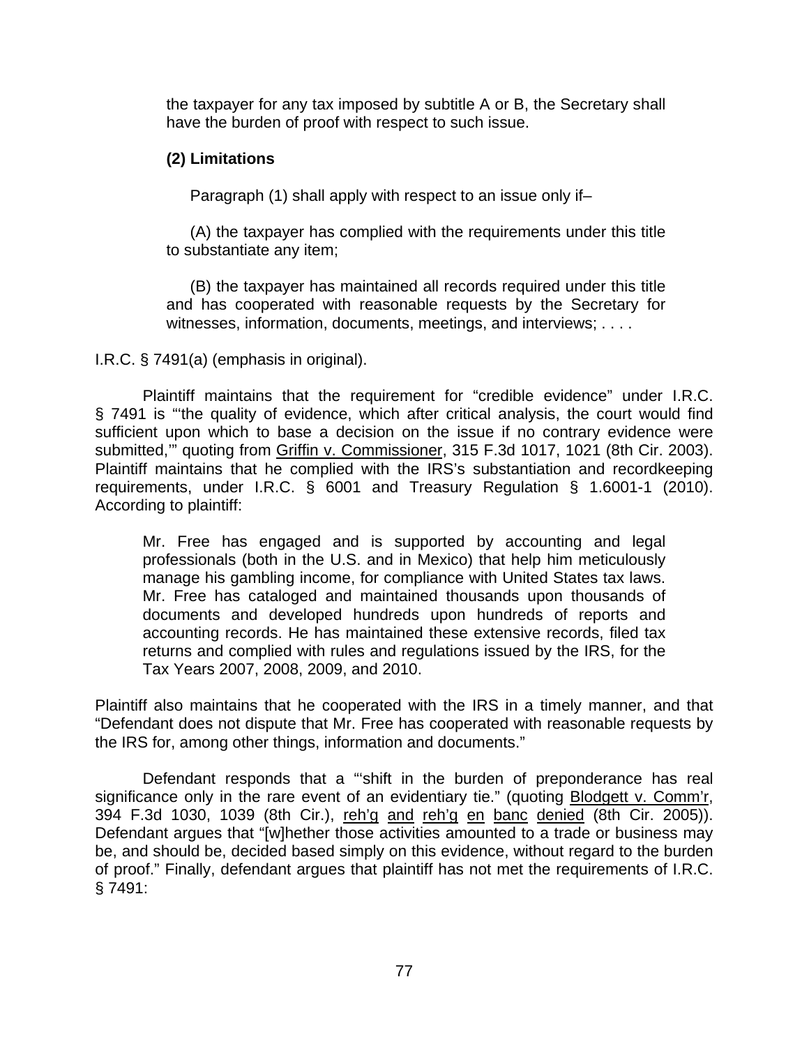the taxpayer for any tax imposed by subtitle A or B, the Secretary shall have the burden of proof with respect to such issue.

> **(2) Limitations**
>
> Paragraph (1) shall apply with respect to an issue only if–
>
> (A) the taxpayer has complied with the requirements under this title to substantiate any item;
>
> (B) the taxpayer has maintained all records required under this title and has cooperated with reasonable requests by the Secretary for witnesses, information, documents, meetings, and interviews; . . . .

I.R.C. § 7491(a) (emphasis in original).

Plaintiff maintains that the requirement for "credible evidence" under I.R.C. § 7491 is "'the quality of evidence, which after critical analysis, the court would find sufficient upon which to base a decision on the issue if no contrary evidence were submitted,'" quoting from Griffin v. Commissioner, 315 F.3d 1017, 1021 (8th Cir. 2003). Plaintiff maintains that he complied with the IRS's substantiation and recordkeeping requirements, under I.R.C. § 6001 and Treasury Regulation § 1.6001-1 (2010). According to plaintiff:

> Mr. Free has engaged and is supported by accounting and legal professionals (both in the U.S. and in Mexico) that help him meticulously manage his gambling income, for compliance with United States tax laws. Mr. Free has cataloged and maintained thousands upon thousands of documents and developed hundreds upon hundreds of reports and accounting records. He has maintained these extensive records, filed tax returns and complied with rules and regulations issued by the IRS, for the Tax Years 2007, 2008, 2009, and 2010.

Plaintiff also maintains that he cooperated with the IRS in a timely manner, and that "Defendant does not dispute that Mr. Free has cooperated with reasonable requests by the IRS for, among other things, information and documents."

Defendant responds that a "'shift in the burden of preponderance has real significance only in the rare event of an evidentiary tie." (quoting Blodgett v. Comm'r, 394 F.3d 1030, 1039 (8th Cir.), reh'g and reh'g en banc denied (8th Cir. 2005)). Defendant argues that "[w]hether those activities amounted to a trade or business may be, and should be, decided based simply on this evidence, without regard to the burden of proof." Finally, defendant argues that plaintiff has not met the requirements of I.R.C. § 7491: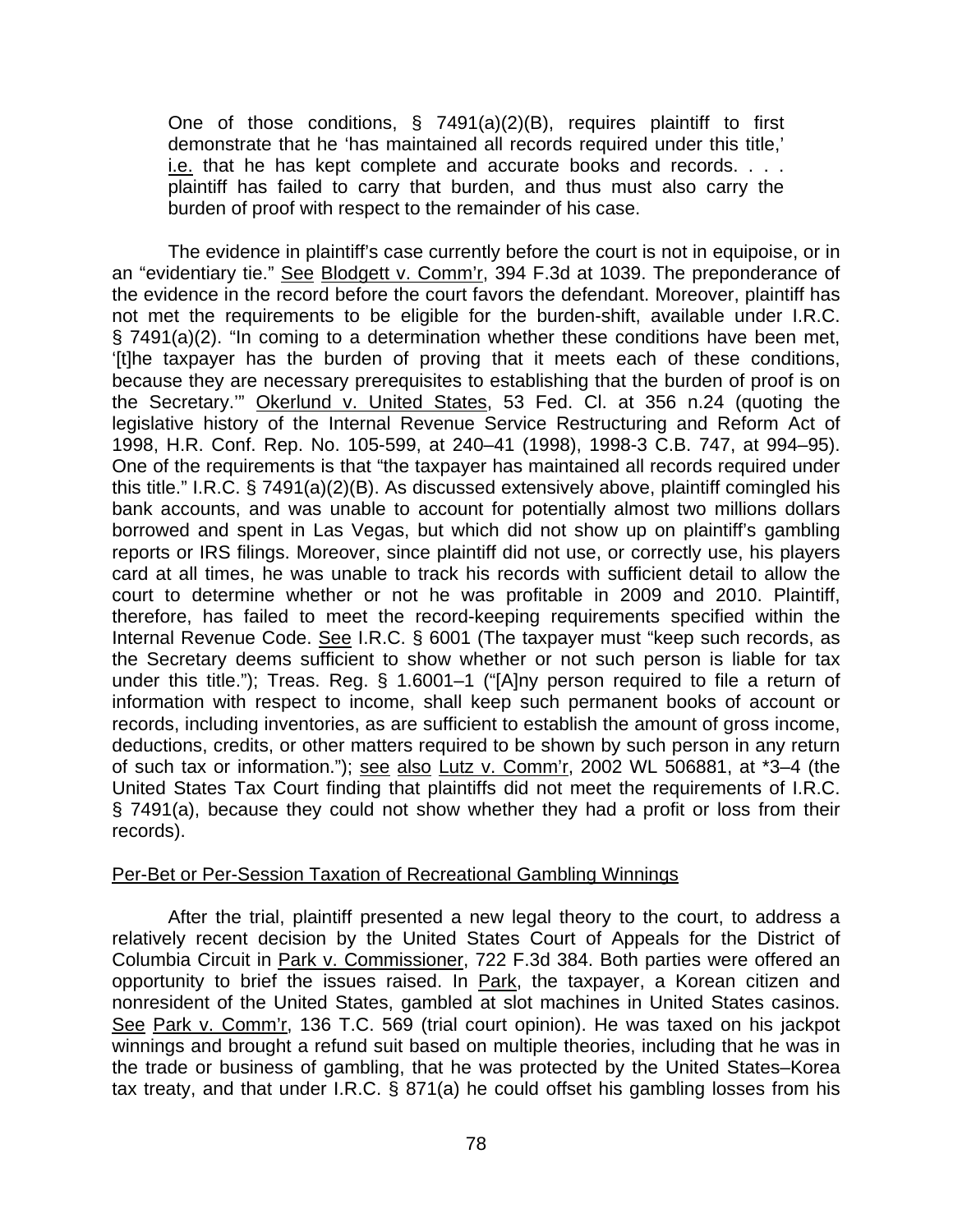> One of those conditions, § 7491(a)(2)(B), requires plaintiff to first demonstrate that he 'has maintained all records required under this title,' i.e. that he has kept complete and accurate books and records. . . . plaintiff has failed to carry that burden, and thus must also carry the burden of proof with respect to the remainder of his case.

The evidence in plaintiff's case currently before the court is not in equipoise, or in an "evidentiary tie." See Blodgett v. Comm'r, 394 F.3d at 1039. The preponderance of the evidence in the record before the court favors the defendant. Moreover, plaintiff has not met the requirements to be eligible for the burden-shift, available under I.R.C. § 7491(a)(2). "In coming to a determination whether these conditions have been met, '[t]he taxpayer has the burden of proving that it meets each of these conditions, because they are necessary prerequisites to establishing that the burden of proof is on the Secretary.'" Okerlund v. United States, 53 Fed. Cl. at 356 n.24 (quoting the legislative history of the Internal Revenue Service Restructuring and Reform Act of 1998, H.R. Conf. Rep. No. 105-599, at 240–41 (1998), 1998-3 C.B. 747, at 994–95). One of the requirements is that "the taxpayer has maintained all records required under this title." I.R.C. § 7491(a)(2)(B). As discussed extensively above, plaintiff comingled his bank accounts, and was unable to account for potentially almost two millions dollars borrowed and spent in Las Vegas, but which did not show up on plaintiff's gambling reports or IRS filings. Moreover, since plaintiff did not use, or correctly use, his players card at all times, he was unable to track his records with sufficient detail to allow the court to determine whether or not he was profitable in 2009 and 2010. Plaintiff, therefore, has failed to meet the record-keeping requirements specified within the Internal Revenue Code. See I.R.C. § 6001 (The taxpayer must "keep such records, as the Secretary deems sufficient to show whether or not such person is liable for tax under this title."); Treas. Reg. § 1.6001–1 ("[A]ny person required to file a return of information with respect to income, shall keep such permanent books of account or records, including inventories, as are sufficient to establish the amount of gross income, deductions, credits, or other matters required to be shown by such person in any return of such tax or information."); see also Lutz v. Comm'r, 2002 WL 506881, at *3–4 (the United States Tax Court finding that plaintiffs did not meet the requirements of I.R.C. § 7491(a), because they could not show whether they had a profit or loss from their records).

Per-Bet or Per-Session Taxation of Recreational Gambling Winnings

After the trial, plaintiff presented a new legal theory to the court, to address a relatively recent decision by the United States Court of Appeals for the District of Columbia Circuit in Park v. Commissioner, 722 F.3d 384. Both parties were offered an opportunity to brief the issues raised. In Park, the taxpayer, a Korean citizen and nonresident of the United States, gambled at slot machines in United States casinos. See Park v. Comm'r, 136 T.C. 569 (trial court opinion). He was taxed on his jackpot winnings and brought a refund suit based on multiple theories, including that he was in the trade or business of gambling, that he was protected by the United States–Korea tax treaty, and that under I.R.C. § 871(a) he could offset his gambling losses from his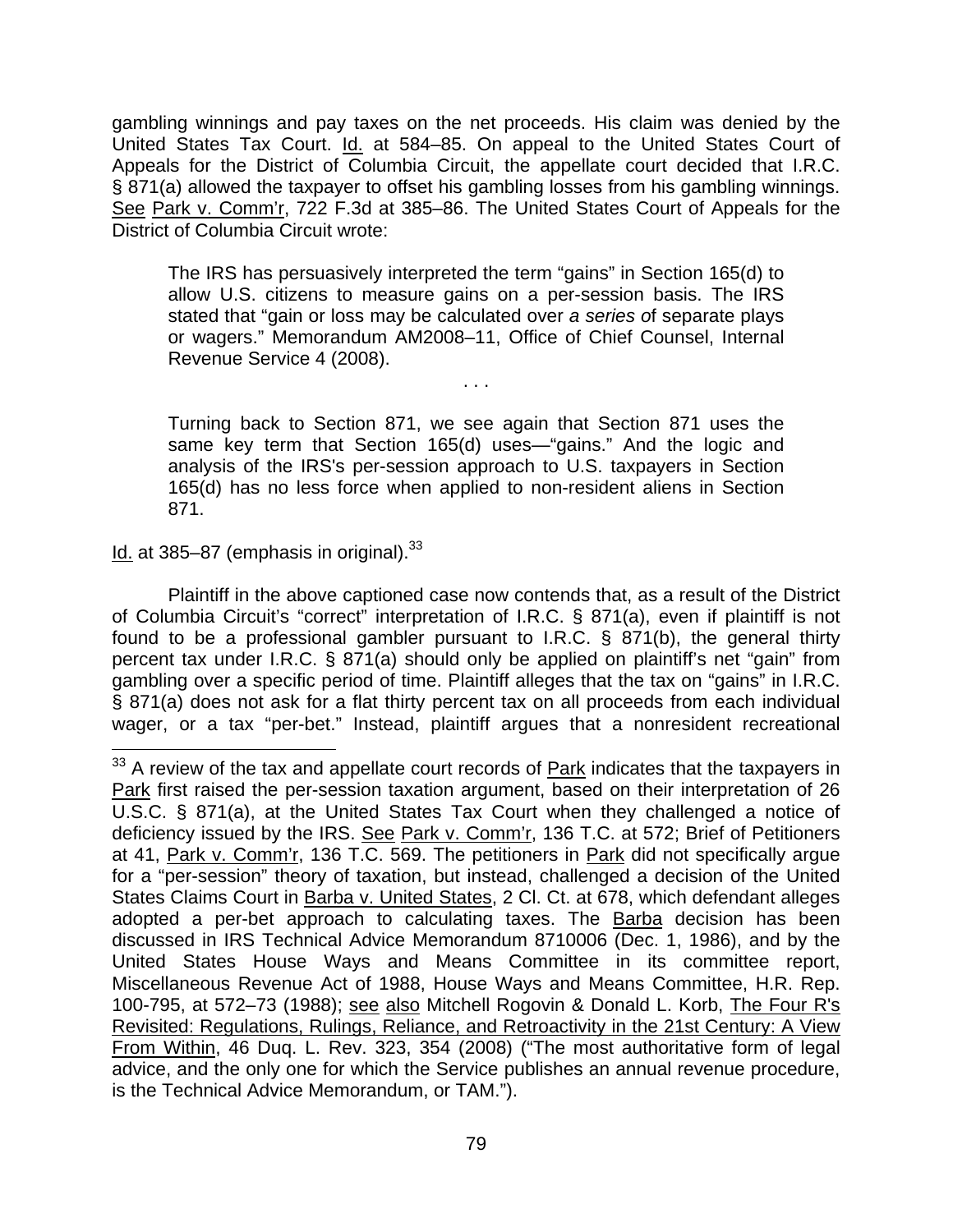gambling winnings and pay taxes on the net proceeds. His claim was denied by the United States Tax Court. Id. at 584–85. On appeal to the United States Court of Appeals for the District of Columbia Circuit, the appellate court decided that I.R.C. § 871(a) allowed the taxpayer to offset his gambling losses from his gambling winnings. See Park v. Comm'r, 722 F.3d at 385–86. The United States Court of Appeals for the District of Columbia Circuit wrote:

> The IRS has persuasively interpreted the term "gains" in Section 165(d) to allow U.S. citizens to measure gains on a per-session basis. The IRS stated that "gain or loss may be calculated over *a series o*f separate plays or wagers." Memorandum AM2008–11, Office of Chief Counsel, Internal Revenue Service 4 (2008).
>
> . . .
>
> Turning back to Section 871, we see again that Section 871 uses the same key term that Section 165(d) uses—"gains." And the logic and analysis of the IRS's per-session approach to U.S. taxpayers in Section 165(d) has no less force when applied to non-resident aliens in Section 871.

Id. at 385–87 (emphasis in original).[33]

Plaintiff in the above captioned case now contends that, as a result of the District of Columbia Circuit's "correct" interpretation of I.R.C. § 871(a), even if plaintiff is not found to be a professional gambler pursuant to I.R.C. § 871(b), the general thirty percent tax under I.R.C. § 871(a) should only be applied on plaintiff's net "gain" from gambling over a specific period of time. Plaintiff alleges that the tax on "gains" in I.R.C. § 871(a) does not ask for a flat thirty percent tax on all proceeds from each individual wager, or a tax "per-bet." Instead, plaintiff argues that a nonresident recreational

---

[33] A review of the tax and appellate court records of Park indicates that the taxpayers in Park first raised the per-session taxation argument, based on their interpretation of 26 U.S.C. § 871(a), at the United States Tax Court when they challenged a notice of deficiency issued by the IRS. See Park v. Comm'r, 136 T.C. at 572; Brief of Petitioners at 41, Park v. Comm'r, 136 T.C. 569. The petitioners in Park did not specifically argue for a "per-session" theory of taxation, but instead, challenged a decision of the United States Claims Court in Barba v. United States, 2 Cl. Ct. at 678, which defendant alleges adopted a per-bet approach to calculating taxes. The Barba decision has been discussed in IRS Technical Advice Memorandum 8710006 (Dec. 1, 1986), and by the United States House Ways and Means Committee in its committee report, Miscellaneous Revenue Act of 1988, House Ways and Means Committee, H.R. Rep. 100-795, at 572–73 (1988); see also Mitchell Rogovin & Donald L. Korb, The Four R's Revisited: Regulations, Rulings, Reliance, and Retroactivity in the 21st Century: A View From Within, 46 Duq. L. Rev. 323, 354 (2008) ("The most authoritative form of legal advice, and the only one for which the Service publishes an annual revenue procedure, is the Technical Advice Memorandum, or TAM.").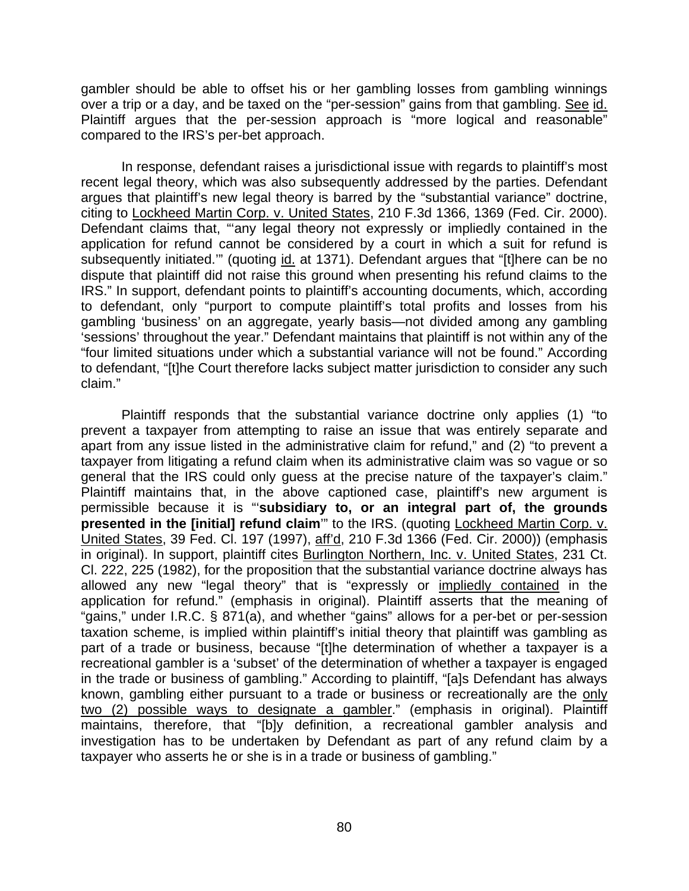gambler should be able to offset his or her gambling losses from gambling winnings over a trip or a day, and be taxed on the "per-session" gains from that gambling. See id. Plaintiff argues that the per-session approach is "more logical and reasonable" compared to the IRS's per-bet approach.

In response, defendant raises a jurisdictional issue with regards to plaintiff's most recent legal theory, which was also subsequently addressed by the parties. Defendant argues that plaintiff's new legal theory is barred by the "substantial variance" doctrine, citing to Lockheed Martin Corp. v. United States, 210 F.3d 1366, 1369 (Fed. Cir. 2000). Defendant claims that, "'any legal theory not expressly or impliedly contained in the application for refund cannot be considered by a court in which a suit for refund is subsequently initiated.'" (quoting id. at 1371). Defendant argues that "[t]here can be no dispute that plaintiff did not raise this ground when presenting his refund claims to the IRS." In support, defendant points to plaintiff's accounting documents, which, according to defendant, only "purport to compute plaintiff's total profits and losses from his gambling 'business' on an aggregate, yearly basis—not divided among any gambling 'sessions' throughout the year." Defendant maintains that plaintiff is not within any of the "four limited situations under which a substantial variance will not be found." According to defendant, "[t]he Court therefore lacks subject matter jurisdiction to consider any such claim."

Plaintiff responds that the substantial variance doctrine only applies (1) "to prevent a taxpayer from attempting to raise an issue that was entirely separate and apart from any issue listed in the administrative claim for refund," and (2) "to prevent a taxpayer from litigating a refund claim when its administrative claim was so vague or so general that the IRS could only guess at the precise nature of the taxpayer's claim." Plaintiff maintains that, in the above captioned case, plaintiff's new argument is permissible because it is "'**subsidiary to, or an integral part of, the grounds presented in the [initial] refund claim**'" to the IRS. (quoting Lockheed Martin Corp. v. United States, 39 Fed. Cl. 197 (1997), aff'd, 210 F.3d 1366 (Fed. Cir. 2000)) (emphasis in original). In support, plaintiff cites Burlington Northern, Inc. v. United States, 231 Ct. Cl. 222, 225 (1982), for the proposition that the substantial variance doctrine always has allowed any new "legal theory" that is "expressly or impliedly contained in the application for refund." (emphasis in original). Plaintiff asserts that the meaning of "gains," under I.R.C. § 871(a), and whether "gains" allows for a per-bet or per-session taxation scheme, is implied within plaintiff's initial theory that plaintiff was gambling as part of a trade or business, because "[t]he determination of whether a taxpayer is a recreational gambler is a 'subset' of the determination of whether a taxpayer is engaged in the trade or business of gambling." According to plaintiff, "[a]s Defendant has always known, gambling either pursuant to a trade or business or recreationally are the only two (2) possible ways to designate a gambler." (emphasis in original). Plaintiff maintains, therefore, that "[b]y definition, a recreational gambler analysis and investigation has to be undertaken by Defendant as part of any refund claim by a taxpayer who asserts he or she is in a trade or business of gambling."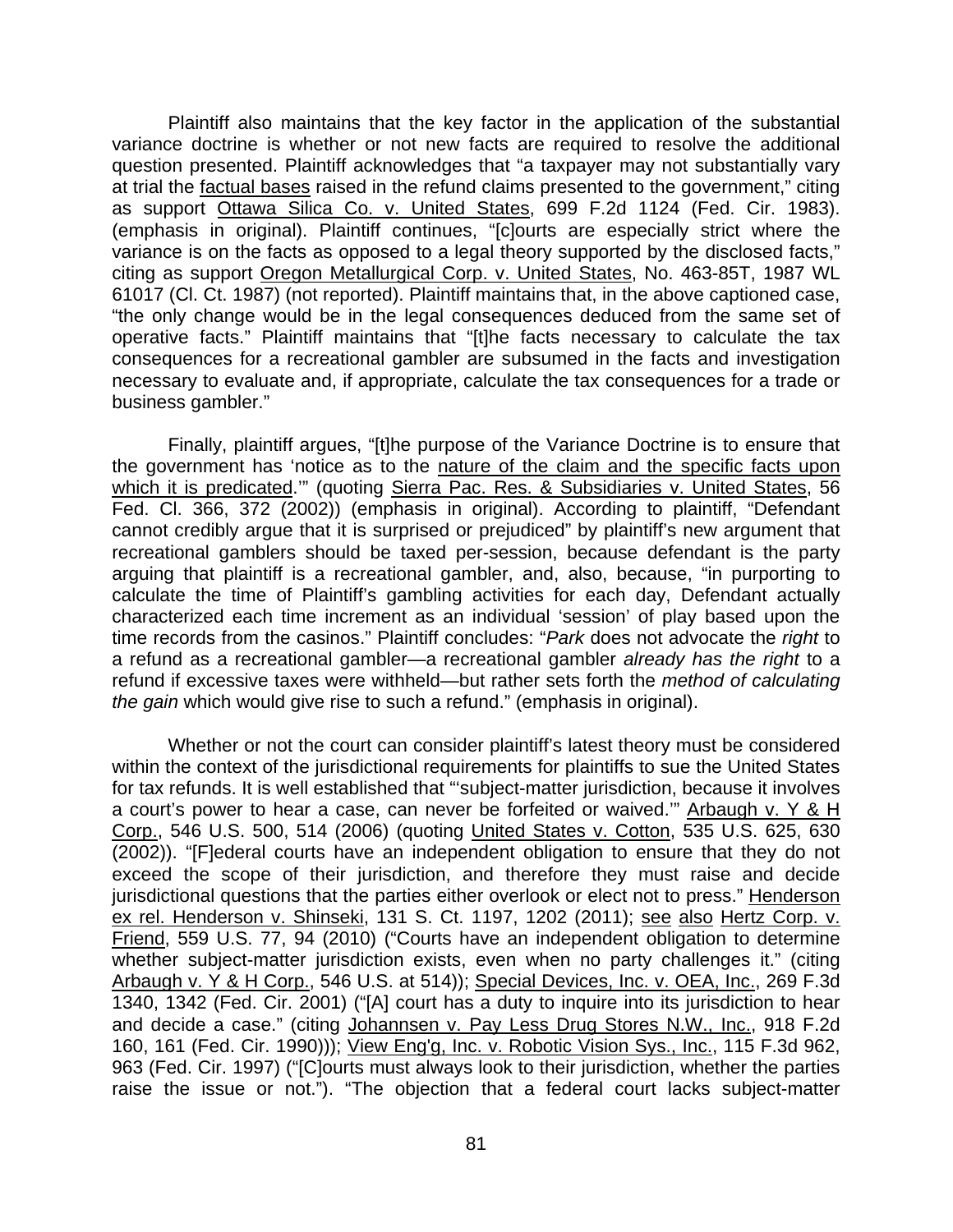Plaintiff also maintains that the key factor in the application of the substantial variance doctrine is whether or not new facts are required to resolve the additional question presented. Plaintiff acknowledges that "a taxpayer may not substantially vary at trial the factual bases raised in the refund claims presented to the government," citing as support Ottawa Silica Co. v. United States, 699 F.2d 1124 (Fed. Cir. 1983). (emphasis in original). Plaintiff continues, "[c]ourts are especially strict where the variance is on the facts as opposed to a legal theory supported by the disclosed facts," citing as support Oregon Metallurgical Corp. v. United States, No. 463-85T, 1987 WL 61017 (Cl. Ct. 1987) (not reported). Plaintiff maintains that, in the above captioned case, "the only change would be in the legal consequences deduced from the same set of operative facts." Plaintiff maintains that "[t]he facts necessary to calculate the tax consequences for a recreational gambler are subsumed in the facts and investigation necessary to evaluate and, if appropriate, calculate the tax consequences for a trade or business gambler."

Finally, plaintiff argues, "[t]he purpose of the Variance Doctrine is to ensure that the government has 'notice as to the nature of the claim and the specific facts upon which it is predicated.'" (quoting Sierra Pac. Res. & Subsidiaries v. United States, 56 Fed. Cl. 366, 372 (2002)) (emphasis in original). According to plaintiff, "Defendant cannot credibly argue that it is surprised or prejudiced" by plaintiff's new argument that recreational gamblers should be taxed per-session, because defendant is the party arguing that plaintiff is a recreational gambler, and, also, because, "in purporting to calculate the time of Plaintiff's gambling activities for each day, Defendant actually characterized each time increment as an individual 'session' of play based upon the time records from the casinos." Plaintiff concludes: "*Park* does not advocate the *right* to a refund as a recreational gambler—a recreational gambler *already has the right* to a refund if excessive taxes were withheld—but rather sets forth the *method of calculating the gain* which would give rise to such a refund." (emphasis in original).

Whether or not the court can consider plaintiff's latest theory must be considered within the context of the jurisdictional requirements for plaintiffs to sue the United States for tax refunds. It is well established that "'subject-matter jurisdiction, because it involves a court's power to hear a case, can never be forfeited or waived.'" Arbaugh v. Y & H Corp., 546 U.S. 500, 514 (2006) (quoting United States v. Cotton, 535 U.S. 625, 630 (2002)). "[F]ederal courts have an independent obligation to ensure that they do not exceed the scope of their jurisdiction, and therefore they must raise and decide jurisdictional questions that the parties either overlook or elect not to press." Henderson ex rel. Henderson v. Shinseki, 131 S. Ct. 1197, 1202 (2011); see also Hertz Corp. v. Friend, 559 U.S. 77, 94 (2010) ("Courts have an independent obligation to determine whether subject-matter jurisdiction exists, even when no party challenges it." (citing Arbaugh v. Y & H Corp., 546 U.S. at 514)); Special Devices, Inc. v. OEA, Inc., 269 F.3d 1340, 1342 (Fed. Cir. 2001) ("[A] court has a duty to inquire into its jurisdiction to hear and decide a case." (citing Johannsen v. Pay Less Drug Stores N.W., Inc., 918 F.2d 160, 161 (Fed. Cir. 1990))); View Eng'g, Inc. v. Robotic Vision Sys., Inc., 115 F.3d 962, 963 (Fed. Cir. 1997) ("[C]ourts must always look to their jurisdiction, whether the parties raise the issue or not."). "The objection that a federal court lacks subject-matter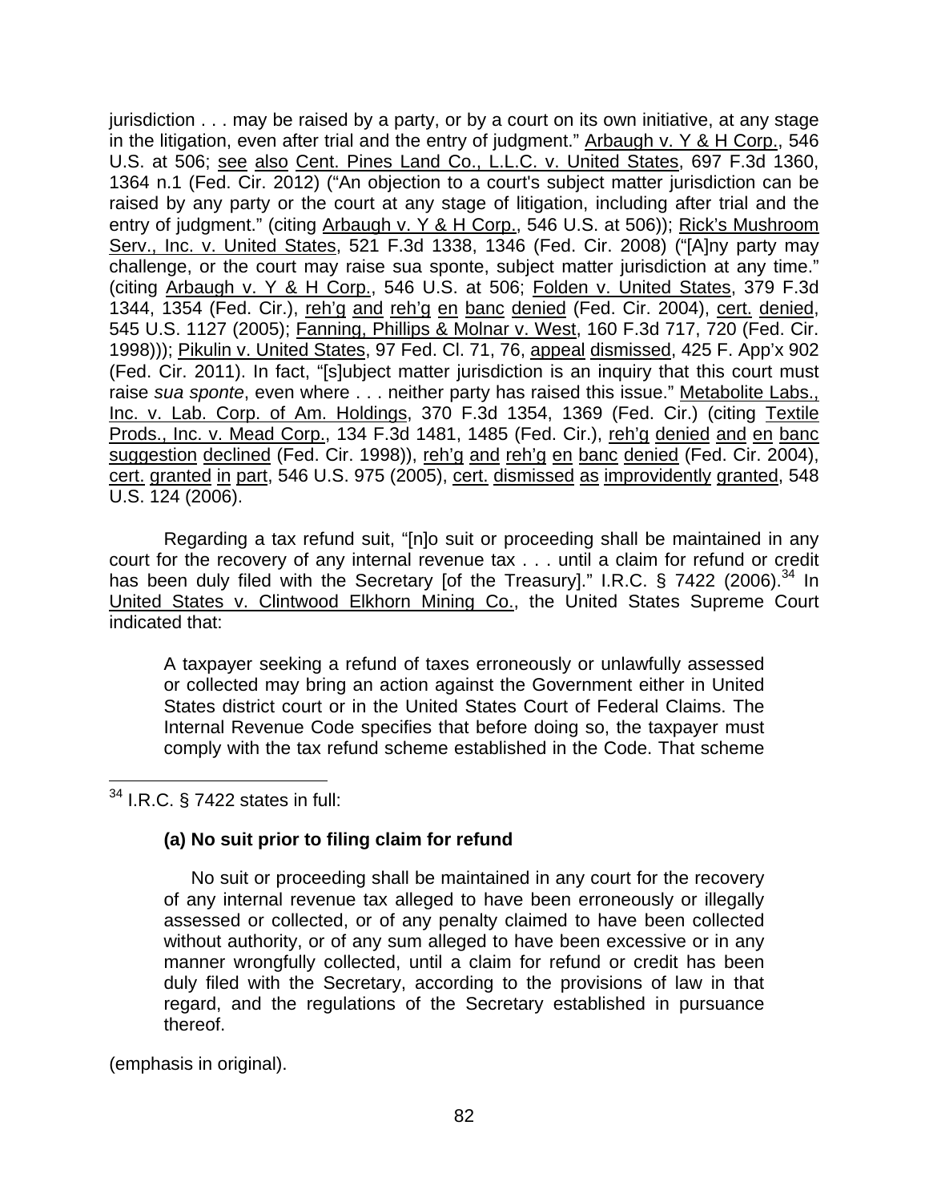jurisdiction . . . may be raised by a party, or by a court on its own initiative, at any stage in the litigation, even after trial and the entry of judgment." Arbaugh v. Y & H Corp., 546 U.S. at 506; see also Cent. Pines Land Co., L.L.C. v. United States, 697 F.3d 1360, 1364 n.1 (Fed. Cir. 2012) ("An objection to a court's subject matter jurisdiction can be raised by any party or the court at any stage of litigation, including after trial and the entry of judgment." (citing Arbaugh v. Y & H Corp., 546 U.S. at 506)); Rick's Mushroom Serv., Inc. v. United States, 521 F.3d 1338, 1346 (Fed. Cir. 2008) ("[A]ny party may challenge, or the court may raise sua sponte, subject matter jurisdiction at any time." (citing Arbaugh v. Y & H Corp., 546 U.S. at 506; Folden v. United States, 379 F.3d 1344, 1354 (Fed. Cir.), reh'g and reh'g en banc denied (Fed. Cir. 2004), cert. denied, 545 U.S. 1127 (2005); Fanning, Phillips & Molnar v. West, 160 F.3d 717, 720 (Fed. Cir. 1998))); Pikulin v. United States, 97 Fed. Cl. 71, 76, appeal dismissed, 425 F. App'x 902 (Fed. Cir. 2011). In fact, "[s]ubject matter jurisdiction is an inquiry that this court must raise *sua sponte*, even where . . . neither party has raised this issue." Metabolite Labs., Inc. v. Lab. Corp. of Am. Holdings, 370 F.3d 1354, 1369 (Fed. Cir.) (citing Textile Prods., Inc. v. Mead Corp., 134 F.3d 1481, 1485 (Fed. Cir.), reh'g denied and en banc suggestion declined (Fed. Cir. 1998)), reh'g and reh'g en banc denied (Fed. Cir. 2004), cert. granted in part, 546 U.S. 975 (2005), cert. dismissed as improvidently granted, 548 U.S. 124 (2006).

Regarding a tax refund suit, "[n]o suit or proceeding shall be maintained in any court for the recovery of any internal revenue tax . . . until a claim for refund or credit has been duly filed with the Secretary [of the Treasury]." I.R.C. § 7422 (2006).[34] In United States v. Clintwood Elkhorn Mining Co., the United States Supreme Court indicated that:

> A taxpayer seeking a refund of taxes erroneously or unlawfully assessed or collected may bring an action against the Government either in United States district court or in the United States Court of Federal Claims. The Internal Revenue Code specifies that before doing so, the taxpayer must comply with the tax refund scheme established in the Code. That scheme

---

[34] I.R.C. § 7422 states in full:

> **(a) No suit prior to filing claim for refund**
>
> No suit or proceeding shall be maintained in any court for the recovery of any internal revenue tax alleged to have been erroneously or illegally assessed or collected, or of any penalty claimed to have been collected without authority, or of any sum alleged to have been excessive or in any manner wrongfully collected, until a claim for refund or credit has been duly filed with the Secretary, according to the provisions of law in that regard, and the regulations of the Secretary established in pursuance thereof.

(emphasis in original).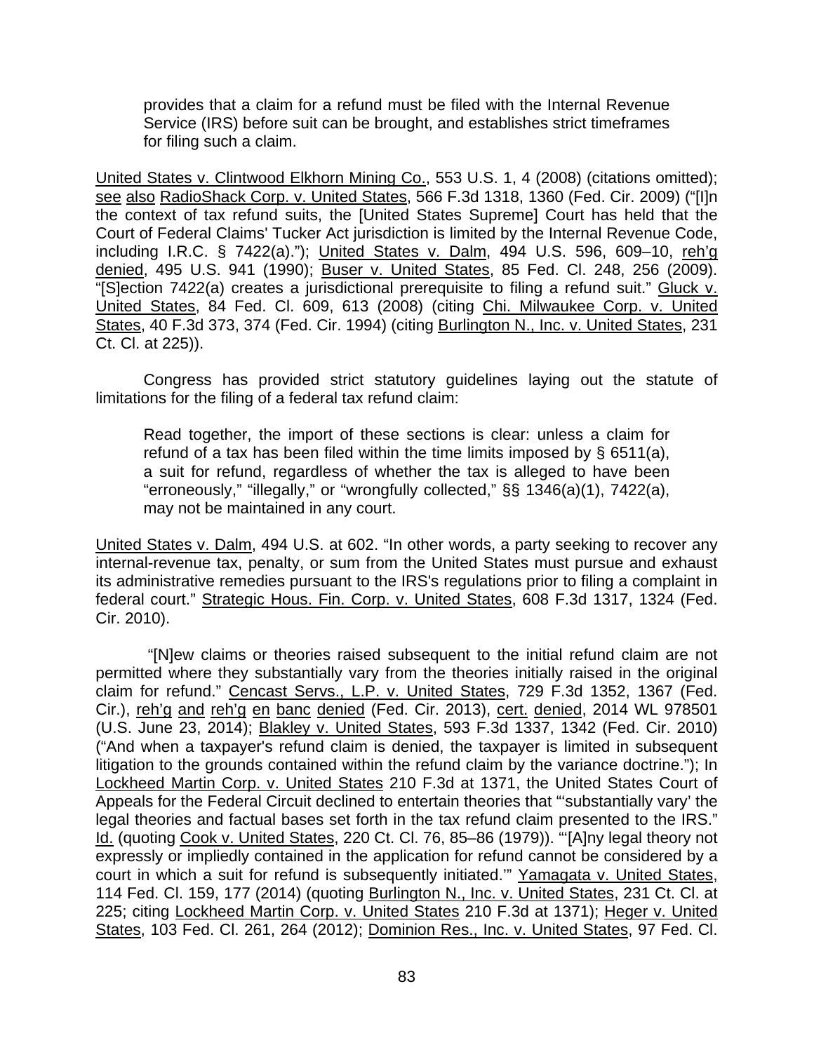> provides that a claim for a refund must be filed with the Internal Revenue Service (IRS) before suit can be brought, and establishes strict timeframes for filing such a claim.

United States v. Clintwood Elkhorn Mining Co., 553 U.S. 1, 4 (2008) (citations omitted); see also RadioShack Corp. v. United States, 566 F.3d 1318, 1360 (Fed. Cir. 2009) ("[I]n the context of tax refund suits, the [United States Supreme] Court has held that the Court of Federal Claims' Tucker Act jurisdiction is limited by the Internal Revenue Code, including I.R.C. § 7422(a)."); United States v. Dalm, 494 U.S. 596, 609–10, reh'g denied, 495 U.S. 941 (1990); Buser v. United States, 85 Fed. Cl. 248, 256 (2009). "[S]ection 7422(a) creates a jurisdictional prerequisite to filing a refund suit." Gluck v. United States, 84 Fed. Cl. 609, 613 (2008) (citing Chi. Milwaukee Corp. v. United States, 40 F.3d 373, 374 (Fed. Cir. 1994) (citing Burlington N., Inc. v. United States, 231 Ct. Cl. at 225)).

Congress has provided strict statutory guidelines laying out the statute of limitations for the filing of a federal tax refund claim:

> Read together, the import of these sections is clear: unless a claim for refund of a tax has been filed within the time limits imposed by § 6511(a), a suit for refund, regardless of whether the tax is alleged to have been "erroneously," "illegally," or "wrongfully collected," §§ 1346(a)(1), 7422(a), may not be maintained in any court.

United States v. Dalm, 494 U.S. at 602. "In other words, a party seeking to recover any internal-revenue tax, penalty, or sum from the United States must pursue and exhaust its administrative remedies pursuant to the IRS's regulations prior to filing a complaint in federal court." Strategic Hous. Fin. Corp. v. United States, 608 F.3d 1317, 1324 (Fed. Cir. 2010).

"[N]ew claims or theories raised subsequent to the initial refund claim are not permitted where they substantially vary from the theories initially raised in the original claim for refund." Cencast Servs., L.P. v. United States, 729 F.3d 1352, 1367 (Fed. Cir.), reh'g and reh'g en banc denied (Fed. Cir. 2013), cert. denied, 2014 WL 978501 (U.S. June 23, 2014); Blakley v. United States, 593 F.3d 1337, 1342 (Fed. Cir. 2010) ("And when a taxpayer's refund claim is denied, the taxpayer is limited in subsequent litigation to the grounds contained within the refund claim by the variance doctrine."); In Lockheed Martin Corp. v. United States 210 F.3d at 1371, the United States Court of Appeals for the Federal Circuit declined to entertain theories that "'substantially vary' the legal theories and factual bases set forth in the tax refund claim presented to the IRS." Id. (quoting Cook v. United States, 220 Ct. Cl. 76, 85–86 (1979)). "'[A]ny legal theory not expressly or impliedly contained in the application for refund cannot be considered by a court in which a suit for refund is subsequently initiated.'" Yamagata v. United States, 114 Fed. Cl. 159, 177 (2014) (quoting Burlington N., Inc. v. United States, 231 Ct. Cl. at 225; citing Lockheed Martin Corp. v. United States 210 F.3d at 1371); Heger v. United States, 103 Fed. Cl. 261, 264 (2012); Dominion Res., Inc. v. United States, 97 Fed. Cl.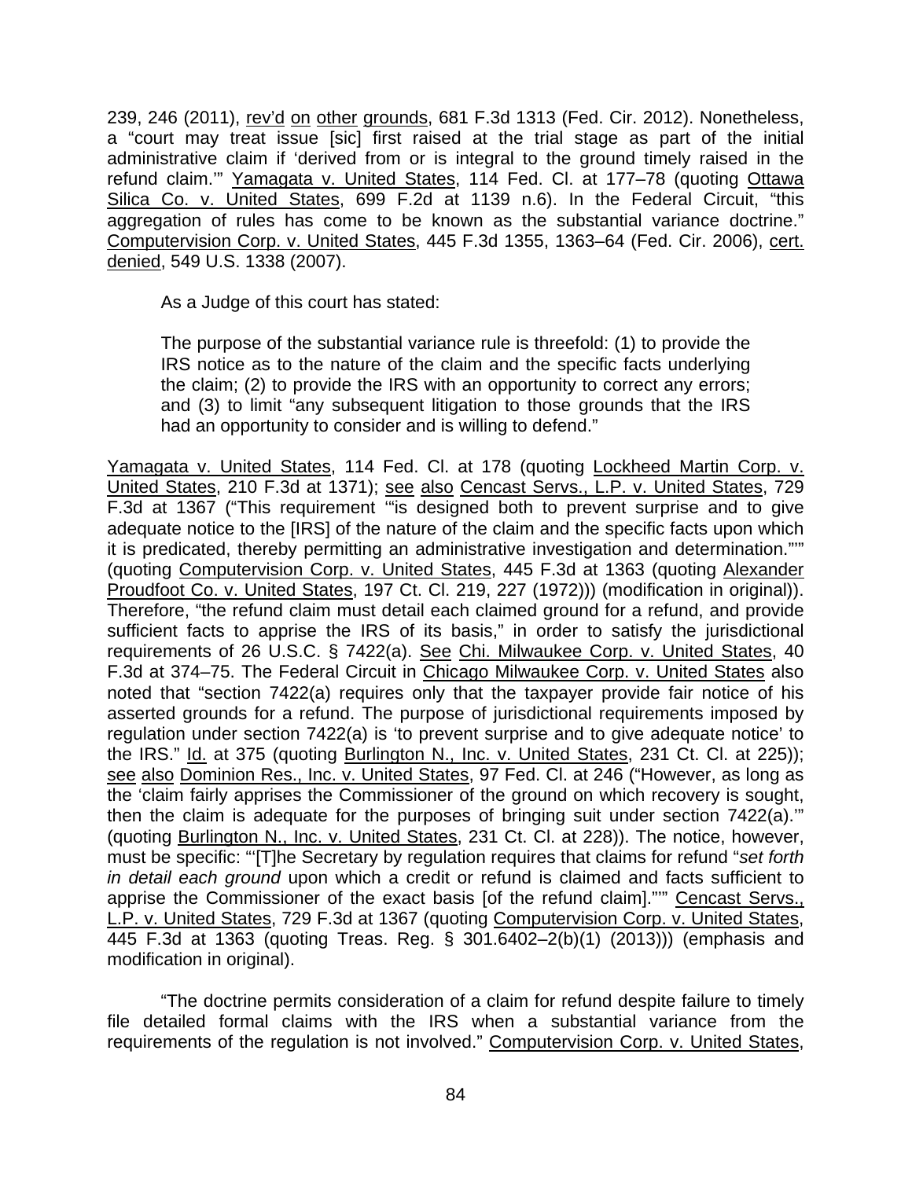239, 246 (2011), rev'd on other grounds, 681 F.3d 1313 (Fed. Cir. 2012). Nonetheless, a "court may treat issue [sic] first raised at the trial stage as part of the initial administrative claim if 'derived from or is integral to the ground timely raised in the refund claim.'" Yamagata v. United States, 114 Fed. Cl. at 177–78 (quoting Ottawa Silica Co. v. United States, 699 F.2d at 1139 n.6). In the Federal Circuit, "this aggregation of rules has come to be known as the substantial variance doctrine." Computervision Corp. v. United States, 445 F.3d 1355, 1363–64 (Fed. Cir. 2006), cert. denied, 549 U.S. 1338 (2007).

As a Judge of this court has stated:

> The purpose of the substantial variance rule is threefold: (1) to provide the IRS notice as to the nature of the claim and the specific facts underlying the claim; (2) to provide the IRS with an opportunity to correct any errors; and (3) to limit "any subsequent litigation to those grounds that the IRS had an opportunity to consider and is willing to defend."

Yamagata v. United States, 114 Fed. Cl. at 178 (quoting Lockheed Martin Corp. v. United States, 210 F.3d at 1371); see also Cencast Servs., L.P. v. United States, 729 F.3d at 1367 ("This requirement '"is designed both to prevent surprise and to give adequate notice to the [IRS] of the nature of the claim and the specific facts upon which it is predicated, thereby permitting an administrative investigation and determination."'" (quoting Computervision Corp. v. United States, 445 F.3d at 1363 (quoting Alexander Proudfoot Co. v. United States, 197 Ct. Cl. 219, 227 (1972))) (modification in original)). Therefore, "the refund claim must detail each claimed ground for a refund, and provide sufficient facts to apprise the IRS of its basis," in order to satisfy the jurisdictional requirements of 26 U.S.C. § 7422(a). See Chi. Milwaukee Corp. v. United States, 40 F.3d at 374–75. The Federal Circuit in Chicago Milwaukee Corp. v. United States also noted that "section 7422(a) requires only that the taxpayer provide fair notice of his asserted grounds for a refund. The purpose of jurisdictional requirements imposed by regulation under section 7422(a) is 'to prevent surprise and to give adequate notice' to the IRS." Id. at 375 (quoting Burlington N., Inc. v. United States, 231 Ct. Cl. at 225)); see also Dominion Res., Inc. v. United States, 97 Fed. Cl. at 246 ("However, as long as the 'claim fairly apprises the Commissioner of the ground on which recovery is sought, then the claim is adequate for the purposes of bringing suit under section 7422(a).'" (quoting Burlington N., Inc. v. United States, 231 Ct. Cl. at 228)). The notice, however, must be specific: "'[T]he Secretary by regulation requires that claims for refund "*set forth in detail each ground* upon which a credit or refund is claimed and facts sufficient to apprise the Commissioner of the exact basis [of the refund claim]."'" Cencast Servs., L.P. v. United States, 729 F.3d at 1367 (quoting Computervision Corp. v. United States, 445 F.3d at 1363 (quoting Treas. Reg. § 301.6402–2(b)(1) (2013))) (emphasis and modification in original).

"The doctrine permits consideration of a claim for refund despite failure to timely file detailed formal claims with the IRS when a substantial variance from the requirements of the regulation is not involved." Computervision Corp. v. United States,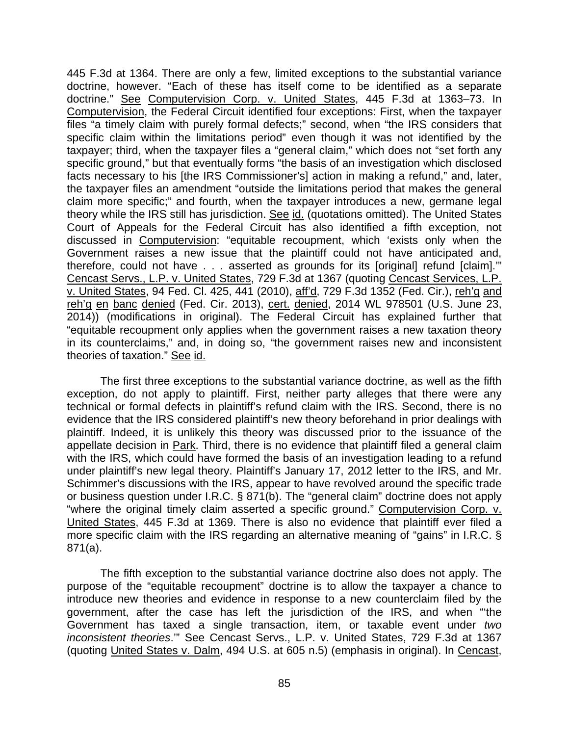445 F.3d at 1364. There are only a few, limited exceptions to the substantial variance doctrine, however. "Each of these has itself come to be identified as a separate doctrine." See Computervision Corp. v. United States, 445 F.3d at 1363–73. In Computervision, the Federal Circuit identified four exceptions: First, when the taxpayer files "a timely claim with purely formal defects;" second, when "the IRS considers that specific claim within the limitations period" even though it was not identified by the taxpayer; third, when the taxpayer files a "general claim," which does not "set forth any specific ground," but that eventually forms "the basis of an investigation which disclosed facts necessary to his [the IRS Commissioner's] action in making a refund," and, later, the taxpayer files an amendment "outside the limitations period that makes the general claim more specific;" and fourth, when the taxpayer introduces a new, germane legal theory while the IRS still has jurisdiction. See id. (quotations omitted). The United States Court of Appeals for the Federal Circuit has also identified a fifth exception, not discussed in Computervision: "equitable recoupment, which 'exists only when the Government raises a new issue that the plaintiff could not have anticipated and, therefore, could not have . . . asserted as grounds for its [original] refund [claim].'" Cencast Servs., L.P. v. United States, 729 F.3d at 1367 (quoting Cencast Services, L.P. v. United States, 94 Fed. Cl. 425, 441 (2010), aff'd, 729 F.3d 1352 (Fed. Cir.), reh'g and reh'g en banc denied (Fed. Cir. 2013), cert. denied, 2014 WL 978501 (U.S. June 23, 2014)) (modifications in original). The Federal Circuit has explained further that "equitable recoupment only applies when the government raises a new taxation theory in its counterclaims," and, in doing so, "the government raises new and inconsistent theories of taxation." See id.

The first three exceptions to the substantial variance doctrine, as well as the fifth exception, do not apply to plaintiff. First, neither party alleges that there were any technical or formal defects in plaintiff's refund claim with the IRS. Second, there is no evidence that the IRS considered plaintiff's new theory beforehand in prior dealings with plaintiff. Indeed, it is unlikely this theory was discussed prior to the issuance of the appellate decision in Park. Third, there is no evidence that plaintiff filed a general claim with the IRS, which could have formed the basis of an investigation leading to a refund under plaintiff's new legal theory. Plaintiff's January 17, 2012 letter to the IRS, and Mr. Schimmer's discussions with the IRS, appear to have revolved around the specific trade or business question under I.R.C. § 871(b). The "general claim" doctrine does not apply "where the original timely claim asserted a specific ground." Computervision Corp. v. United States, 445 F.3d at 1369. There is also no evidence that plaintiff ever filed a more specific claim with the IRS regarding an alternative meaning of "gains" in I.R.C. § 871(a).

The fifth exception to the substantial variance doctrine also does not apply. The purpose of the "equitable recoupment" doctrine is to allow the taxpayer a chance to introduce new theories and evidence in response to a new counterclaim filed by the government, after the case has left the jurisdiction of the IRS, and when "'the Government has taxed a single transaction, item, or taxable event under *two inconsistent theories*.'" See Cencast Servs., L.P. v. United States, 729 F.3d at 1367 (quoting United States v. Dalm, 494 U.S. at 605 n.5) (emphasis in original). In Cencast,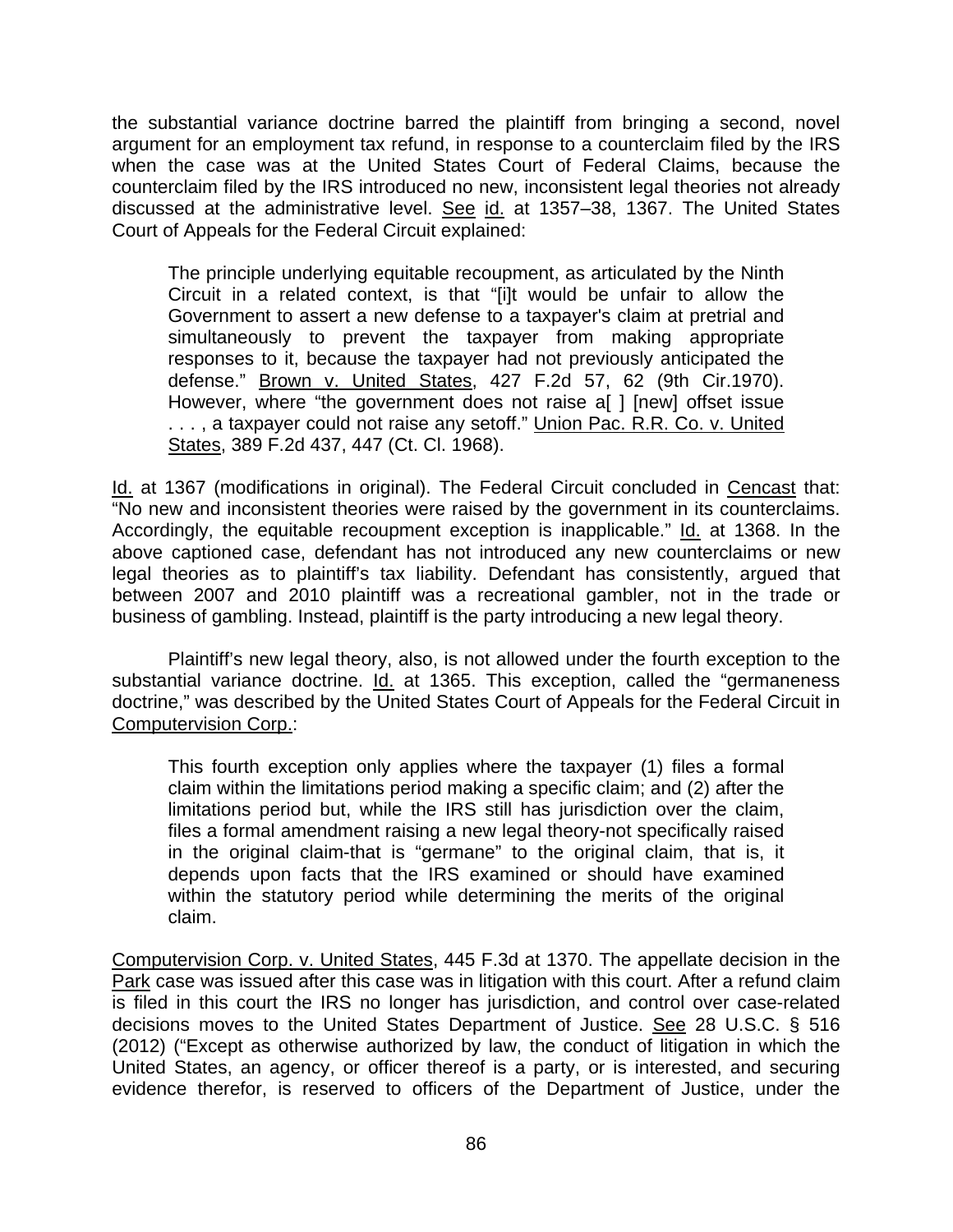the substantial variance doctrine barred the plaintiff from bringing a second, novel argument for an employment tax refund, in response to a counterclaim filed by the IRS when the case was at the United States Court of Federal Claims, because the counterclaim filed by the IRS introduced no new, inconsistent legal theories not already discussed at the administrative level. See id. at 1357–38, 1367. The United States Court of Appeals for the Federal Circuit explained:

> The principle underlying equitable recoupment, as articulated by the Ninth Circuit in a related context, is that "[i]t would be unfair to allow the Government to assert a new defense to a taxpayer's claim at pretrial and simultaneously to prevent the taxpayer from making appropriate responses to it, because the taxpayer had not previously anticipated the defense." Brown v. United States, 427 F.2d 57, 62 (9th Cir.1970). However, where "the government does not raise a[ ] [new] offset issue . . . , a taxpayer could not raise any setoff." Union Pac. R.R. Co. v. United States, 389 F.2d 437, 447 (Ct. Cl. 1968).

Id. at 1367 (modifications in original). The Federal Circuit concluded in Cencast that: "No new and inconsistent theories were raised by the government in its counterclaims. Accordingly, the equitable recoupment exception is inapplicable." Id. at 1368. In the above captioned case, defendant has not introduced any new counterclaims or new legal theories as to plaintiff's tax liability. Defendant has consistently, argued that between 2007 and 2010 plaintiff was a recreational gambler, not in the trade or business of gambling. Instead, plaintiff is the party introducing a new legal theory.

Plaintiff's new legal theory, also, is not allowed under the fourth exception to the substantial variance doctrine. Id. at 1365. This exception, called the "germaneness doctrine," was described by the United States Court of Appeals for the Federal Circuit in Computervision Corp.:

> This fourth exception only applies where the taxpayer (1) files a formal claim within the limitations period making a specific claim; and (2) after the limitations period but, while the IRS still has jurisdiction over the claim, files a formal amendment raising a new legal theory-not specifically raised in the original claim-that is "germane" to the original claim, that is, it depends upon facts that the IRS examined or should have examined within the statutory period while determining the merits of the original claim.

Computervision Corp. v. United States, 445 F.3d at 1370. The appellate decision in the Park case was issued after this case was in litigation with this court. After a refund claim is filed in this court the IRS no longer has jurisdiction, and control over case-related decisions moves to the United States Department of Justice. See 28 U.S.C. § 516 (2012) ("Except as otherwise authorized by law, the conduct of litigation in which the United States, an agency, or officer thereof is a party, or is interested, and securing evidence therefor, is reserved to officers of the Department of Justice, under the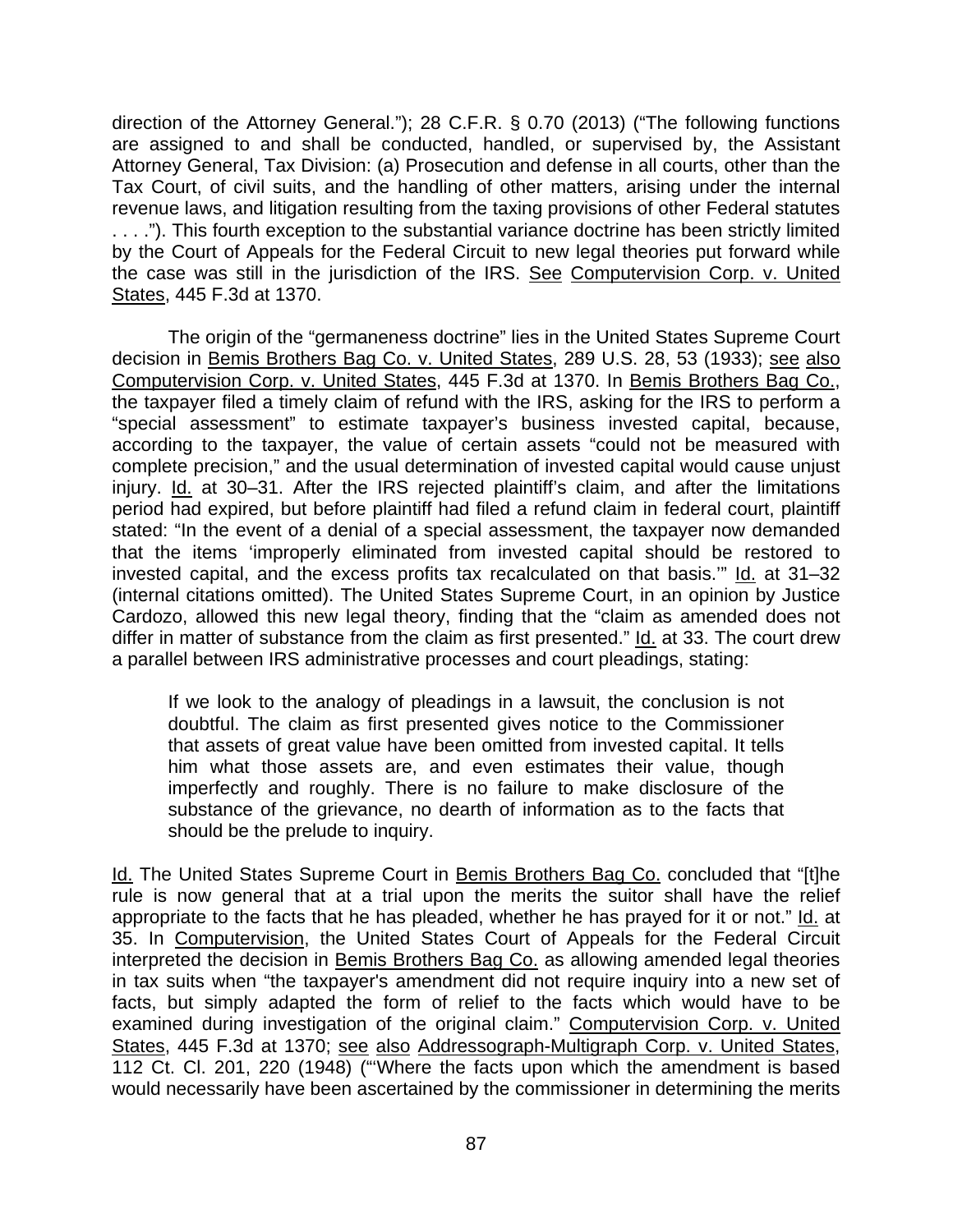direction of the Attorney General."); 28 C.F.R. § 0.70 (2013) ("The following functions are assigned to and shall be conducted, handled, or supervised by, the Assistant Attorney General, Tax Division: (a) Prosecution and defense in all courts, other than the Tax Court, of civil suits, and the handling of other matters, arising under the internal revenue laws, and litigation resulting from the taxing provisions of other Federal statutes . . . ."). This fourth exception to the substantial variance doctrine has been strictly limited by the Court of Appeals for the Federal Circuit to new legal theories put forward while the case was still in the jurisdiction of the IRS. See Computervision Corp. v. United States, 445 F.3d at 1370.

The origin of the "germaneness doctrine" lies in the United States Supreme Court decision in Bemis Brothers Bag Co. v. United States, 289 U.S. 28, 53 (1933); see also Computervision Corp. v. United States, 445 F.3d at 1370. In Bemis Brothers Bag Co., the taxpayer filed a timely claim of refund with the IRS, asking for the IRS to perform a "special assessment" to estimate taxpayer's business invested capital, because, according to the taxpayer, the value of certain assets "could not be measured with complete precision," and the usual determination of invested capital would cause unjust injury. Id. at 30–31. After the IRS rejected plaintiff's claim, and after the limitations period had expired, but before plaintiff had filed a refund claim in federal court, plaintiff stated: "In the event of a denial of a special assessment, the taxpayer now demanded that the items 'improperly eliminated from invested capital should be restored to invested capital, and the excess profits tax recalculated on that basis.'" Id. at 31–32 (internal citations omitted). The United States Supreme Court, in an opinion by Justice Cardozo, allowed this new legal theory, finding that the "claim as amended does not differ in matter of substance from the claim as first presented." Id. at 33. The court drew a parallel between IRS administrative processes and court pleadings, stating:

> If we look to the analogy of pleadings in a lawsuit, the conclusion is not doubtful. The claim as first presented gives notice to the Commissioner that assets of great value have been omitted from invested capital. It tells him what those assets are, and even estimates their value, though imperfectly and roughly. There is no failure to make disclosure of the substance of the grievance, no dearth of information as to the facts that should be the prelude to inquiry.

Id. The United States Supreme Court in Bemis Brothers Bag Co. concluded that "[t]he rule is now general that at a trial upon the merits the suitor shall have the relief appropriate to the facts that he has pleaded, whether he has prayed for it or not." Id. at 35. In Computervision, the United States Court of Appeals for the Federal Circuit interpreted the decision in Bemis Brothers Bag Co. as allowing amended legal theories in tax suits when "the taxpayer's amendment did not require inquiry into a new set of facts, but simply adapted the form of relief to the facts which would have to be examined during investigation of the original claim." Computervision Corp. v. United States, 445 F.3d at 1370; see also Addressograph-Multigraph Corp. v. United States, 112 Ct. Cl. 201, 220 (1948) ("'Where the facts upon which the amendment is based would necessarily have been ascertained by the commissioner in determining the merits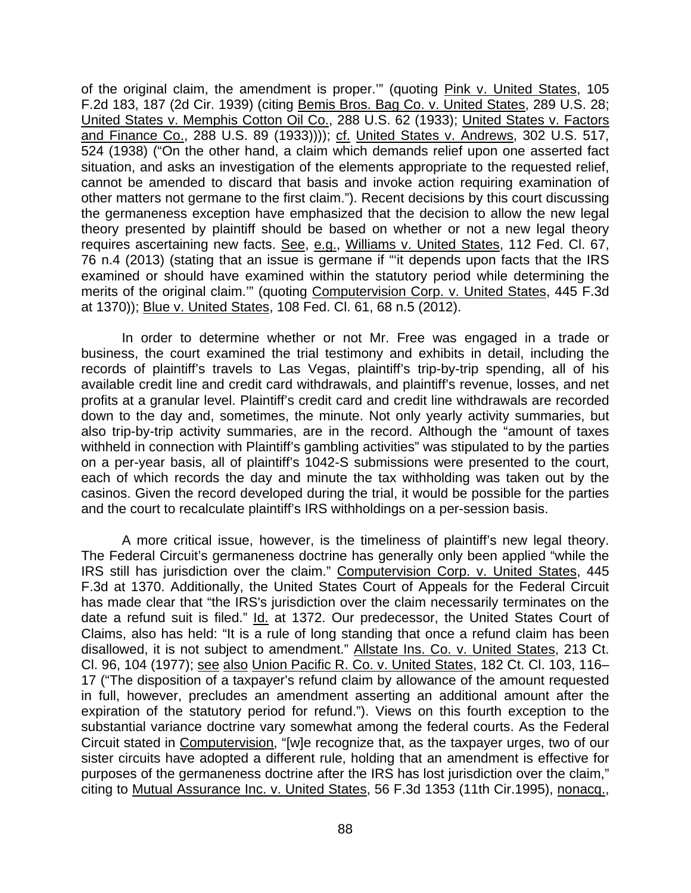of the original claim, the amendment is proper.'" (quoting Pink v. United States, 105 F.2d 183, 187 (2d Cir. 1939) (citing Bemis Bros. Bag Co. v. United States, 289 U.S. 28; United States v. Memphis Cotton Oil Co., 288 U.S. 62 (1933); United States v. Factors and Finance Co., 288 U.S. 89 (1933)))); cf. United States v. Andrews, 302 U.S. 517, 524 (1938) ("On the other hand, a claim which demands relief upon one asserted fact situation, and asks an investigation of the elements appropriate to the requested relief, cannot be amended to discard that basis and invoke action requiring examination of other matters not germane to the first claim."). Recent decisions by this court discussing the germaneness exception have emphasized that the decision to allow the new legal theory presented by plaintiff should be based on whether or not a new legal theory requires ascertaining new facts. See, e.g., Williams v. United States, 112 Fed. Cl. 67, 76 n.4 (2013) (stating that an issue is germane if "'it depends upon facts that the IRS examined or should have examined within the statutory period while determining the merits of the original claim.'" (quoting Computervision Corp. v. United States, 445 F.3d at 1370)); Blue v. United States, 108 Fed. Cl. 61, 68 n.5 (2012).

In order to determine whether or not Mr. Free was engaged in a trade or business, the court examined the trial testimony and exhibits in detail, including the records of plaintiff's travels to Las Vegas, plaintiff's trip-by-trip spending, all of his available credit line and credit card withdrawals, and plaintiff's revenue, losses, and net profits at a granular level. Plaintiff's credit card and credit line withdrawals are recorded down to the day and, sometimes, the minute. Not only yearly activity summaries, but also trip-by-trip activity summaries, are in the record. Although the "amount of taxes withheld in connection with Plaintiff's gambling activities" was stipulated to by the parties on a per-year basis, all of plaintiff's 1042-S submissions were presented to the court, each of which records the day and minute the tax withholding was taken out by the casinos. Given the record developed during the trial, it would be possible for the parties and the court to recalculate plaintiff's IRS withholdings on a per-session basis.

A more critical issue, however, is the timeliness of plaintiff's new legal theory. The Federal Circuit's germaneness doctrine has generally only been applied "while the IRS still has jurisdiction over the claim." Computervision Corp. v. United States, 445 F.3d at 1370. Additionally, the United States Court of Appeals for the Federal Circuit has made clear that "the IRS's jurisdiction over the claim necessarily terminates on the date a refund suit is filed." Id. at 1372. Our predecessor, the United States Court of Claims, also has held: "It is a rule of long standing that once a refund claim has been disallowed, it is not subject to amendment." Allstate Ins. Co. v. United States, 213 Ct. Cl. 96, 104 (1977); see also Union Pacific R. Co. v. United States, 182 Ct. Cl. 103, 116–17 ("The disposition of a taxpayer's refund claim by allowance of the amount requested in full, however, precludes an amendment asserting an additional amount after the expiration of the statutory period for refund."). Views on this fourth exception to the substantial variance doctrine vary somewhat among the federal courts. As the Federal Circuit stated in Computervision, "[w]e recognize that, as the taxpayer urges, two of our sister circuits have adopted a different rule, holding that an amendment is effective for purposes of the germaneness doctrine after the IRS has lost jurisdiction over the claim," citing to Mutual Assurance Inc. v. United States, 56 F.3d 1353 (11th Cir.1995), nonacq.,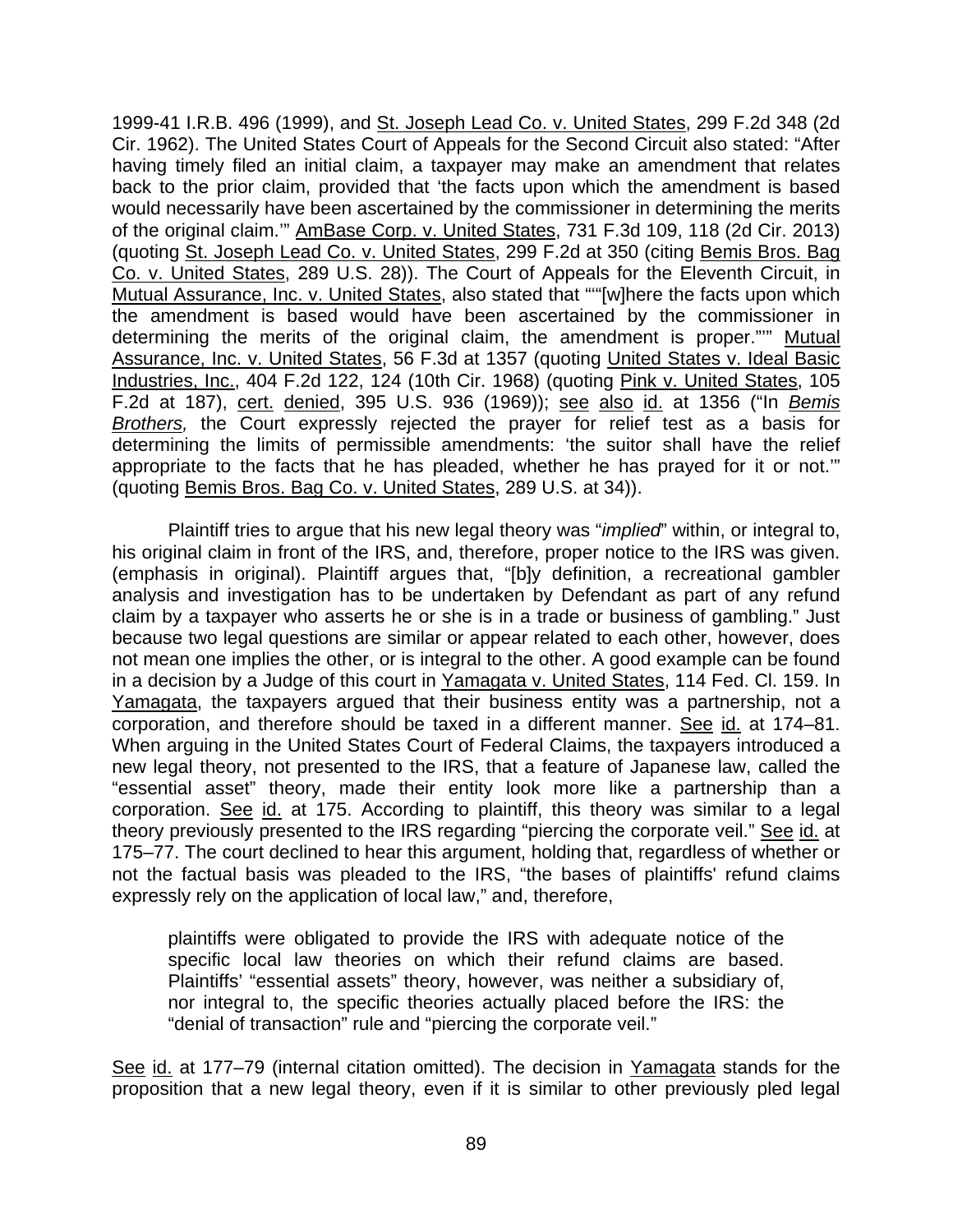1999-41 I.R.B. 496 (1999), and St. Joseph Lead Co. v. United States, 299 F.2d 348 (2d Cir. 1962). The United States Court of Appeals for the Second Circuit also stated: "After having timely filed an initial claim, a taxpayer may make an amendment that relates back to the prior claim, provided that 'the facts upon which the amendment is based would necessarily have been ascertained by the commissioner in determining the merits of the original claim.'" AmBase Corp. v. United States, 731 F.3d 109, 118 (2d Cir. 2013) (quoting St. Joseph Lead Co. v. United States, 299 F.2d at 350 (citing Bemis Bros. Bag Co. v. United States, 289 U.S. 28)). The Court of Appeals for the Eleventh Circuit, in Mutual Assurance, Inc. v. United States, also stated that ""[w]here the facts upon which the amendment is based would have been ascertained by the commissioner in determining the merits of the original claim, the amendment is proper.""" Mutual Assurance, Inc. v. United States, 56 F.3d at 1357 (quoting United States v. Ideal Basic Industries, Inc., 404 F.2d 122, 124 (10th Cir. 1968) (quoting Pink v. United States, 105 F.2d at 187), cert. denied, 395 U.S. 936 (1969)); see also id. at 1356 ("In *Bemis Brothers,* the Court expressly rejected the prayer for relief test as a basis for determining the limits of permissible amendments: 'the suitor shall have the relief appropriate to the facts that he has pleaded, whether he has prayed for it or not.'" (quoting Bemis Bros. Bag Co. v. United States, 289 U.S. at 34)).

Plaintiff tries to argue that his new legal theory was "*implied*" within, or integral to, his original claim in front of the IRS, and, therefore, proper notice to the IRS was given. (emphasis in original). Plaintiff argues that, "[b]y definition, a recreational gambler analysis and investigation has to be undertaken by Defendant as part of any refund claim by a taxpayer who asserts he or she is in a trade or business of gambling." Just because two legal questions are similar or appear related to each other, however, does not mean one implies the other, or is integral to the other. A good example can be found in a decision by a Judge of this court in Yamagata v. United States, 114 Fed. Cl. 159. In Yamagata, the taxpayers argued that their business entity was a partnership, not a corporation, and therefore should be taxed in a different manner. See id. at 174–81. When arguing in the United States Court of Federal Claims, the taxpayers introduced a new legal theory, not presented to the IRS, that a feature of Japanese law, called the "essential asset" theory, made their entity look more like a partnership than a corporation. See id. at 175. According to plaintiff, this theory was similar to a legal theory previously presented to the IRS regarding "piercing the corporate veil." See id. at 175–77. The court declined to hear this argument, holding that, regardless of whether or not the factual basis was pleaded to the IRS, "the bases of plaintiffs' refund claims expressly rely on the application of local law," and, therefore,

> plaintiffs were obligated to provide the IRS with adequate notice of the specific local law theories on which their refund claims are based. Plaintiffs' "essential assets" theory, however, was neither a subsidiary of, nor integral to, the specific theories actually placed before the IRS: the "denial of transaction" rule and "piercing the corporate veil."

See id. at 177–79 (internal citation omitted). The decision in Yamagata stands for the proposition that a new legal theory, even if it is similar to other previously pled legal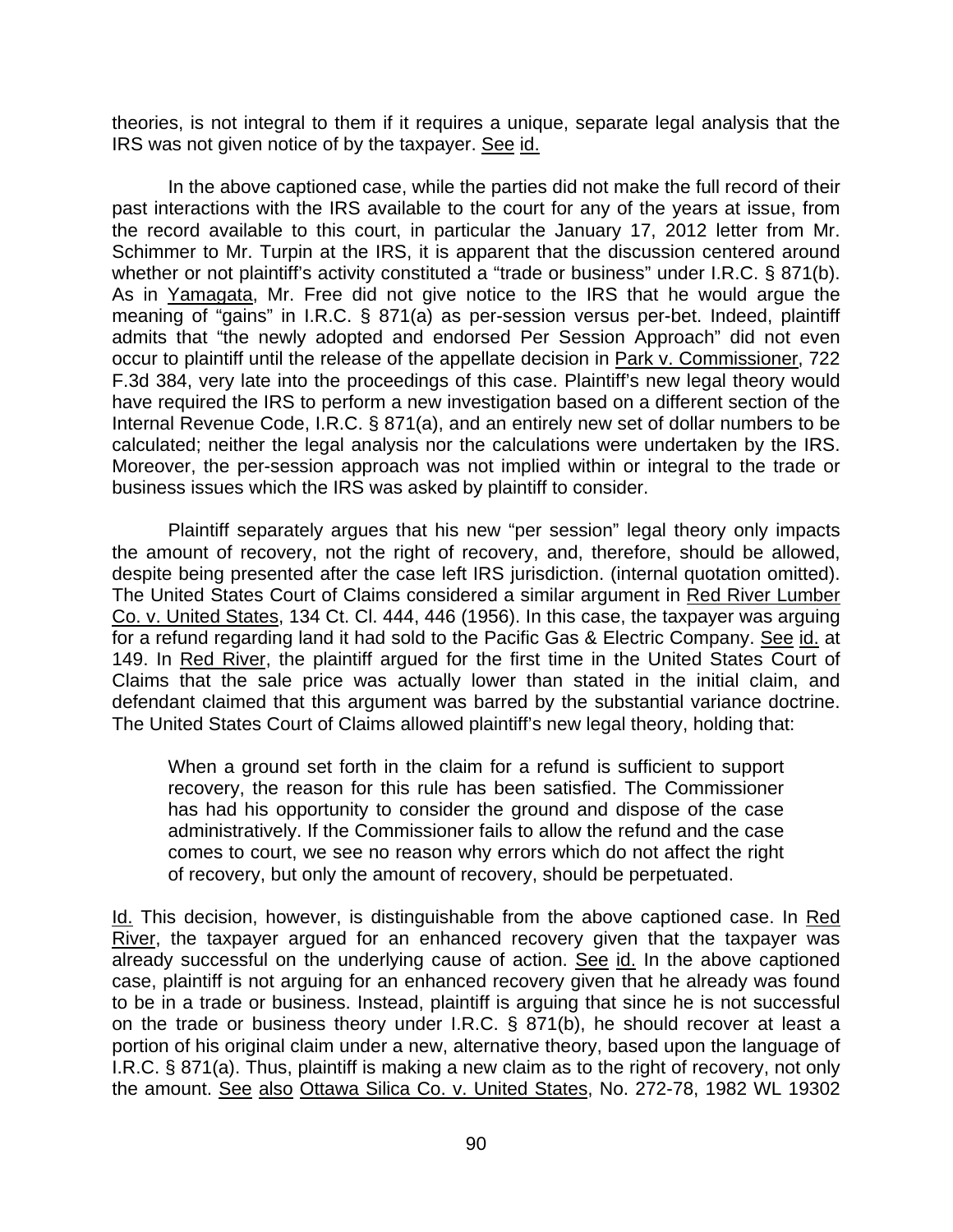theories, is not integral to them if it requires a unique, separate legal analysis that the IRS was not given notice of by the taxpayer. See id.

In the above captioned case, while the parties did not make the full record of their past interactions with the IRS available to the court for any of the years at issue, from the record available to this court, in particular the January 17, 2012 letter from Mr. Schimmer to Mr. Turpin at the IRS, it is apparent that the discussion centered around whether or not plaintiff's activity constituted a "trade or business" under I.R.C. § 871(b). As in Yamagata, Mr. Free did not give notice to the IRS that he would argue the meaning of "gains" in I.R.C. § 871(a) as per-session versus per-bet. Indeed, plaintiff admits that "the newly adopted and endorsed Per Session Approach" did not even occur to plaintiff until the release of the appellate decision in Park v. Commissioner, 722 F.3d 384, very late into the proceedings of this case. Plaintiff's new legal theory would have required the IRS to perform a new investigation based on a different section of the Internal Revenue Code, I.R.C. § 871(a), and an entirely new set of dollar numbers to be calculated; neither the legal analysis nor the calculations were undertaken by the IRS. Moreover, the per-session approach was not implied within or integral to the trade or business issues which the IRS was asked by plaintiff to consider.

Plaintiff separately argues that his new "per session" legal theory only impacts the amount of recovery, not the right of recovery, and, therefore, should be allowed, despite being presented after the case left IRS jurisdiction. (internal quotation omitted). The United States Court of Claims considered a similar argument in Red River Lumber Co. v. United States, 134 Ct. Cl. 444, 446 (1956). In this case, the taxpayer was arguing for a refund regarding land it had sold to the Pacific Gas & Electric Company. See id. at 149. In Red River, the plaintiff argued for the first time in the United States Court of Claims that the sale price was actually lower than stated in the initial claim, and defendant claimed that this argument was barred by the substantial variance doctrine. The United States Court of Claims allowed plaintiff's new legal theory, holding that:

> When a ground set forth in the claim for a refund is sufficient to support recovery, the reason for this rule has been satisfied. The Commissioner has had his opportunity to consider the ground and dispose of the case administratively. If the Commissioner fails to allow the refund and the case comes to court, we see no reason why errors which do not affect the right of recovery, but only the amount of recovery, should be perpetuated.

Id. This decision, however, is distinguishable from the above captioned case. In Red River, the taxpayer argued for an enhanced recovery given that the taxpayer was already successful on the underlying cause of action. See id. In the above captioned case, plaintiff is not arguing for an enhanced recovery given that he already was found to be in a trade or business. Instead, plaintiff is arguing that since he is not successful on the trade or business theory under I.R.C. § 871(b), he should recover at least a portion of his original claim under a new, alternative theory, based upon the language of I.R.C. § 871(a). Thus, plaintiff is making a new claim as to the right of recovery, not only the amount. See also Ottawa Silica Co. v. United States, No. 272-78, 1982 WL 19302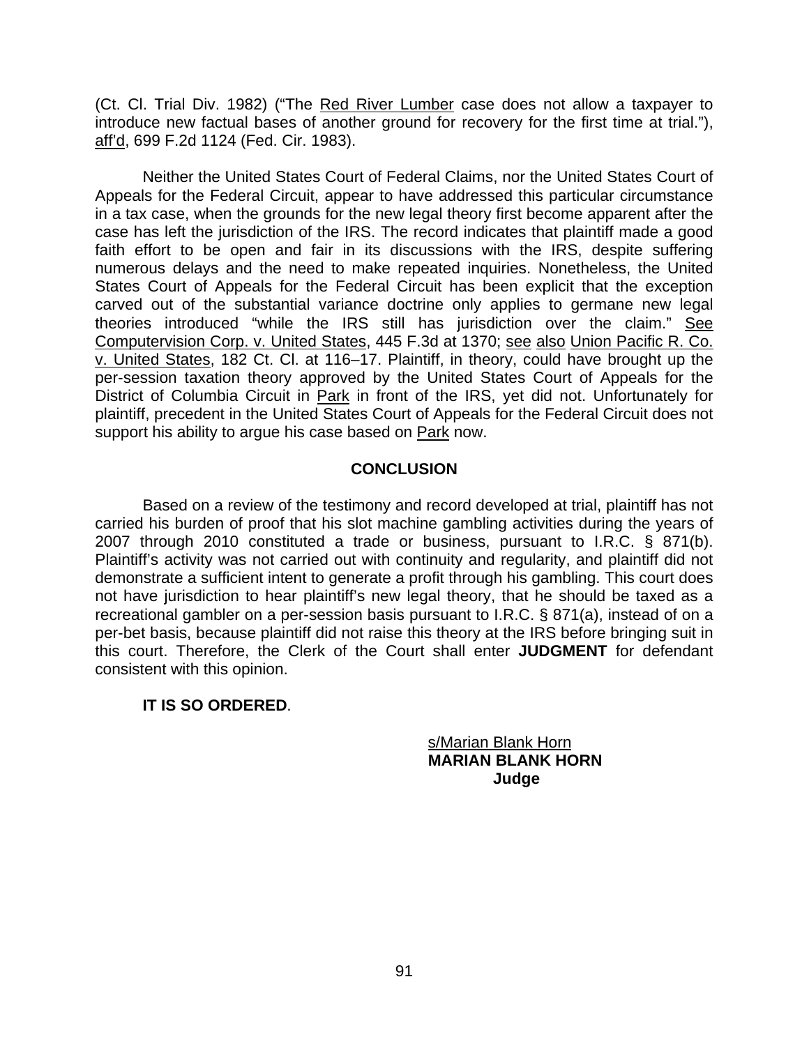(Ct. Cl. Trial Div. 1982) ("The Red River Lumber case does not allow a taxpayer to introduce new factual bases of another ground for recovery for the first time at trial."), aff'd, 699 F.2d 1124 (Fed. Cir. 1983).

Neither the United States Court of Federal Claims, nor the United States Court of Appeals for the Federal Circuit, appear to have addressed this particular circumstance in a tax case, when the grounds for the new legal theory first become apparent after the case has left the jurisdiction of the IRS. The record indicates that plaintiff made a good faith effort to be open and fair in its discussions with the IRS, despite suffering numerous delays and the need to make repeated inquiries. Nonetheless, the United States Court of Appeals for the Federal Circuit has been explicit that the exception carved out of the substantial variance doctrine only applies to germane new legal theories introduced "while the IRS still has jurisdiction over the claim." See Computervision Corp. v. United States, 445 F.3d at 1370; see also Union Pacific R. Co. v. United States, 182 Ct. Cl. at 116–17. Plaintiff, in theory, could have brought up the per-session taxation theory approved by the United States Court of Appeals for the District of Columbia Circuit in Park in front of the IRS, yet did not. Unfortunately for plaintiff, precedent in the United States Court of Appeals for the Federal Circuit does not support his ability to argue his case based on Park now.

## CONCLUSION

Based on a review of the testimony and record developed at trial, plaintiff has not carried his burden of proof that his slot machine gambling activities during the years of 2007 through 2010 constituted a trade or business, pursuant to I.R.C. § 871(b). Plaintiff's activity was not carried out with continuity and regularity, and plaintiff did not demonstrate a sufficient intent to generate a profit through his gambling. This court does not have jurisdiction to hear plaintiff's new legal theory, that he should be taxed as a recreational gambler on a per-session basis pursuant to I.R.C. § 871(a), instead of on a per-bet basis, because plaintiff did not raise this theory at the IRS before bringing suit in this court. Therefore, the Clerk of the Court shall enter **JUDGMENT** for defendant consistent with this opinion.

**IT IS SO ORDERED**.

s/Marian Blank Horn
**MARIAN BLANK HORN**
**Judge**